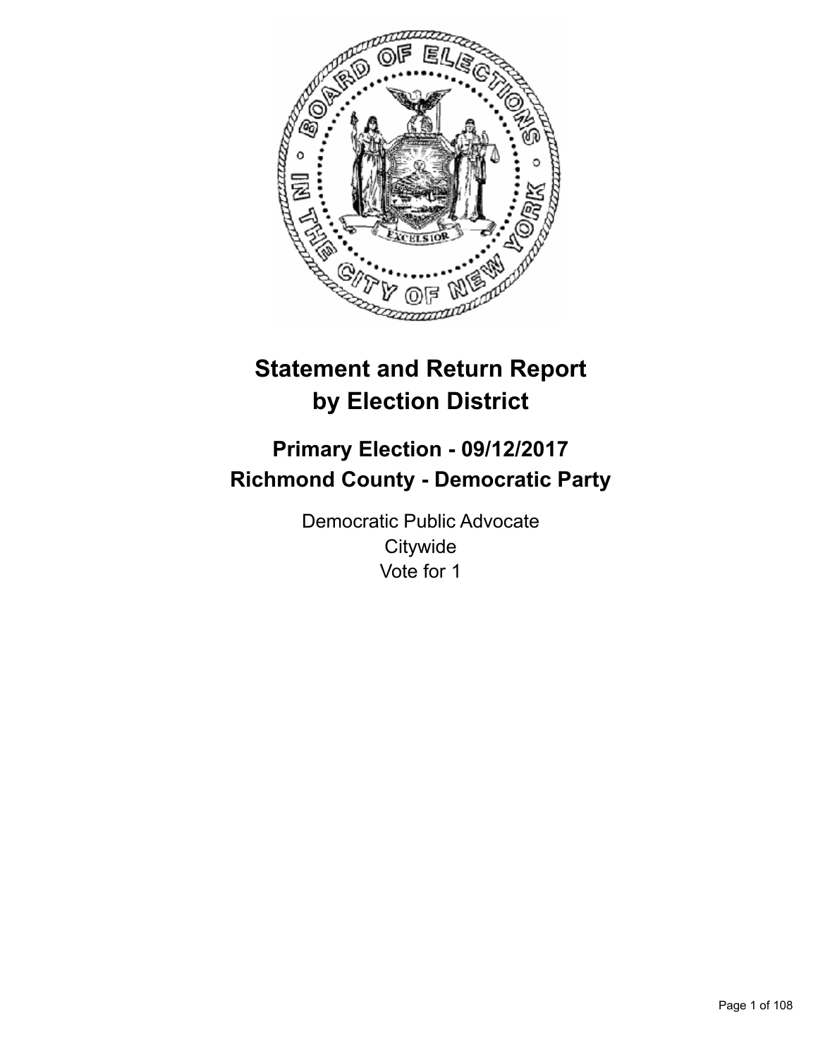# Statement and Return Report by Election District

## Primary Election - 09/12/2017
## Richmond County - Democratic Party

Democratic Public Advocate
Citywide
Vote for 1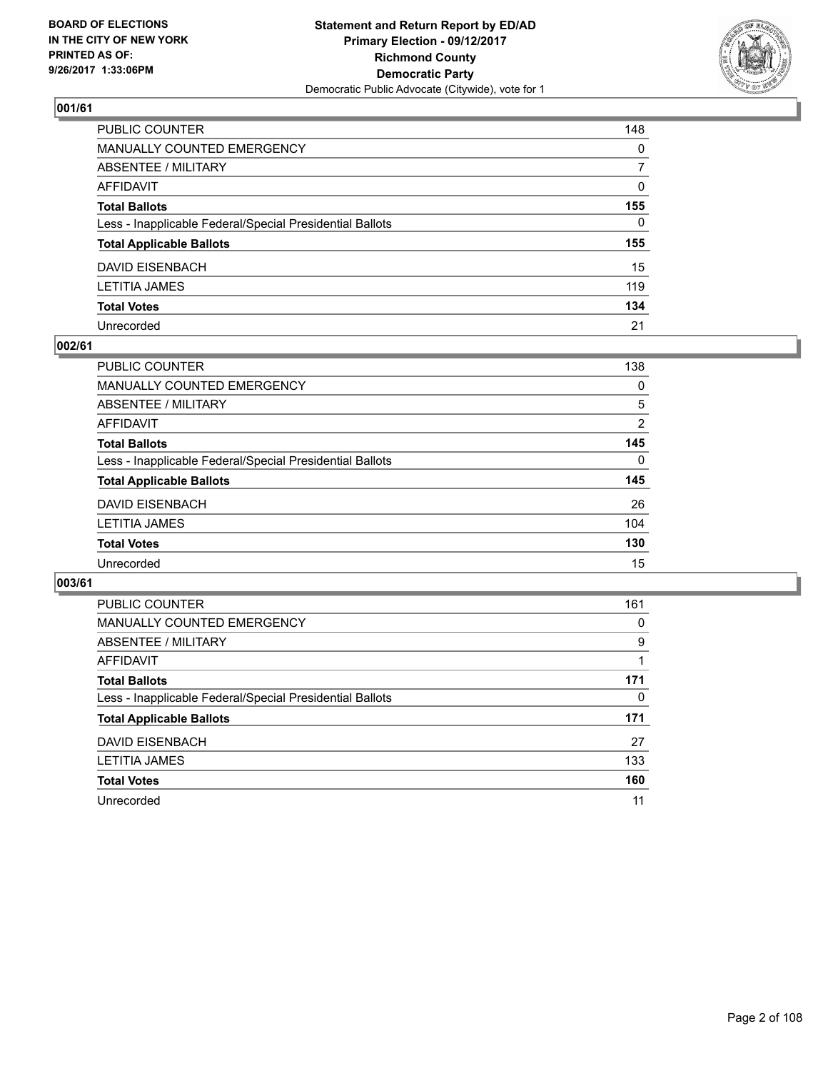**BOARD OF ELECTIONS IN THE CITY OF NEW YORK PRINTED AS OF: 9/26/2017 1:33:06PM**

**Statement and Return Report by ED/AD**
**Primary Election - 09/12/2017**
**Richmond County**
**Democratic Party**
Democratic Public Advocate (Citywide), vote for 1

## 001/61

| | |
|---|---|
| PUBLIC COUNTER | 148 |
| MANUALLY COUNTED EMERGENCY | 0 |
| ABSENTEE / MILITARY | 7 |
| AFFIDAVIT | 0 |
| **Total Ballots** | **155** |
| Less - Inapplicable Federal/Special Presidential Ballots | 0 |
| **Total Applicable Ballots** | **155** |
| DAVID EISENBACH | 15 |
| LETITIA JAMES | 119 |
| **Total Votes** | **134** |
| Unrecorded | 21 |

## 002/61

| | |
|---|---|
| PUBLIC COUNTER | 138 |
| MANUALLY COUNTED EMERGENCY | 0 |
| ABSENTEE / MILITARY | 5 |
| AFFIDAVIT | 2 |
| **Total Ballots** | **145** |
| Less - Inapplicable Federal/Special Presidential Ballots | 0 |
| **Total Applicable Ballots** | **145** |
| DAVID EISENBACH | 26 |
| LETITIA JAMES | 104 |
| **Total Votes** | **130** |
| Unrecorded | 15 |

## 003/61

| | |
|---|---|
| PUBLIC COUNTER | 161 |
| MANUALLY COUNTED EMERGENCY | 0 |
| ABSENTEE / MILITARY | 9 |
| AFFIDAVIT | 1 |
| **Total Ballots** | **171** |
| Less - Inapplicable Federal/Special Presidential Ballots | 0 |
| **Total Applicable Ballots** | **171** |
| DAVID EISENBACH | 27 |
| LETITIA JAMES | 133 |
| **Total Votes** | **160** |
| Unrecorded | 11 |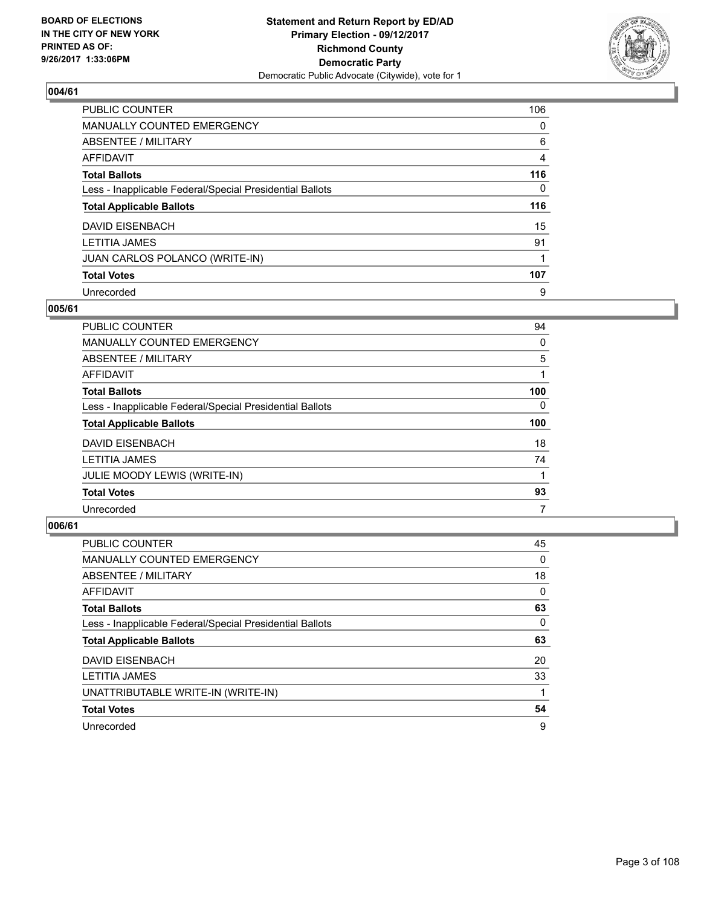## 004/61

| | |
|---|---|
| PUBLIC COUNTER | 106 |
| MANUALLY COUNTED EMERGENCY | 0 |
| ABSENTEE / MILITARY | 6 |
| AFFIDAVIT | 4 |
| **Total Ballots** | **116** |
| Less - Inapplicable Federal/Special Presidential Ballots | 0 |
| **Total Applicable Ballots** | **116** |
| DAVID EISENBACH | 15 |
| LETITIA JAMES | 91 |
| JUAN CARLOS POLANCO (WRITE-IN) | 1 |
| **Total Votes** | **107** |
| Unrecorded | 9 |

## 005/61

| | |
|---|---|
| PUBLIC COUNTER | 94 |
| MANUALLY COUNTED EMERGENCY | 0 |
| ABSENTEE / MILITARY | 5 |
| AFFIDAVIT | 1 |
| **Total Ballots** | **100** |
| Less - Inapplicable Federal/Special Presidential Ballots | 0 |
| **Total Applicable Ballots** | **100** |
| DAVID EISENBACH | 18 |
| LETITIA JAMES | 74 |
| JULIE MOODY LEWIS (WRITE-IN) | 1 |
| **Total Votes** | **93** |
| Unrecorded | 7 |

## 006/61

| | |
|---|---|
| PUBLIC COUNTER | 45 |
| MANUALLY COUNTED EMERGENCY | 0 |
| ABSENTEE / MILITARY | 18 |
| AFFIDAVIT | 0 |
| **Total Ballots** | **63** |
| Less - Inapplicable Federal/Special Presidential Ballots | 0 |
| **Total Applicable Ballots** | **63** |
| DAVID EISENBACH | 20 |
| LETITIA JAMES | 33 |
| UNATTRIBUTABLE WRITE-IN (WRITE-IN) | 1 |
| **Total Votes** | **54** |
| Unrecorded | 9 |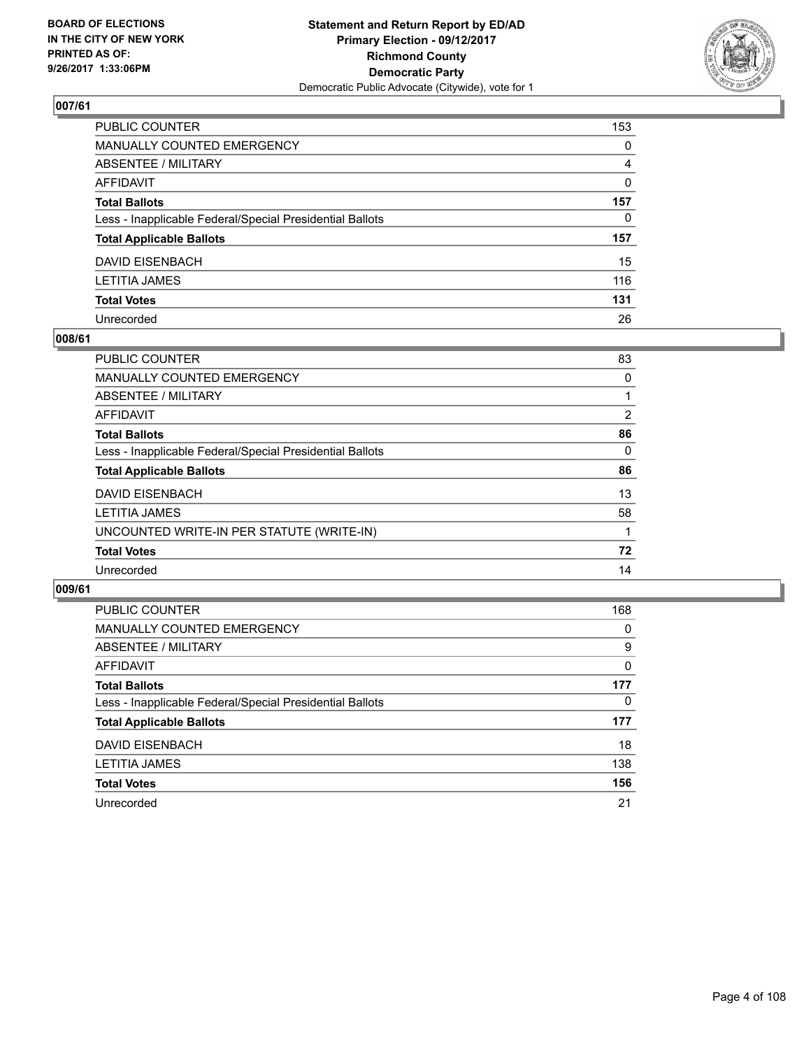### 007/61

| | |
|---|---|
| PUBLIC COUNTER | 153 |
| MANUALLY COUNTED EMERGENCY | 0 |
| ABSENTEE / MILITARY | 4 |
| AFFIDAVIT | 0 |
| **Total Ballots** | **157** |
| Less - Inapplicable Federal/Special Presidential Ballots | 0 |
| **Total Applicable Ballots** | **157** |
| DAVID EISENBACH | 15 |
| LETITIA JAMES | 116 |
| **Total Votes** | **131** |
| Unrecorded | 26 |

### 008/61

| | |
|---|---|
| PUBLIC COUNTER | 83 |
| MANUALLY COUNTED EMERGENCY | 0 |
| ABSENTEE / MILITARY | 1 |
| AFFIDAVIT | 2 |
| **Total Ballots** | **86** |
| Less - Inapplicable Federal/Special Presidential Ballots | 0 |
| **Total Applicable Ballots** | **86** |
| DAVID EISENBACH | 13 |
| LETITIA JAMES | 58 |
| UNCOUNTED WRITE-IN PER STATUTE (WRITE-IN) | 1 |
| **Total Votes** | **72** |
| Unrecorded | 14 |

### 009/61

| | |
|---|---|
| PUBLIC COUNTER | 168 |
| MANUALLY COUNTED EMERGENCY | 0 |
| ABSENTEE / MILITARY | 9 |
| AFFIDAVIT | 0 |
| **Total Ballots** | **177** |
| Less - Inapplicable Federal/Special Presidential Ballots | 0 |
| **Total Applicable Ballots** | **177** |
| DAVID EISENBACH | 18 |
| LETITIA JAMES | 138 |
| **Total Votes** | **156** |
| Unrecorded | 21 |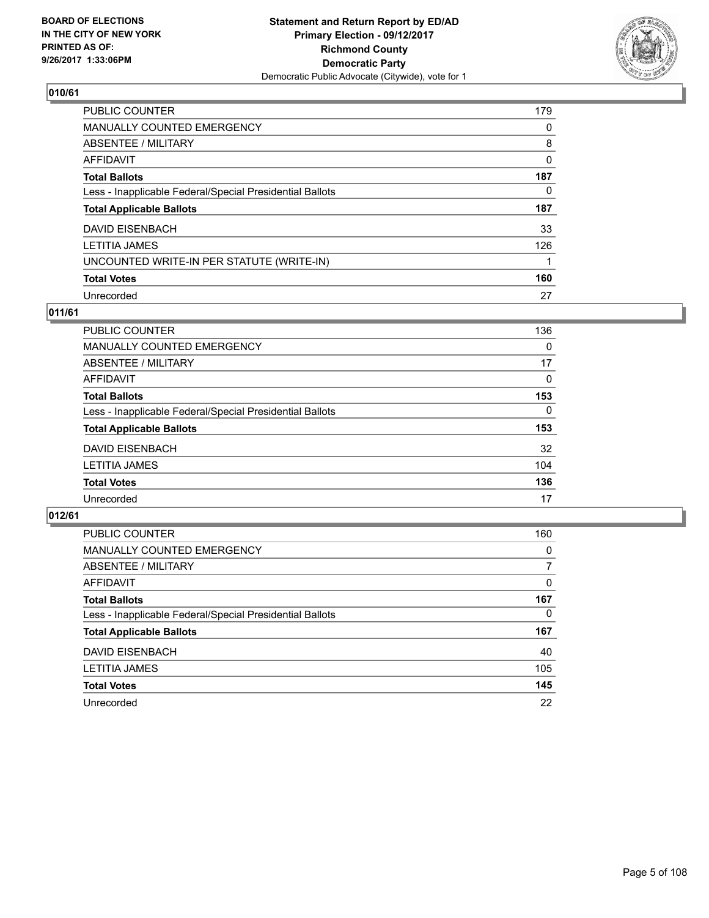## 010/61

| | |
|---|---|
| PUBLIC COUNTER | 179 |
| MANUALLY COUNTED EMERGENCY | 0 |
| ABSENTEE / MILITARY | 8 |
| AFFIDAVIT | 0 |
| **Total Ballots** | **187** |
| Less - Inapplicable Federal/Special Presidential Ballots | 0 |
| **Total Applicable Ballots** | **187** |
| DAVID EISENBACH | 33 |
| LETITIA JAMES | 126 |
| UNCOUNTED WRITE-IN PER STATUTE (WRITE-IN) | 1 |
| **Total Votes** | **160** |
| Unrecorded | 27 |

## 011/61

| | |
|---|---|
| PUBLIC COUNTER | 136 |
| MANUALLY COUNTED EMERGENCY | 0 |
| ABSENTEE / MILITARY | 17 |
| AFFIDAVIT | 0 |
| **Total Ballots** | **153** |
| Less - Inapplicable Federal/Special Presidential Ballots | 0 |
| **Total Applicable Ballots** | **153** |
| DAVID EISENBACH | 32 |
| LETITIA JAMES | 104 |
| **Total Votes** | **136** |
| Unrecorded | 17 |

## 012/61

| | |
|---|---|
| PUBLIC COUNTER | 160 |
| MANUALLY COUNTED EMERGENCY | 0 |
| ABSENTEE / MILITARY | 7 |
| AFFIDAVIT | 0 |
| **Total Ballots** | **167** |
| Less - Inapplicable Federal/Special Presidential Ballots | 0 |
| **Total Applicable Ballots** | **167** |
| DAVID EISENBACH | 40 |
| LETITIA JAMES | 105 |
| **Total Votes** | **145** |
| Unrecorded | 22 |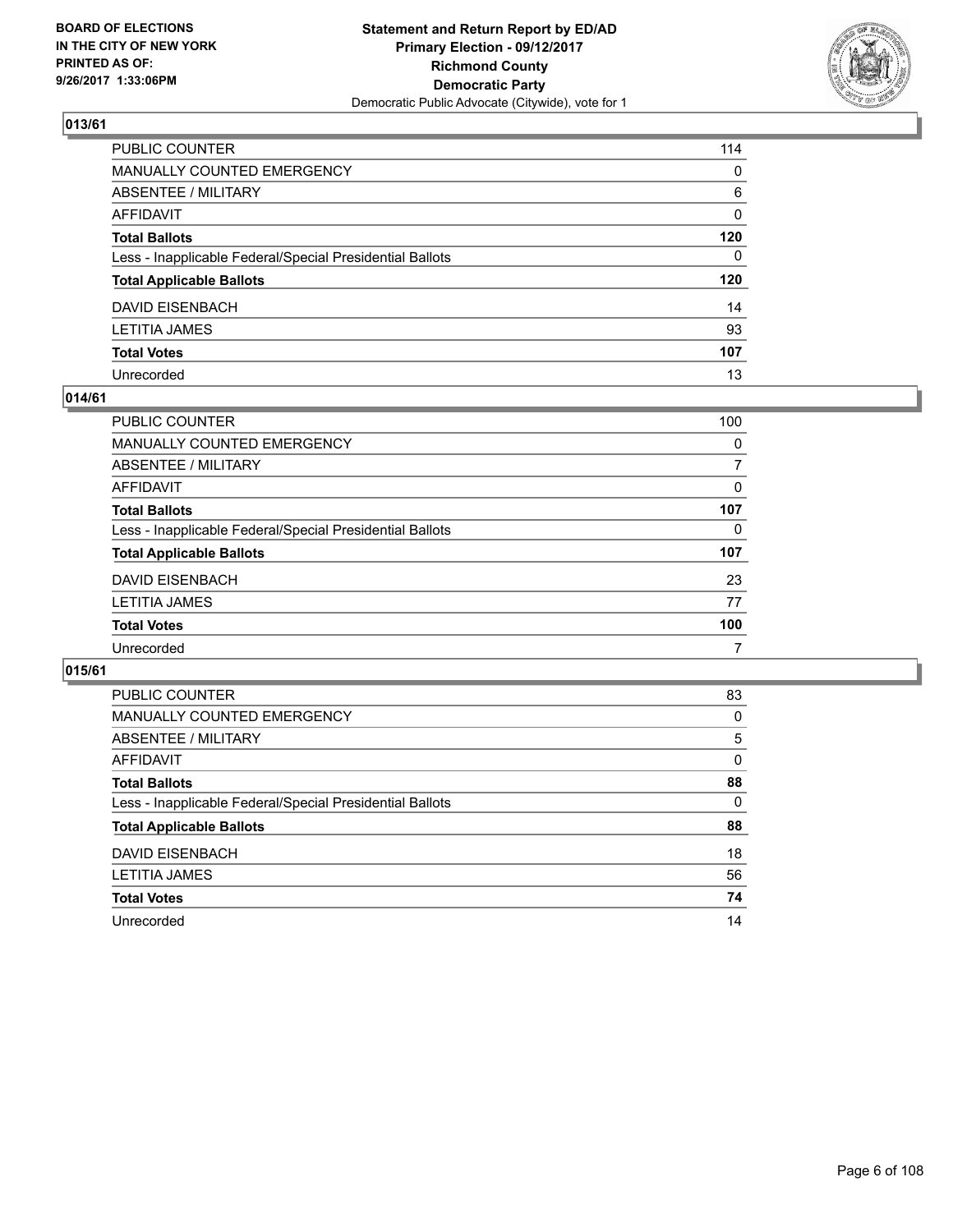**BOARD OF ELECTIONS IN THE CITY OF NEW YORK PRINTED AS OF: 9/26/2017 1:33:06PM**

**Statement and Return Report by ED/AD Primary Election - 09/12/2017 Richmond County Democratic Party**
Democratic Public Advocate (Citywide), vote for 1

## 013/61

| | |
|---|---|
| PUBLIC COUNTER | 114 |
| MANUALLY COUNTED EMERGENCY | 0 |
| ABSENTEE / MILITARY | 6 |
| AFFIDAVIT | 0 |
| **Total Ballots** | **120** |
| Less - Inapplicable Federal/Special Presidential Ballots | 0 |
| **Total Applicable Ballots** | **120** |
| DAVID EISENBACH | 14 |
| LETITIA JAMES | 93 |
| **Total Votes** | **107** |
| Unrecorded | 13 |

## 014/61

| | |
|---|---|
| PUBLIC COUNTER | 100 |
| MANUALLY COUNTED EMERGENCY | 0 |
| ABSENTEE / MILITARY | 7 |
| AFFIDAVIT | 0 |
| **Total Ballots** | **107** |
| Less - Inapplicable Federal/Special Presidential Ballots | 0 |
| **Total Applicable Ballots** | **107** |
| DAVID EISENBACH | 23 |
| LETITIA JAMES | 77 |
| **Total Votes** | **100** |
| Unrecorded | 7 |

## 015/61

| | |
|---|---|
| PUBLIC COUNTER | 83 |
| MANUALLY COUNTED EMERGENCY | 0 |
| ABSENTEE / MILITARY | 5 |
| AFFIDAVIT | 0 |
| **Total Ballots** | **88** |
| Less - Inapplicable Federal/Special Presidential Ballots | 0 |
| **Total Applicable Ballots** | **88** |
| DAVID EISENBACH | 18 |
| LETITIA JAMES | 56 |
| **Total Votes** | **74** |
| Unrecorded | 14 |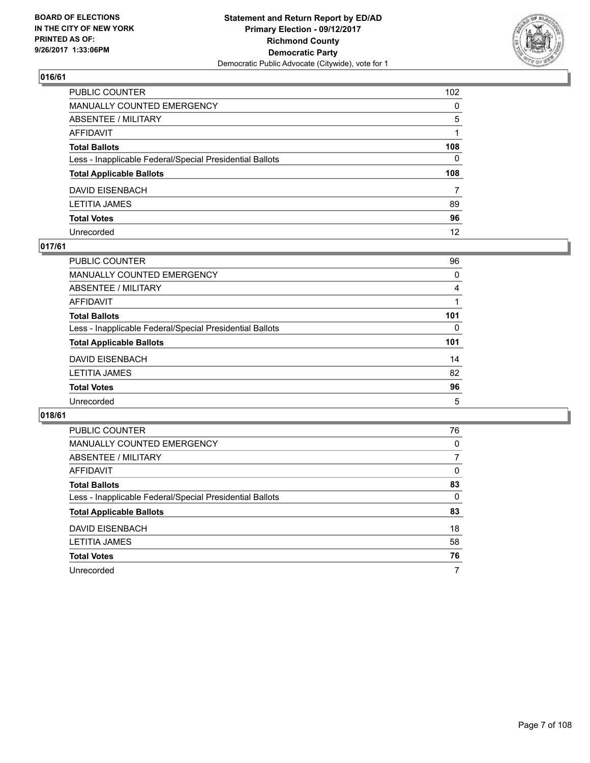**BOARD OF ELECTIONS IN THE CITY OF NEW YORK PRINTED AS OF: 9/26/2017 1:33:06PM**

**Statement and Return Report by ED/AD**
**Primary Election - 09/12/2017**
**Richmond County**
**Democratic Party**
Democratic Public Advocate (Citywide), vote for 1

### 016/61

| | |
|---|---|
| PUBLIC COUNTER | 102 |
| MANUALLY COUNTED EMERGENCY | 0 |
| ABSENTEE / MILITARY | 5 |
| AFFIDAVIT | 1 |
| **Total Ballots** | **108** |
| Less - Inapplicable Federal/Special Presidential Ballots | 0 |
| **Total Applicable Ballots** | **108** |
| DAVID EISENBACH | 7 |
| LETITIA JAMES | 89 |
| **Total Votes** | **96** |
| Unrecorded | 12 |

### 017/61

| | |
|---|---|
| PUBLIC COUNTER | 96 |
| MANUALLY COUNTED EMERGENCY | 0 |
| ABSENTEE / MILITARY | 4 |
| AFFIDAVIT | 1 |
| **Total Ballots** | **101** |
| Less - Inapplicable Federal/Special Presidential Ballots | 0 |
| **Total Applicable Ballots** | **101** |
| DAVID EISENBACH | 14 |
| LETITIA JAMES | 82 |
| **Total Votes** | **96** |
| Unrecorded | 5 |

### 018/61

| | |
|---|---|
| PUBLIC COUNTER | 76 |
| MANUALLY COUNTED EMERGENCY | 0 |
| ABSENTEE / MILITARY | 7 |
| AFFIDAVIT | 0 |
| **Total Ballots** | **83** |
| Less - Inapplicable Federal/Special Presidential Ballots | 0 |
| **Total Applicable Ballots** | **83** |
| DAVID EISENBACH | 18 |
| LETITIA JAMES | 58 |
| **Total Votes** | **76** |
| Unrecorded | 7 |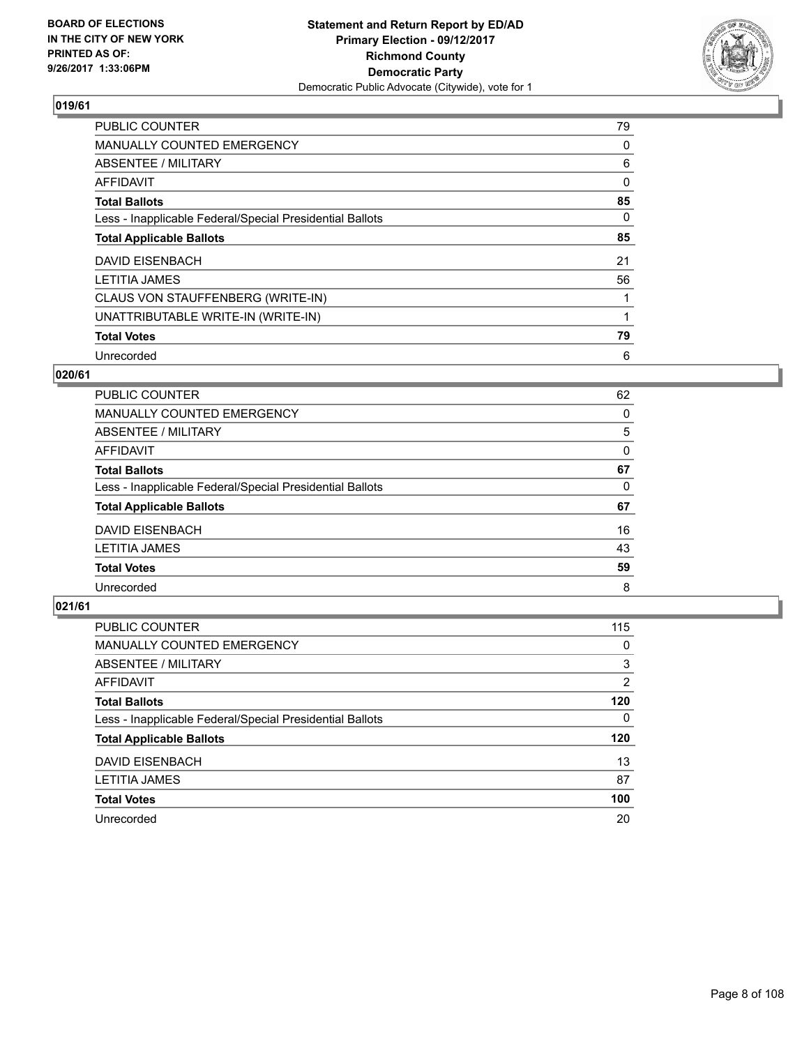BOARD OF ELECTIONS
IN THE CITY OF NEW YORK
PRINTED AS OF:
9/26/2017 1:33:06PM

**Statement and Return Report by ED/AD**
**Primary Election - 09/12/2017**
**Richmond County**
**Democratic Party**
Democratic Public Advocate (Citywide), vote for 1

### 019/61

| | |
|---|---|
| PUBLIC COUNTER | 79 |
| MANUALLY COUNTED EMERGENCY | 0 |
| ABSENTEE / MILITARY | 6 |
| AFFIDAVIT | 0 |
| **Total Ballots** | **85** |
| Less - Inapplicable Federal/Special Presidential Ballots | 0 |
| **Total Applicable Ballots** | **85** |
| DAVID EISENBACH | 21 |
| LETITIA JAMES | 56 |
| CLAUS VON STAUFFENBERG (WRITE-IN) | 1 |
| UNATTRIBUTABLE WRITE-IN (WRITE-IN) | 1 |
| **Total Votes** | **79** |
| Unrecorded | 6 |

### 020/61

| | |
|---|---|
| PUBLIC COUNTER | 62 |
| MANUALLY COUNTED EMERGENCY | 0 |
| ABSENTEE / MILITARY | 5 |
| AFFIDAVIT | 0 |
| **Total Ballots** | **67** |
| Less - Inapplicable Federal/Special Presidential Ballots | 0 |
| **Total Applicable Ballots** | **67** |
| DAVID EISENBACH | 16 |
| LETITIA JAMES | 43 |
| **Total Votes** | **59** |
| Unrecorded | 8 |

### 021/61

| | |
|---|---|
| PUBLIC COUNTER | 115 |
| MANUALLY COUNTED EMERGENCY | 0 |
| ABSENTEE / MILITARY | 3 |
| AFFIDAVIT | 2 |
| **Total Ballots** | **120** |
| Less - Inapplicable Federal/Special Presidential Ballots | 0 |
| **Total Applicable Ballots** | **120** |
| DAVID EISENBACH | 13 |
| LETITIA JAMES | 87 |
| **Total Votes** | **100** |
| Unrecorded | 20 |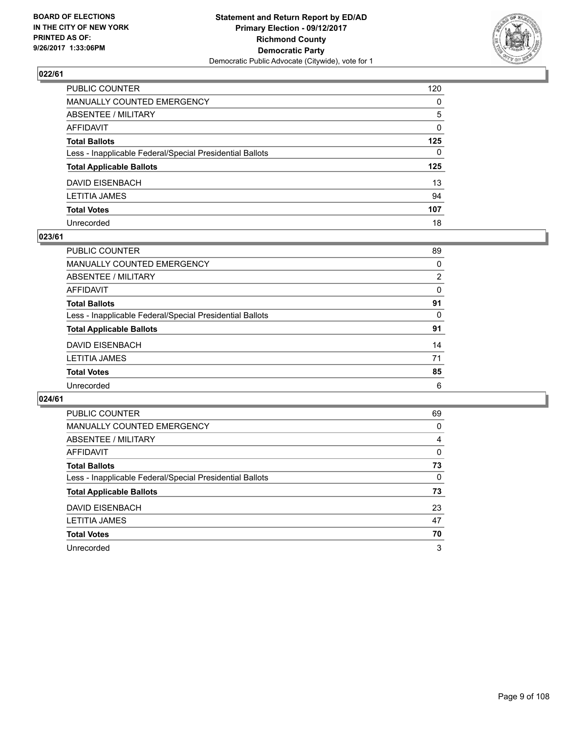## 022/61

| | |
|---|---|
| PUBLIC COUNTER | 120 |
| MANUALLY COUNTED EMERGENCY | 0 |
| ABSENTEE / MILITARY | 5 |
| AFFIDAVIT | 0 |
| **Total Ballots** | **125** |
| Less - Inapplicable Federal/Special Presidential Ballots | 0 |
| **Total Applicable Ballots** | **125** |
| DAVID EISENBACH | 13 |
| LETITIA JAMES | 94 |
| **Total Votes** | **107** |
| Unrecorded | 18 |

## 023/61

| | |
|---|---|
| PUBLIC COUNTER | 89 |
| MANUALLY COUNTED EMERGENCY | 0 |
| ABSENTEE / MILITARY | 2 |
| AFFIDAVIT | 0 |
| **Total Ballots** | **91** |
| Less - Inapplicable Federal/Special Presidential Ballots | 0 |
| **Total Applicable Ballots** | **91** |
| DAVID EISENBACH | 14 |
| LETITIA JAMES | 71 |
| **Total Votes** | **85** |
| Unrecorded | 6 |

## 024/61

| | |
|---|---|
| PUBLIC COUNTER | 69 |
| MANUALLY COUNTED EMERGENCY | 0 |
| ABSENTEE / MILITARY | 4 |
| AFFIDAVIT | 0 |
| **Total Ballots** | **73** |
| Less - Inapplicable Federal/Special Presidential Ballots | 0 |
| **Total Applicable Ballots** | **73** |
| DAVID EISENBACH | 23 |
| LETITIA JAMES | 47 |
| **Total Votes** | **70** |
| Unrecorded | 3 |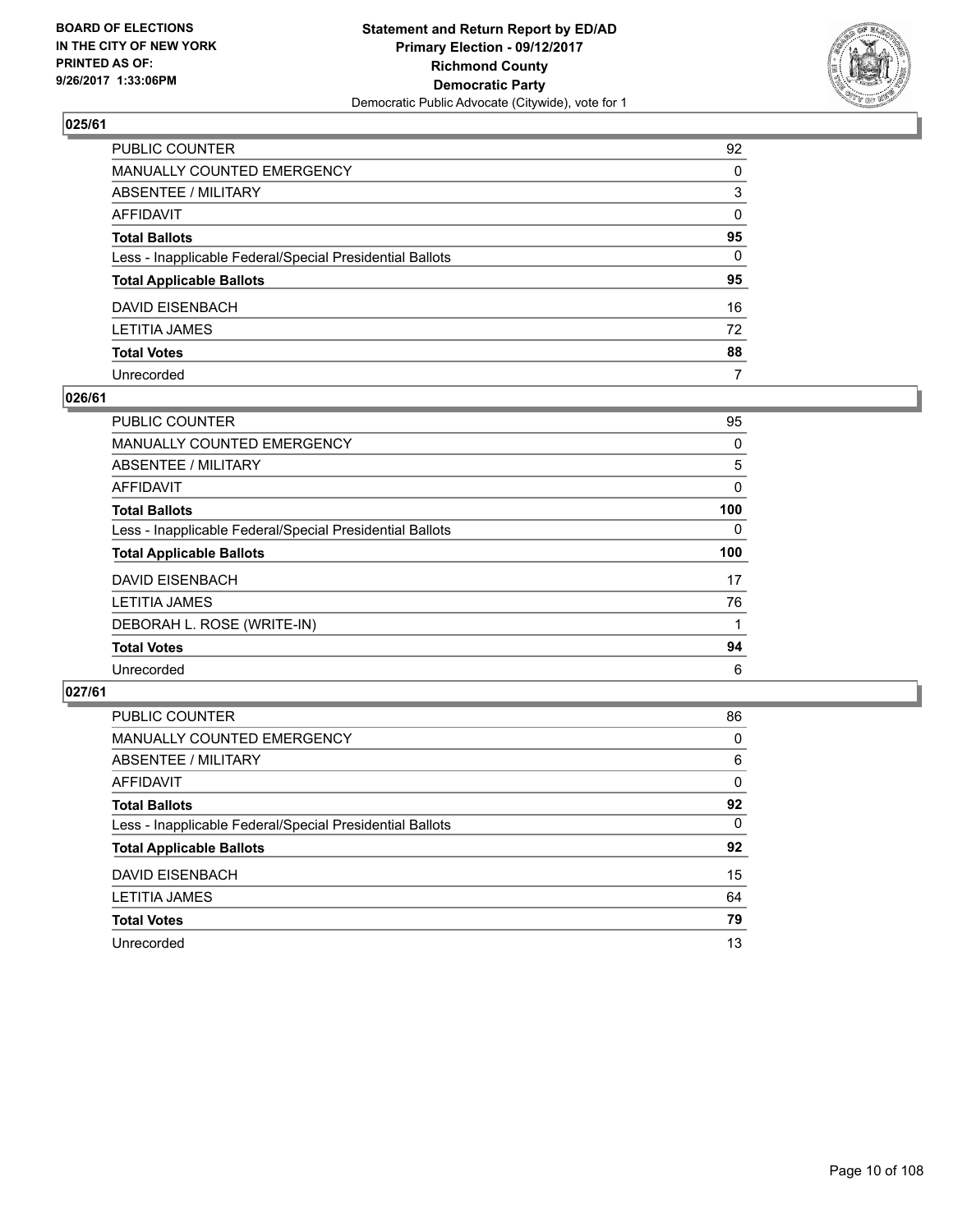BOARD OF ELECTIONS
IN THE CITY OF NEW YORK
PRINTED AS OF:
9/26/2017 1:33:06PM

**Statement and Return Report by ED/AD**
**Primary Election - 09/12/2017**
**Richmond County**
**Democratic Party**
Democratic Public Advocate (Citywide), vote for 1

### 025/61

| | |
|---|---|
| PUBLIC COUNTER | 92 |
| MANUALLY COUNTED EMERGENCY | 0 |
| ABSENTEE / MILITARY | 3 |
| AFFIDAVIT | 0 |
| **Total Ballots** | **95** |
| Less - Inapplicable Federal/Special Presidential Ballots | 0 |
| **Total Applicable Ballots** | **95** |
| DAVID EISENBACH | 16 |
| LETITIA JAMES | 72 |
| **Total Votes** | **88** |
| Unrecorded | 7 |

### 026/61

| | |
|---|---|
| PUBLIC COUNTER | 95 |
| MANUALLY COUNTED EMERGENCY | 0 |
| ABSENTEE / MILITARY | 5 |
| AFFIDAVIT | 0 |
| **Total Ballots** | **100** |
| Less - Inapplicable Federal/Special Presidential Ballots | 0 |
| **Total Applicable Ballots** | **100** |
| DAVID EISENBACH | 17 |
| LETITIA JAMES | 76 |
| DEBORAH L. ROSE (WRITE-IN) | 1 |
| **Total Votes** | **94** |
| Unrecorded | 6 |

### 027/61

| | |
|---|---|
| PUBLIC COUNTER | 86 |
| MANUALLY COUNTED EMERGENCY | 0 |
| ABSENTEE / MILITARY | 6 |
| AFFIDAVIT | 0 |
| **Total Ballots** | **92** |
| Less - Inapplicable Federal/Special Presidential Ballots | 0 |
| **Total Applicable Ballots** | **92** |
| DAVID EISENBACH | 15 |
| LETITIA JAMES | 64 |
| **Total Votes** | **79** |
| Unrecorded | 13 |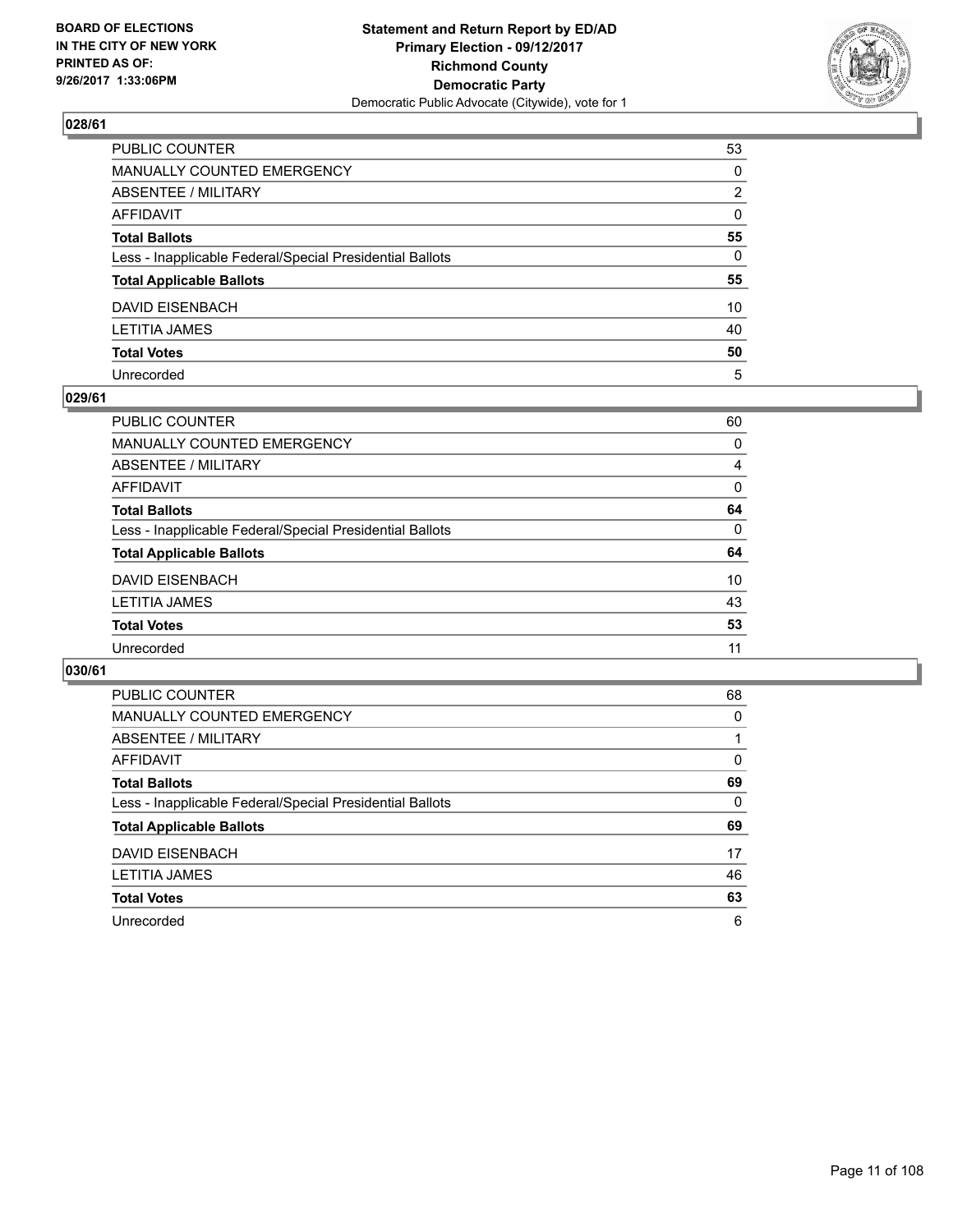## 028/61

| | |
|---|---|
| PUBLIC COUNTER | 53 |
| MANUALLY COUNTED EMERGENCY | 0 |
| ABSENTEE / MILITARY | 2 |
| AFFIDAVIT | 0 |
| **Total Ballots** | **55** |
| Less - Inapplicable Federal/Special Presidential Ballots | 0 |
| **Total Applicable Ballots** | **55** |
| DAVID EISENBACH | 10 |
| LETITIA JAMES | 40 |
| **Total Votes** | **50** |
| Unrecorded | 5 |

## 029/61

| | |
|---|---|
| PUBLIC COUNTER | 60 |
| MANUALLY COUNTED EMERGENCY | 0 |
| ABSENTEE / MILITARY | 4 |
| AFFIDAVIT | 0 |
| **Total Ballots** | **64** |
| Less - Inapplicable Federal/Special Presidential Ballots | 0 |
| **Total Applicable Ballots** | **64** |
| DAVID EISENBACH | 10 |
| LETITIA JAMES | 43 |
| **Total Votes** | **53** |
| Unrecorded | 11 |

## 030/61

| | |
|---|---|
| PUBLIC COUNTER | 68 |
| MANUALLY COUNTED EMERGENCY | 0 |
| ABSENTEE / MILITARY | 1 |
| AFFIDAVIT | 0 |
| **Total Ballots** | **69** |
| Less - Inapplicable Federal/Special Presidential Ballots | 0 |
| **Total Applicable Ballots** | **69** |
| DAVID EISENBACH | 17 |
| LETITIA JAMES | 46 |
| **Total Votes** | **63** |
| Unrecorded | 6 |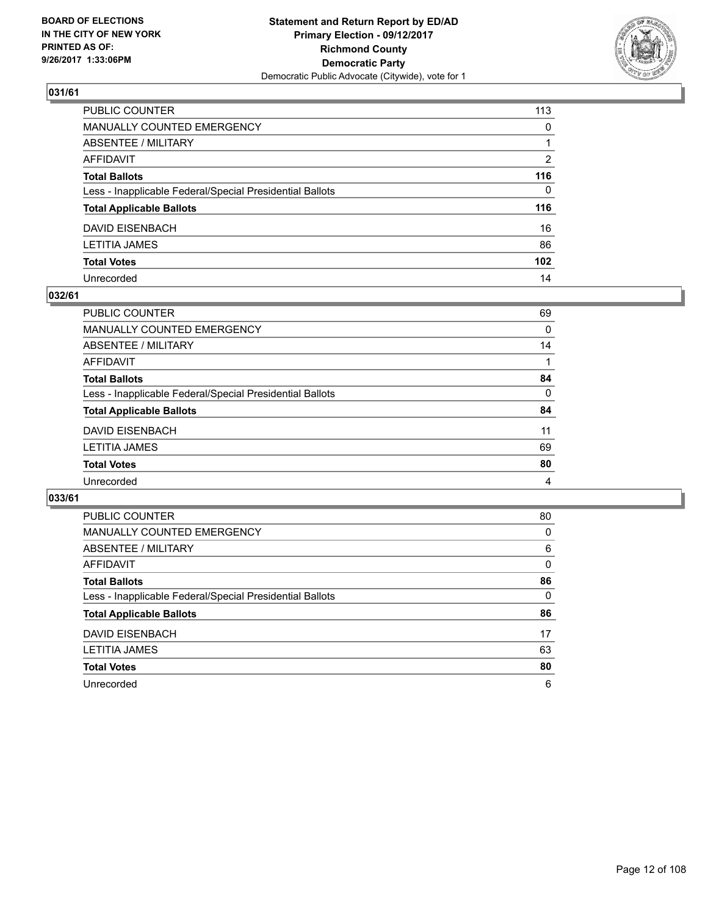BOARD OF ELECTIONS
IN THE CITY OF NEW YORK
PRINTED AS OF:
9/26/2017 1:33:06PM

**Statement and Return Report by ED/AD**
**Primary Election - 09/12/2017**
**Richmond County**
**Democratic Party**
Democratic Public Advocate (Citywide), vote for 1

### 031/61

| | |
|---|---|
| PUBLIC COUNTER | 113 |
| MANUALLY COUNTED EMERGENCY | 0 |
| ABSENTEE / MILITARY | 1 |
| AFFIDAVIT | 2 |
| **Total Ballots** | **116** |
| Less - Inapplicable Federal/Special Presidential Ballots | 0 |
| **Total Applicable Ballots** | **116** |
| DAVID EISENBACH | 16 |
| LETITIA JAMES | 86 |
| **Total Votes** | **102** |
| Unrecorded | 14 |

### 032/61

| | |
|---|---|
| PUBLIC COUNTER | 69 |
| MANUALLY COUNTED EMERGENCY | 0 |
| ABSENTEE / MILITARY | 14 |
| AFFIDAVIT | 1 |
| **Total Ballots** | **84** |
| Less - Inapplicable Federal/Special Presidential Ballots | 0 |
| **Total Applicable Ballots** | **84** |
| DAVID EISENBACH | 11 |
| LETITIA JAMES | 69 |
| **Total Votes** | **80** |
| Unrecorded | 4 |

### 033/61

| | |
|---|---|
| PUBLIC COUNTER | 80 |
| MANUALLY COUNTED EMERGENCY | 0 |
| ABSENTEE / MILITARY | 6 |
| AFFIDAVIT | 0 |
| **Total Ballots** | **86** |
| Less - Inapplicable Federal/Special Presidential Ballots | 0 |
| **Total Applicable Ballots** | **86** |
| DAVID EISENBACH | 17 |
| LETITIA JAMES | 63 |
| **Total Votes** | **80** |
| Unrecorded | 6 |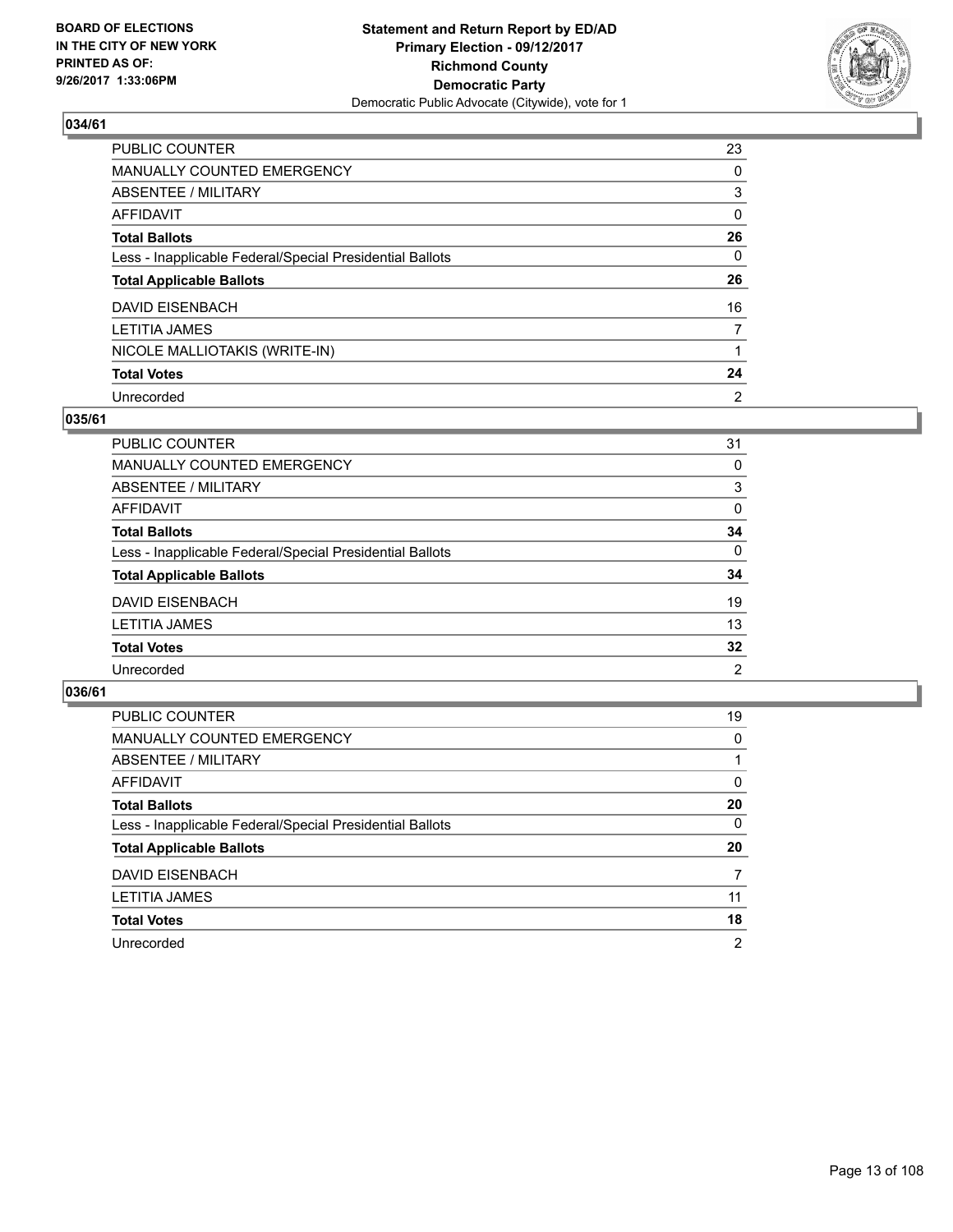**BOARD OF ELECTIONS IN THE CITY OF NEW YORK PRINTED AS OF: 9/26/2017 1:33:06PM**

**Statement and Return Report by ED/AD**
**Primary Election - 09/12/2017**
**Richmond County**
**Democratic Party**
Democratic Public Advocate (Citywide), vote for 1

### 034/61

| | |
|---|---|
| PUBLIC COUNTER | 23 |
| MANUALLY COUNTED EMERGENCY | 0 |
| ABSENTEE / MILITARY | 3 |
| AFFIDAVIT | 0 |
| **Total Ballots** | **26** |
| Less - Inapplicable Federal/Special Presidential Ballots | 0 |
| **Total Applicable Ballots** | **26** |
| DAVID EISENBACH | 16 |
| LETITIA JAMES | 7 |
| NICOLE MALLIOTAKIS (WRITE-IN) | 1 |
| **Total Votes** | **24** |
| Unrecorded | 2 |

### 035/61

| | |
|---|---|
| PUBLIC COUNTER | 31 |
| MANUALLY COUNTED EMERGENCY | 0 |
| ABSENTEE / MILITARY | 3 |
| AFFIDAVIT | 0 |
| **Total Ballots** | **34** |
| Less - Inapplicable Federal/Special Presidential Ballots | 0 |
| **Total Applicable Ballots** | **34** |
| DAVID EISENBACH | 19 |
| LETITIA JAMES | 13 |
| **Total Votes** | **32** |
| Unrecorded | 2 |

### 036/61

| | |
|---|---|
| PUBLIC COUNTER | 19 |
| MANUALLY COUNTED EMERGENCY | 0 |
| ABSENTEE / MILITARY | 1 |
| AFFIDAVIT | 0 |
| **Total Ballots** | **20** |
| Less - Inapplicable Federal/Special Presidential Ballots | 0 |
| **Total Applicable Ballots** | **20** |
| DAVID EISENBACH | 7 |
| LETITIA JAMES | 11 |
| **Total Votes** | **18** |
| Unrecorded | 2 |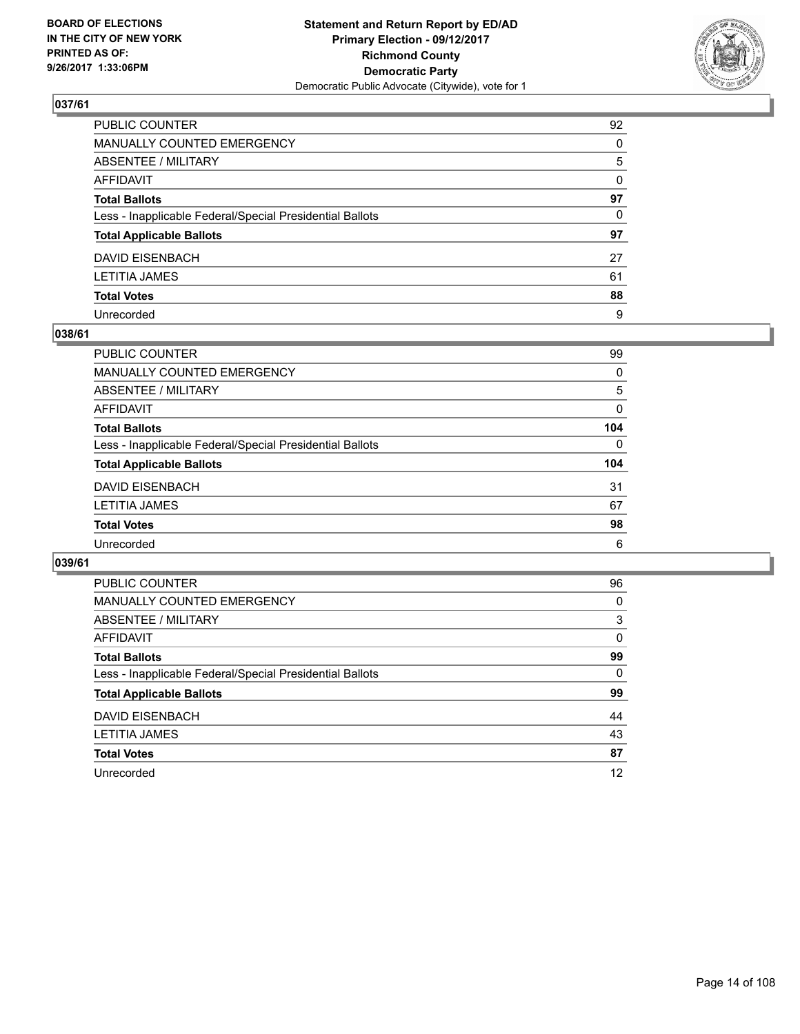**BOARD OF ELECTIONS IN THE CITY OF NEW YORK PRINTED AS OF: 9/26/2017 1:33:06PM**

**Statement and Return Report by ED/AD**
**Primary Election - 09/12/2017**
**Richmond County**
**Democratic Party**
Democratic Public Advocate (Citywide), vote for 1

## 037/61

| | |
|---|---|
| PUBLIC COUNTER | 92 |
| MANUALLY COUNTED EMERGENCY | 0 |
| ABSENTEE / MILITARY | 5 |
| AFFIDAVIT | 0 |
| **Total Ballots** | **97** |
| Less - Inapplicable Federal/Special Presidential Ballots | 0 |
| **Total Applicable Ballots** | **97** |
| DAVID EISENBACH | 27 |
| LETITIA JAMES | 61 |
| **Total Votes** | **88** |
| Unrecorded | 9 |

## 038/61

| | |
|---|---|
| PUBLIC COUNTER | 99 |
| MANUALLY COUNTED EMERGENCY | 0 |
| ABSENTEE / MILITARY | 5 |
| AFFIDAVIT | 0 |
| **Total Ballots** | **104** |
| Less - Inapplicable Federal/Special Presidential Ballots | 0 |
| **Total Applicable Ballots** | **104** |
| DAVID EISENBACH | 31 |
| LETITIA JAMES | 67 |
| **Total Votes** | **98** |
| Unrecorded | 6 |

## 039/61

| | |
|---|---|
| PUBLIC COUNTER | 96 |
| MANUALLY COUNTED EMERGENCY | 0 |
| ABSENTEE / MILITARY | 3 |
| AFFIDAVIT | 0 |
| **Total Ballots** | **99** |
| Less - Inapplicable Federal/Special Presidential Ballots | 0 |
| **Total Applicable Ballots** | **99** |
| DAVID EISENBACH | 44 |
| LETITIA JAMES | 43 |
| **Total Votes** | **87** |
| Unrecorded | 12 |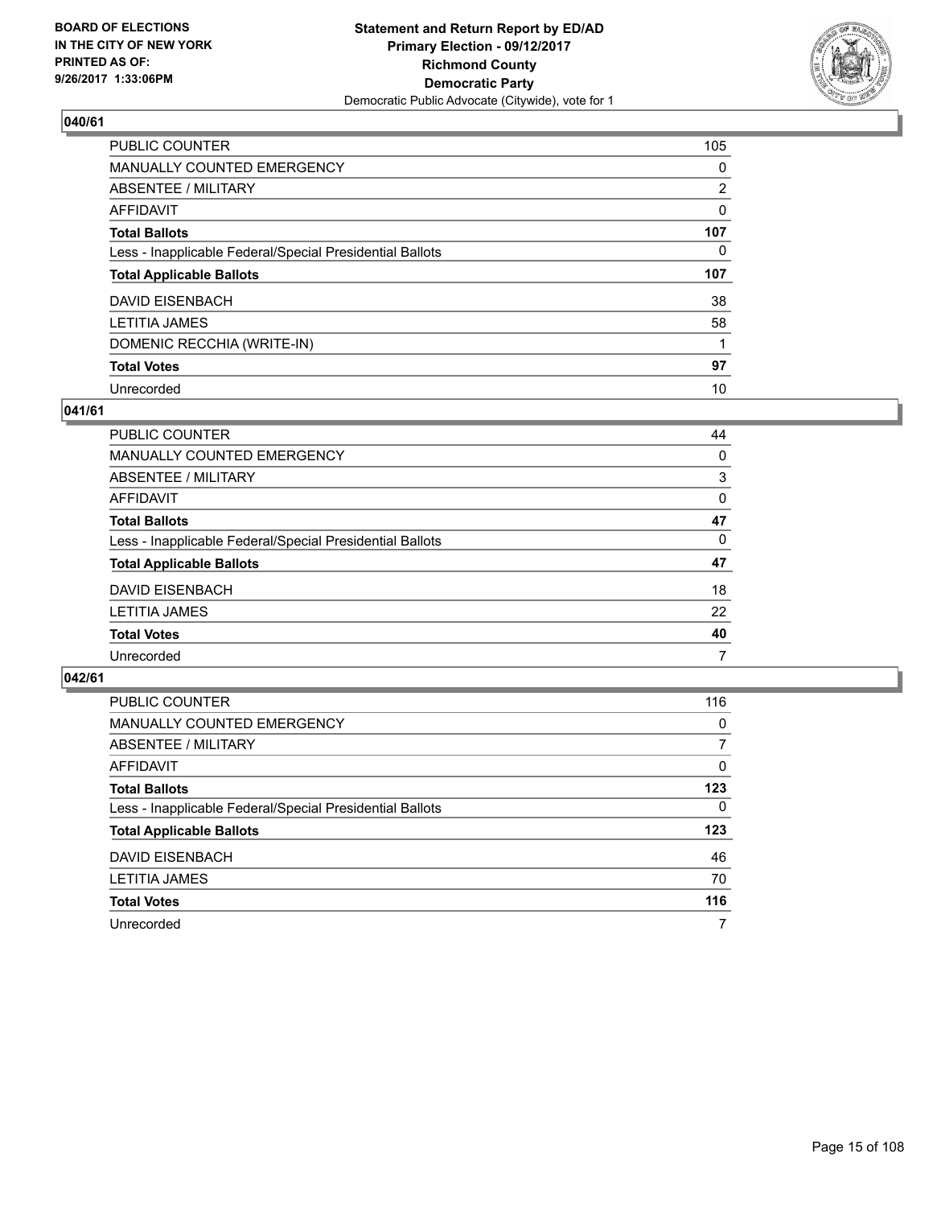**BOARD OF ELECTIONS IN THE CITY OF NEW YORK PRINTED AS OF: 9/26/2017 1:33:06PM**

**Statement and Return Report by ED/AD Primary Election - 09/12/2017 Richmond County Democratic Party**
Democratic Public Advocate (Citywide), vote for 1

## 040/61

| | |
|---|---|
| PUBLIC COUNTER | 105 |
| MANUALLY COUNTED EMERGENCY | 0 |
| ABSENTEE / MILITARY | 2 |
| AFFIDAVIT | 0 |
| **Total Ballots** | **107** |
| Less - Inapplicable Federal/Special Presidential Ballots | 0 |
| **Total Applicable Ballots** | **107** |
| DAVID EISENBACH | 38 |
| LETITIA JAMES | 58 |
| DOMENIC RECCHIA (WRITE-IN) | 1 |
| **Total Votes** | **97** |
| Unrecorded | 10 |

## 041/61

| | |
|---|---|
| PUBLIC COUNTER | 44 |
| MANUALLY COUNTED EMERGENCY | 0 |
| ABSENTEE / MILITARY | 3 |
| AFFIDAVIT | 0 |
| **Total Ballots** | **47** |
| Less - Inapplicable Federal/Special Presidential Ballots | 0 |
| **Total Applicable Ballots** | **47** |
| DAVID EISENBACH | 18 |
| LETITIA JAMES | 22 |
| **Total Votes** | **40** |
| Unrecorded | 7 |

## 042/61

| | |
|---|---|
| PUBLIC COUNTER | 116 |
| MANUALLY COUNTED EMERGENCY | 0 |
| ABSENTEE / MILITARY | 7 |
| AFFIDAVIT | 0 |
| **Total Ballots** | **123** |
| Less - Inapplicable Federal/Special Presidential Ballots | 0 |
| **Total Applicable Ballots** | **123** |
| DAVID EISENBACH | 46 |
| LETITIA JAMES | 70 |
| **Total Votes** | **116** |
| Unrecorded | 7 |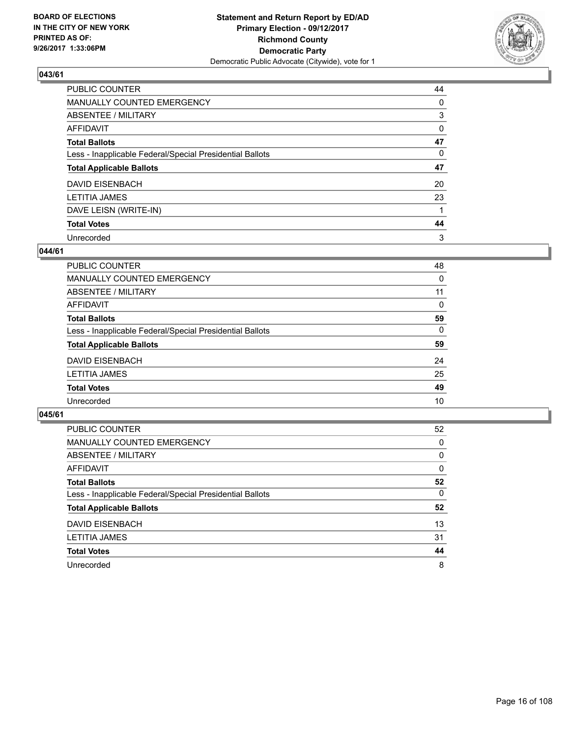**BOARD OF ELECTIONS IN THE CITY OF NEW YORK PRINTED AS OF: 9/26/2017 1:33:06PM**

**Statement and Return Report by ED/AD Primary Election - 09/12/2017 Richmond County Democratic Party**
Democratic Public Advocate (Citywide), vote for 1

### 043/61

| | |
|---|---|
| PUBLIC COUNTER | 44 |
| MANUALLY COUNTED EMERGENCY | 0 |
| ABSENTEE / MILITARY | 3 |
| AFFIDAVIT | 0 |
| **Total Ballots** | **47** |
| Less - Inapplicable Federal/Special Presidential Ballots | 0 |
| **Total Applicable Ballots** | **47** |
| DAVID EISENBACH | 20 |
| LETITIA JAMES | 23 |
| DAVE LEISN (WRITE-IN) | 1 |
| **Total Votes** | **44** |
| Unrecorded | 3 |

### 044/61

| | |
|---|---|
| PUBLIC COUNTER | 48 |
| MANUALLY COUNTED EMERGENCY | 0 |
| ABSENTEE / MILITARY | 11 |
| AFFIDAVIT | 0 |
| **Total Ballots** | **59** |
| Less - Inapplicable Federal/Special Presidential Ballots | 0 |
| **Total Applicable Ballots** | **59** |
| DAVID EISENBACH | 24 |
| LETITIA JAMES | 25 |
| **Total Votes** | **49** |
| Unrecorded | 10 |

### 045/61

| | |
|---|---|
| PUBLIC COUNTER | 52 |
| MANUALLY COUNTED EMERGENCY | 0 |
| ABSENTEE / MILITARY | 0 |
| AFFIDAVIT | 0 |
| **Total Ballots** | **52** |
| Less - Inapplicable Federal/Special Presidential Ballots | 0 |
| **Total Applicable Ballots** | **52** |
| DAVID EISENBACH | 13 |
| LETITIA JAMES | 31 |
| **Total Votes** | **44** |
| Unrecorded | 8 |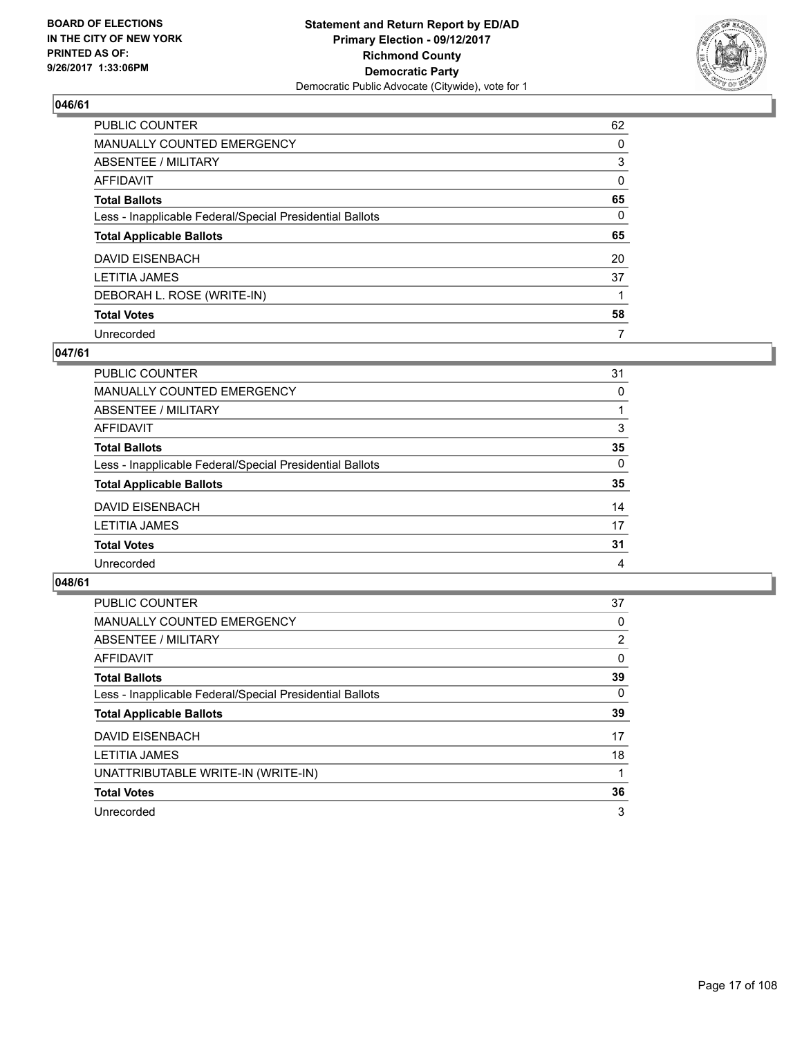**BOARD OF ELECTIONS IN THE CITY OF NEW YORK PRINTED AS OF: 9/26/2017 1:33:06PM**

**Statement and Return Report by ED/AD Primary Election - 09/12/2017 Richmond County Democratic Party**
Democratic Public Advocate (Citywide), vote for 1

### 046/61

| | |
|---|---|
| PUBLIC COUNTER | 62 |
| MANUALLY COUNTED EMERGENCY | 0 |
| ABSENTEE / MILITARY | 3 |
| AFFIDAVIT | 0 |
| **Total Ballots** | **65** |
| Less - Inapplicable Federal/Special Presidential Ballots | 0 |
| **Total Applicable Ballots** | **65** |
| DAVID EISENBACH | 20 |
| LETITIA JAMES | 37 |
| DEBORAH L. ROSE (WRITE-IN) | 1 |
| **Total Votes** | **58** |
| Unrecorded | 7 |

### 047/61

| | |
|---|---|
| PUBLIC COUNTER | 31 |
| MANUALLY COUNTED EMERGENCY | 0 |
| ABSENTEE / MILITARY | 1 |
| AFFIDAVIT | 3 |
| **Total Ballots** | **35** |
| Less - Inapplicable Federal/Special Presidential Ballots | 0 |
| **Total Applicable Ballots** | **35** |
| DAVID EISENBACH | 14 |
| LETITIA JAMES | 17 |
| **Total Votes** | **31** |
| Unrecorded | 4 |

### 048/61

| | |
|---|---|
| PUBLIC COUNTER | 37 |
| MANUALLY COUNTED EMERGENCY | 0 |
| ABSENTEE / MILITARY | 2 |
| AFFIDAVIT | 0 |
| **Total Ballots** | **39** |
| Less - Inapplicable Federal/Special Presidential Ballots | 0 |
| **Total Applicable Ballots** | **39** |
| DAVID EISENBACH | 17 |
| LETITIA JAMES | 18 |
| UNATTRIBUTABLE WRITE-IN (WRITE-IN) | 1 |
| **Total Votes** | **36** |
| Unrecorded | 3 |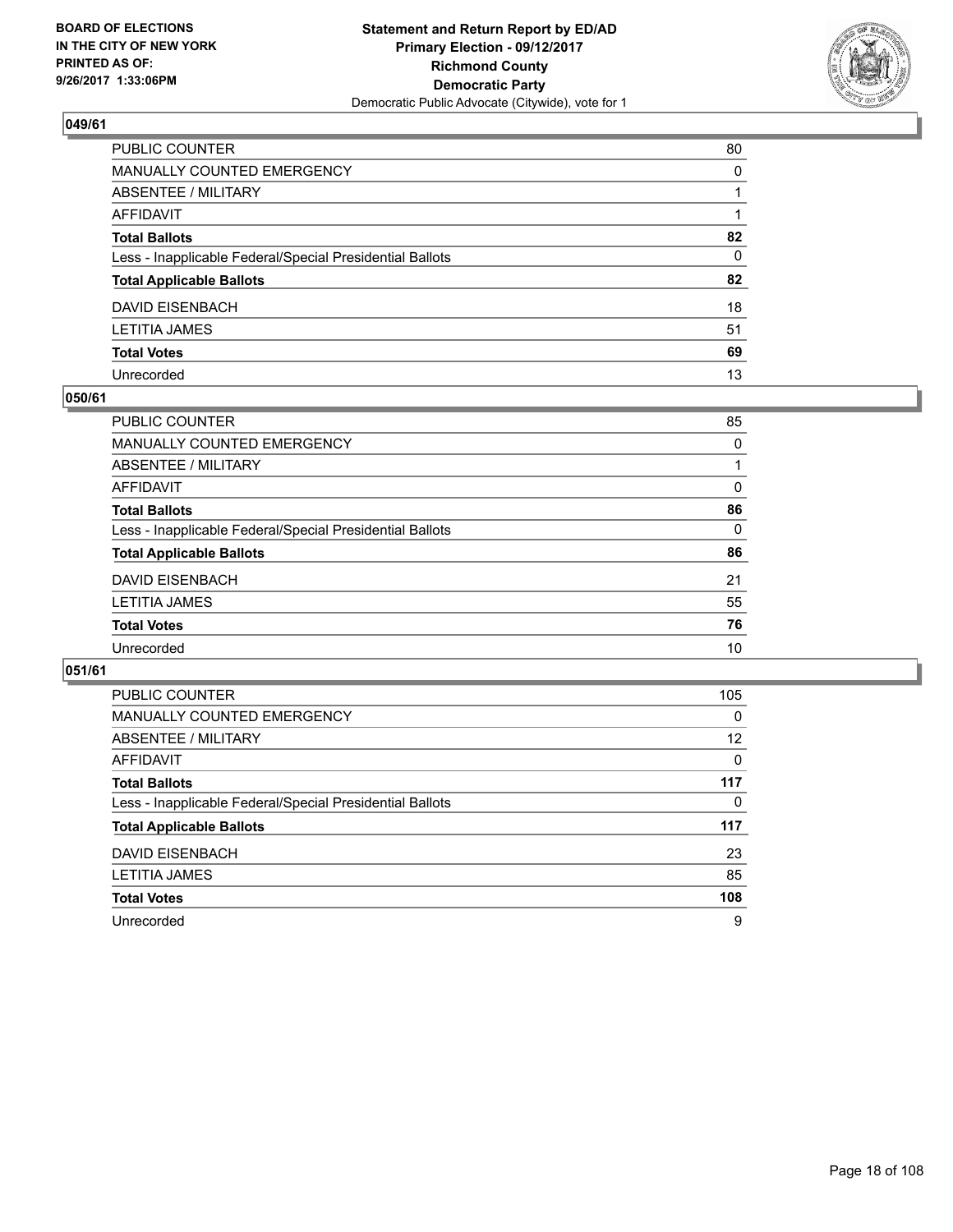BOARD OF ELECTIONS
IN THE CITY OF NEW YORK
PRINTED AS OF:
9/26/2017 1:33:06PM

**Statement and Return Report by ED/AD**
**Primary Election - 09/12/2017**
**Richmond County**
**Democratic Party**
Democratic Public Advocate (Citywide), vote for 1

## 049/61

| | |
|---|---|
| PUBLIC COUNTER | 80 |
| MANUALLY COUNTED EMERGENCY | 0 |
| ABSENTEE / MILITARY | 1 |
| AFFIDAVIT | 1 |
| **Total Ballots** | **82** |
| Less - Inapplicable Federal/Special Presidential Ballots | 0 |
| **Total Applicable Ballots** | **82** |
| DAVID EISENBACH | 18 |
| LETITIA JAMES | 51 |
| **Total Votes** | **69** |
| Unrecorded | 13 |

## 050/61

| | |
|---|---|
| PUBLIC COUNTER | 85 |
| MANUALLY COUNTED EMERGENCY | 0 |
| ABSENTEE / MILITARY | 1 |
| AFFIDAVIT | 0 |
| **Total Ballots** | **86** |
| Less - Inapplicable Federal/Special Presidential Ballots | 0 |
| **Total Applicable Ballots** | **86** |
| DAVID EISENBACH | 21 |
| LETITIA JAMES | 55 |
| **Total Votes** | **76** |
| Unrecorded | 10 |

## 051/61

| | |
|---|---|
| PUBLIC COUNTER | 105 |
| MANUALLY COUNTED EMERGENCY | 0 |
| ABSENTEE / MILITARY | 12 |
| AFFIDAVIT | 0 |
| **Total Ballots** | **117** |
| Less - Inapplicable Federal/Special Presidential Ballots | 0 |
| **Total Applicable Ballots** | **117** |
| DAVID EISENBACH | 23 |
| LETITIA JAMES | 85 |
| **Total Votes** | **108** |
| Unrecorded | 9 |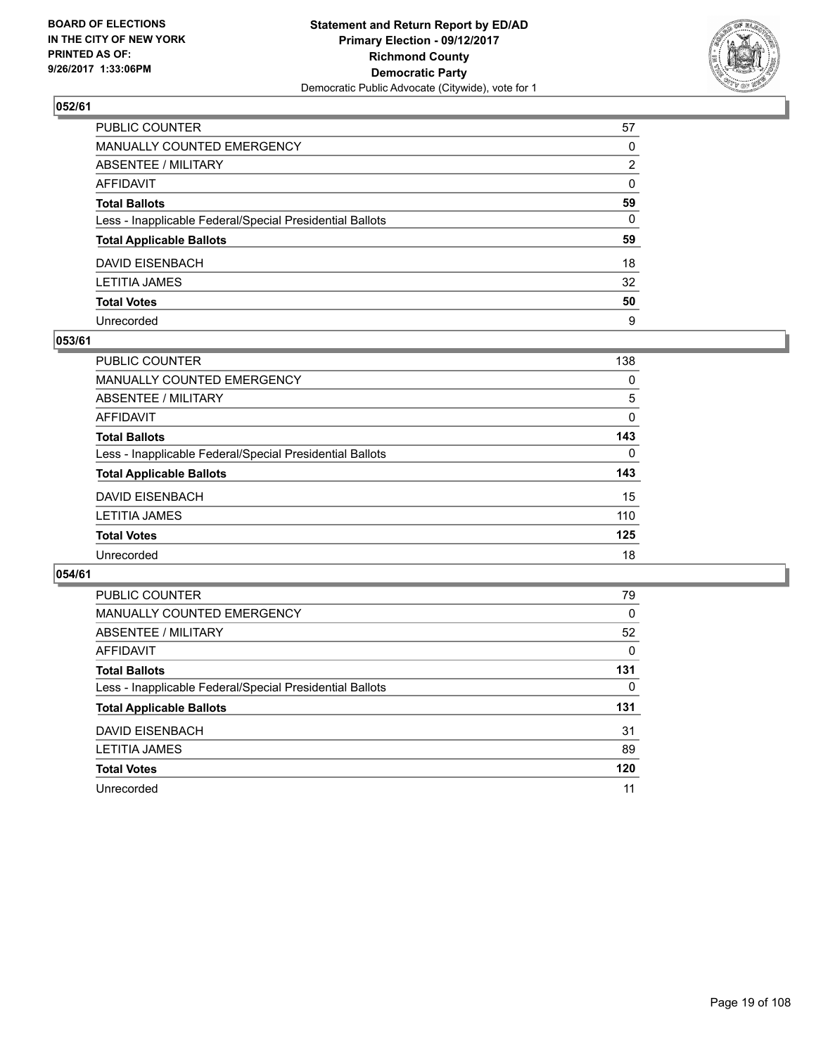**BOARD OF ELECTIONS IN THE CITY OF NEW YORK PRINTED AS OF: 9/26/2017 1:33:06PM**

**Statement and Return Report by ED/AD**
**Primary Election - 09/12/2017**
**Richmond County**
**Democratic Party**
Democratic Public Advocate (Citywide), vote for 1

### 052/61

| | |
|---|---|
| PUBLIC COUNTER | 57 |
| MANUALLY COUNTED EMERGENCY | 0 |
| ABSENTEE / MILITARY | 2 |
| AFFIDAVIT | 0 |
| **Total Ballots** | **59** |
| Less - Inapplicable Federal/Special Presidential Ballots | 0 |
| **Total Applicable Ballots** | **59** |
| DAVID EISENBACH | 18 |
| LETITIA JAMES | 32 |
| **Total Votes** | **50** |
| Unrecorded | 9 |

### 053/61

| | |
|---|---|
| PUBLIC COUNTER | 138 |
| MANUALLY COUNTED EMERGENCY | 0 |
| ABSENTEE / MILITARY | 5 |
| AFFIDAVIT | 0 |
| **Total Ballots** | **143** |
| Less - Inapplicable Federal/Special Presidential Ballots | 0 |
| **Total Applicable Ballots** | **143** |
| DAVID EISENBACH | 15 |
| LETITIA JAMES | 110 |
| **Total Votes** | **125** |
| Unrecorded | 18 |

### 054/61

| | |
|---|---|
| PUBLIC COUNTER | 79 |
| MANUALLY COUNTED EMERGENCY | 0 |
| ABSENTEE / MILITARY | 52 |
| AFFIDAVIT | 0 |
| **Total Ballots** | **131** |
| Less - Inapplicable Federal/Special Presidential Ballots | 0 |
| **Total Applicable Ballots** | **131** |
| DAVID EISENBACH | 31 |
| LETITIA JAMES | 89 |
| **Total Votes** | **120** |
| Unrecorded | 11 |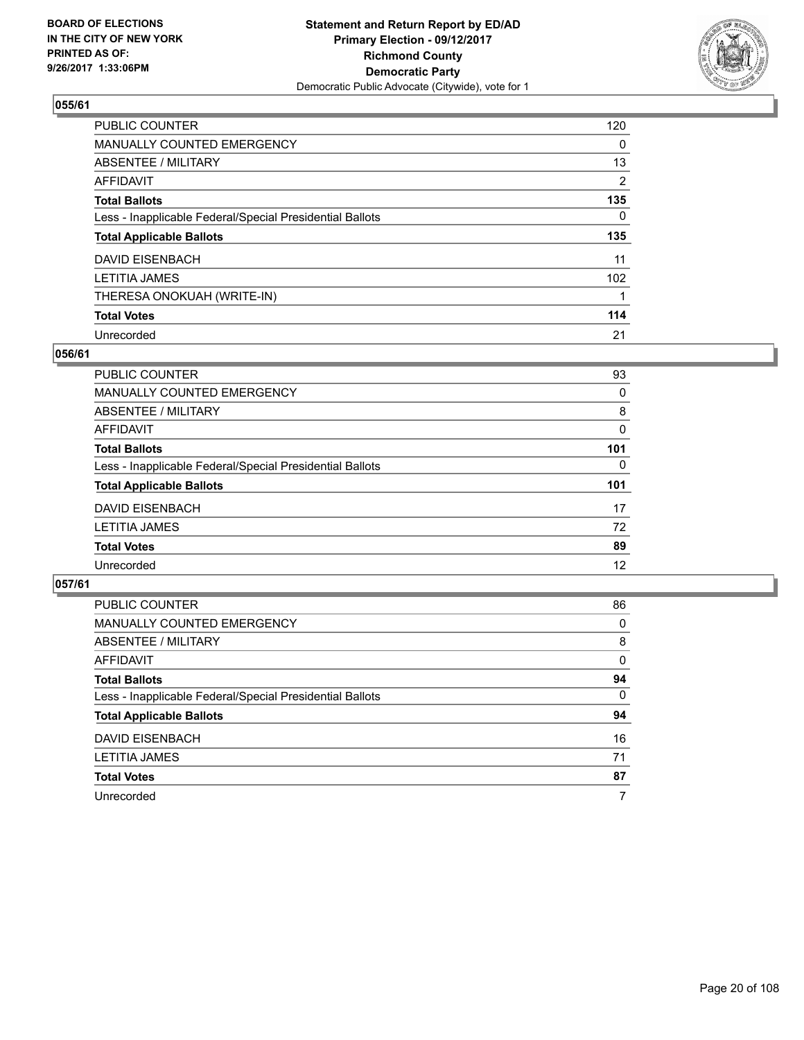BOARD OF ELECTIONS
IN THE CITY OF NEW YORK
PRINTED AS OF:
9/26/2017 1:33:06PM

**Statement and Return Report by ED/AD**
**Primary Election - 09/12/2017**
**Richmond County**
**Democratic Party**
Democratic Public Advocate (Citywide), vote for 1

### 055/61

| | |
|---|---|
| PUBLIC COUNTER | 120 |
| MANUALLY COUNTED EMERGENCY | 0 |
| ABSENTEE / MILITARY | 13 |
| AFFIDAVIT | 2 |
| **Total Ballots** | **135** |
| Less - Inapplicable Federal/Special Presidential Ballots | 0 |
| **Total Applicable Ballots** | **135** |
| DAVID EISENBACH | 11 |
| LETITIA JAMES | 102 |
| THERESA ONOKUAH (WRITE-IN) | 1 |
| **Total Votes** | **114** |
| Unrecorded | 21 |

### 056/61

| | |
|---|---|
| PUBLIC COUNTER | 93 |
| MANUALLY COUNTED EMERGENCY | 0 |
| ABSENTEE / MILITARY | 8 |
| AFFIDAVIT | 0 |
| **Total Ballots** | **101** |
| Less - Inapplicable Federal/Special Presidential Ballots | 0 |
| **Total Applicable Ballots** | **101** |
| DAVID EISENBACH | 17 |
| LETITIA JAMES | 72 |
| **Total Votes** | **89** |
| Unrecorded | 12 |

### 057/61

| | |
|---|---|
| PUBLIC COUNTER | 86 |
| MANUALLY COUNTED EMERGENCY | 0 |
| ABSENTEE / MILITARY | 8 |
| AFFIDAVIT | 0 |
| **Total Ballots** | **94** |
| Less - Inapplicable Federal/Special Presidential Ballots | 0 |
| **Total Applicable Ballots** | **94** |
| DAVID EISENBACH | 16 |
| LETITIA JAMES | 71 |
| **Total Votes** | **87** |
| Unrecorded | 7 |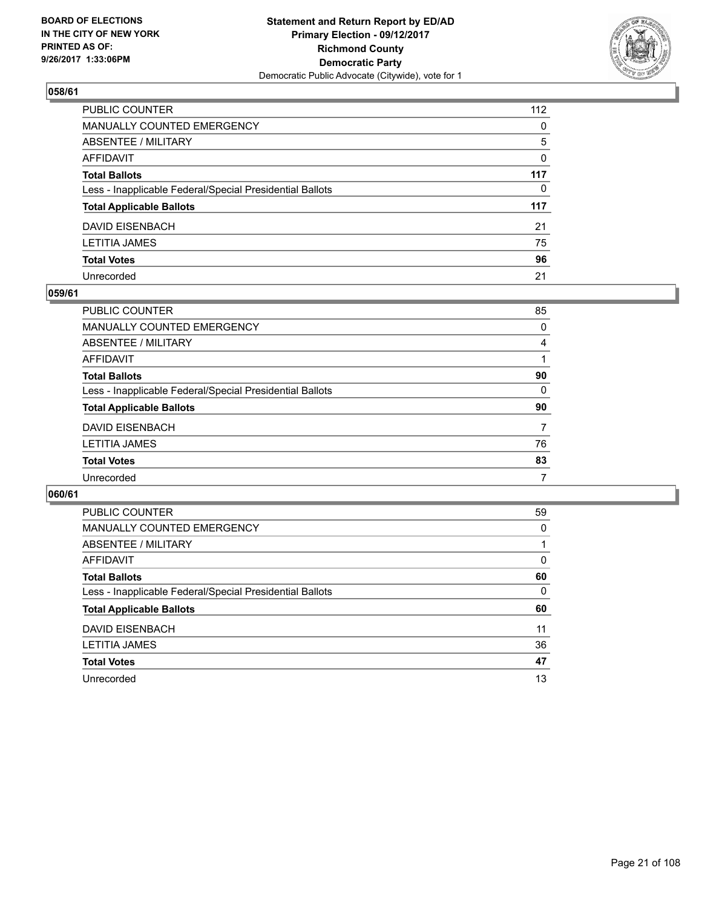BOARD OF ELECTIONS
IN THE CITY OF NEW YORK
PRINTED AS OF:
9/26/2017 1:33:06PM

**Statement and Return Report by ED/AD**
**Primary Election - 09/12/2017**
**Richmond County**
**Democratic Party**
Democratic Public Advocate (Citywide), vote for 1

## 058/61

| | |
|---|---|
| PUBLIC COUNTER | 112 |
| MANUALLY COUNTED EMERGENCY | 0 |
| ABSENTEE / MILITARY | 5 |
| AFFIDAVIT | 0 |
| **Total Ballots** | **117** |
| Less - Inapplicable Federal/Special Presidential Ballots | 0 |
| **Total Applicable Ballots** | **117** |
| DAVID EISENBACH | 21 |
| LETITIA JAMES | 75 |
| **Total Votes** | **96** |
| Unrecorded | 21 |

## 059/61

| | |
|---|---|
| PUBLIC COUNTER | 85 |
| MANUALLY COUNTED EMERGENCY | 0 |
| ABSENTEE / MILITARY | 4 |
| AFFIDAVIT | 1 |
| **Total Ballots** | **90** |
| Less - Inapplicable Federal/Special Presidential Ballots | 0 |
| **Total Applicable Ballots** | **90** |
| DAVID EISENBACH | 7 |
| LETITIA JAMES | 76 |
| **Total Votes** | **83** |
| Unrecorded | 7 |

## 060/61

| | |
|---|---|
| PUBLIC COUNTER | 59 |
| MANUALLY COUNTED EMERGENCY | 0 |
| ABSENTEE / MILITARY | 1 |
| AFFIDAVIT | 0 |
| **Total Ballots** | **60** |
| Less - Inapplicable Federal/Special Presidential Ballots | 0 |
| **Total Applicable Ballots** | **60** |
| DAVID EISENBACH | 11 |
| LETITIA JAMES | 36 |
| **Total Votes** | **47** |
| Unrecorded | 13 |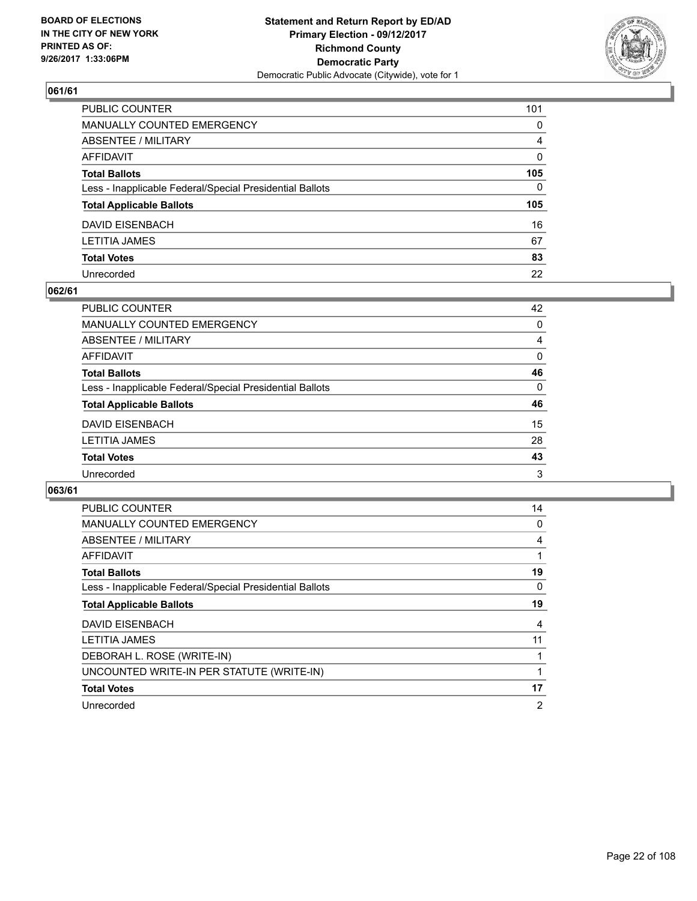BOARD OF ELECTIONS
IN THE CITY OF NEW YORK
PRINTED AS OF:
9/26/2017 1:33:06PM

**Statement and Return Report by ED/AD**
**Primary Election - 09/12/2017**
**Richmond County**
**Democratic Party**
Democratic Public Advocate (Citywide), vote for 1

## 061/61

| | |
|---|---|
| PUBLIC COUNTER | 101 |
| MANUALLY COUNTED EMERGENCY | 0 |
| ABSENTEE / MILITARY | 4 |
| AFFIDAVIT | 0 |
| **Total Ballots** | **105** |
| Less - Inapplicable Federal/Special Presidential Ballots | 0 |
| **Total Applicable Ballots** | **105** |
| DAVID EISENBACH | 16 |
| LETITIA JAMES | 67 |
| **Total Votes** | **83** |
| Unrecorded | 22 |

## 062/61

| | |
|---|---|
| PUBLIC COUNTER | 42 |
| MANUALLY COUNTED EMERGENCY | 0 |
| ABSENTEE / MILITARY | 4 |
| AFFIDAVIT | 0 |
| **Total Ballots** | **46** |
| Less - Inapplicable Federal/Special Presidential Ballots | 0 |
| **Total Applicable Ballots** | **46** |
| DAVID EISENBACH | 15 |
| LETITIA JAMES | 28 |
| **Total Votes** | **43** |
| Unrecorded | 3 |

## 063/61

| | |
|---|---|
| PUBLIC COUNTER | 14 |
| MANUALLY COUNTED EMERGENCY | 0 |
| ABSENTEE / MILITARY | 4 |
| AFFIDAVIT | 1 |
| **Total Ballots** | **19** |
| Less - Inapplicable Federal/Special Presidential Ballots | 0 |
| **Total Applicable Ballots** | **19** |
| DAVID EISENBACH | 4 |
| LETITIA JAMES | 11 |
| DEBORAH L. ROSE (WRITE-IN) | 1 |
| UNCOUNTED WRITE-IN PER STATUTE (WRITE-IN) | 1 |
| **Total Votes** | **17** |
| Unrecorded | 2 |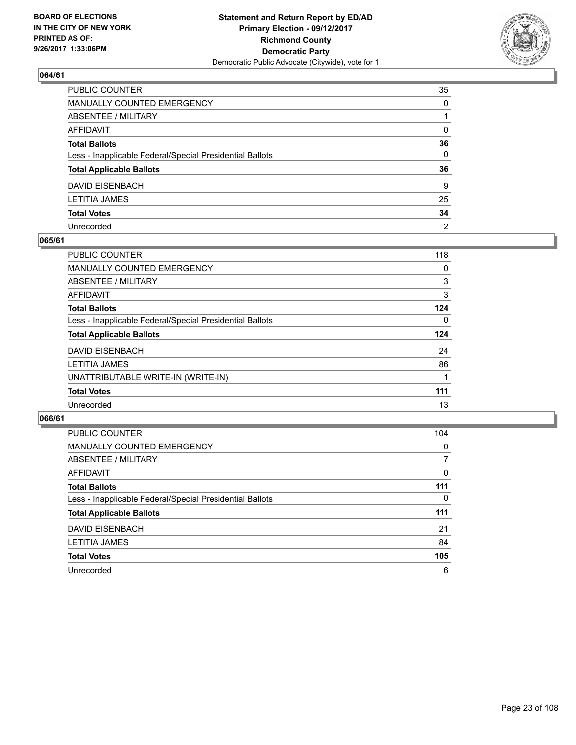BOARD OF ELECTIONS
IN THE CITY OF NEW YORK
PRINTED AS OF:
9/26/2017 1:33:06PM

**Statement and Return Report by ED/AD**
**Primary Election - 09/12/2017**
**Richmond County**
**Democratic Party**
Democratic Public Advocate (Citywide), vote for 1

## 064/61

| | |
|---|---|
| PUBLIC COUNTER | 35 |
| MANUALLY COUNTED EMERGENCY | 0 |
| ABSENTEE / MILITARY | 1 |
| AFFIDAVIT | 0 |
| **Total Ballots** | **36** |
| Less - Inapplicable Federal/Special Presidential Ballots | 0 |
| **Total Applicable Ballots** | **36** |
| DAVID EISENBACH | 9 |
| LETITIA JAMES | 25 |
| **Total Votes** | **34** |
| Unrecorded | 2 |

## 065/61

| | |
|---|---|
| PUBLIC COUNTER | 118 |
| MANUALLY COUNTED EMERGENCY | 0 |
| ABSENTEE / MILITARY | 3 |
| AFFIDAVIT | 3 |
| **Total Ballots** | **124** |
| Less - Inapplicable Federal/Special Presidential Ballots | 0 |
| **Total Applicable Ballots** | **124** |
| DAVID EISENBACH | 24 |
| LETITIA JAMES | 86 |
| UNATTRIBUTABLE WRITE-IN (WRITE-IN) | 1 |
| **Total Votes** | **111** |
| Unrecorded | 13 |

## 066/61

| | |
|---|---|
| PUBLIC COUNTER | 104 |
| MANUALLY COUNTED EMERGENCY | 0 |
| ABSENTEE / MILITARY | 7 |
| AFFIDAVIT | 0 |
| **Total Ballots** | **111** |
| Less - Inapplicable Federal/Special Presidential Ballots | 0 |
| **Total Applicable Ballots** | **111** |
| DAVID EISENBACH | 21 |
| LETITIA JAMES | 84 |
| **Total Votes** | **105** |
| Unrecorded | 6 |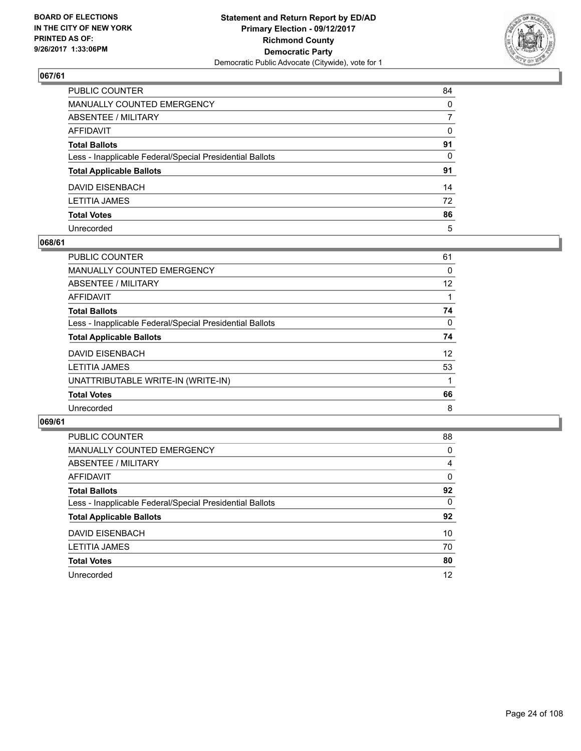BOARD OF ELECTIONS
IN THE CITY OF NEW YORK
PRINTED AS OF:
9/26/2017 1:33:06PM

**Statement and Return Report by ED/AD**
**Primary Election - 09/12/2017**
**Richmond County**
**Democratic Party**
Democratic Public Advocate (Citywide), vote for 1

## 067/61

| | |
|---|---|
| PUBLIC COUNTER | 84 |
| MANUALLY COUNTED EMERGENCY | 0 |
| ABSENTEE / MILITARY | 7 |
| AFFIDAVIT | 0 |
| **Total Ballots** | **91** |
| Less - Inapplicable Federal/Special Presidential Ballots | 0 |
| **Total Applicable Ballots** | **91** |
| DAVID EISENBACH | 14 |
| LETITIA JAMES | 72 |
| **Total Votes** | **86** |
| Unrecorded | 5 |

## 068/61

| | |
|---|---|
| PUBLIC COUNTER | 61 |
| MANUALLY COUNTED EMERGENCY | 0 |
| ABSENTEE / MILITARY | 12 |
| AFFIDAVIT | 1 |
| **Total Ballots** | **74** |
| Less - Inapplicable Federal/Special Presidential Ballots | 0 |
| **Total Applicable Ballots** | **74** |
| DAVID EISENBACH | 12 |
| LETITIA JAMES | 53 |
| UNATTRIBUTABLE WRITE-IN (WRITE-IN) | 1 |
| **Total Votes** | **66** |
| Unrecorded | 8 |

## 069/61

| | |
|---|---|
| PUBLIC COUNTER | 88 |
| MANUALLY COUNTED EMERGENCY | 0 |
| ABSENTEE / MILITARY | 4 |
| AFFIDAVIT | 0 |
| **Total Ballots** | **92** |
| Less - Inapplicable Federal/Special Presidential Ballots | 0 |
| **Total Applicable Ballots** | **92** |
| DAVID EISENBACH | 10 |
| LETITIA JAMES | 70 |
| **Total Votes** | **80** |
| Unrecorded | 12 |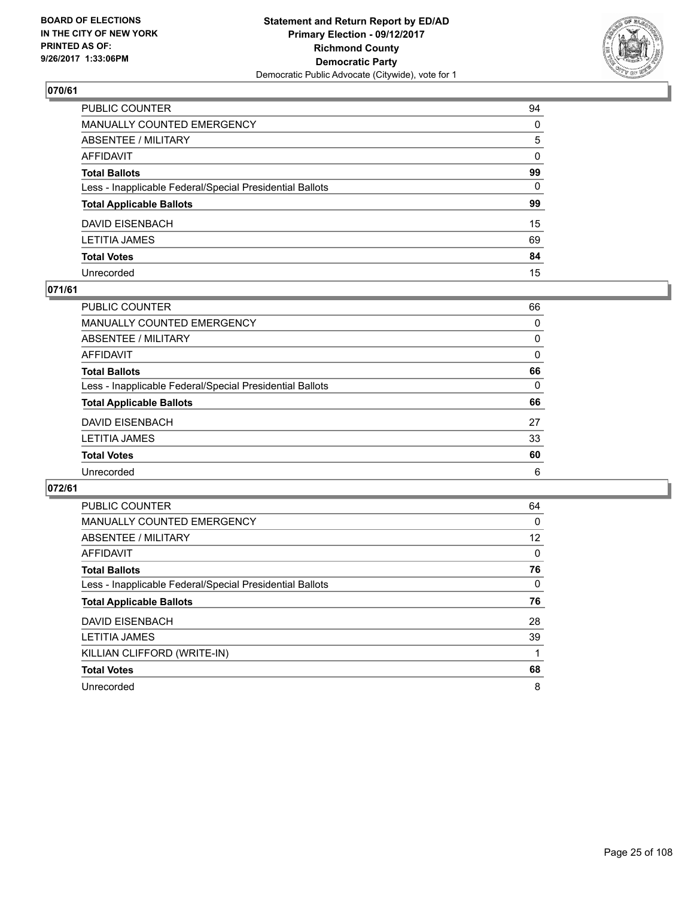**Statement and Return Report by ED/AD**
**Primary Election - 09/12/2017**
**Richmond County**
**Democratic Party**
Democratic Public Advocate (Citywide), vote for 1

BOARD OF ELECTIONS IN THE CITY OF NEW YORK
PRINTED AS OF: 9/26/2017 1:33:06PM

## 070/61

| | |
|---|---|
| PUBLIC COUNTER | 94 |
| MANUALLY COUNTED EMERGENCY | 0 |
| ABSENTEE / MILITARY | 5 |
| AFFIDAVIT | 0 |
| **Total Ballots** | **99** |
| Less - Inapplicable Federal/Special Presidential Ballots | 0 |
| **Total Applicable Ballots** | **99** |
| DAVID EISENBACH | 15 |
| LETITIA JAMES | 69 |
| **Total Votes** | **84** |
| Unrecorded | 15 |

## 071/61

| | |
|---|---|
| PUBLIC COUNTER | 66 |
| MANUALLY COUNTED EMERGENCY | 0 |
| ABSENTEE / MILITARY | 0 |
| AFFIDAVIT | 0 |
| **Total Ballots** | **66** |
| Less - Inapplicable Federal/Special Presidential Ballots | 0 |
| **Total Applicable Ballots** | **66** |
| DAVID EISENBACH | 27 |
| LETITIA JAMES | 33 |
| **Total Votes** | **60** |
| Unrecorded | 6 |

## 072/61

| | |
|---|---|
| PUBLIC COUNTER | 64 |
| MANUALLY COUNTED EMERGENCY | 0 |
| ABSENTEE / MILITARY | 12 |
| AFFIDAVIT | 0 |
| **Total Ballots** | **76** |
| Less - Inapplicable Federal/Special Presidential Ballots | 0 |
| **Total Applicable Ballots** | **76** |
| DAVID EISENBACH | 28 |
| LETITIA JAMES | 39 |
| KILLIAN CLIFFORD (WRITE-IN) | 1 |
| **Total Votes** | **68** |
| Unrecorded | 8 |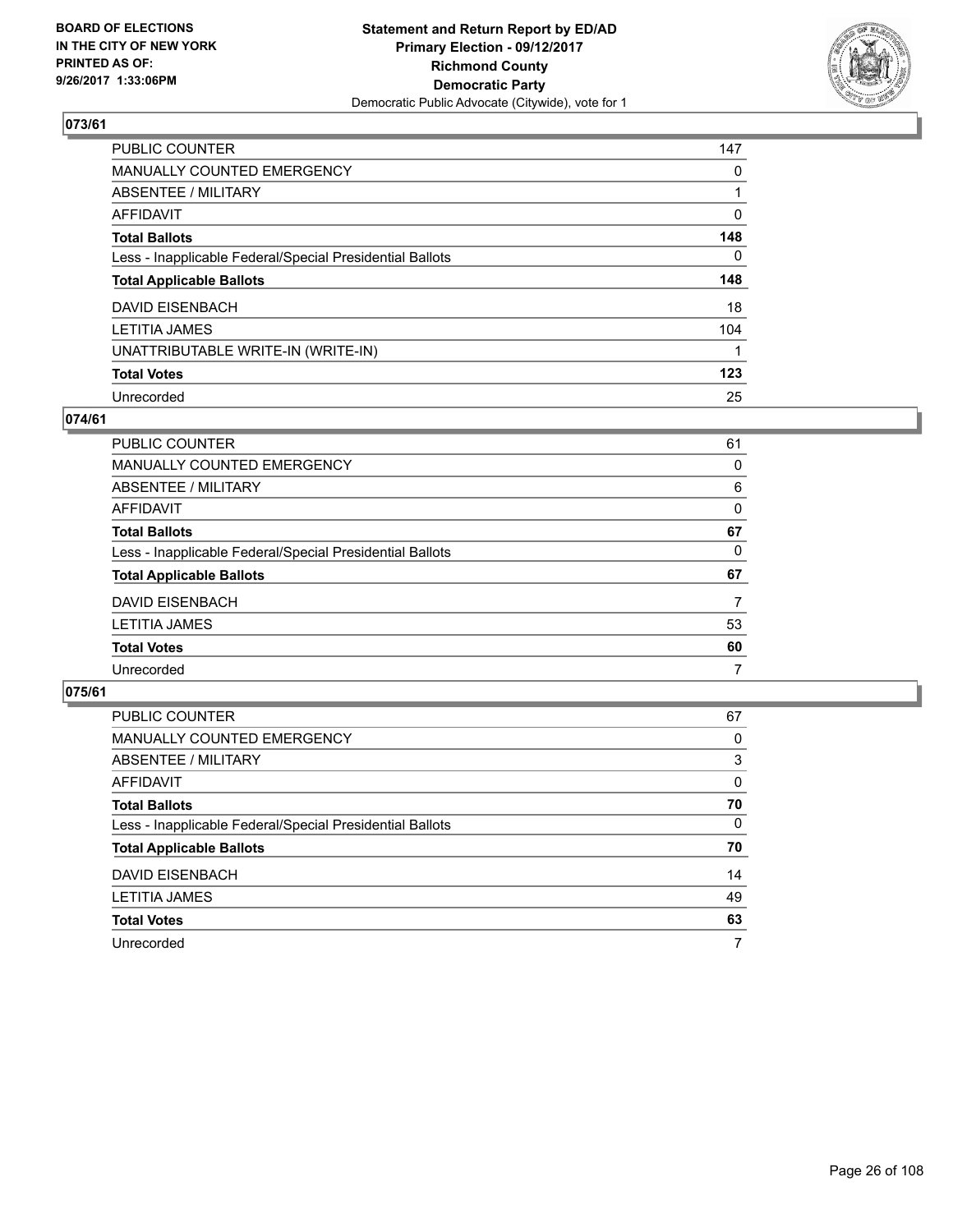BOARD OF ELECTIONS
IN THE CITY OF NEW YORK
PRINTED AS OF:
9/26/2017 1:33:06PM

**Statement and Return Report by ED/AD**
**Primary Election - 09/12/2017**
**Richmond County**
**Democratic Party**
Democratic Public Advocate (Citywide), vote for 1

## 073/61

| | |
|---|---|
| PUBLIC COUNTER | 147 |
| MANUALLY COUNTED EMERGENCY | 0 |
| ABSENTEE / MILITARY | 1 |
| AFFIDAVIT | 0 |
| **Total Ballots** | **148** |
| Less - Inapplicable Federal/Special Presidential Ballots | 0 |
| **Total Applicable Ballots** | **148** |
| DAVID EISENBACH | 18 |
| LETITIA JAMES | 104 |
| UNATTRIBUTABLE WRITE-IN (WRITE-IN) | 1 |
| **Total Votes** | **123** |
| Unrecorded | 25 |

## 074/61

| | |
|---|---|
| PUBLIC COUNTER | 61 |
| MANUALLY COUNTED EMERGENCY | 0 |
| ABSENTEE / MILITARY | 6 |
| AFFIDAVIT | 0 |
| **Total Ballots** | **67** |
| Less - Inapplicable Federal/Special Presidential Ballots | 0 |
| **Total Applicable Ballots** | **67** |
| DAVID EISENBACH | 7 |
| LETITIA JAMES | 53 |
| **Total Votes** | **60** |
| Unrecorded | 7 |

## 075/61

| | |
|---|---|
| PUBLIC COUNTER | 67 |
| MANUALLY COUNTED EMERGENCY | 0 |
| ABSENTEE / MILITARY | 3 |
| AFFIDAVIT | 0 |
| **Total Ballots** | **70** |
| Less - Inapplicable Federal/Special Presidential Ballots | 0 |
| **Total Applicable Ballots** | **70** |
| DAVID EISENBACH | 14 |
| LETITIA JAMES | 49 |
| **Total Votes** | **63** |
| Unrecorded | 7 |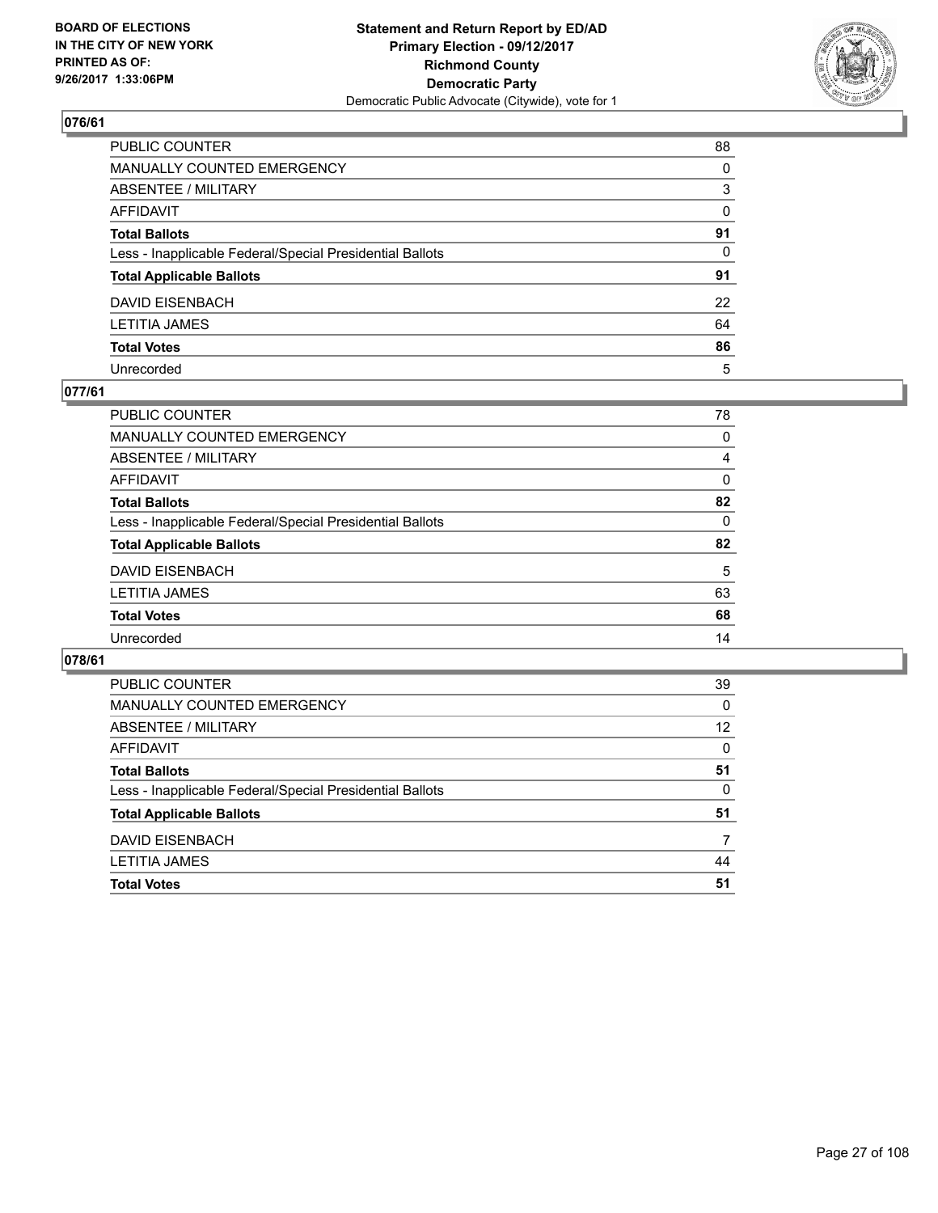## 076/61

| | |
|---|---|
| PUBLIC COUNTER | 88 |
| MANUALLY COUNTED EMERGENCY | 0 |
| ABSENTEE / MILITARY | 3 |
| AFFIDAVIT | 0 |
| **Total Ballots** | **91** |
| Less - Inapplicable Federal/Special Presidential Ballots | 0 |
| **Total Applicable Ballots** | **91** |
| DAVID EISENBACH | 22 |
| LETITIA JAMES | 64 |
| **Total Votes** | **86** |
| Unrecorded | 5 |

## 077/61

| | |
|---|---|
| PUBLIC COUNTER | 78 |
| MANUALLY COUNTED EMERGENCY | 0 |
| ABSENTEE / MILITARY | 4 |
| AFFIDAVIT | 0 |
| **Total Ballots** | **82** |
| Less - Inapplicable Federal/Special Presidential Ballots | 0 |
| **Total Applicable Ballots** | **82** |
| DAVID EISENBACH | 5 |
| LETITIA JAMES | 63 |
| **Total Votes** | **68** |
| Unrecorded | 14 |

## 078/61

| | |
|---|---|
| PUBLIC COUNTER | 39 |
| MANUALLY COUNTED EMERGENCY | 0 |
| ABSENTEE / MILITARY | 12 |
| AFFIDAVIT | 0 |
| **Total Ballots** | **51** |
| Less - Inapplicable Federal/Special Presidential Ballots | 0 |
| **Total Applicable Ballots** | **51** |
| DAVID EISENBACH | 7 |
| LETITIA JAMES | 44 |
| **Total Votes** | **51** |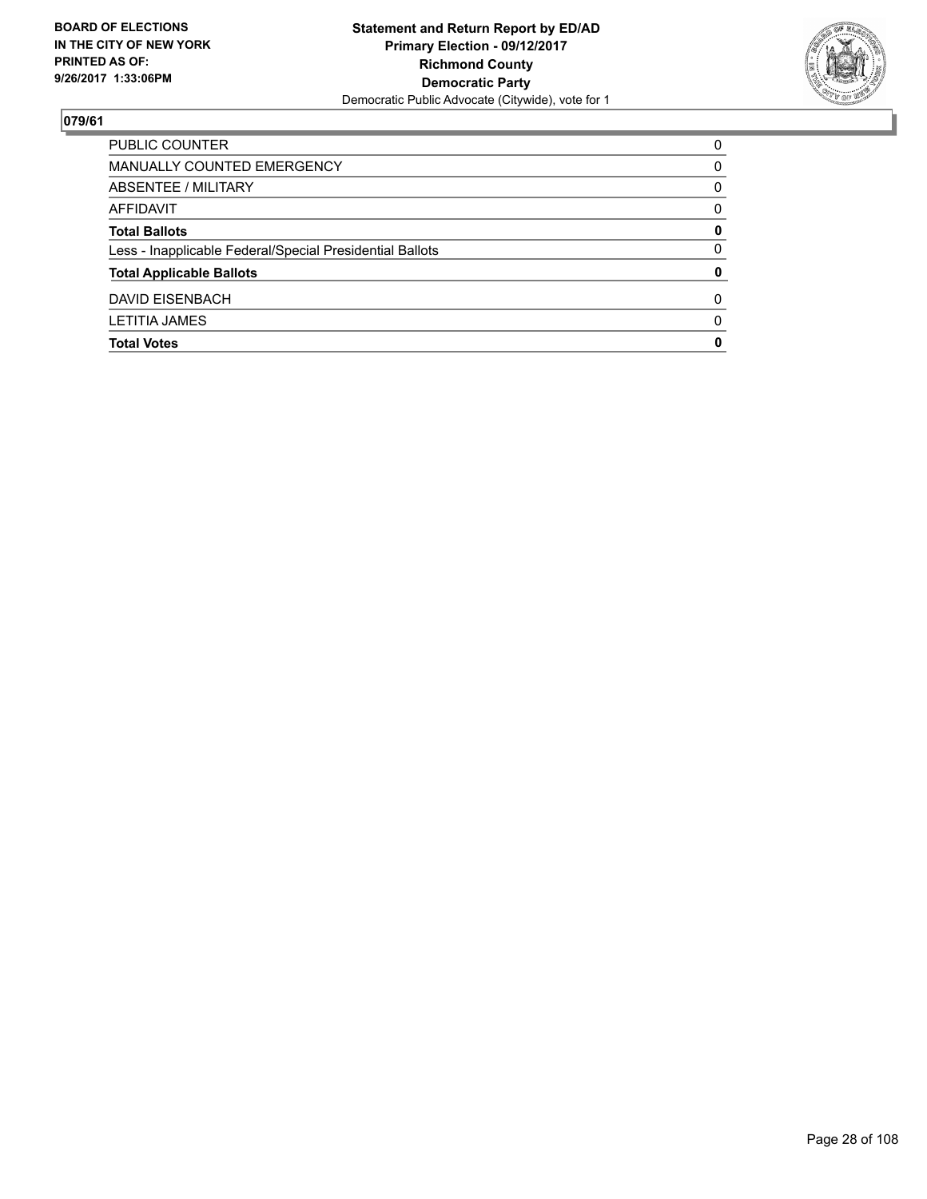**BOARD OF ELECTIONS IN THE CITY OF NEW YORK PRINTED AS OF: 9/26/2017 1:33:06PM**

**Statement and Return Report by ED/AD**
**Primary Election - 09/12/2017**
**Richmond County**
**Democratic Party**
Democratic Public Advocate (Citywide), vote for 1

## 079/61

| | |
|---|---|
| PUBLIC COUNTER | 0 |
| MANUALLY COUNTED EMERGENCY | 0 |
| ABSENTEE / MILITARY | 0 |
| AFFIDAVIT | 0 |
| **Total Ballots** | **0** |
| Less - Inapplicable Federal/Special Presidential Ballots | 0 |
| **Total Applicable Ballots** | **0** |
| DAVID EISENBACH | 0 |
| LETITIA JAMES | 0 |
| **Total Votes** | **0** |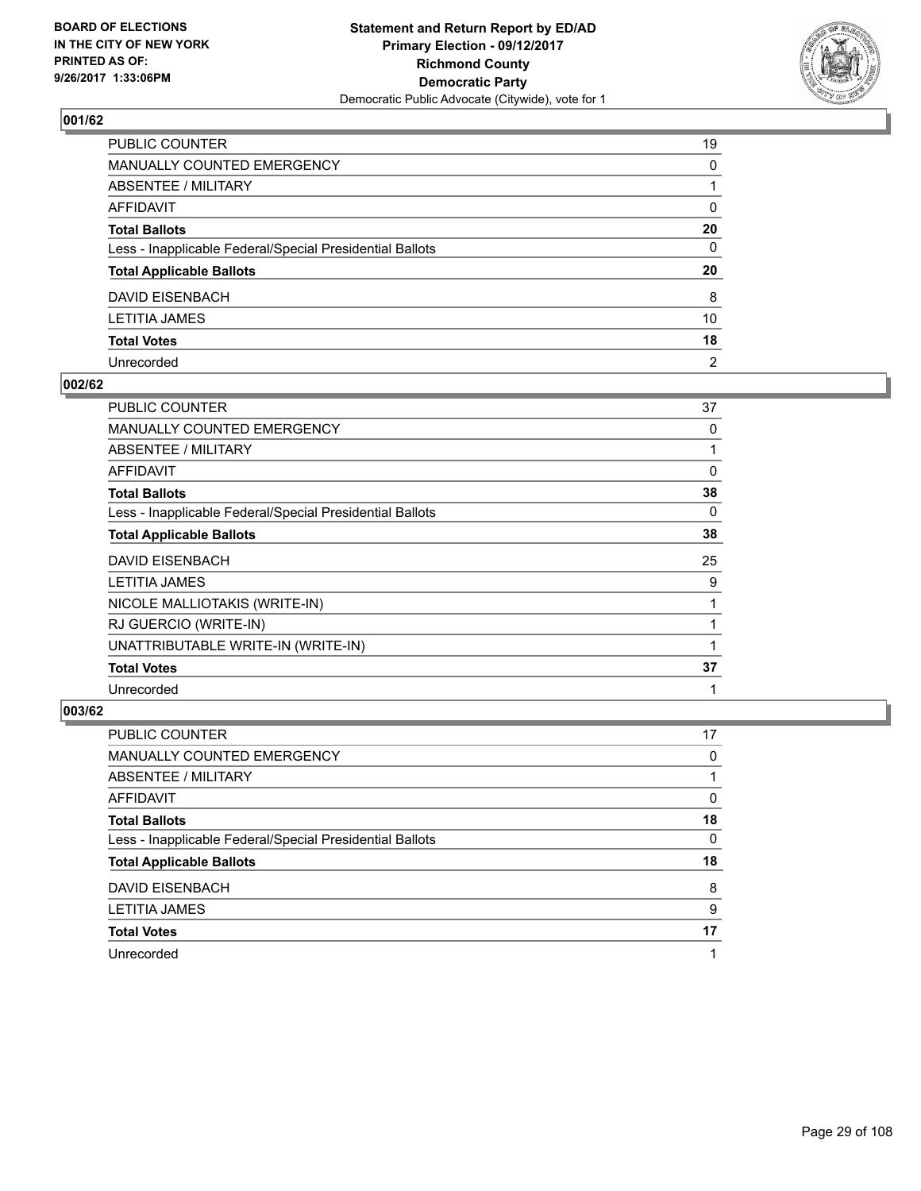BOARD OF ELECTIONS
IN THE CITY OF NEW YORK
PRINTED AS OF:
9/26/2017 1:33:06PM

**Statement and Return Report by ED/AD**
**Primary Election - 09/12/2017**
**Richmond County**
**Democratic Party**
Democratic Public Advocate (Citywide), vote for 1

### 001/62

| | |
|---|---|
| PUBLIC COUNTER | 19 |
| MANUALLY COUNTED EMERGENCY | 0 |
| ABSENTEE / MILITARY | 1 |
| AFFIDAVIT | 0 |
| **Total Ballots** | **20** |
| Less - Inapplicable Federal/Special Presidential Ballots | 0 |
| **Total Applicable Ballots** | **20** |
| DAVID EISENBACH | 8 |
| LETITIA JAMES | 10 |
| **Total Votes** | **18** |
| Unrecorded | 2 |

### 002/62

| | |
|---|---|
| PUBLIC COUNTER | 37 |
| MANUALLY COUNTED EMERGENCY | 0 |
| ABSENTEE / MILITARY | 1 |
| AFFIDAVIT | 0 |
| **Total Ballots** | **38** |
| Less - Inapplicable Federal/Special Presidential Ballots | 0 |
| **Total Applicable Ballots** | **38** |
| DAVID EISENBACH | 25 |
| LETITIA JAMES | 9 |
| NICOLE MALLIOTAKIS (WRITE-IN) | 1 |
| RJ GUERCIO (WRITE-IN) | 1 |
| UNATTRIBUTABLE WRITE-IN (WRITE-IN) | 1 |
| **Total Votes** | **37** |
| Unrecorded | 1 |

### 003/62

| | |
|---|---|
| PUBLIC COUNTER | 17 |
| MANUALLY COUNTED EMERGENCY | 0 |
| ABSENTEE / MILITARY | 1 |
| AFFIDAVIT | 0 |
| **Total Ballots** | **18** |
| Less - Inapplicable Federal/Special Presidential Ballots | 0 |
| **Total Applicable Ballots** | **18** |
| DAVID EISENBACH | 8 |
| LETITIA JAMES | 9 |
| **Total Votes** | **17** |
| Unrecorded | 1 |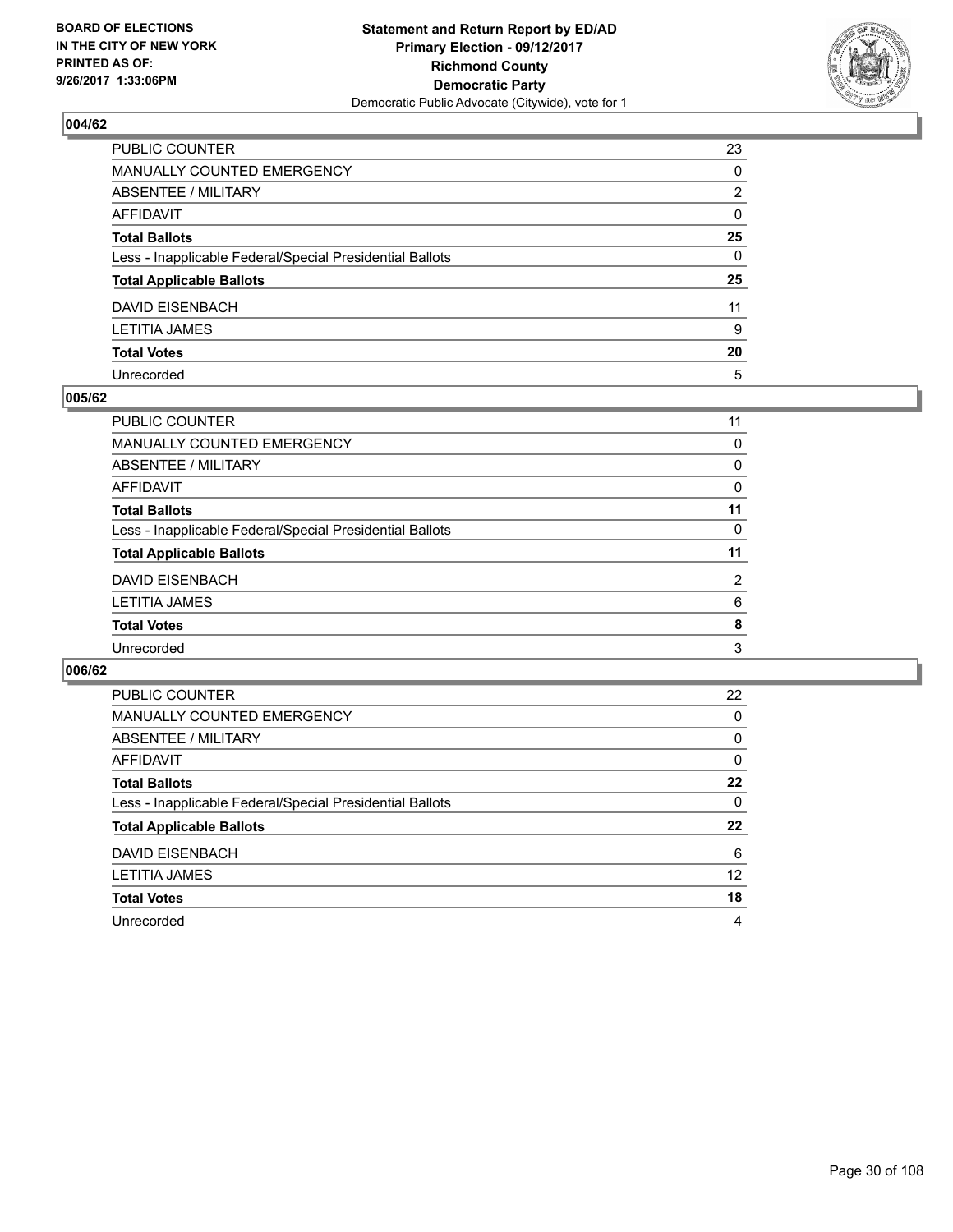**BOARD OF ELECTIONS IN THE CITY OF NEW YORK PRINTED AS OF: 9/26/2017 1:33:06PM**

**Statement and Return Report by ED/AD Primary Election - 09/12/2017 Richmond County Democratic Party**
Democratic Public Advocate (Citywide), vote for 1

### 004/62

| | |
|---|---|
| PUBLIC COUNTER | 23 |
| MANUALLY COUNTED EMERGENCY | 0 |
| ABSENTEE / MILITARY | 2 |
| AFFIDAVIT | 0 |
| **Total Ballots** | **25** |
| Less - Inapplicable Federal/Special Presidential Ballots | 0 |
| **Total Applicable Ballots** | **25** |
| DAVID EISENBACH | 11 |
| LETITIA JAMES | 9 |
| **Total Votes** | **20** |
| Unrecorded | 5 |

### 005/62

| | |
|---|---|
| PUBLIC COUNTER | 11 |
| MANUALLY COUNTED EMERGENCY | 0 |
| ABSENTEE / MILITARY | 0 |
| AFFIDAVIT | 0 |
| **Total Ballots** | **11** |
| Less - Inapplicable Federal/Special Presidential Ballots | 0 |
| **Total Applicable Ballots** | **11** |
| DAVID EISENBACH | 2 |
| LETITIA JAMES | 6 |
| **Total Votes** | **8** |
| Unrecorded | 3 |

### 006/62

| | |
|---|---|
| PUBLIC COUNTER | 22 |
| MANUALLY COUNTED EMERGENCY | 0 |
| ABSENTEE / MILITARY | 0 |
| AFFIDAVIT | 0 |
| **Total Ballots** | **22** |
| Less - Inapplicable Federal/Special Presidential Ballots | 0 |
| **Total Applicable Ballots** | **22** |
| DAVID EISENBACH | 6 |
| LETITIA JAMES | 12 |
| **Total Votes** | **18** |
| Unrecorded | 4 |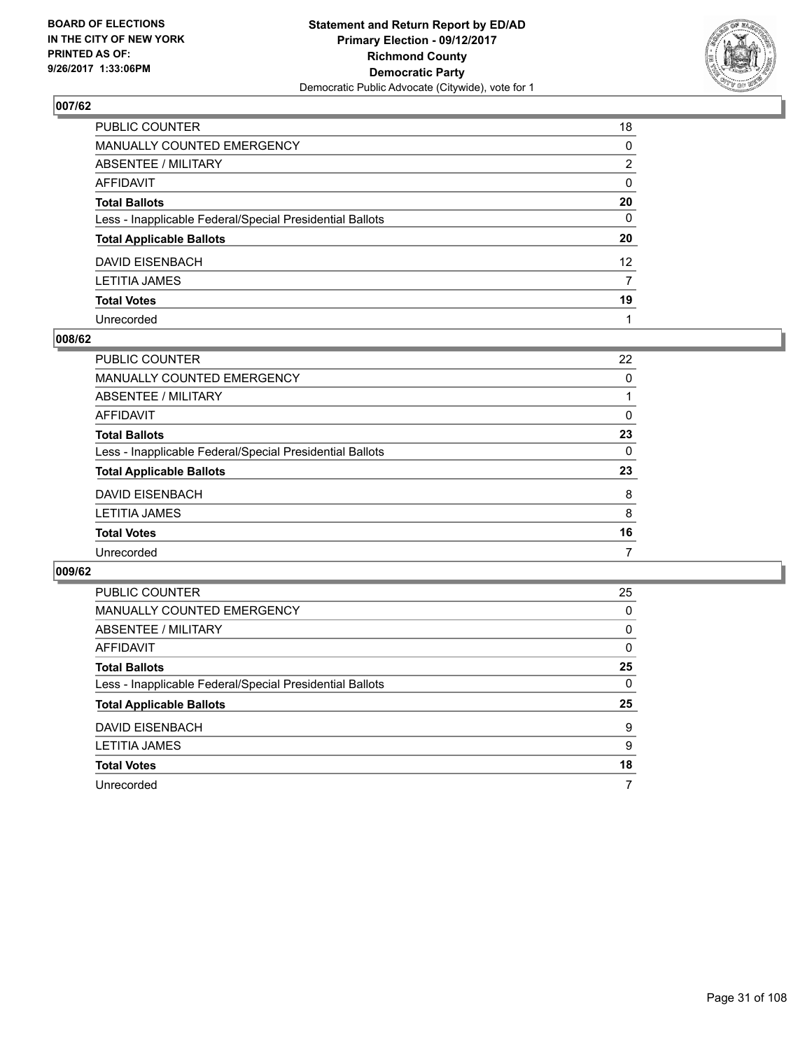BOARD OF ELECTIONS
IN THE CITY OF NEW YORK
PRINTED AS OF:
9/26/2017 1:33:06PM

**Statement and Return Report by ED/AD**
**Primary Election - 09/12/2017**
**Richmond County**
**Democratic Party**
Democratic Public Advocate (Citywide), vote for 1

### 007/62

| | |
|---|---|
| PUBLIC COUNTER | 18 |
| MANUALLY COUNTED EMERGENCY | 0 |
| ABSENTEE / MILITARY | 2 |
| AFFIDAVIT | 0 |
| **Total Ballots** | **20** |
| Less - Inapplicable Federal/Special Presidential Ballots | 0 |
| **Total Applicable Ballots** | **20** |
| DAVID EISENBACH | 12 |
| LETITIA JAMES | 7 |
| **Total Votes** | **19** |
| Unrecorded | 1 |

### 008/62

| | |
|---|---|
| PUBLIC COUNTER | 22 |
| MANUALLY COUNTED EMERGENCY | 0 |
| ABSENTEE / MILITARY | 1 |
| AFFIDAVIT | 0 |
| **Total Ballots** | **23** |
| Less - Inapplicable Federal/Special Presidential Ballots | 0 |
| **Total Applicable Ballots** | **23** |
| DAVID EISENBACH | 8 |
| LETITIA JAMES | 8 |
| **Total Votes** | **16** |
| Unrecorded | 7 |

### 009/62

| | |
|---|---|
| PUBLIC COUNTER | 25 |
| MANUALLY COUNTED EMERGENCY | 0 |
| ABSENTEE / MILITARY | 0 |
| AFFIDAVIT | 0 |
| **Total Ballots** | **25** |
| Less - Inapplicable Federal/Special Presidential Ballots | 0 |
| **Total Applicable Ballots** | **25** |
| DAVID EISENBACH | 9 |
| LETITIA JAMES | 9 |
| **Total Votes** | **18** |
| Unrecorded | 7 |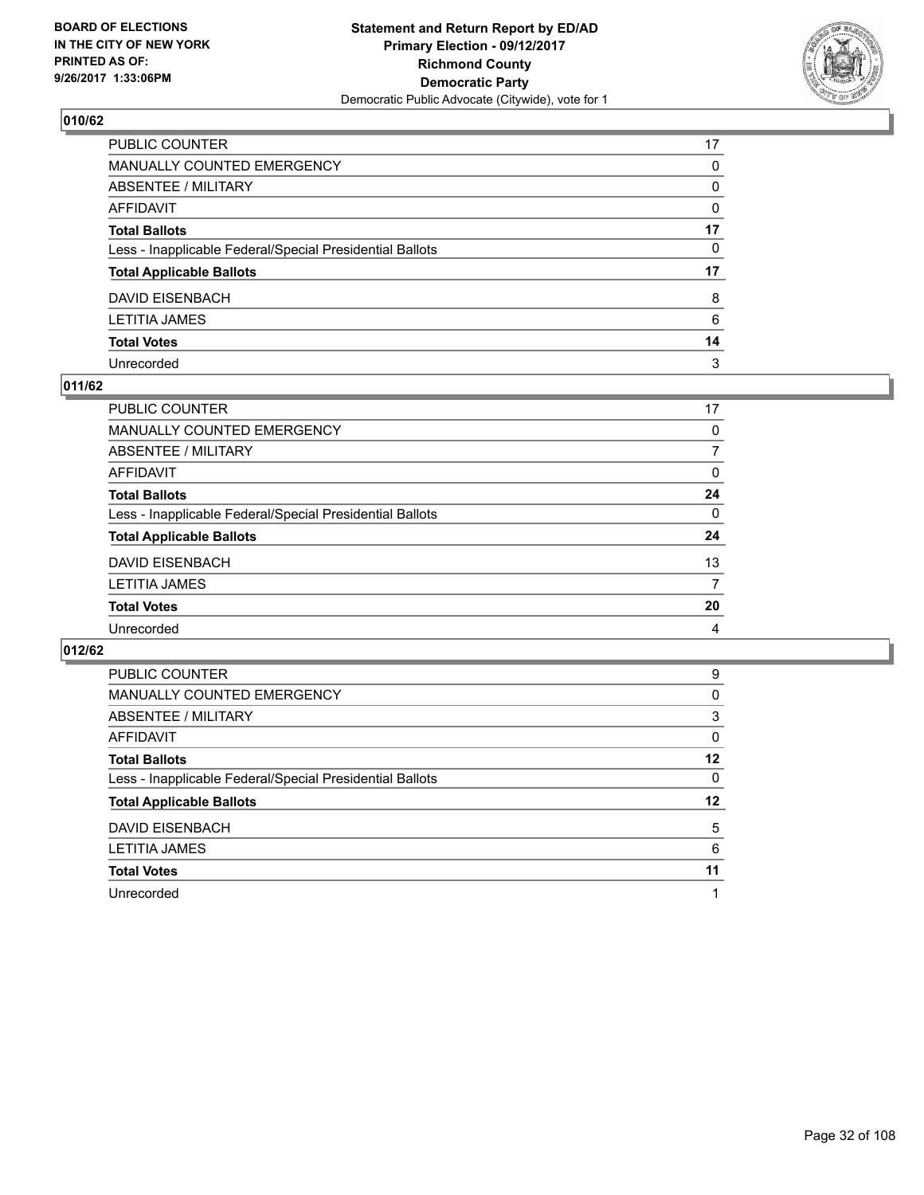BOARD OF ELECTIONS
IN THE CITY OF NEW YORK
PRINTED AS OF:
9/26/2017 1:33:06PM

**Statement and Return Report by ED/AD**
**Primary Election - 09/12/2017**
**Richmond County**
**Democratic Party**
Democratic Public Advocate (Citywide), vote for 1

## 010/62

| | |
|---|---|
| PUBLIC COUNTER | 17 |
| MANUALLY COUNTED EMERGENCY | 0 |
| ABSENTEE / MILITARY | 0 |
| AFFIDAVIT | 0 |
| **Total Ballots** | **17** |
| Less - Inapplicable Federal/Special Presidential Ballots | 0 |
| **Total Applicable Ballots** | **17** |
| DAVID EISENBACH | 8 |
| LETITIA JAMES | 6 |
| **Total Votes** | **14** |
| Unrecorded | 3 |

## 011/62

| | |
|---|---|
| PUBLIC COUNTER | 17 |
| MANUALLY COUNTED EMERGENCY | 0 |
| ABSENTEE / MILITARY | 7 |
| AFFIDAVIT | 0 |
| **Total Ballots** | **24** |
| Less - Inapplicable Federal/Special Presidential Ballots | 0 |
| **Total Applicable Ballots** | **24** |
| DAVID EISENBACH | 13 |
| LETITIA JAMES | 7 |
| **Total Votes** | **20** |
| Unrecorded | 4 |

## 012/62

| | |
|---|---|
| PUBLIC COUNTER | 9 |
| MANUALLY COUNTED EMERGENCY | 0 |
| ABSENTEE / MILITARY | 3 |
| AFFIDAVIT | 0 |
| **Total Ballots** | **12** |
| Less - Inapplicable Federal/Special Presidential Ballots | 0 |
| **Total Applicable Ballots** | **12** |
| DAVID EISENBACH | 5 |
| LETITIA JAMES | 6 |
| **Total Votes** | **11** |
| Unrecorded | 1 |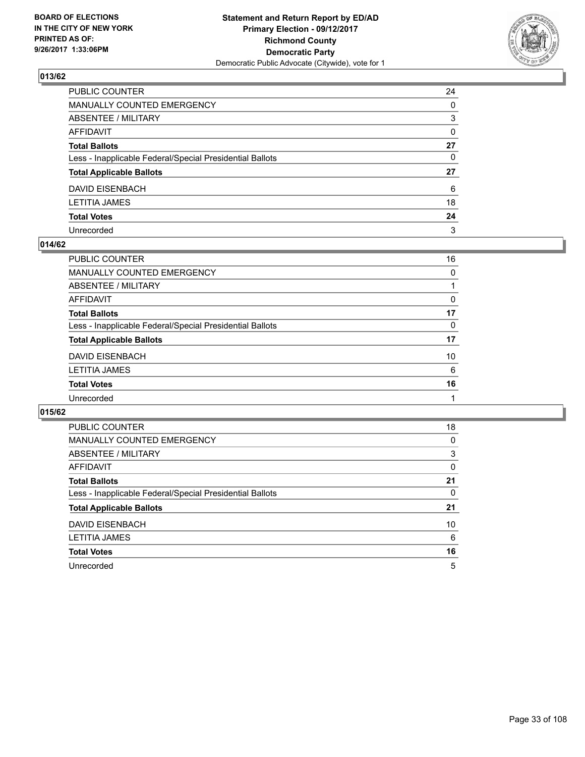BOARD OF ELECTIONS
IN THE CITY OF NEW YORK
PRINTED AS OF:
9/26/2017 1:33:06PM

**Statement and Return Report by ED/AD**
**Primary Election - 09/12/2017**
**Richmond County**
**Democratic Party**
Democratic Public Advocate (Citywide), vote for 1

## 013/62

| | |
|---|---|
| PUBLIC COUNTER | 24 |
| MANUALLY COUNTED EMERGENCY | 0 |
| ABSENTEE / MILITARY | 3 |
| AFFIDAVIT | 0 |
| **Total Ballots** | **27** |
| Less - Inapplicable Federal/Special Presidential Ballots | 0 |
| **Total Applicable Ballots** | **27** |
| DAVID EISENBACH | 6 |
| LETITIA JAMES | 18 |
| **Total Votes** | **24** |
| Unrecorded | 3 |

## 014/62

| | |
|---|---|
| PUBLIC COUNTER | 16 |
| MANUALLY COUNTED EMERGENCY | 0 |
| ABSENTEE / MILITARY | 1 |
| AFFIDAVIT | 0 |
| **Total Ballots** | **17** |
| Less - Inapplicable Federal/Special Presidential Ballots | 0 |
| **Total Applicable Ballots** | **17** |
| DAVID EISENBACH | 10 |
| LETITIA JAMES | 6 |
| **Total Votes** | **16** |
| Unrecorded | 1 |

## 015/62

| | |
|---|---|
| PUBLIC COUNTER | 18 |
| MANUALLY COUNTED EMERGENCY | 0 |
| ABSENTEE / MILITARY | 3 |
| AFFIDAVIT | 0 |
| **Total Ballots** | **21** |
| Less - Inapplicable Federal/Special Presidential Ballots | 0 |
| **Total Applicable Ballots** | **21** |
| DAVID EISENBACH | 10 |
| LETITIA JAMES | 6 |
| **Total Votes** | **16** |
| Unrecorded | 5 |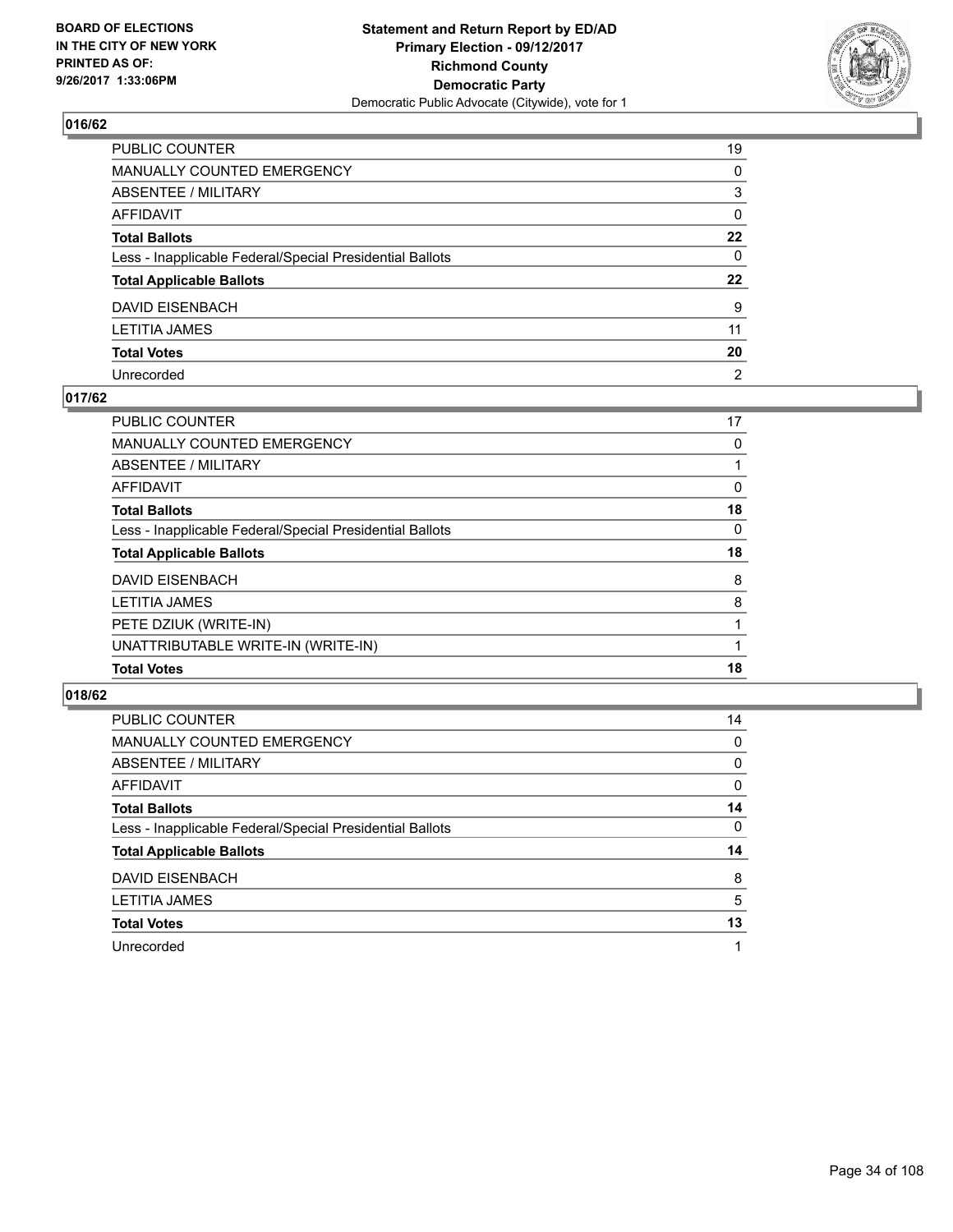**BOARD OF ELECTIONS**
**IN THE CITY OF NEW YORK**
**PRINTED AS OF:**
**9/26/2017 1:33:06PM**

**Statement and Return Report by ED/AD**
**Primary Election - 09/12/2017**
**Richmond County**
**Democratic Party**
Democratic Public Advocate (Citywide), vote for 1

## 016/62

| | |
|---|---|
| PUBLIC COUNTER | 19 |
| MANUALLY COUNTED EMERGENCY | 0 |
| ABSENTEE / MILITARY | 3 |
| AFFIDAVIT | 0 |
| **Total Ballots** | **22** |
| Less - Inapplicable Federal/Special Presidential Ballots | 0 |
| **Total Applicable Ballots** | **22** |
| DAVID EISENBACH | 9 |
| LETITIA JAMES | 11 |
| **Total Votes** | **20** |
| Unrecorded | 2 |

## 017/62

| | |
|---|---|
| PUBLIC COUNTER | 17 |
| MANUALLY COUNTED EMERGENCY | 0 |
| ABSENTEE / MILITARY | 1 |
| AFFIDAVIT | 0 |
| **Total Ballots** | **18** |
| Less - Inapplicable Federal/Special Presidential Ballots | 0 |
| **Total Applicable Ballots** | **18** |
| DAVID EISENBACH | 8 |
| LETITIA JAMES | 8 |
| PETE DZIUK (WRITE-IN) | 1 |
| UNATTRIBUTABLE WRITE-IN (WRITE-IN) | 1 |
| **Total Votes** | **18** |

## 018/62

| | |
|---|---|
| PUBLIC COUNTER | 14 |
| MANUALLY COUNTED EMERGENCY | 0 |
| ABSENTEE / MILITARY | 0 |
| AFFIDAVIT | 0 |
| **Total Ballots** | **14** |
| Less - Inapplicable Federal/Special Presidential Ballots | 0 |
| **Total Applicable Ballots** | **14** |
| DAVID EISENBACH | 8 |
| LETITIA JAMES | 5 |
| **Total Votes** | **13** |
| Unrecorded | 1 |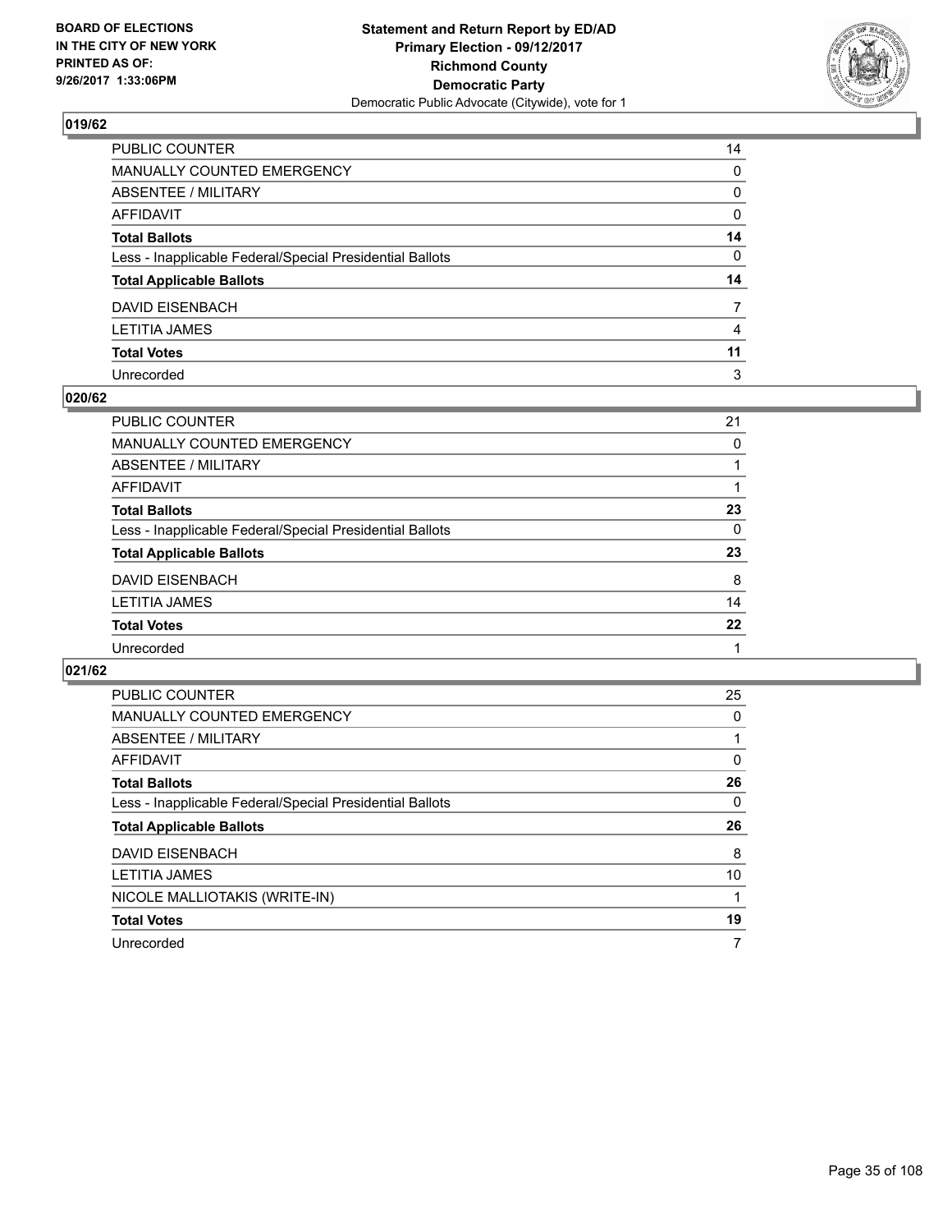BOARD OF ELECTIONS
IN THE CITY OF NEW YORK
PRINTED AS OF:
9/26/2017 1:33:06PM

**Statement and Return Report by ED/AD**
**Primary Election - 09/12/2017**
**Richmond County**
**Democratic Party**
Democratic Public Advocate (Citywide), vote for 1

### 019/62

| | |
|---|---|
| PUBLIC COUNTER | 14 |
| MANUALLY COUNTED EMERGENCY | 0 |
| ABSENTEE / MILITARY | 0 |
| AFFIDAVIT | 0 |
| **Total Ballots** | **14** |
| Less - Inapplicable Federal/Special Presidential Ballots | 0 |
| **Total Applicable Ballots** | **14** |
| DAVID EISENBACH | 7 |
| LETITIA JAMES | 4 |
| **Total Votes** | **11** |
| Unrecorded | 3 |

### 020/62

| | |
|---|---|
| PUBLIC COUNTER | 21 |
| MANUALLY COUNTED EMERGENCY | 0 |
| ABSENTEE / MILITARY | 1 |
| AFFIDAVIT | 1 |
| **Total Ballots** | **23** |
| Less - Inapplicable Federal/Special Presidential Ballots | 0 |
| **Total Applicable Ballots** | **23** |
| DAVID EISENBACH | 8 |
| LETITIA JAMES | 14 |
| **Total Votes** | **22** |
| Unrecorded | 1 |

### 021/62

| | |
|---|---|
| PUBLIC COUNTER | 25 |
| MANUALLY COUNTED EMERGENCY | 0 |
| ABSENTEE / MILITARY | 1 |
| AFFIDAVIT | 0 |
| **Total Ballots** | **26** |
| Less - Inapplicable Federal/Special Presidential Ballots | 0 |
| **Total Applicable Ballots** | **26** |
| DAVID EISENBACH | 8 |
| LETITIA JAMES | 10 |
| NICOLE MALLIOTAKIS (WRITE-IN) | 1 |
| **Total Votes** | **19** |
| Unrecorded | 7 |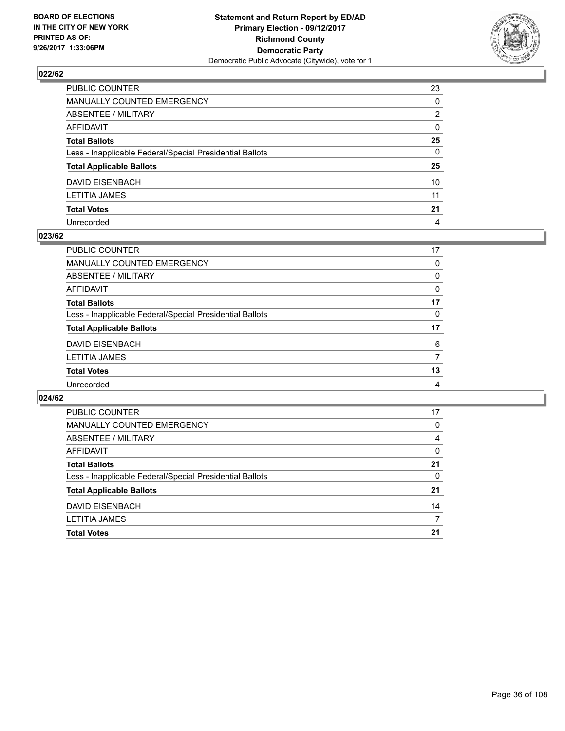BOARD OF ELECTIONS
IN THE CITY OF NEW YORK
PRINTED AS OF:
9/26/2017 1:33:06PM

**Statement and Return Report by ED/AD**
**Primary Election - 09/12/2017**
**Richmond County**
**Democratic Party**
Democratic Public Advocate (Citywide), vote for 1

### 022/62

| | |
|---|---|
| PUBLIC COUNTER | 23 |
| MANUALLY COUNTED EMERGENCY | 0 |
| ABSENTEE / MILITARY | 2 |
| AFFIDAVIT | 0 |
| **Total Ballots** | **25** |
| Less - Inapplicable Federal/Special Presidential Ballots | 0 |
| **Total Applicable Ballots** | **25** |
| DAVID EISENBACH | 10 |
| LETITIA JAMES | 11 |
| **Total Votes** | **21** |
| Unrecorded | 4 |

### 023/62

| | |
|---|---|
| PUBLIC COUNTER | 17 |
| MANUALLY COUNTED EMERGENCY | 0 |
| ABSENTEE / MILITARY | 0 |
| AFFIDAVIT | 0 |
| **Total Ballots** | **17** |
| Less - Inapplicable Federal/Special Presidential Ballots | 0 |
| **Total Applicable Ballots** | **17** |
| DAVID EISENBACH | 6 |
| LETITIA JAMES | 7 |
| **Total Votes** | **13** |
| Unrecorded | 4 |

### 024/62

| | |
|---|---|
| PUBLIC COUNTER | 17 |
| MANUALLY COUNTED EMERGENCY | 0 |
| ABSENTEE / MILITARY | 4 |
| AFFIDAVIT | 0 |
| **Total Ballots** | **21** |
| Less - Inapplicable Federal/Special Presidential Ballots | 0 |
| **Total Applicable Ballots** | **21** |
| DAVID EISENBACH | 14 |
| LETITIA JAMES | 7 |
| **Total Votes** | **21** |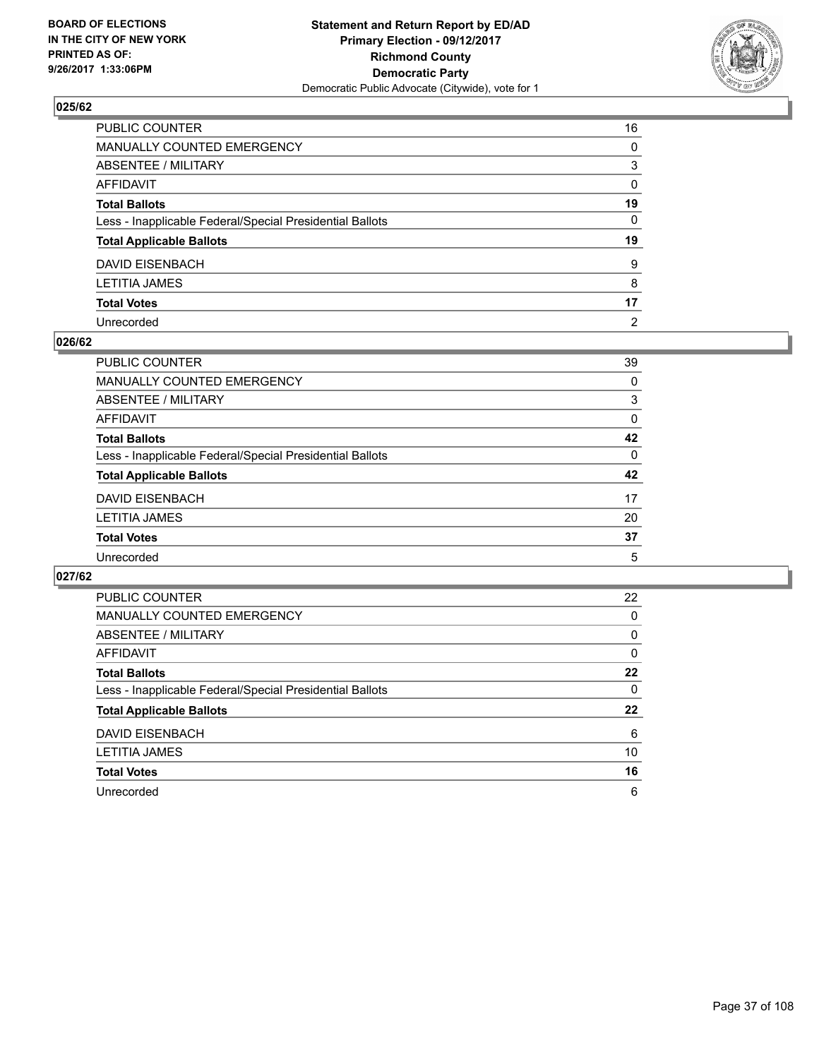BOARD OF ELECTIONS
IN THE CITY OF NEW YORK
PRINTED AS OF:
9/26/2017 1:33:06PM

**Statement and Return Report by ED/AD**
**Primary Election - 09/12/2017**
**Richmond County**
**Democratic Party**
Democratic Public Advocate (Citywide), vote for 1

## 025/62

| | |
|---|---|
| PUBLIC COUNTER | 16 |
| MANUALLY COUNTED EMERGENCY | 0 |
| ABSENTEE / MILITARY | 3 |
| AFFIDAVIT | 0 |
| **Total Ballots** | **19** |
| Less - Inapplicable Federal/Special Presidential Ballots | 0 |
| **Total Applicable Ballots** | **19** |
| DAVID EISENBACH | 9 |
| LETITIA JAMES | 8 |
| **Total Votes** | **17** |
| Unrecorded | 2 |

## 026/62

| | |
|---|---|
| PUBLIC COUNTER | 39 |
| MANUALLY COUNTED EMERGENCY | 0 |
| ABSENTEE / MILITARY | 3 |
| AFFIDAVIT | 0 |
| **Total Ballots** | **42** |
| Less - Inapplicable Federal/Special Presidential Ballots | 0 |
| **Total Applicable Ballots** | **42** |
| DAVID EISENBACH | 17 |
| LETITIA JAMES | 20 |
| **Total Votes** | **37** |
| Unrecorded | 5 |

## 027/62

| | |
|---|---|
| PUBLIC COUNTER | 22 |
| MANUALLY COUNTED EMERGENCY | 0 |
| ABSENTEE / MILITARY | 0 |
| AFFIDAVIT | 0 |
| **Total Ballots** | **22** |
| Less - Inapplicable Federal/Special Presidential Ballots | 0 |
| **Total Applicable Ballots** | **22** |
| DAVID EISENBACH | 6 |
| LETITIA JAMES | 10 |
| **Total Votes** | **16** |
| Unrecorded | 6 |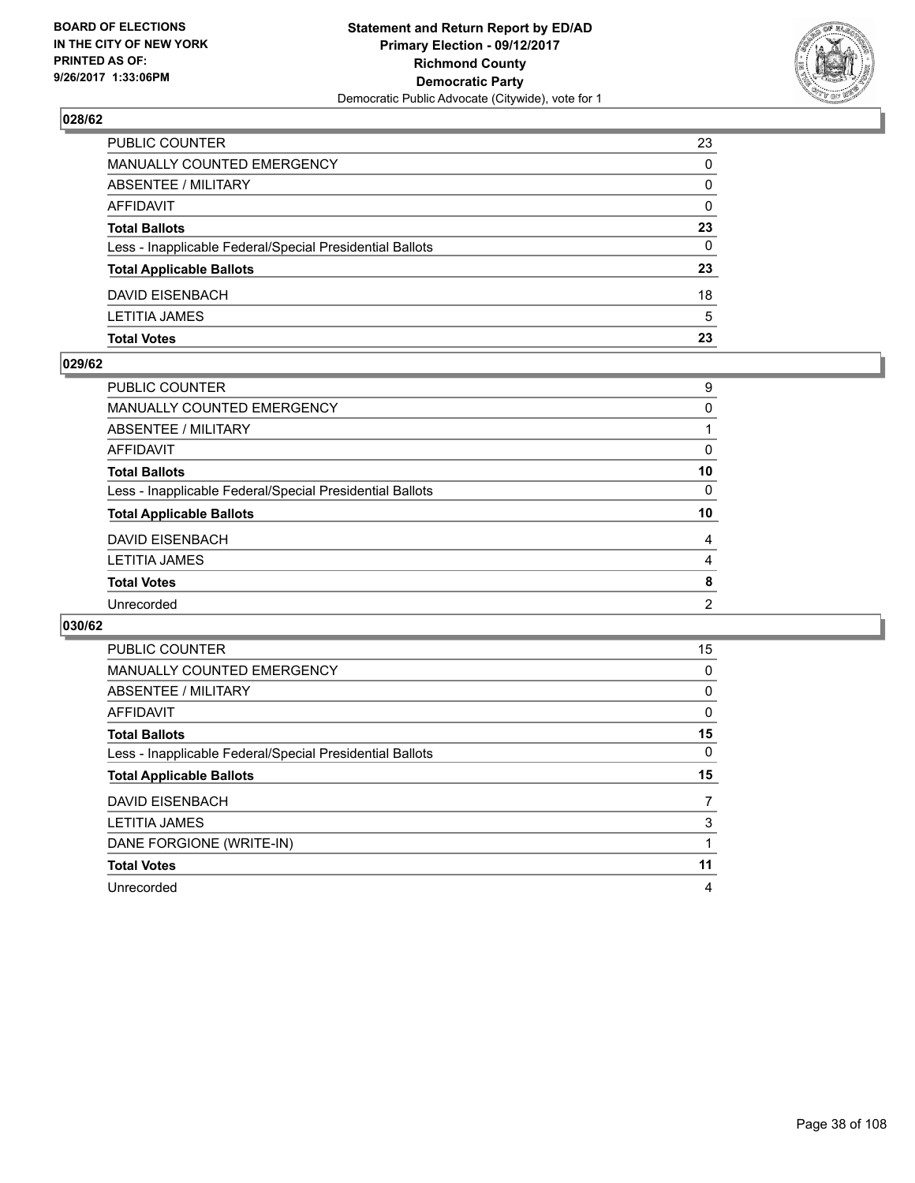**BOARD OF ELECTIONS IN THE CITY OF NEW YORK PRINTED AS OF: 9/26/2017 1:33:06PM**

**Statement and Return Report by ED/AD Primary Election - 09/12/2017 Richmond County Democratic Party**
Democratic Public Advocate (Citywide), vote for 1

## 028/62

| | |
|---|---|
| PUBLIC COUNTER | 23 |
| MANUALLY COUNTED EMERGENCY | 0 |
| ABSENTEE / MILITARY | 0 |
| AFFIDAVIT | 0 |
| **Total Ballots** | **23** |
| Less - Inapplicable Federal/Special Presidential Ballots | 0 |
| **Total Applicable Ballots** | **23** |
| DAVID EISENBACH | 18 |
| LETITIA JAMES | 5 |
| **Total Votes** | **23** |

## 029/62

| | |
|---|---|
| PUBLIC COUNTER | 9 |
| MANUALLY COUNTED EMERGENCY | 0 |
| ABSENTEE / MILITARY | 1 |
| AFFIDAVIT | 0 |
| **Total Ballots** | **10** |
| Less - Inapplicable Federal/Special Presidential Ballots | 0 |
| **Total Applicable Ballots** | **10** |
| DAVID EISENBACH | 4 |
| LETITIA JAMES | 4 |
| **Total Votes** | **8** |
| Unrecorded | 2 |

## 030/62

| | |
|---|---|
| PUBLIC COUNTER | 15 |
| MANUALLY COUNTED EMERGENCY | 0 |
| ABSENTEE / MILITARY | 0 |
| AFFIDAVIT | 0 |
| **Total Ballots** | **15** |
| Less - Inapplicable Federal/Special Presidential Ballots | 0 |
| **Total Applicable Ballots** | **15** |
| DAVID EISENBACH | 7 |
| LETITIA JAMES | 3 |
| DANE FORGIONE (WRITE-IN) | 1 |
| **Total Votes** | **11** |
| Unrecorded | 4 |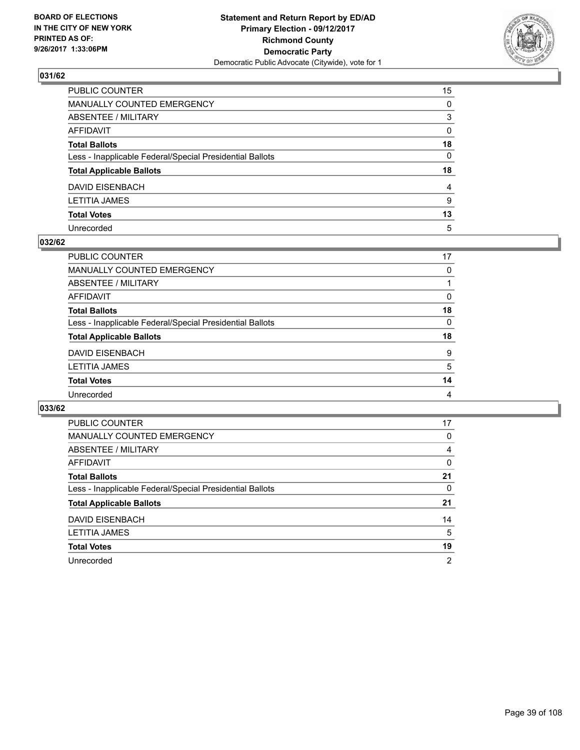**BOARD OF ELECTIONS IN THE CITY OF NEW YORK PRINTED AS OF: 9/26/2017 1:33:06PM**

**Statement and Return Report by ED/AD Primary Election - 09/12/2017 Richmond County Democratic Party**
Democratic Public Advocate (Citywide), vote for 1

## 031/62

| | |
|---|---|
| PUBLIC COUNTER | 15 |
| MANUALLY COUNTED EMERGENCY | 0 |
| ABSENTEE / MILITARY | 3 |
| AFFIDAVIT | 0 |
| **Total Ballots** | **18** |
| Less - Inapplicable Federal/Special Presidential Ballots | 0 |
| **Total Applicable Ballots** | **18** |
| DAVID EISENBACH | 4 |
| LETITIA JAMES | 9 |
| **Total Votes** | **13** |
| Unrecorded | 5 |

## 032/62

| | |
|---|---|
| PUBLIC COUNTER | 17 |
| MANUALLY COUNTED EMERGENCY | 0 |
| ABSENTEE / MILITARY | 1 |
| AFFIDAVIT | 0 |
| **Total Ballots** | **18** |
| Less - Inapplicable Federal/Special Presidential Ballots | 0 |
| **Total Applicable Ballots** | **18** |
| DAVID EISENBACH | 9 |
| LETITIA JAMES | 5 |
| **Total Votes** | **14** |
| Unrecorded | 4 |

## 033/62

| | |
|---|---|
| PUBLIC COUNTER | 17 |
| MANUALLY COUNTED EMERGENCY | 0 |
| ABSENTEE / MILITARY | 4 |
| AFFIDAVIT | 0 |
| **Total Ballots** | **21** |
| Less - Inapplicable Federal/Special Presidential Ballots | 0 |
| **Total Applicable Ballots** | **21** |
| DAVID EISENBACH | 14 |
| LETITIA JAMES | 5 |
| **Total Votes** | **19** |
| Unrecorded | 2 |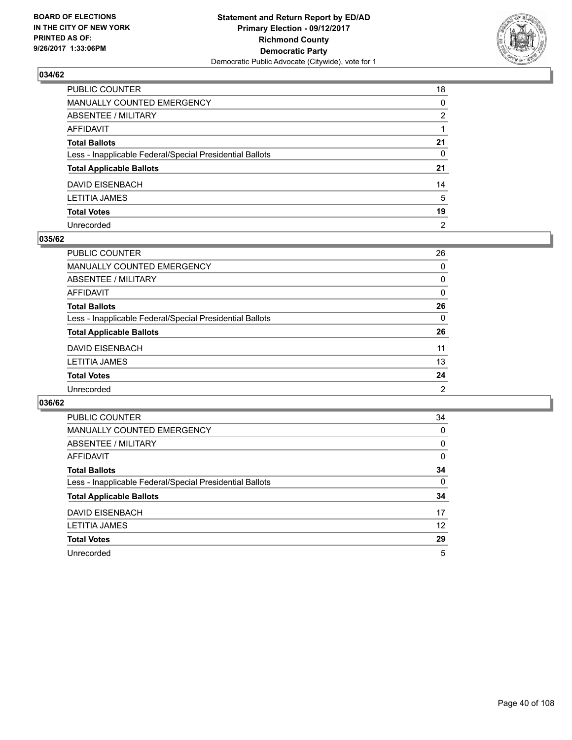**BOARD OF ELECTIONS IN THE CITY OF NEW YORK PRINTED AS OF: 9/26/2017 1:33:06PM**

**Statement and Return Report by ED/AD Primary Election - 09/12/2017 Richmond County Democratic Party**
Democratic Public Advocate (Citywide), vote for 1

### 034/62

| | |
|---|---|
| PUBLIC COUNTER | 18 |
| MANUALLY COUNTED EMERGENCY | 0 |
| ABSENTEE / MILITARY | 2 |
| AFFIDAVIT | 1 |
| **Total Ballots** | **21** |
| Less - Inapplicable Federal/Special Presidential Ballots | 0 |
| **Total Applicable Ballots** | **21** |
| DAVID EISENBACH | 14 |
| LETITIA JAMES | 5 |
| **Total Votes** | **19** |
| Unrecorded | 2 |

### 035/62

| | |
|---|---|
| PUBLIC COUNTER | 26 |
| MANUALLY COUNTED EMERGENCY | 0 |
| ABSENTEE / MILITARY | 0 |
| AFFIDAVIT | 0 |
| **Total Ballots** | **26** |
| Less - Inapplicable Federal/Special Presidential Ballots | 0 |
| **Total Applicable Ballots** | **26** |
| DAVID EISENBACH | 11 |
| LETITIA JAMES | 13 |
| **Total Votes** | **24** |
| Unrecorded | 2 |

### 036/62

| | |
|---|---|
| PUBLIC COUNTER | 34 |
| MANUALLY COUNTED EMERGENCY | 0 |
| ABSENTEE / MILITARY | 0 |
| AFFIDAVIT | 0 |
| **Total Ballots** | **34** |
| Less - Inapplicable Federal/Special Presidential Ballots | 0 |
| **Total Applicable Ballots** | **34** |
| DAVID EISENBACH | 17 |
| LETITIA JAMES | 12 |
| **Total Votes** | **29** |
| Unrecorded | 5 |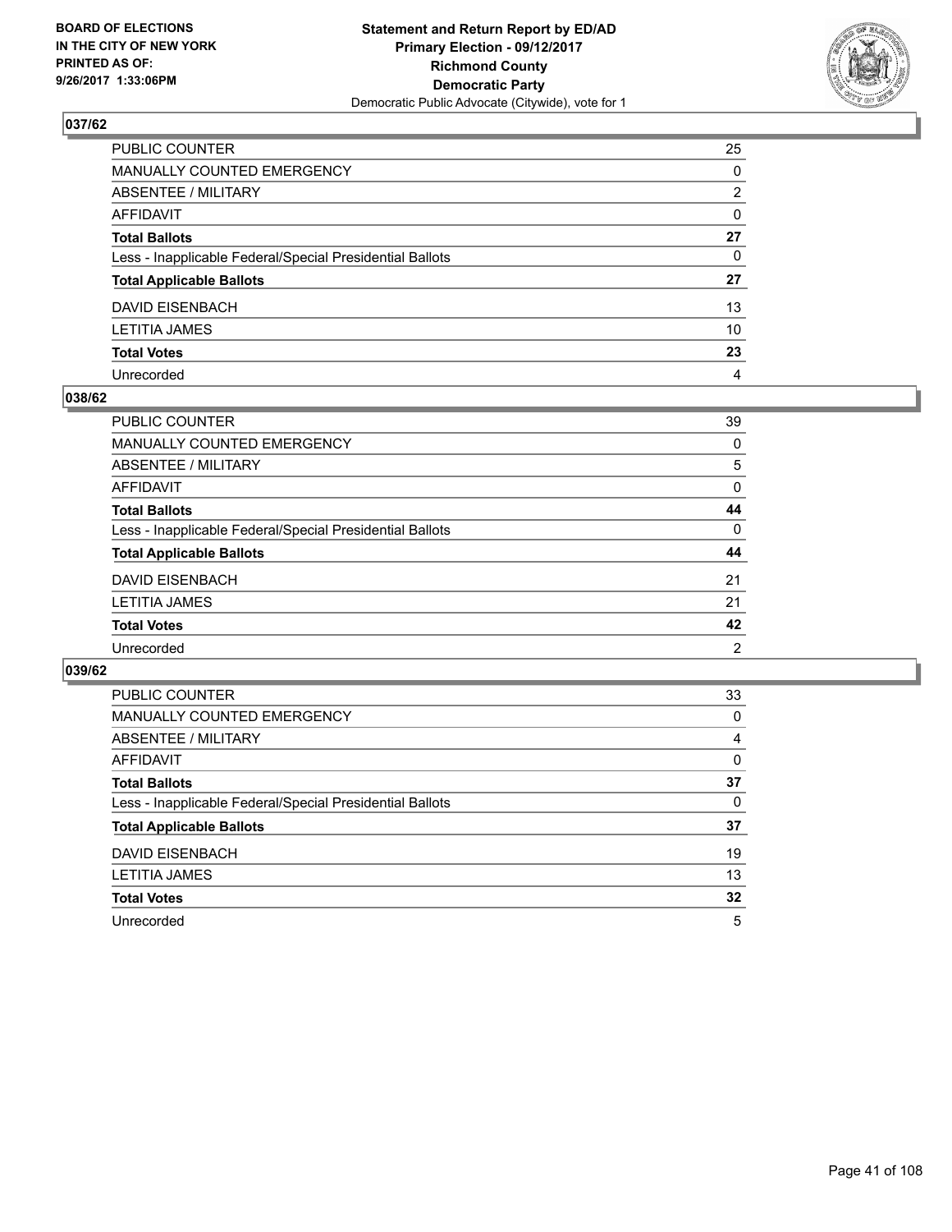**BOARD OF ELECTIONS IN THE CITY OF NEW YORK PRINTED AS OF: 9/26/2017 1:33:06PM**

**Statement and Return Report by ED/AD**
**Primary Election - 09/12/2017**
**Richmond County**
**Democratic Party**
Democratic Public Advocate (Citywide), vote for 1

### 037/62

| | |
|---|---|
| PUBLIC COUNTER | 25 |
| MANUALLY COUNTED EMERGENCY | 0 |
| ABSENTEE / MILITARY | 2 |
| AFFIDAVIT | 0 |
| **Total Ballots** | **27** |
| Less - Inapplicable Federal/Special Presidential Ballots | 0 |
| **Total Applicable Ballots** | **27** |
| DAVID EISENBACH | 13 |
| LETITIA JAMES | 10 |
| **Total Votes** | **23** |
| Unrecorded | 4 |

### 038/62

| | |
|---|---|
| PUBLIC COUNTER | 39 |
| MANUALLY COUNTED EMERGENCY | 0 |
| ABSENTEE / MILITARY | 5 |
| AFFIDAVIT | 0 |
| **Total Ballots** | **44** |
| Less - Inapplicable Federal/Special Presidential Ballots | 0 |
| **Total Applicable Ballots** | **44** |
| DAVID EISENBACH | 21 |
| LETITIA JAMES | 21 |
| **Total Votes** | **42** |
| Unrecorded | 2 |

### 039/62

| | |
|---|---|
| PUBLIC COUNTER | 33 |
| MANUALLY COUNTED EMERGENCY | 0 |
| ABSENTEE / MILITARY | 4 |
| AFFIDAVIT | 0 |
| **Total Ballots** | **37** |
| Less - Inapplicable Federal/Special Presidential Ballots | 0 |
| **Total Applicable Ballots** | **37** |
| DAVID EISENBACH | 19 |
| LETITIA JAMES | 13 |
| **Total Votes** | **32** |
| Unrecorded | 5 |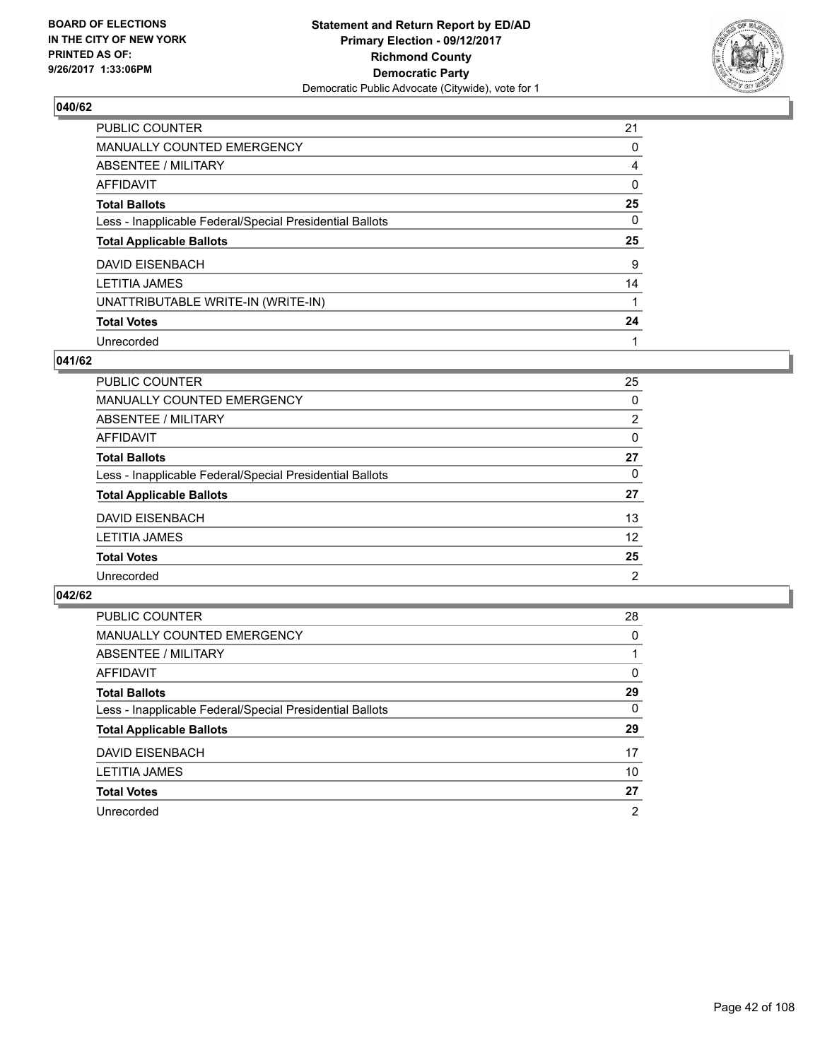BOARD OF ELECTIONS
IN THE CITY OF NEW YORK
PRINTED AS OF:
9/26/2017 1:33:06PM

**Statement and Return Report by ED/AD**
**Primary Election - 09/12/2017**
**Richmond County**
**Democratic Party**
Democratic Public Advocate (Citywide), vote for 1

## 040/62

| | |
|---|---|
| PUBLIC COUNTER | 21 |
| MANUALLY COUNTED EMERGENCY | 0 |
| ABSENTEE / MILITARY | 4 |
| AFFIDAVIT | 0 |
| **Total Ballots** | **25** |
| Less - Inapplicable Federal/Special Presidential Ballots | 0 |
| **Total Applicable Ballots** | **25** |
| DAVID EISENBACH | 9 |
| LETITIA JAMES | 14 |
| UNATTRIBUTABLE WRITE-IN (WRITE-IN) | 1 |
| **Total Votes** | **24** |
| Unrecorded | 1 |

## 041/62

| | |
|---|---|
| PUBLIC COUNTER | 25 |
| MANUALLY COUNTED EMERGENCY | 0 |
| ABSENTEE / MILITARY | 2 |
| AFFIDAVIT | 0 |
| **Total Ballots** | **27** |
| Less - Inapplicable Federal/Special Presidential Ballots | 0 |
| **Total Applicable Ballots** | **27** |
| DAVID EISENBACH | 13 |
| LETITIA JAMES | 12 |
| **Total Votes** | **25** |
| Unrecorded | 2 |

## 042/62

| | |
|---|---|
| PUBLIC COUNTER | 28 |
| MANUALLY COUNTED EMERGENCY | 0 |
| ABSENTEE / MILITARY | 1 |
| AFFIDAVIT | 0 |
| **Total Ballots** | **29** |
| Less - Inapplicable Federal/Special Presidential Ballots | 0 |
| **Total Applicable Ballots** | **29** |
| DAVID EISENBACH | 17 |
| LETITIA JAMES | 10 |
| **Total Votes** | **27** |
| Unrecorded | 2 |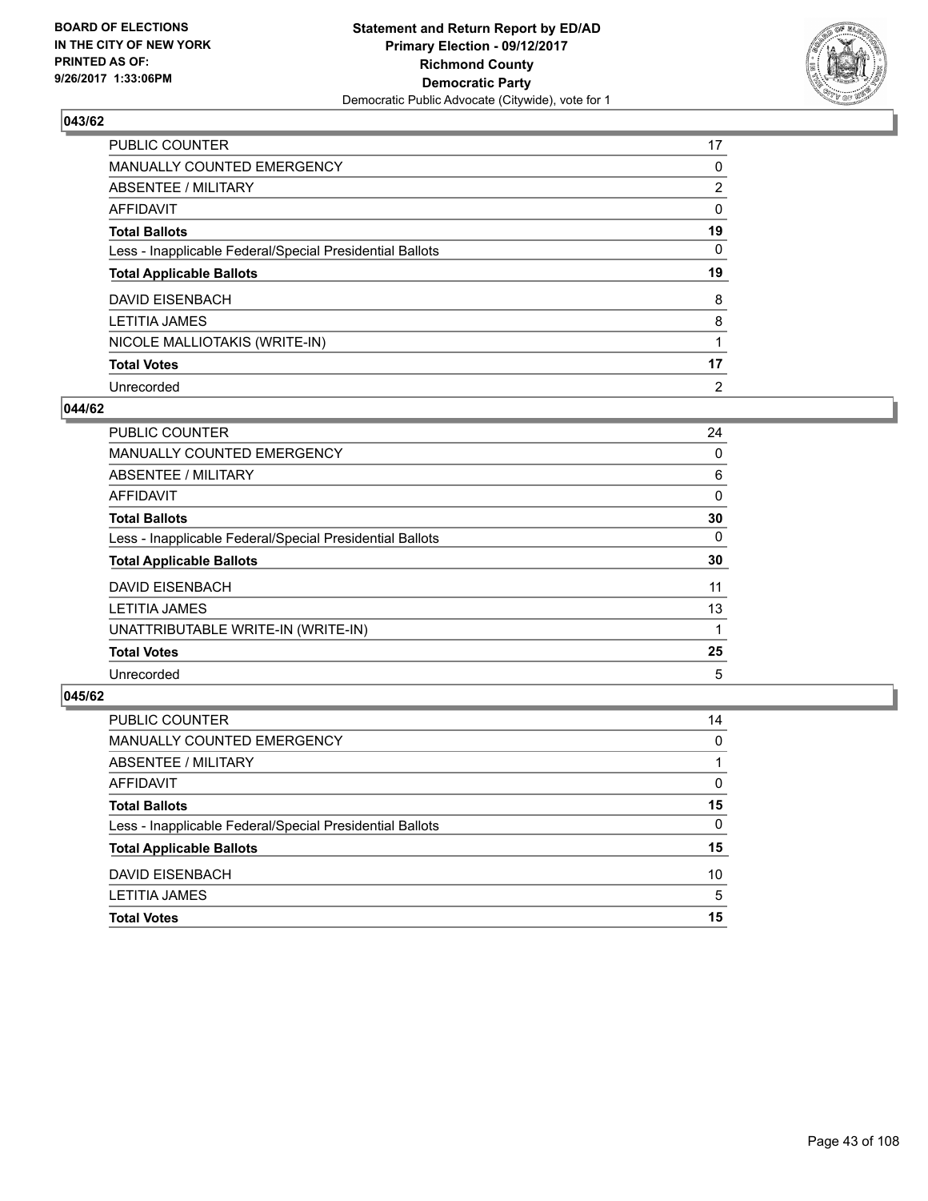**BOARD OF ELECTIONS IN THE CITY OF NEW YORK PRINTED AS OF: 9/26/2017 1:33:06PM**

**Statement and Return Report by ED/AD**
**Primary Election - 09/12/2017**
**Richmond County**
**Democratic Party**
Democratic Public Advocate (Citywide), vote for 1

### 043/62

| | |
|---|---|
| PUBLIC COUNTER | 17 |
| MANUALLY COUNTED EMERGENCY | 0 |
| ABSENTEE / MILITARY | 2 |
| AFFIDAVIT | 0 |
| **Total Ballots** | **19** |
| Less - Inapplicable Federal/Special Presidential Ballots | 0 |
| **Total Applicable Ballots** | **19** |
| DAVID EISENBACH | 8 |
| LETITIA JAMES | 8 |
| NICOLE MALLIOTAKIS (WRITE-IN) | 1 |
| **Total Votes** | **17** |
| Unrecorded | 2 |

### 044/62

| | |
|---|---|
| PUBLIC COUNTER | 24 |
| MANUALLY COUNTED EMERGENCY | 0 |
| ABSENTEE / MILITARY | 6 |
| AFFIDAVIT | 0 |
| **Total Ballots** | **30** |
| Less - Inapplicable Federal/Special Presidential Ballots | 0 |
| **Total Applicable Ballots** | **30** |
| DAVID EISENBACH | 11 |
| LETITIA JAMES | 13 |
| UNATTRIBUTABLE WRITE-IN (WRITE-IN) | 1 |
| **Total Votes** | **25** |
| Unrecorded | 5 |

### 045/62

| | |
|---|---|
| PUBLIC COUNTER | 14 |
| MANUALLY COUNTED EMERGENCY | 0 |
| ABSENTEE / MILITARY | 1 |
| AFFIDAVIT | 0 |
| **Total Ballots** | **15** |
| Less - Inapplicable Federal/Special Presidential Ballots | 0 |
| **Total Applicable Ballots** | **15** |
| DAVID EISENBACH | 10 |
| LETITIA JAMES | 5 |
| **Total Votes** | **15** |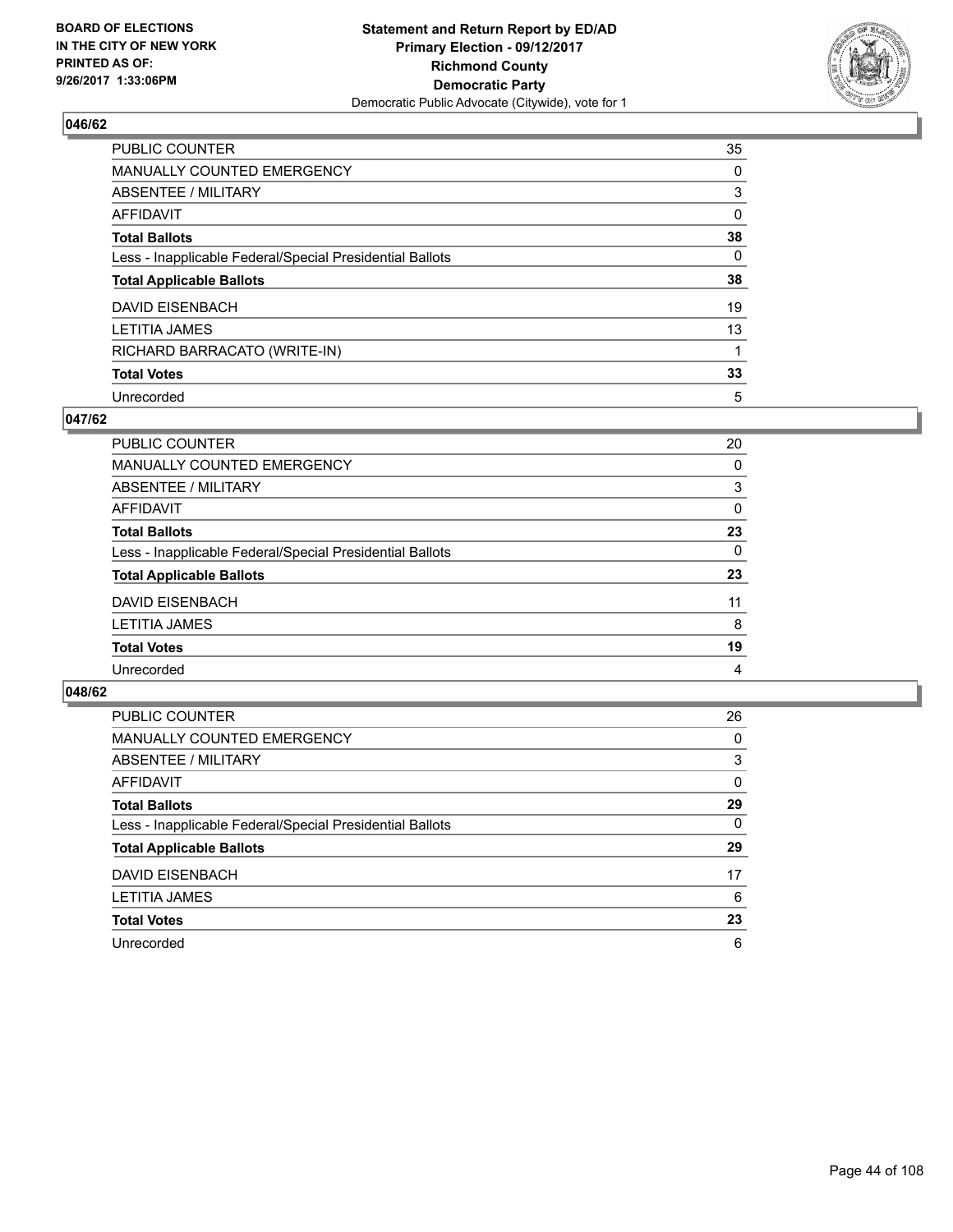BOARD OF ELECTIONS
IN THE CITY OF NEW YORK
PRINTED AS OF:
9/26/2017 1:33:06PM

**Statement and Return Report by ED/AD**
**Primary Election - 09/12/2017**
**Richmond County**
**Democratic Party**
Democratic Public Advocate (Citywide), vote for 1

## 046/62

| | |
|---|---|
| PUBLIC COUNTER | 35 |
| MANUALLY COUNTED EMERGENCY | 0 |
| ABSENTEE / MILITARY | 3 |
| AFFIDAVIT | 0 |
| **Total Ballots** | **38** |
| Less - Inapplicable Federal/Special Presidential Ballots | 0 |
| **Total Applicable Ballots** | **38** |
| DAVID EISENBACH | 19 |
| LETITIA JAMES | 13 |
| RICHARD BARRACATO (WRITE-IN) | 1 |
| **Total Votes** | **33** |
| Unrecorded | 5 |

## 047/62

| | |
|---|---|
| PUBLIC COUNTER | 20 |
| MANUALLY COUNTED EMERGENCY | 0 |
| ABSENTEE / MILITARY | 3 |
| AFFIDAVIT | 0 |
| **Total Ballots** | **23** |
| Less - Inapplicable Federal/Special Presidential Ballots | 0 |
| **Total Applicable Ballots** | **23** |
| DAVID EISENBACH | 11 |
| LETITIA JAMES | 8 |
| **Total Votes** | **19** |
| Unrecorded | 4 |

## 048/62

| | |
|---|---|
| PUBLIC COUNTER | 26 |
| MANUALLY COUNTED EMERGENCY | 0 |
| ABSENTEE / MILITARY | 3 |
| AFFIDAVIT | 0 |
| **Total Ballots** | **29** |
| Less - Inapplicable Federal/Special Presidential Ballots | 0 |
| **Total Applicable Ballots** | **29** |
| DAVID EISENBACH | 17 |
| LETITIA JAMES | 6 |
| **Total Votes** | **23** |
| Unrecorded | 6 |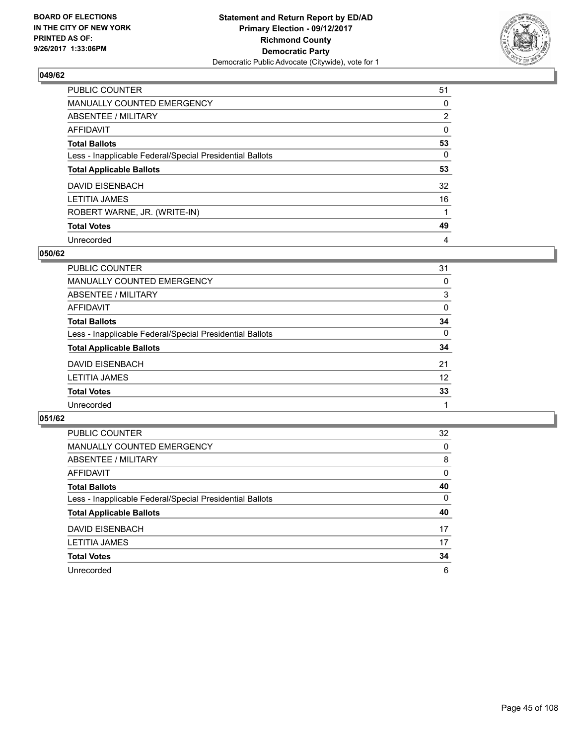BOARD OF ELECTIONS
IN THE CITY OF NEW YORK
PRINTED AS OF:
9/26/2017 1:33:06PM

**Statement and Return Report by ED/AD**
**Primary Election - 09/12/2017**
**Richmond County**
**Democratic Party**
Democratic Public Advocate (Citywide), vote for 1

### 049/62

| | |
|---|---|
| PUBLIC COUNTER | 51 |
| MANUALLY COUNTED EMERGENCY | 0 |
| ABSENTEE / MILITARY | 2 |
| AFFIDAVIT | 0 |
| **Total Ballots** | **53** |
| Less - Inapplicable Federal/Special Presidential Ballots | 0 |
| **Total Applicable Ballots** | **53** |
| DAVID EISENBACH | 32 |
| LETITIA JAMES | 16 |
| ROBERT WARNE, JR. (WRITE-IN) | 1 |
| **Total Votes** | **49** |
| Unrecorded | 4 |

### 050/62

| | |
|---|---|
| PUBLIC COUNTER | 31 |
| MANUALLY COUNTED EMERGENCY | 0 |
| ABSENTEE / MILITARY | 3 |
| AFFIDAVIT | 0 |
| **Total Ballots** | **34** |
| Less - Inapplicable Federal/Special Presidential Ballots | 0 |
| **Total Applicable Ballots** | **34** |
| DAVID EISENBACH | 21 |
| LETITIA JAMES | 12 |
| **Total Votes** | **33** |
| Unrecorded | 1 |

### 051/62

| | |
|---|---|
| PUBLIC COUNTER | 32 |
| MANUALLY COUNTED EMERGENCY | 0 |
| ABSENTEE / MILITARY | 8 |
| AFFIDAVIT | 0 |
| **Total Ballots** | **40** |
| Less - Inapplicable Federal/Special Presidential Ballots | 0 |
| **Total Applicable Ballots** | **40** |
| DAVID EISENBACH | 17 |
| LETITIA JAMES | 17 |
| **Total Votes** | **34** |
| Unrecorded | 6 |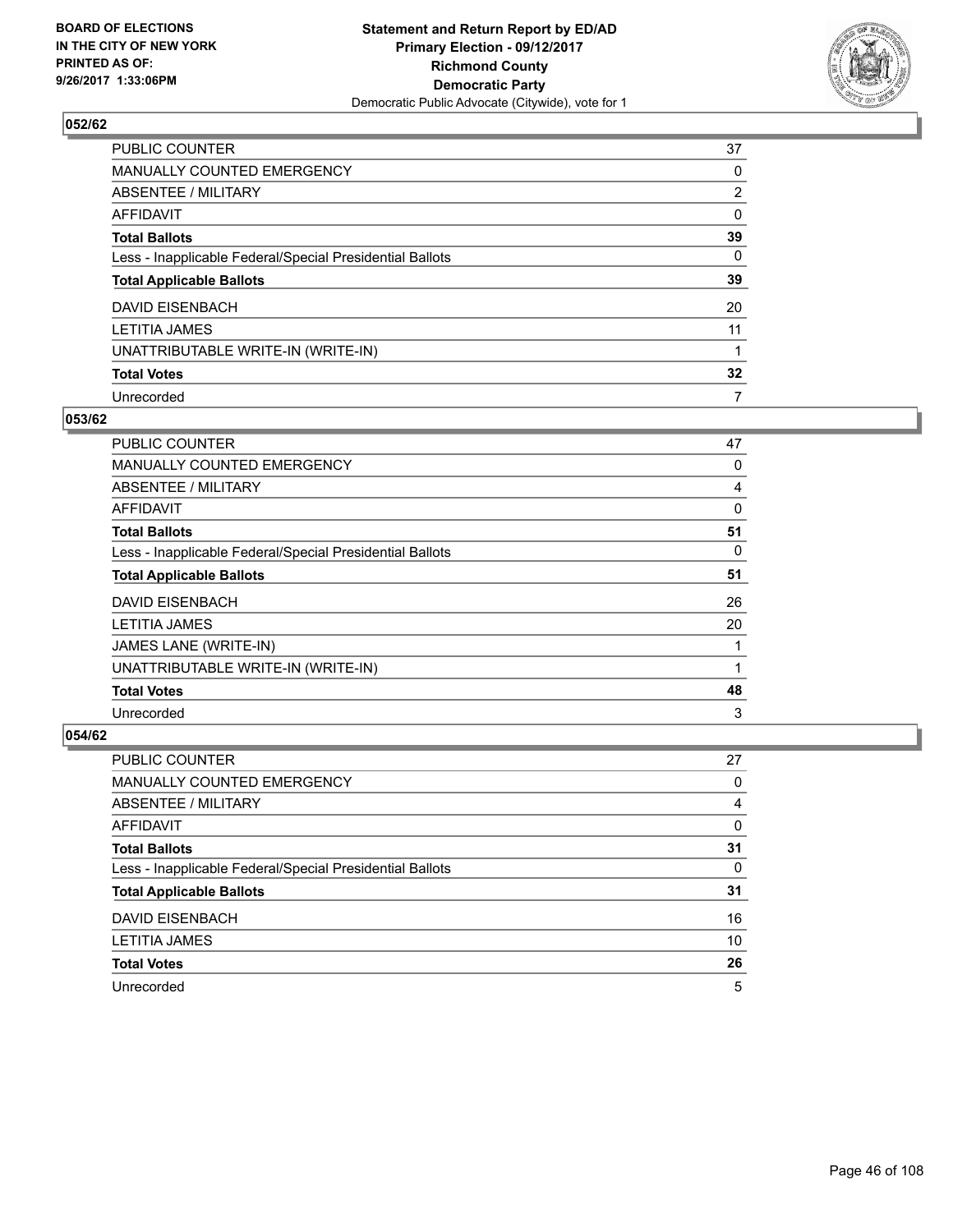BOARD OF ELECTIONS
IN THE CITY OF NEW YORK
PRINTED AS OF:
9/26/2017 1:33:06PM

**Statement and Return Report by ED/AD**
**Primary Election - 09/12/2017**
**Richmond County**
**Democratic Party**
Democratic Public Advocate (Citywide), vote for 1

### 052/62

| | |
|---|---|
| PUBLIC COUNTER | 37 |
| MANUALLY COUNTED EMERGENCY | 0 |
| ABSENTEE / MILITARY | 2 |
| AFFIDAVIT | 0 |
| **Total Ballots** | **39** |
| Less - Inapplicable Federal/Special Presidential Ballots | 0 |
| **Total Applicable Ballots** | **39** |
| DAVID EISENBACH | 20 |
| LETITIA JAMES | 11 |
| UNATTRIBUTABLE WRITE-IN (WRITE-IN) | 1 |
| **Total Votes** | **32** |
| Unrecorded | 7 |

### 053/62

| | |
|---|---|
| PUBLIC COUNTER | 47 |
| MANUALLY COUNTED EMERGENCY | 0 |
| ABSENTEE / MILITARY | 4 |
| AFFIDAVIT | 0 |
| **Total Ballots** | **51** |
| Less - Inapplicable Federal/Special Presidential Ballots | 0 |
| **Total Applicable Ballots** | **51** |
| DAVID EISENBACH | 26 |
| LETITIA JAMES | 20 |
| JAMES LANE (WRITE-IN) | 1 |
| UNATTRIBUTABLE WRITE-IN (WRITE-IN) | 1 |
| **Total Votes** | **48** |
| Unrecorded | 3 |

### 054/62

| | |
|---|---|
| PUBLIC COUNTER | 27 |
| MANUALLY COUNTED EMERGENCY | 0 |
| ABSENTEE / MILITARY | 4 |
| AFFIDAVIT | 0 |
| **Total Ballots** | **31** |
| Less - Inapplicable Federal/Special Presidential Ballots | 0 |
| **Total Applicable Ballots** | **31** |
| DAVID EISENBACH | 16 |
| LETITIA JAMES | 10 |
| **Total Votes** | **26** |
| Unrecorded | 5 |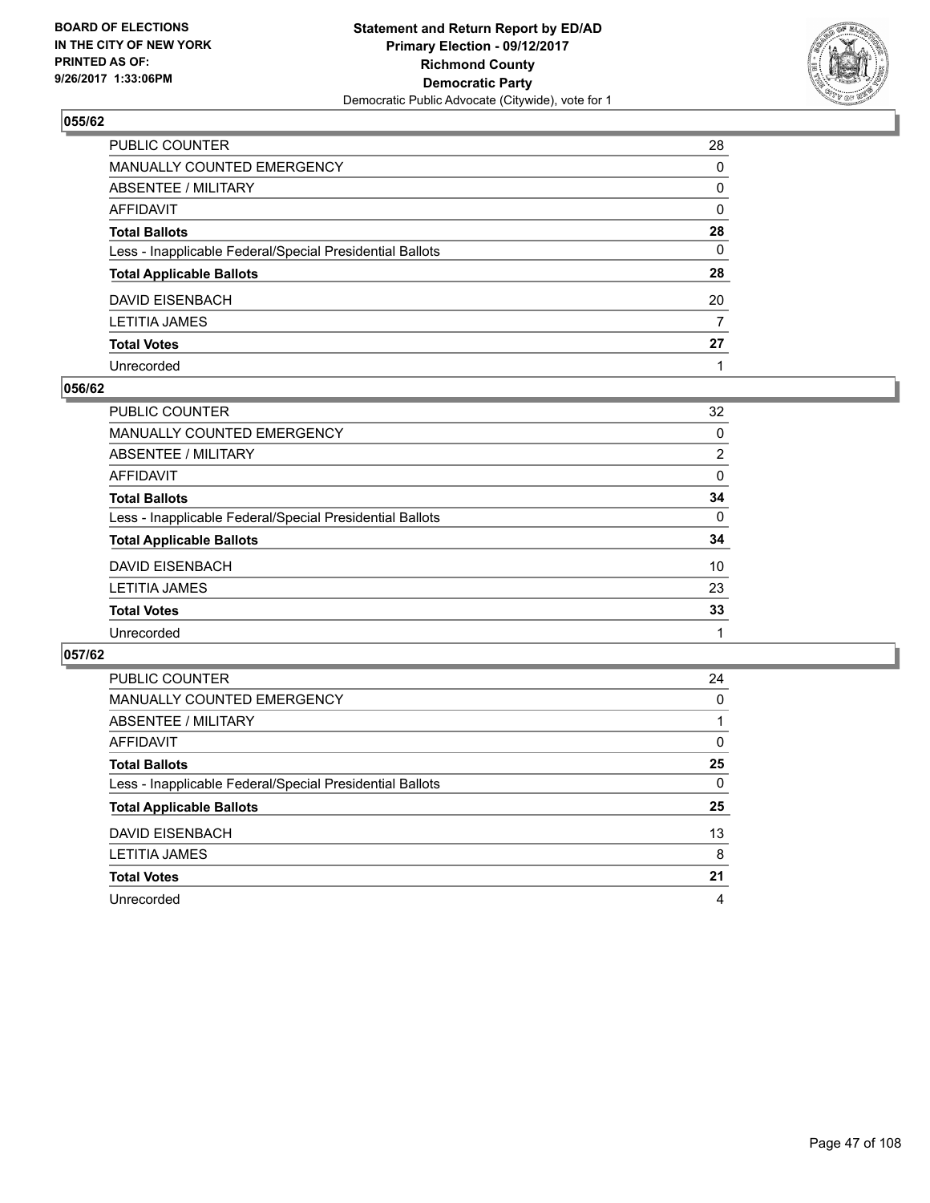BOARD OF ELECTIONS
IN THE CITY OF NEW YORK
PRINTED AS OF:
9/26/2017 1:33:06PM

**Statement and Return Report by ED/AD**
**Primary Election - 09/12/2017**
**Richmond County**
**Democratic Party**
Democratic Public Advocate (Citywide), vote for 1

### 055/62

| | |
|---|---|
| PUBLIC COUNTER | 28 |
| MANUALLY COUNTED EMERGENCY | 0 |
| ABSENTEE / MILITARY | 0 |
| AFFIDAVIT | 0 |
| **Total Ballots** | **28** |
| Less - Inapplicable Federal/Special Presidential Ballots | 0 |
| **Total Applicable Ballots** | **28** |
| DAVID EISENBACH | 20 |
| LETITIA JAMES | 7 |
| **Total Votes** | **27** |
| Unrecorded | 1 |

### 056/62

| | |
|---|---|
| PUBLIC COUNTER | 32 |
| MANUALLY COUNTED EMERGENCY | 0 |
| ABSENTEE / MILITARY | 2 |
| AFFIDAVIT | 0 |
| **Total Ballots** | **34** |
| Less - Inapplicable Federal/Special Presidential Ballots | 0 |
| **Total Applicable Ballots** | **34** |
| DAVID EISENBACH | 10 |
| LETITIA JAMES | 23 |
| **Total Votes** | **33** |
| Unrecorded | 1 |

### 057/62

| | |
|---|---|
| PUBLIC COUNTER | 24 |
| MANUALLY COUNTED EMERGENCY | 0 |
| ABSENTEE / MILITARY | 1 |
| AFFIDAVIT | 0 |
| **Total Ballots** | **25** |
| Less - Inapplicable Federal/Special Presidential Ballots | 0 |
| **Total Applicable Ballots** | **25** |
| DAVID EISENBACH | 13 |
| LETITIA JAMES | 8 |
| **Total Votes** | **21** |
| Unrecorded | 4 |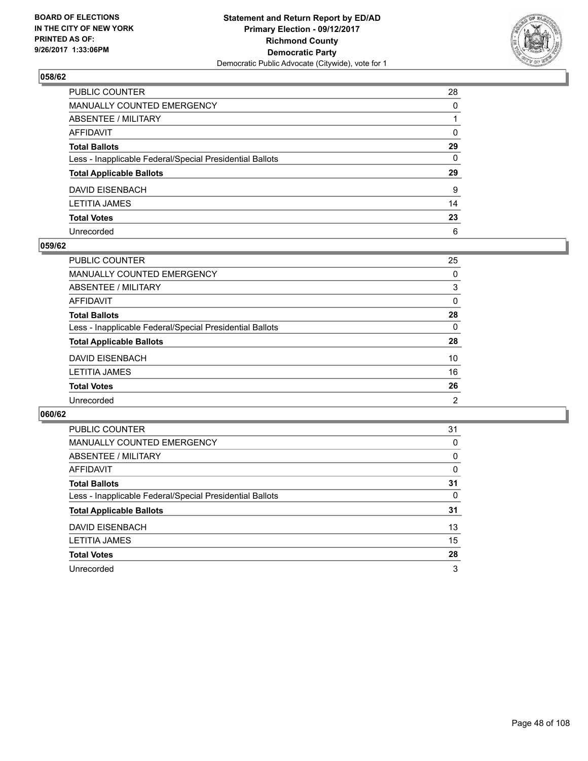BOARD OF ELECTIONS
IN THE CITY OF NEW YORK
PRINTED AS OF:
9/26/2017 1:33:06PM

**Statement and Return Report by ED/AD**
**Primary Election - 09/12/2017**
**Richmond County**
**Democratic Party**
Democratic Public Advocate (Citywide), vote for 1

## 058/62

| | |
|---|---|
| PUBLIC COUNTER | 28 |
| MANUALLY COUNTED EMERGENCY | 0 |
| ABSENTEE / MILITARY | 1 |
| AFFIDAVIT | 0 |
| **Total Ballots** | **29** |
| Less - Inapplicable Federal/Special Presidential Ballots | 0 |
| **Total Applicable Ballots** | **29** |
| DAVID EISENBACH | 9 |
| LETITIA JAMES | 14 |
| **Total Votes** | **23** |
| Unrecorded | 6 |

## 059/62

| | |
|---|---|
| PUBLIC COUNTER | 25 |
| MANUALLY COUNTED EMERGENCY | 0 |
| ABSENTEE / MILITARY | 3 |
| AFFIDAVIT | 0 |
| **Total Ballots** | **28** |
| Less - Inapplicable Federal/Special Presidential Ballots | 0 |
| **Total Applicable Ballots** | **28** |
| DAVID EISENBACH | 10 |
| LETITIA JAMES | 16 |
| **Total Votes** | **26** |
| Unrecorded | 2 |

## 060/62

| | |
|---|---|
| PUBLIC COUNTER | 31 |
| MANUALLY COUNTED EMERGENCY | 0 |
| ABSENTEE / MILITARY | 0 |
| AFFIDAVIT | 0 |
| **Total Ballots** | **31** |
| Less - Inapplicable Federal/Special Presidential Ballots | 0 |
| **Total Applicable Ballots** | **31** |
| DAVID EISENBACH | 13 |
| LETITIA JAMES | 15 |
| **Total Votes** | **28** |
| Unrecorded | 3 |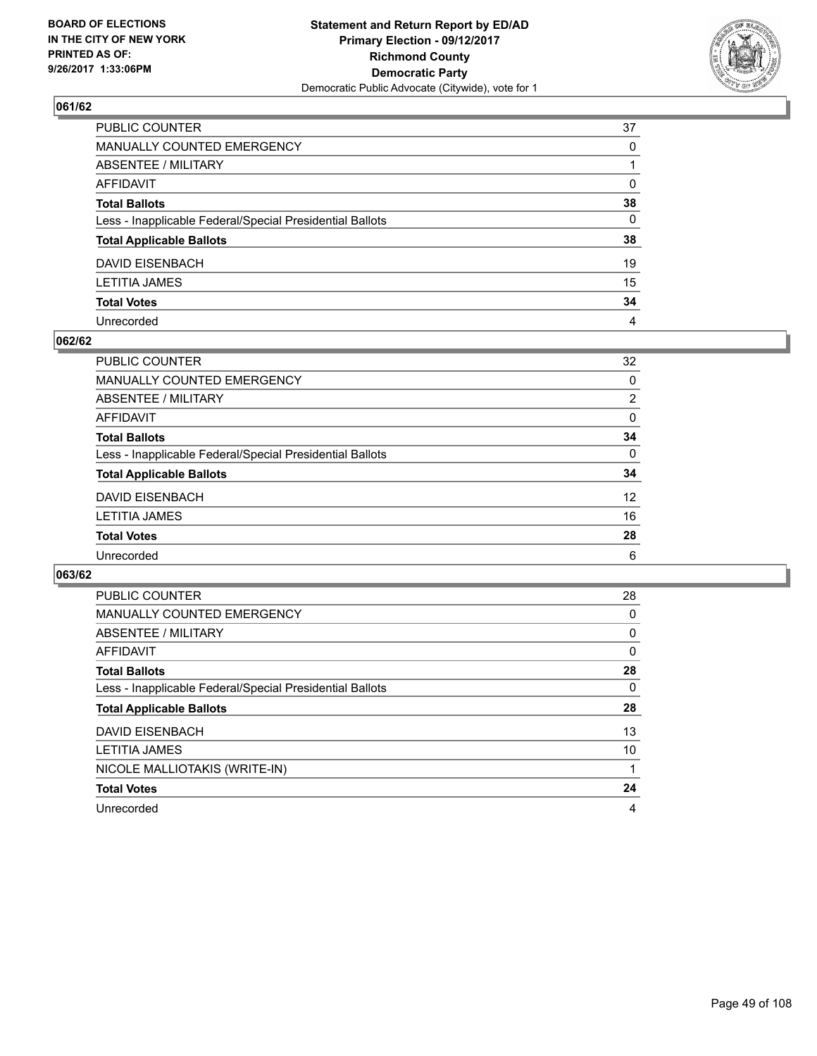**BOARD OF ELECTIONS IN THE CITY OF NEW YORK PRINTED AS OF: 9/26/2017 1:33:06PM**

**Statement and Return Report by ED/AD Primary Election - 09/12/2017 Richmond County Democratic Party**
Democratic Public Advocate (Citywide), vote for 1

## 061/62

| | |
|---|---|
| PUBLIC COUNTER | 37 |
| MANUALLY COUNTED EMERGENCY | 0 |
| ABSENTEE / MILITARY | 1 |
| AFFIDAVIT | 0 |
| **Total Ballots** | **38** |
| Less - Inapplicable Federal/Special Presidential Ballots | 0 |
| **Total Applicable Ballots** | **38** |
| DAVID EISENBACH | 19 |
| LETITIA JAMES | 15 |
| **Total Votes** | **34** |
| Unrecorded | 4 |

## 062/62

| | |
|---|---|
| PUBLIC COUNTER | 32 |
| MANUALLY COUNTED EMERGENCY | 0 |
| ABSENTEE / MILITARY | 2 |
| AFFIDAVIT | 0 |
| **Total Ballots** | **34** |
| Less - Inapplicable Federal/Special Presidential Ballots | 0 |
| **Total Applicable Ballots** | **34** |
| DAVID EISENBACH | 12 |
| LETITIA JAMES | 16 |
| **Total Votes** | **28** |
| Unrecorded | 6 |

## 063/62

| | |
|---|---|
| PUBLIC COUNTER | 28 |
| MANUALLY COUNTED EMERGENCY | 0 |
| ABSENTEE / MILITARY | 0 |
| AFFIDAVIT | 0 |
| **Total Ballots** | **28** |
| Less - Inapplicable Federal/Special Presidential Ballots | 0 |
| **Total Applicable Ballots** | **28** |
| DAVID EISENBACH | 13 |
| LETITIA JAMES | 10 |
| NICOLE MALLIOTAKIS (WRITE-IN) | 1 |
| **Total Votes** | **24** |
| Unrecorded | 4 |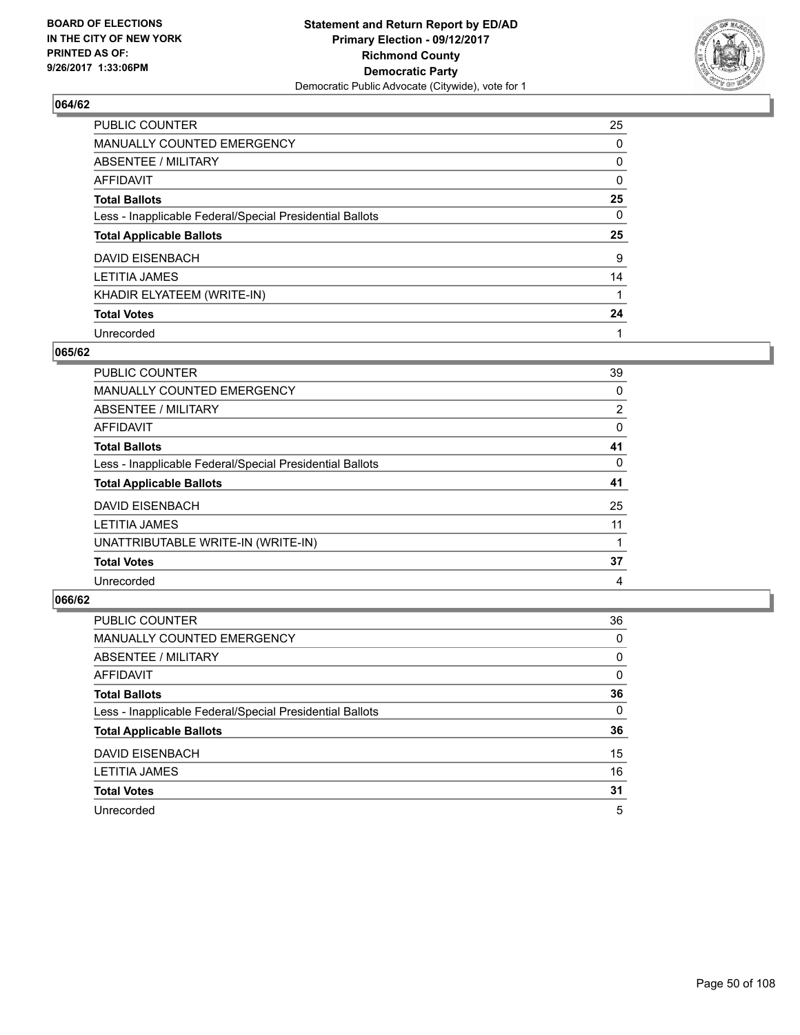**Statement and Return Report by ED/AD**
**Primary Election - 09/12/2017**
**Richmond County**
**Democratic Party**
Democratic Public Advocate (Citywide), vote for 1

BOARD OF ELECTIONS
IN THE CITY OF NEW YORK
PRINTED AS OF:
9/26/2017 1:33:06PM

### 064/62

| | |
|---|---|
| PUBLIC COUNTER | 25 |
| MANUALLY COUNTED EMERGENCY | 0 |
| ABSENTEE / MILITARY | 0 |
| AFFIDAVIT | 0 |
| **Total Ballots** | **25** |
| Less - Inapplicable Federal/Special Presidential Ballots | 0 |
| **Total Applicable Ballots** | **25** |
| DAVID EISENBACH | 9 |
| LETITIA JAMES | 14 |
| KHADIR ELYATEEM (WRITE-IN) | 1 |
| **Total Votes** | **24** |
| Unrecorded | 1 |

### 065/62

| | |
|---|---|
| PUBLIC COUNTER | 39 |
| MANUALLY COUNTED EMERGENCY | 0 |
| ABSENTEE / MILITARY | 2 |
| AFFIDAVIT | 0 |
| **Total Ballots** | **41** |
| Less - Inapplicable Federal/Special Presidential Ballots | 0 |
| **Total Applicable Ballots** | **41** |
| DAVID EISENBACH | 25 |
| LETITIA JAMES | 11 |
| UNATTRIBUTABLE WRITE-IN (WRITE-IN) | 1 |
| **Total Votes** | **37** |
| Unrecorded | 4 |

### 066/62

| | |
|---|---|
| PUBLIC COUNTER | 36 |
| MANUALLY COUNTED EMERGENCY | 0 |
| ABSENTEE / MILITARY | 0 |
| AFFIDAVIT | 0 |
| **Total Ballots** | **36** |
| Less - Inapplicable Federal/Special Presidential Ballots | 0 |
| **Total Applicable Ballots** | **36** |
| DAVID EISENBACH | 15 |
| LETITIA JAMES | 16 |
| **Total Votes** | **31** |
| Unrecorded | 5 |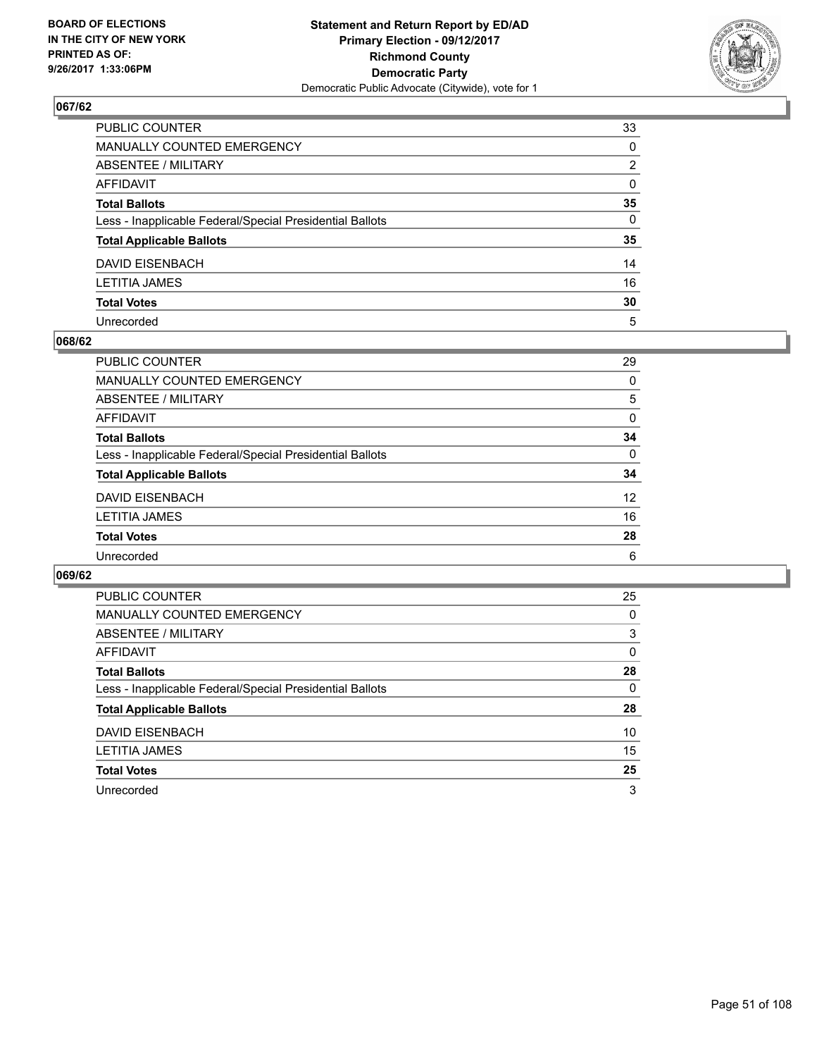BOARD OF ELECTIONS
IN THE CITY OF NEW YORK
PRINTED AS OF:
9/26/2017 1:33:06PM

**Statement and Return Report by ED/AD**
**Primary Election - 09/12/2017**
**Richmond County**
**Democratic Party**
Democratic Public Advocate (Citywide), vote for 1

## 067/62

| | |
|---|---|
| PUBLIC COUNTER | 33 |
| MANUALLY COUNTED EMERGENCY | 0 |
| ABSENTEE / MILITARY | 2 |
| AFFIDAVIT | 0 |
| **Total Ballots** | **35** |
| Less - Inapplicable Federal/Special Presidential Ballots | 0 |
| **Total Applicable Ballots** | **35** |
| DAVID EISENBACH | 14 |
| LETITIA JAMES | 16 |
| **Total Votes** | **30** |
| Unrecorded | 5 |

## 068/62

| | |
|---|---|
| PUBLIC COUNTER | 29 |
| MANUALLY COUNTED EMERGENCY | 0 |
| ABSENTEE / MILITARY | 5 |
| AFFIDAVIT | 0 |
| **Total Ballots** | **34** |
| Less - Inapplicable Federal/Special Presidential Ballots | 0 |
| **Total Applicable Ballots** | **34** |
| DAVID EISENBACH | 12 |
| LETITIA JAMES | 16 |
| **Total Votes** | **28** |
| Unrecorded | 6 |

## 069/62

| | |
|---|---|
| PUBLIC COUNTER | 25 |
| MANUALLY COUNTED EMERGENCY | 0 |
| ABSENTEE / MILITARY | 3 |
| AFFIDAVIT | 0 |
| **Total Ballots** | **28** |
| Less - Inapplicable Federal/Special Presidential Ballots | 0 |
| **Total Applicable Ballots** | **28** |
| DAVID EISENBACH | 10 |
| LETITIA JAMES | 15 |
| **Total Votes** | **25** |
| Unrecorded | 3 |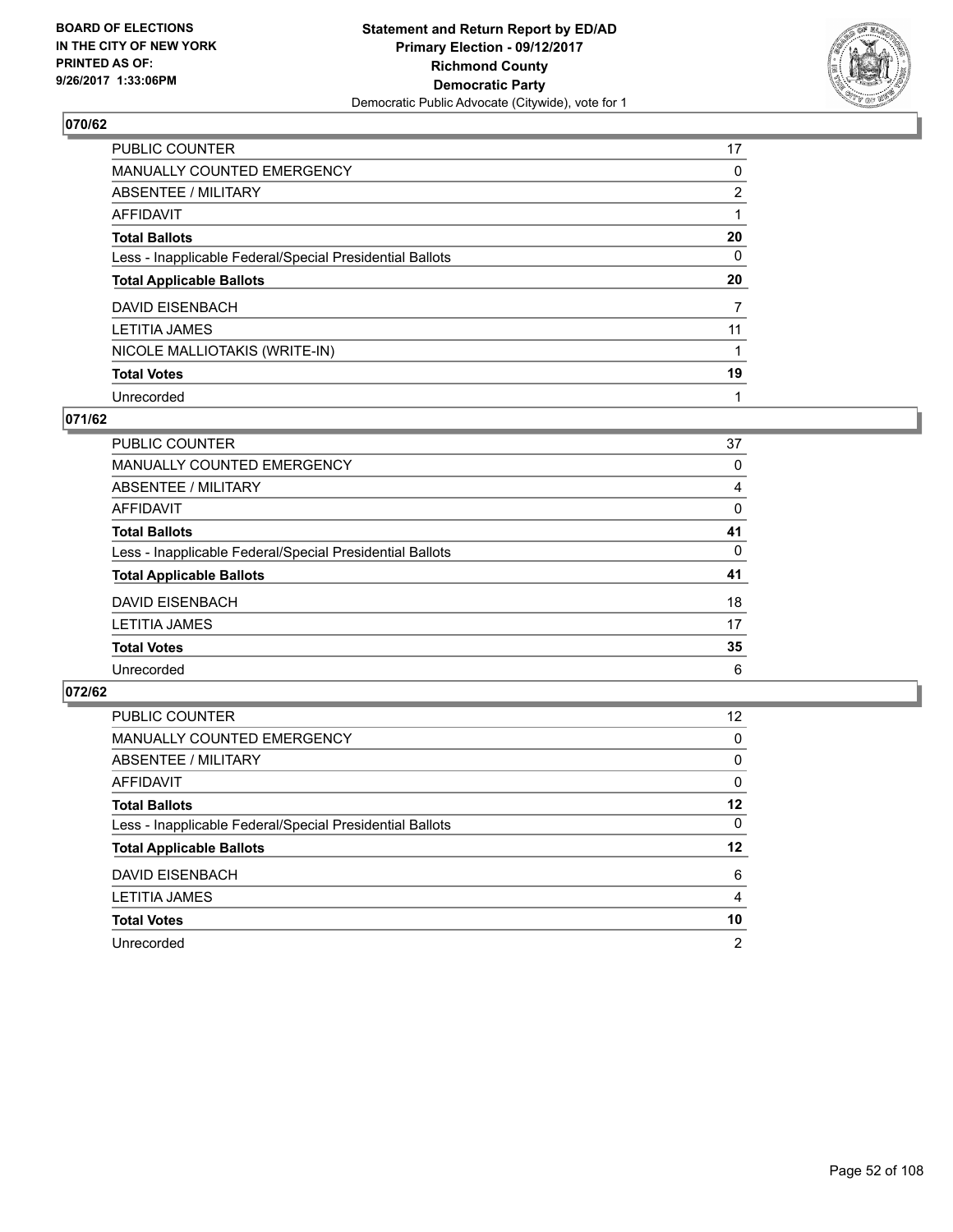**BOARD OF ELECTIONS IN THE CITY OF NEW YORK PRINTED AS OF: 9/26/2017 1:33:06PM**

**Statement and Return Report by ED/AD**
**Primary Election - 09/12/2017**
**Richmond County**
**Democratic Party**
Democratic Public Advocate (Citywide), vote for 1

### 070/62

| | |
|---|---|
| PUBLIC COUNTER | 17 |
| MANUALLY COUNTED EMERGENCY | 0 |
| ABSENTEE / MILITARY | 2 |
| AFFIDAVIT | 1 |
| **Total Ballots** | **20** |
| Less - Inapplicable Federal/Special Presidential Ballots | 0 |
| **Total Applicable Ballots** | **20** |
| DAVID EISENBACH | 7 |
| LETITIA JAMES | 11 |
| NICOLE MALLIOTAKIS (WRITE-IN) | 1 |
| **Total Votes** | **19** |
| Unrecorded | 1 |

### 071/62

| | |
|---|---|
| PUBLIC COUNTER | 37 |
| MANUALLY COUNTED EMERGENCY | 0 |
| ABSENTEE / MILITARY | 4 |
| AFFIDAVIT | 0 |
| **Total Ballots** | **41** |
| Less - Inapplicable Federal/Special Presidential Ballots | 0 |
| **Total Applicable Ballots** | **41** |
| DAVID EISENBACH | 18 |
| LETITIA JAMES | 17 |
| **Total Votes** | **35** |
| Unrecorded | 6 |

### 072/62

| | |
|---|---|
| PUBLIC COUNTER | 12 |
| MANUALLY COUNTED EMERGENCY | 0 |
| ABSENTEE / MILITARY | 0 |
| AFFIDAVIT | 0 |
| **Total Ballots** | **12** |
| Less - Inapplicable Federal/Special Presidential Ballots | 0 |
| **Total Applicable Ballots** | **12** |
| DAVID EISENBACH | 6 |
| LETITIA JAMES | 4 |
| **Total Votes** | **10** |
| Unrecorded | 2 |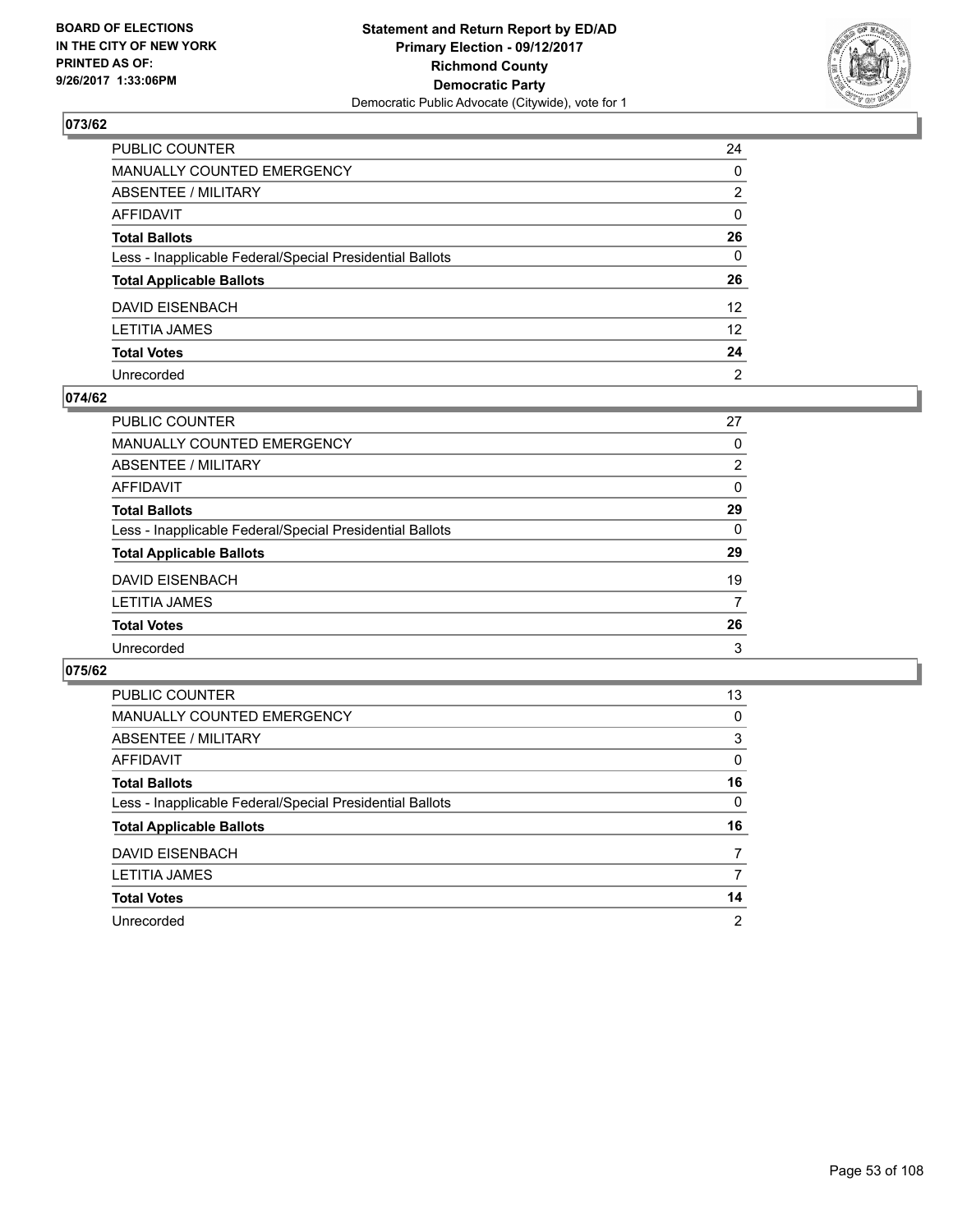BOARD OF ELECTIONS
IN THE CITY OF NEW YORK
PRINTED AS OF:
9/26/2017 1:33:06PM

**Statement and Return Report by ED/AD**
**Primary Election - 09/12/2017**
**Richmond County**
**Democratic Party**
Democratic Public Advocate (Citywide), vote for 1

## 073/62

| | |
|---|---|
| PUBLIC COUNTER | 24 |
| MANUALLY COUNTED EMERGENCY | 0 |
| ABSENTEE / MILITARY | 2 |
| AFFIDAVIT | 0 |
| **Total Ballots** | **26** |
| Less - Inapplicable Federal/Special Presidential Ballots | 0 |
| **Total Applicable Ballots** | **26** |
| DAVID EISENBACH | 12 |
| LETITIA JAMES | 12 |
| **Total Votes** | **24** |
| Unrecorded | 2 |

## 074/62

| | |
|---|---|
| PUBLIC COUNTER | 27 |
| MANUALLY COUNTED EMERGENCY | 0 |
| ABSENTEE / MILITARY | 2 |
| AFFIDAVIT | 0 |
| **Total Ballots** | **29** |
| Less - Inapplicable Federal/Special Presidential Ballots | 0 |
| **Total Applicable Ballots** | **29** |
| DAVID EISENBACH | 19 |
| LETITIA JAMES | 7 |
| **Total Votes** | **26** |
| Unrecorded | 3 |

## 075/62

| | |
|---|---|
| PUBLIC COUNTER | 13 |
| MANUALLY COUNTED EMERGENCY | 0 |
| ABSENTEE / MILITARY | 3 |
| AFFIDAVIT | 0 |
| **Total Ballots** | **16** |
| Less - Inapplicable Federal/Special Presidential Ballots | 0 |
| **Total Applicable Ballots** | **16** |
| DAVID EISENBACH | 7 |
| LETITIA JAMES | 7 |
| **Total Votes** | **14** |
| Unrecorded | 2 |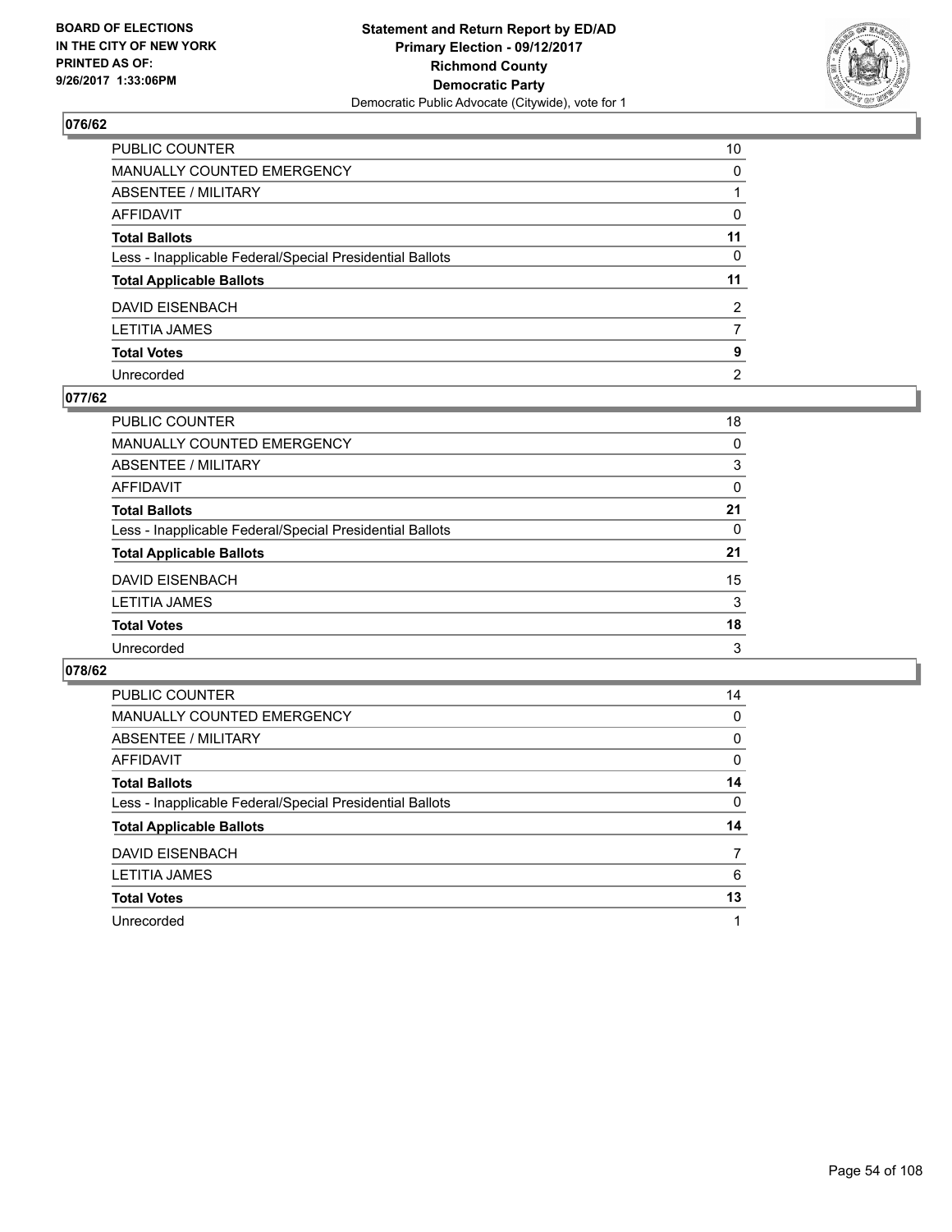BOARD OF ELECTIONS
IN THE CITY OF NEW YORK
PRINTED AS OF:
9/26/2017 1:33:06PM

**Statement and Return Report by ED/AD**
**Primary Election - 09/12/2017**
**Richmond County**
**Democratic Party**
Democratic Public Advocate (Citywide), vote for 1

## 076/62

| | |
|---|---|
| PUBLIC COUNTER | 10 |
| MANUALLY COUNTED EMERGENCY | 0 |
| ABSENTEE / MILITARY | 1 |
| AFFIDAVIT | 0 |
| **Total Ballots** | **11** |
| Less - Inapplicable Federal/Special Presidential Ballots | 0 |
| **Total Applicable Ballots** | **11** |
| DAVID EISENBACH | 2 |
| LETITIA JAMES | 7 |
| **Total Votes** | **9** |
| Unrecorded | 2 |

## 077/62

| | |
|---|---|
| PUBLIC COUNTER | 18 |
| MANUALLY COUNTED EMERGENCY | 0 |
| ABSENTEE / MILITARY | 3 |
| AFFIDAVIT | 0 |
| **Total Ballots** | **21** |
| Less - Inapplicable Federal/Special Presidential Ballots | 0 |
| **Total Applicable Ballots** | **21** |
| DAVID EISENBACH | 15 |
| LETITIA JAMES | 3 |
| **Total Votes** | **18** |
| Unrecorded | 3 |

## 078/62

| | |
|---|---|
| PUBLIC COUNTER | 14 |
| MANUALLY COUNTED EMERGENCY | 0 |
| ABSENTEE / MILITARY | 0 |
| AFFIDAVIT | 0 |
| **Total Ballots** | **14** |
| Less - Inapplicable Federal/Special Presidential Ballots | 0 |
| **Total Applicable Ballots** | **14** |
| DAVID EISENBACH | 7 |
| LETITIA JAMES | 6 |
| **Total Votes** | **13** |
| Unrecorded | 1 |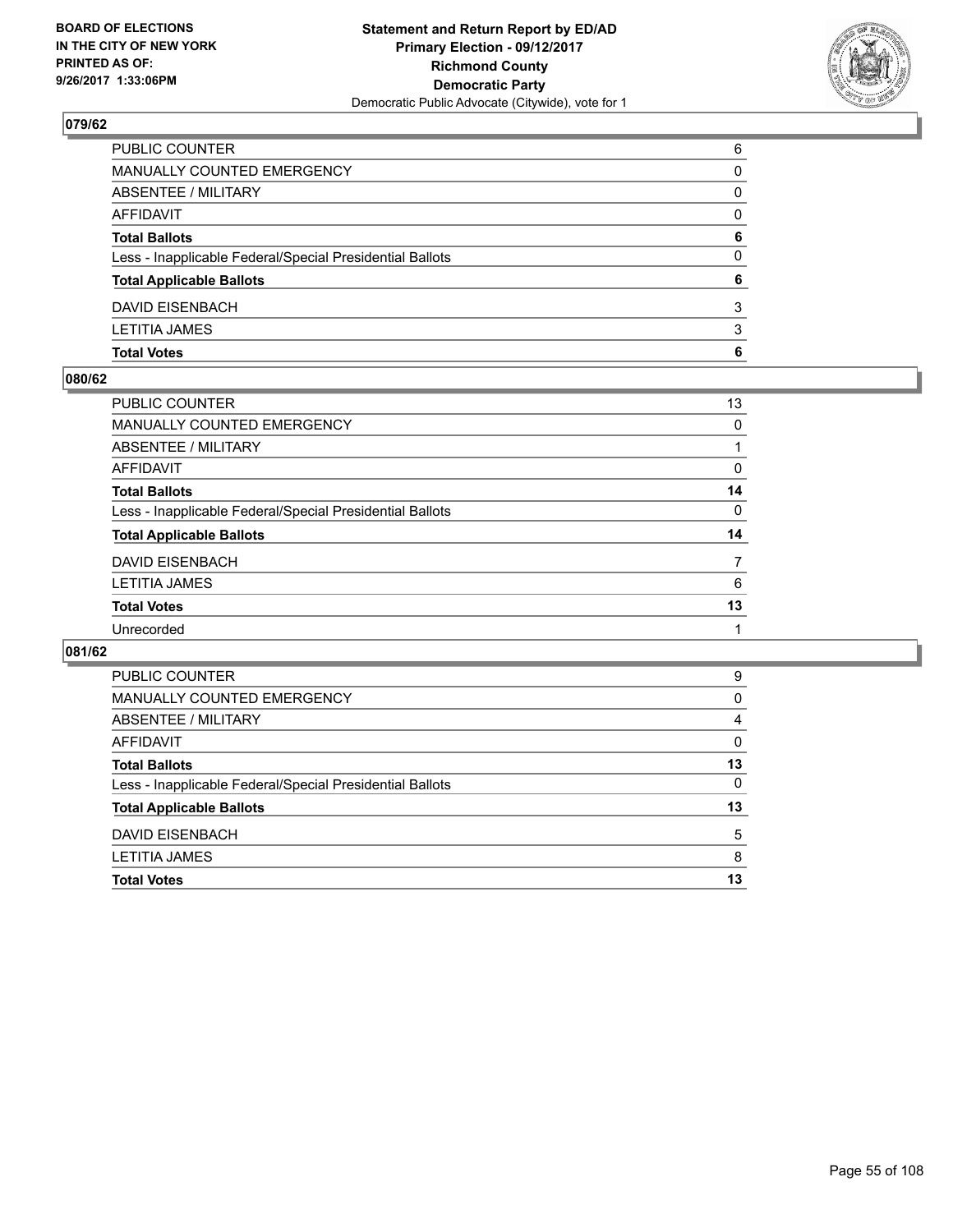BOARD OF ELECTIONS
IN THE CITY OF NEW YORK
PRINTED AS OF:
9/26/2017 1:33:06PM

**Statement and Return Report by ED/AD**
**Primary Election - 09/12/2017**
**Richmond County**
**Democratic Party**
Democratic Public Advocate (Citywide), vote for 1

## 079/62

| | |
|---|---|
| PUBLIC COUNTER | 6 |
| MANUALLY COUNTED EMERGENCY | 0 |
| ABSENTEE / MILITARY | 0 |
| AFFIDAVIT | 0 |
| **Total Ballots** | **6** |
| Less - Inapplicable Federal/Special Presidential Ballots | 0 |
| **Total Applicable Ballots** | **6** |
| DAVID EISENBACH | 3 |
| LETITIA JAMES | 3 |
| **Total Votes** | **6** |

## 080/62

| | |
|---|---|
| PUBLIC COUNTER | 13 |
| MANUALLY COUNTED EMERGENCY | 0 |
| ABSENTEE / MILITARY | 1 |
| AFFIDAVIT | 0 |
| **Total Ballots** | **14** |
| Less - Inapplicable Federal/Special Presidential Ballots | 0 |
| **Total Applicable Ballots** | **14** |
| DAVID EISENBACH | 7 |
| LETITIA JAMES | 6 |
| **Total Votes** | **13** |
| Unrecorded | 1 |

## 081/62

| | |
|---|---|
| PUBLIC COUNTER | 9 |
| MANUALLY COUNTED EMERGENCY | 0 |
| ABSENTEE / MILITARY | 4 |
| AFFIDAVIT | 0 |
| **Total Ballots** | **13** |
| Less - Inapplicable Federal/Special Presidential Ballots | 0 |
| **Total Applicable Ballots** | **13** |
| DAVID EISENBACH | 5 |
| LETITIA JAMES | 8 |
| **Total Votes** | **13** |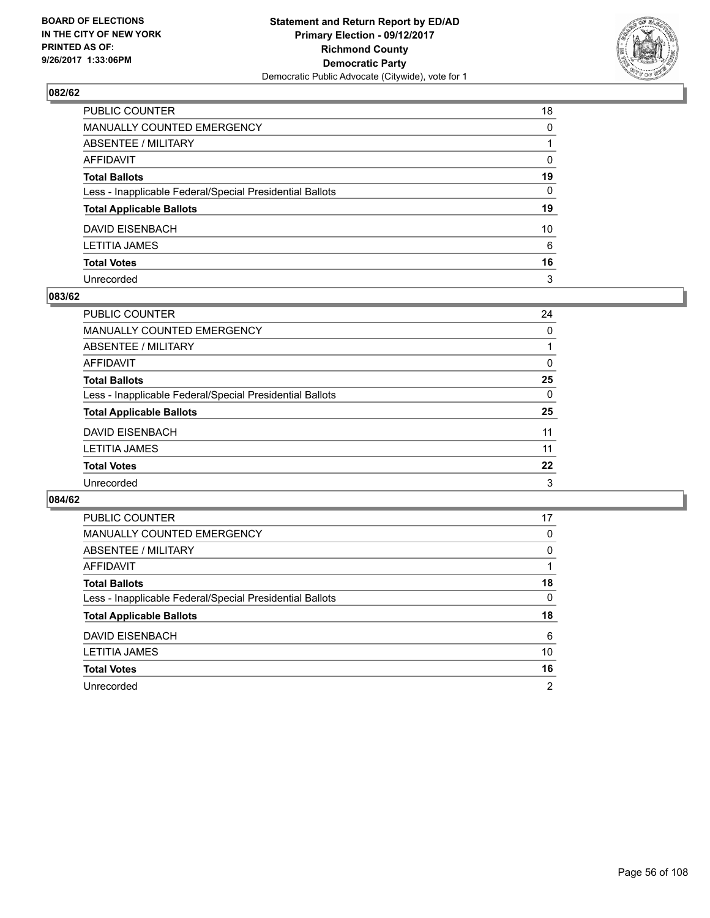## 082/62

| | |
|---|---|
| PUBLIC COUNTER | 18 |
| MANUALLY COUNTED EMERGENCY | 0 |
| ABSENTEE / MILITARY | 1 |
| AFFIDAVIT | 0 |
| **Total Ballots** | **19** |
| Less - Inapplicable Federal/Special Presidential Ballots | 0 |
| **Total Applicable Ballots** | **19** |
| DAVID EISENBACH | 10 |
| LETITIA JAMES | 6 |
| **Total Votes** | **16** |
| Unrecorded | 3 |

## 083/62

| | |
|---|---|
| PUBLIC COUNTER | 24 |
| MANUALLY COUNTED EMERGENCY | 0 |
| ABSENTEE / MILITARY | 1 |
| AFFIDAVIT | 0 |
| **Total Ballots** | **25** |
| Less - Inapplicable Federal/Special Presidential Ballots | 0 |
| **Total Applicable Ballots** | **25** |
| DAVID EISENBACH | 11 |
| LETITIA JAMES | 11 |
| **Total Votes** | **22** |
| Unrecorded | 3 |

## 084/62

| | |
|---|---|
| PUBLIC COUNTER | 17 |
| MANUALLY COUNTED EMERGENCY | 0 |
| ABSENTEE / MILITARY | 0 |
| AFFIDAVIT | 1 |
| **Total Ballots** | **18** |
| Less - Inapplicable Federal/Special Presidential Ballots | 0 |
| **Total Applicable Ballots** | **18** |
| DAVID EISENBACH | 6 |
| LETITIA JAMES | 10 |
| **Total Votes** | **16** |
| Unrecorded | 2 |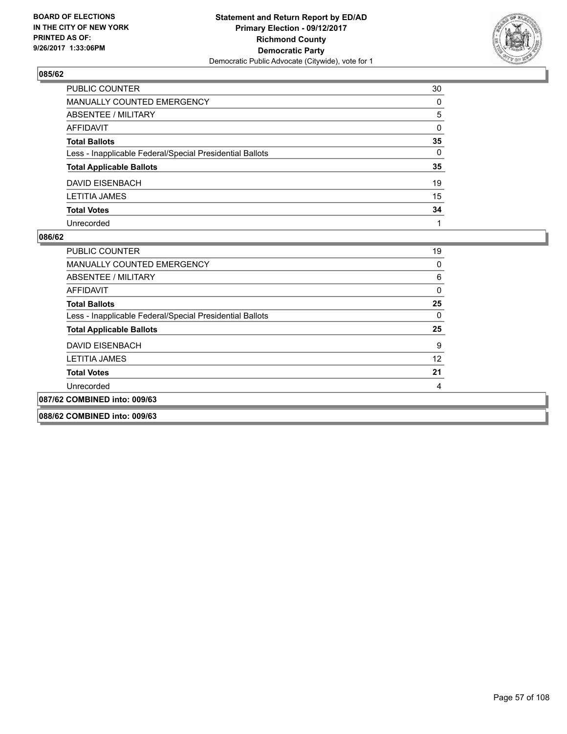**BOARD OF ELECTIONS IN THE CITY OF NEW YORK PRINTED AS OF: 9/26/2017 1:33:06PM**

**Statement and Return Report by ED/AD Primary Election - 09/12/2017 Richmond County Democratic Party**
Democratic Public Advocate (Citywide), vote for 1

### 085/62

| | |
|---|---|
| PUBLIC COUNTER | 30 |
| MANUALLY COUNTED EMERGENCY | 0 |
| ABSENTEE / MILITARY | 5 |
| AFFIDAVIT | 0 |
| **Total Ballots** | **35** |
| Less - Inapplicable Federal/Special Presidential Ballots | 0 |
| **Total Applicable Ballots** | **35** |
| DAVID EISENBACH | 19 |
| LETITIA JAMES | 15 |
| **Total Votes** | **34** |
| Unrecorded | 1 |

### 086/62

| | |
|---|---|
| PUBLIC COUNTER | 19 |
| MANUALLY COUNTED EMERGENCY | 0 |
| ABSENTEE / MILITARY | 6 |
| AFFIDAVIT | 0 |
| **Total Ballots** | **25** |
| Less - Inapplicable Federal/Special Presidential Ballots | 0 |
| **Total Applicable Ballots** | **25** |
| DAVID EISENBACH | 9 |
| LETITIA JAMES | 12 |
| **Total Votes** | **21** |
| Unrecorded | 4 |

### 087/62 COMBINED into: 009/63

### 088/62 COMBINED into: 009/63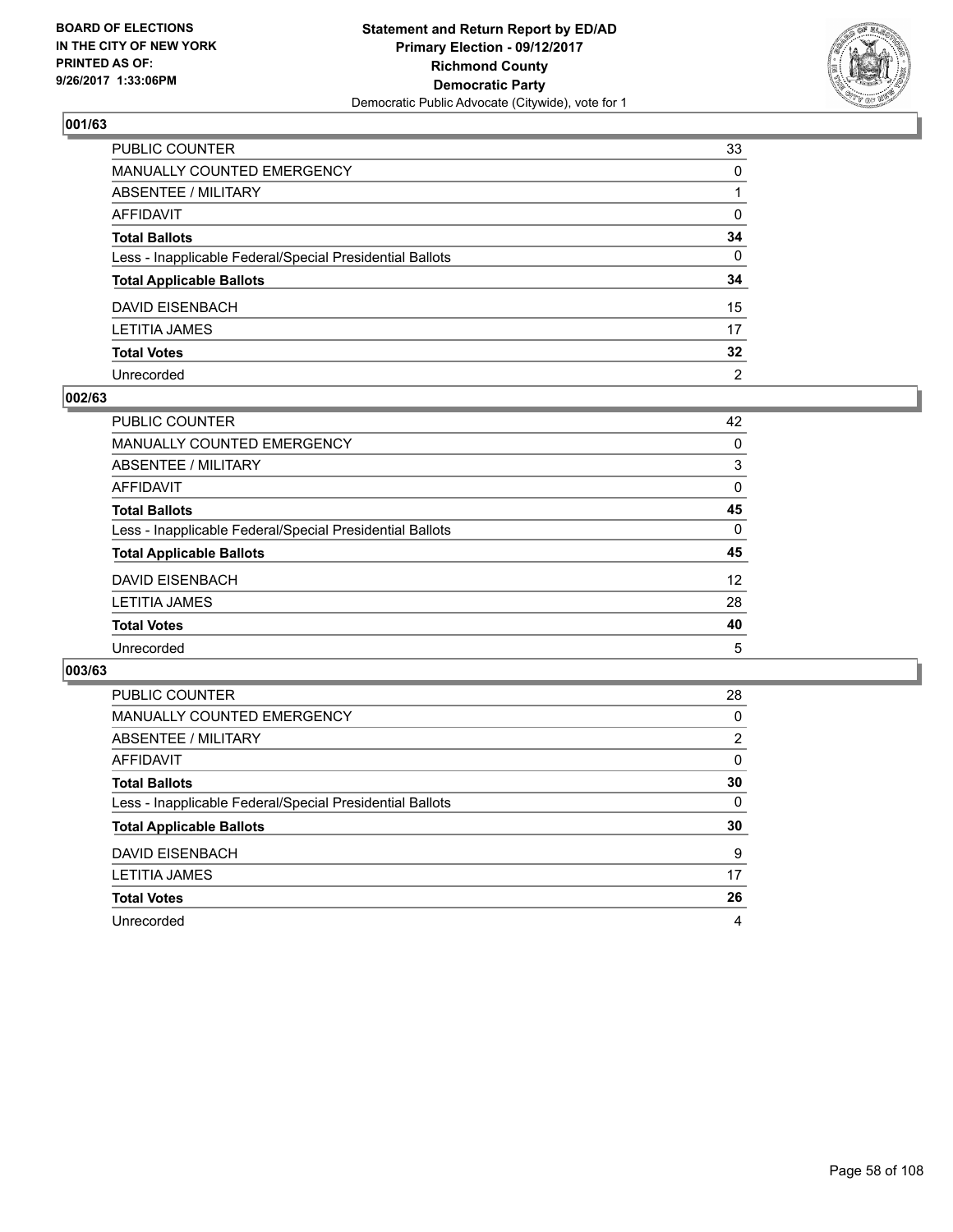BOARD OF ELECTIONS
IN THE CITY OF NEW YORK
PRINTED AS OF:
9/26/2017 1:33:06PM

**Statement and Return Report by ED/AD**
**Primary Election - 09/12/2017**
**Richmond County**
**Democratic Party**
Democratic Public Advocate (Citywide), vote for 1

### 001/63

| | |
|---|---|
| PUBLIC COUNTER | 33 |
| MANUALLY COUNTED EMERGENCY | 0 |
| ABSENTEE / MILITARY | 1 |
| AFFIDAVIT | 0 |
| **Total Ballots** | **34** |
| Less - Inapplicable Federal/Special Presidential Ballots | 0 |
| **Total Applicable Ballots** | **34** |
| DAVID EISENBACH | 15 |
| LETITIA JAMES | 17 |
| **Total Votes** | **32** |
| Unrecorded | 2 |

### 002/63

| | |
|---|---|
| PUBLIC COUNTER | 42 |
| MANUALLY COUNTED EMERGENCY | 0 |
| ABSENTEE / MILITARY | 3 |
| AFFIDAVIT | 0 |
| **Total Ballots** | **45** |
| Less - Inapplicable Federal/Special Presidential Ballots | 0 |
| **Total Applicable Ballots** | **45** |
| DAVID EISENBACH | 12 |
| LETITIA JAMES | 28 |
| **Total Votes** | **40** |
| Unrecorded | 5 |

### 003/63

| | |
|---|---|
| PUBLIC COUNTER | 28 |
| MANUALLY COUNTED EMERGENCY | 0 |
| ABSENTEE / MILITARY | 2 |
| AFFIDAVIT | 0 |
| **Total Ballots** | **30** |
| Less - Inapplicable Federal/Special Presidential Ballots | 0 |
| **Total Applicable Ballots** | **30** |
| DAVID EISENBACH | 9 |
| LETITIA JAMES | 17 |
| **Total Votes** | **26** |
| Unrecorded | 4 |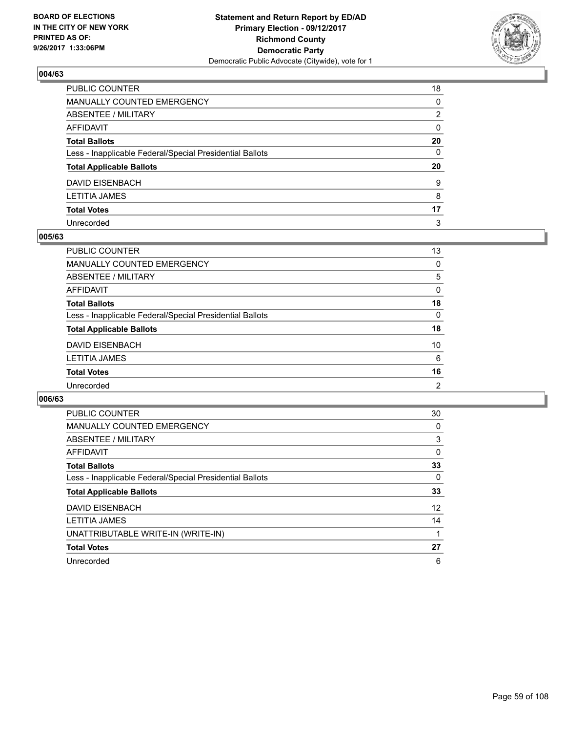BOARD OF ELECTIONS
IN THE CITY OF NEW YORK
PRINTED AS OF:
9/26/2017 1:33:06PM

**Statement and Return Report by ED/AD**
**Primary Election - 09/12/2017**
**Richmond County**
**Democratic Party**
Democratic Public Advocate (Citywide), vote for 1

### 004/63

| | |
|---|---|
| PUBLIC COUNTER | 18 |
| MANUALLY COUNTED EMERGENCY | 0 |
| ABSENTEE / MILITARY | 2 |
| AFFIDAVIT | 0 |
| **Total Ballots** | **20** |
| Less - Inapplicable Federal/Special Presidential Ballots | 0 |
| **Total Applicable Ballots** | **20** |
| DAVID EISENBACH | 9 |
| LETITIA JAMES | 8 |
| **Total Votes** | **17** |
| Unrecorded | 3 |

### 005/63

| | |
|---|---|
| PUBLIC COUNTER | 13 |
| MANUALLY COUNTED EMERGENCY | 0 |
| ABSENTEE / MILITARY | 5 |
| AFFIDAVIT | 0 |
| **Total Ballots** | **18** |
| Less - Inapplicable Federal/Special Presidential Ballots | 0 |
| **Total Applicable Ballots** | **18** |
| DAVID EISENBACH | 10 |
| LETITIA JAMES | 6 |
| **Total Votes** | **16** |
| Unrecorded | 2 |

### 006/63

| | |
|---|---|
| PUBLIC COUNTER | 30 |
| MANUALLY COUNTED EMERGENCY | 0 |
| ABSENTEE / MILITARY | 3 |
| AFFIDAVIT | 0 |
| **Total Ballots** | **33** |
| Less - Inapplicable Federal/Special Presidential Ballots | 0 |
| **Total Applicable Ballots** | **33** |
| DAVID EISENBACH | 12 |
| LETITIA JAMES | 14 |
| UNATTRIBUTABLE WRITE-IN (WRITE-IN) | 1 |
| **Total Votes** | **27** |
| Unrecorded | 6 |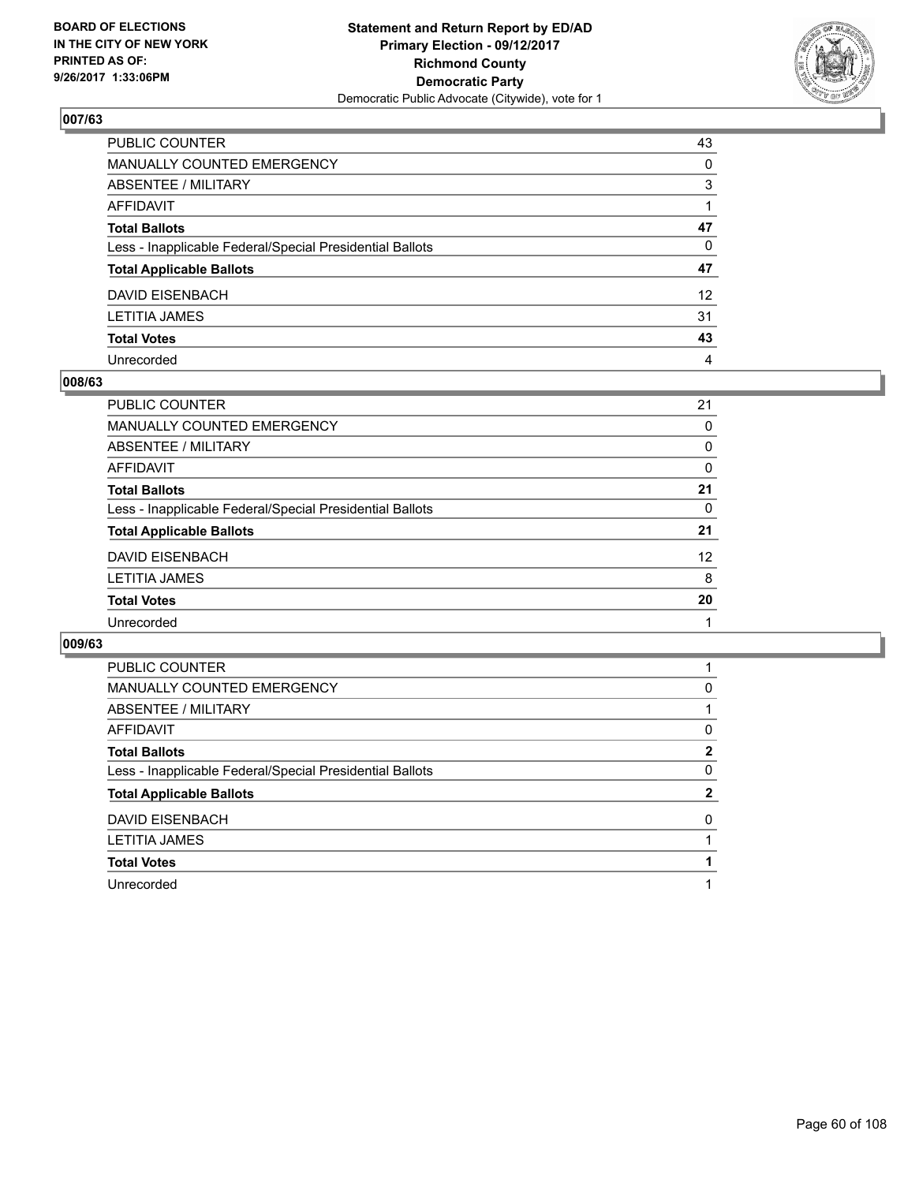BOARD OF ELECTIONS
IN THE CITY OF NEW YORK
PRINTED AS OF:
9/26/2017 1:33:06PM

**Statement and Return Report by ED/AD**
**Primary Election - 09/12/2017**
**Richmond County**
**Democratic Party**
Democratic Public Advocate (Citywide), vote for 1

### 007/63

| | |
|---|---|
| PUBLIC COUNTER | 43 |
| MANUALLY COUNTED EMERGENCY | 0 |
| ABSENTEE / MILITARY | 3 |
| AFFIDAVIT | 1 |
| **Total Ballots** | **47** |
| Less - Inapplicable Federal/Special Presidential Ballots | 0 |
| **Total Applicable Ballots** | **47** |
| DAVID EISENBACH | 12 |
| LETITIA JAMES | 31 |
| **Total Votes** | **43** |
| Unrecorded | 4 |

### 008/63

| | |
|---|---|
| PUBLIC COUNTER | 21 |
| MANUALLY COUNTED EMERGENCY | 0 |
| ABSENTEE / MILITARY | 0 |
| AFFIDAVIT | 0 |
| **Total Ballots** | **21** |
| Less - Inapplicable Federal/Special Presidential Ballots | 0 |
| **Total Applicable Ballots** | **21** |
| DAVID EISENBACH | 12 |
| LETITIA JAMES | 8 |
| **Total Votes** | **20** |
| Unrecorded | 1 |

### 009/63

| | |
|---|---|
| PUBLIC COUNTER | 1 |
| MANUALLY COUNTED EMERGENCY | 0 |
| ABSENTEE / MILITARY | 1 |
| AFFIDAVIT | 0 |
| **Total Ballots** | **2** |
| Less - Inapplicable Federal/Special Presidential Ballots | 0 |
| **Total Applicable Ballots** | **2** |
| DAVID EISENBACH | 0 |
| LETITIA JAMES | 1 |
| **Total Votes** | **1** |
| Unrecorded | 1 |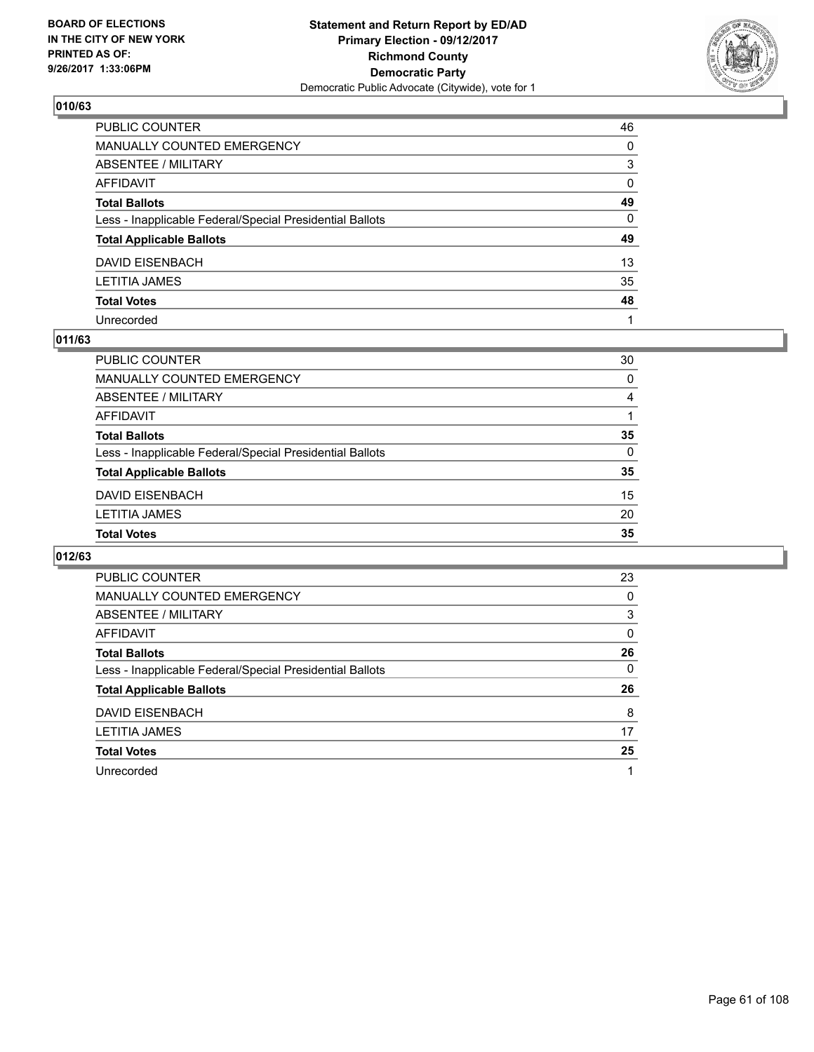**Statement and Return Report by ED/AD**
**Primary Election - 09/12/2017**
**Richmond County**
**Democratic Party**
Democratic Public Advocate (Citywide), vote for 1

BOARD OF ELECTIONS
IN THE CITY OF NEW YORK
PRINTED AS OF:
9/26/2017 1:33:06PM

### 010/63

| | |
|---|---|
| PUBLIC COUNTER | 46 |
| MANUALLY COUNTED EMERGENCY | 0 |
| ABSENTEE / MILITARY | 3 |
| AFFIDAVIT | 0 |
| **Total Ballots** | **49** |
| Less - Inapplicable Federal/Special Presidential Ballots | 0 |
| **Total Applicable Ballots** | **49** |
| DAVID EISENBACH | 13 |
| LETITIA JAMES | 35 |
| **Total Votes** | **48** |
| Unrecorded | 1 |

### 011/63

| | |
|---|---|
| PUBLIC COUNTER | 30 |
| MANUALLY COUNTED EMERGENCY | 0 |
| ABSENTEE / MILITARY | 4 |
| AFFIDAVIT | 1 |
| **Total Ballots** | **35** |
| Less - Inapplicable Federal/Special Presidential Ballots | 0 |
| **Total Applicable Ballots** | **35** |
| DAVID EISENBACH | 15 |
| LETITIA JAMES | 20 |
| **Total Votes** | **35** |

### 012/63

| | |
|---|---|
| PUBLIC COUNTER | 23 |
| MANUALLY COUNTED EMERGENCY | 0 |
| ABSENTEE / MILITARY | 3 |
| AFFIDAVIT | 0 |
| **Total Ballots** | **26** |
| Less - Inapplicable Federal/Special Presidential Ballots | 0 |
| **Total Applicable Ballots** | **26** |
| DAVID EISENBACH | 8 |
| LETITIA JAMES | 17 |
| **Total Votes** | **25** |
| Unrecorded | 1 |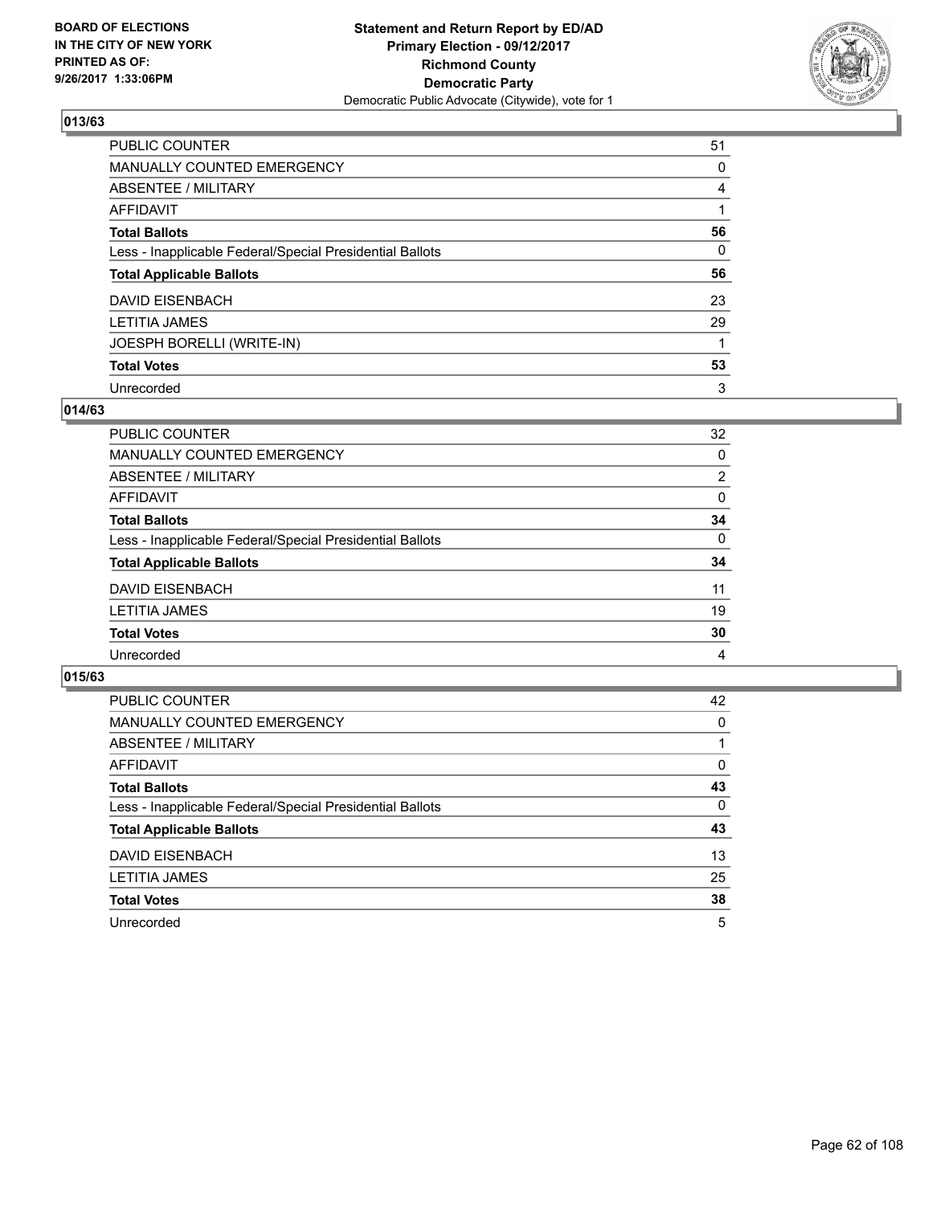BOARD OF ELECTIONS
IN THE CITY OF NEW YORK
PRINTED AS OF:
9/26/2017 1:33:06PM

**Statement and Return Report by ED/AD**
**Primary Election - 09/12/2017**
**Richmond County**
**Democratic Party**
Democratic Public Advocate (Citywide), vote for 1

## 013/63

| | |
|---|---|
| PUBLIC COUNTER | 51 |
| MANUALLY COUNTED EMERGENCY | 0 |
| ABSENTEE / MILITARY | 4 |
| AFFIDAVIT | 1 |
| **Total Ballots** | **56** |
| Less - Inapplicable Federal/Special Presidential Ballots | 0 |
| **Total Applicable Ballots** | **56** |
| DAVID EISENBACH | 23 |
| LETITIA JAMES | 29 |
| JOESPH BORELLI (WRITE-IN) | 1 |
| **Total Votes** | **53** |
| Unrecorded | 3 |

## 014/63

| | |
|---|---|
| PUBLIC COUNTER | 32 |
| MANUALLY COUNTED EMERGENCY | 0 |
| ABSENTEE / MILITARY | 2 |
| AFFIDAVIT | 0 |
| **Total Ballots** | **34** |
| Less - Inapplicable Federal/Special Presidential Ballots | 0 |
| **Total Applicable Ballots** | **34** |
| DAVID EISENBACH | 11 |
| LETITIA JAMES | 19 |
| **Total Votes** | **30** |
| Unrecorded | 4 |

## 015/63

| | |
|---|---|
| PUBLIC COUNTER | 42 |
| MANUALLY COUNTED EMERGENCY | 0 |
| ABSENTEE / MILITARY | 1 |
| AFFIDAVIT | 0 |
| **Total Ballots** | **43** |
| Less - Inapplicable Federal/Special Presidential Ballots | 0 |
| **Total Applicable Ballots** | **43** |
| DAVID EISENBACH | 13 |
| LETITIA JAMES | 25 |
| **Total Votes** | **38** |
| Unrecorded | 5 |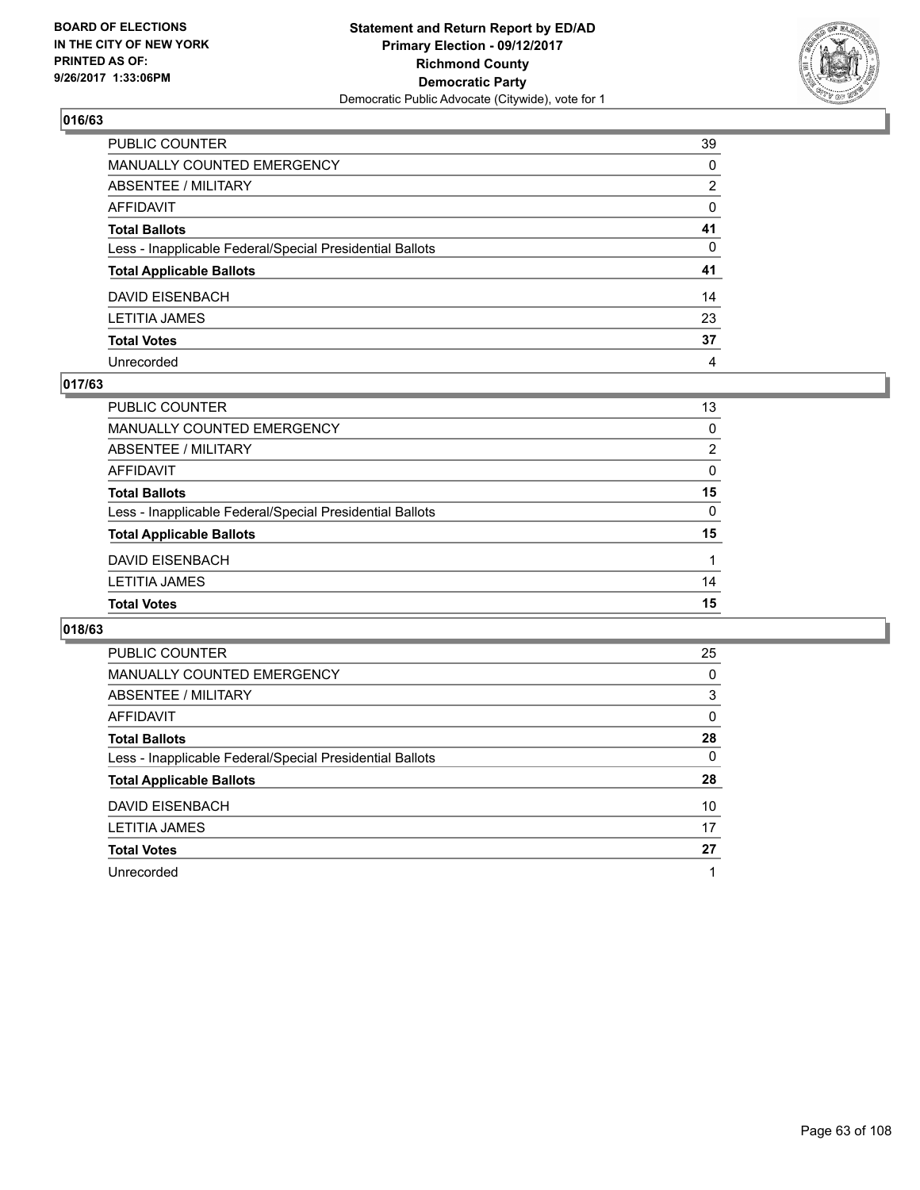BOARD OF ELECTIONS
IN THE CITY OF NEW YORK
PRINTED AS OF:
9/26/2017 1:33:06PM

**Statement and Return Report by ED/AD**
**Primary Election - 09/12/2017**
**Richmond County**
**Democratic Party**
Democratic Public Advocate (Citywide), vote for 1

### 016/63

| | |
|---|---|
| PUBLIC COUNTER | 39 |
| MANUALLY COUNTED EMERGENCY | 0 |
| ABSENTEE / MILITARY | 2 |
| AFFIDAVIT | 0 |
| **Total Ballots** | **41** |
| Less - Inapplicable Federal/Special Presidential Ballots | 0 |
| **Total Applicable Ballots** | **41** |
| DAVID EISENBACH | 14 |
| LETITIA JAMES | 23 |
| **Total Votes** | **37** |
| Unrecorded | 4 |

### 017/63

| | |
|---|---|
| PUBLIC COUNTER | 13 |
| MANUALLY COUNTED EMERGENCY | 0 |
| ABSENTEE / MILITARY | 2 |
| AFFIDAVIT | 0 |
| **Total Ballots** | **15** |
| Less - Inapplicable Federal/Special Presidential Ballots | 0 |
| **Total Applicable Ballots** | **15** |
| DAVID EISENBACH | 1 |
| LETITIA JAMES | 14 |
| **Total Votes** | **15** |

### 018/63

| | |
|---|---|
| PUBLIC COUNTER | 25 |
| MANUALLY COUNTED EMERGENCY | 0 |
| ABSENTEE / MILITARY | 3 |
| AFFIDAVIT | 0 |
| **Total Ballots** | **28** |
| Less - Inapplicable Federal/Special Presidential Ballots | 0 |
| **Total Applicable Ballots** | **28** |
| DAVID EISENBACH | 10 |
| LETITIA JAMES | 17 |
| **Total Votes** | **27** |
| Unrecorded | 1 |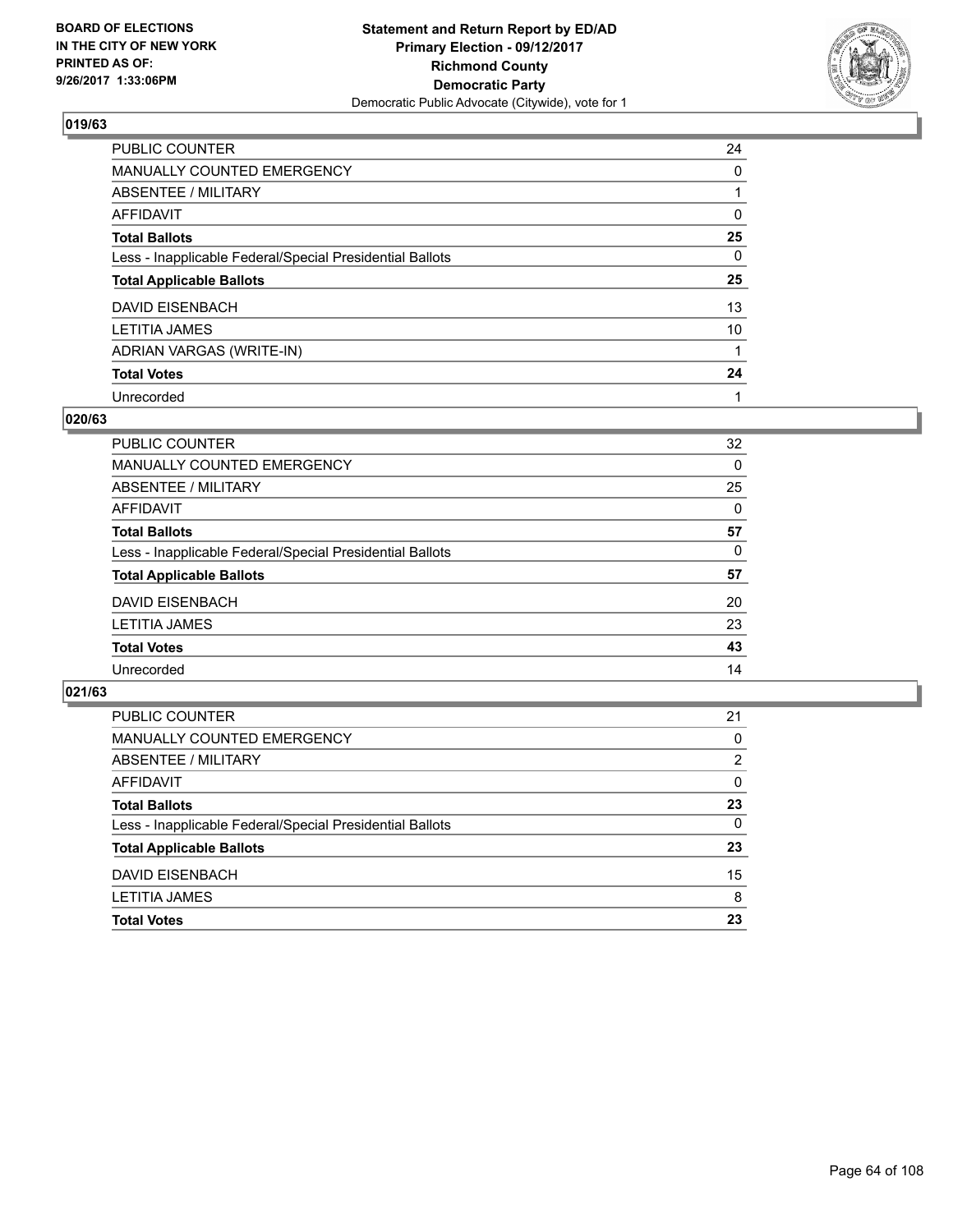**BOARD OF ELECTIONS IN THE CITY OF NEW YORK PRINTED AS OF: 9/26/2017 1:33:06PM**

**Statement and Return Report by ED/AD Primary Election - 09/12/2017 Richmond County Democratic Party**
Democratic Public Advocate (Citywide), vote for 1

## 019/63

| | |
|---|---|
| PUBLIC COUNTER | 24 |
| MANUALLY COUNTED EMERGENCY | 0 |
| ABSENTEE / MILITARY | 1 |
| AFFIDAVIT | 0 |
| **Total Ballots** | **25** |
| Less - Inapplicable Federal/Special Presidential Ballots | 0 |
| **Total Applicable Ballots** | **25** |
| DAVID EISENBACH | 13 |
| LETITIA JAMES | 10 |
| ADRIAN VARGAS (WRITE-IN) | 1 |
| **Total Votes** | **24** |
| Unrecorded | 1 |

## 020/63

| | |
|---|---|
| PUBLIC COUNTER | 32 |
| MANUALLY COUNTED EMERGENCY | 0 |
| ABSENTEE / MILITARY | 25 |
| AFFIDAVIT | 0 |
| **Total Ballots** | **57** |
| Less - Inapplicable Federal/Special Presidential Ballots | 0 |
| **Total Applicable Ballots** | **57** |
| DAVID EISENBACH | 20 |
| LETITIA JAMES | 23 |
| **Total Votes** | **43** |
| Unrecorded | 14 |

## 021/63

| | |
|---|---|
| PUBLIC COUNTER | 21 |
| MANUALLY COUNTED EMERGENCY | 0 |
| ABSENTEE / MILITARY | 2 |
| AFFIDAVIT | 0 |
| **Total Ballots** | **23** |
| Less - Inapplicable Federal/Special Presidential Ballots | 0 |
| **Total Applicable Ballots** | **23** |
| DAVID EISENBACH | 15 |
| LETITIA JAMES | 8 |
| **Total Votes** | **23** |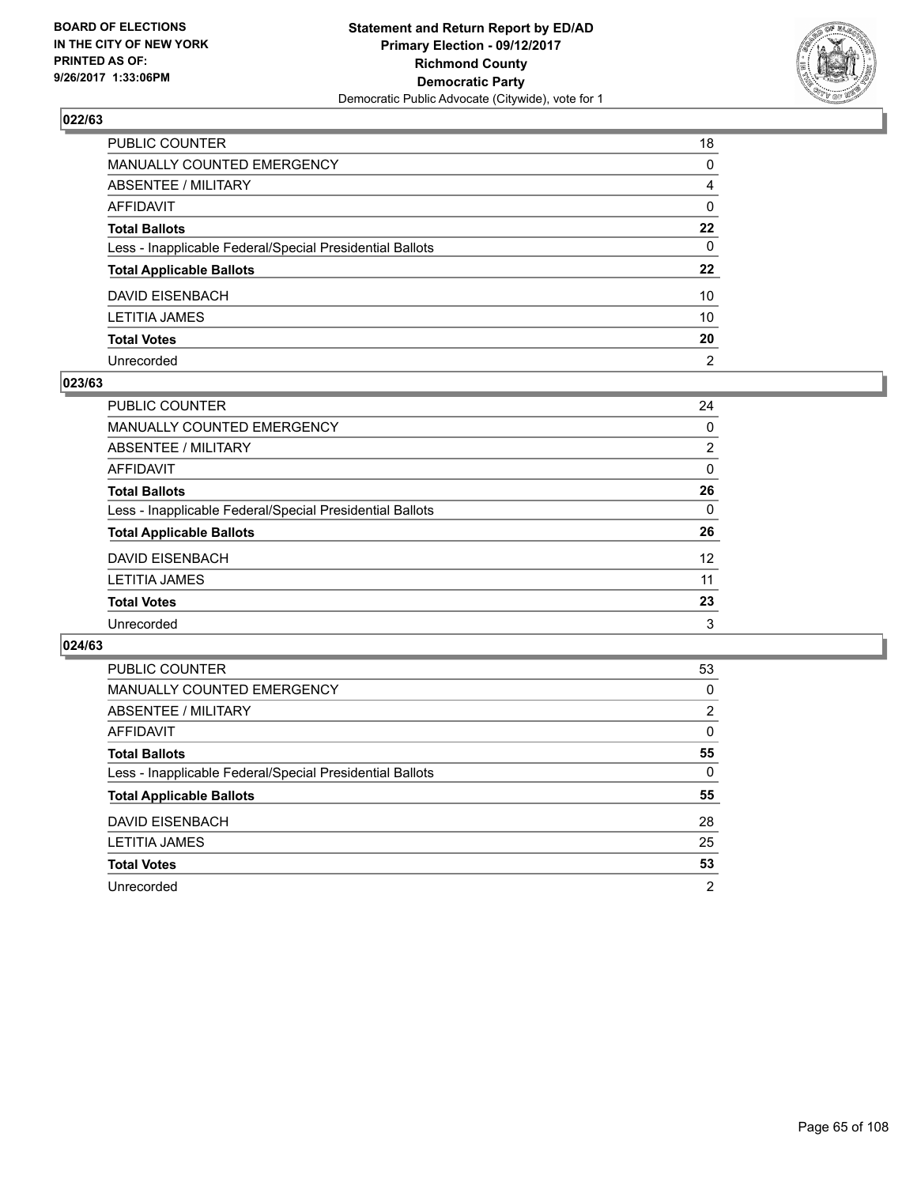BOARD OF ELECTIONS
IN THE CITY OF NEW YORK
PRINTED AS OF:
9/26/2017 1:33:06PM

**Statement and Return Report by ED/AD**
**Primary Election - 09/12/2017**
**Richmond County**
**Democratic Party**
Democratic Public Advocate (Citywide), vote for 1

### 022/63

| | |
|---|---|
| PUBLIC COUNTER | 18 |
| MANUALLY COUNTED EMERGENCY | 0 |
| ABSENTEE / MILITARY | 4 |
| AFFIDAVIT | 0 |
| **Total Ballots** | **22** |
| Less - Inapplicable Federal/Special Presidential Ballots | 0 |
| **Total Applicable Ballots** | **22** |
| DAVID EISENBACH | 10 |
| LETITIA JAMES | 10 |
| **Total Votes** | **20** |
| Unrecorded | 2 |

### 023/63

| | |
|---|---|
| PUBLIC COUNTER | 24 |
| MANUALLY COUNTED EMERGENCY | 0 |
| ABSENTEE / MILITARY | 2 |
| AFFIDAVIT | 0 |
| **Total Ballots** | **26** |
| Less - Inapplicable Federal/Special Presidential Ballots | 0 |
| **Total Applicable Ballots** | **26** |
| DAVID EISENBACH | 12 |
| LETITIA JAMES | 11 |
| **Total Votes** | **23** |
| Unrecorded | 3 |

### 024/63

| | |
|---|---|
| PUBLIC COUNTER | 53 |
| MANUALLY COUNTED EMERGENCY | 0 |
| ABSENTEE / MILITARY | 2 |
| AFFIDAVIT | 0 |
| **Total Ballots** | **55** |
| Less - Inapplicable Federal/Special Presidential Ballots | 0 |
| **Total Applicable Ballots** | **55** |
| DAVID EISENBACH | 28 |
| LETITIA JAMES | 25 |
| **Total Votes** | **53** |
| Unrecorded | 2 |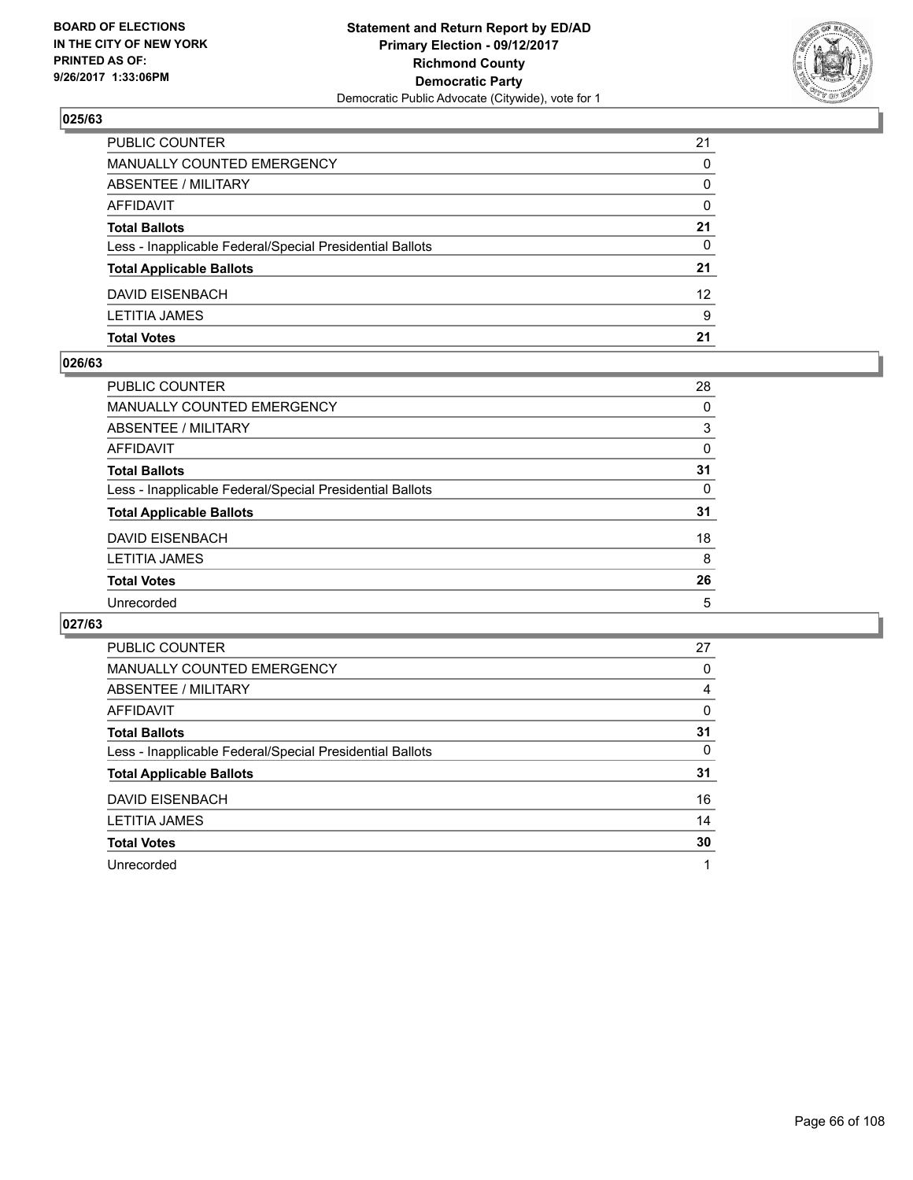BOARD OF ELECTIONS
IN THE CITY OF NEW YORK
PRINTED AS OF:
9/26/2017 1:33:06PM

**Statement and Return Report by ED/AD**
**Primary Election - 09/12/2017**
**Richmond County**
**Democratic Party**
Democratic Public Advocate (Citywide), vote for 1

### 025/63

| | |
|---|---|
| PUBLIC COUNTER | 21 |
| MANUALLY COUNTED EMERGENCY | 0 |
| ABSENTEE / MILITARY | 0 |
| AFFIDAVIT | 0 |
| **Total Ballots** | **21** |
| Less - Inapplicable Federal/Special Presidential Ballots | 0 |
| **Total Applicable Ballots** | **21** |
| DAVID EISENBACH | 12 |
| LETITIA JAMES | 9 |
| **Total Votes** | **21** |

### 026/63

| | |
|---|---|
| PUBLIC COUNTER | 28 |
| MANUALLY COUNTED EMERGENCY | 0 |
| ABSENTEE / MILITARY | 3 |
| AFFIDAVIT | 0 |
| **Total Ballots** | **31** |
| Less - Inapplicable Federal/Special Presidential Ballots | 0 |
| **Total Applicable Ballots** | **31** |
| DAVID EISENBACH | 18 |
| LETITIA JAMES | 8 |
| **Total Votes** | **26** |
| Unrecorded | 5 |

### 027/63

| | |
|---|---|
| PUBLIC COUNTER | 27 |
| MANUALLY COUNTED EMERGENCY | 0 |
| ABSENTEE / MILITARY | 4 |
| AFFIDAVIT | 0 |
| **Total Ballots** | **31** |
| Less - Inapplicable Federal/Special Presidential Ballots | 0 |
| **Total Applicable Ballots** | **31** |
| DAVID EISENBACH | 16 |
| LETITIA JAMES | 14 |
| **Total Votes** | **30** |
| Unrecorded | 1 |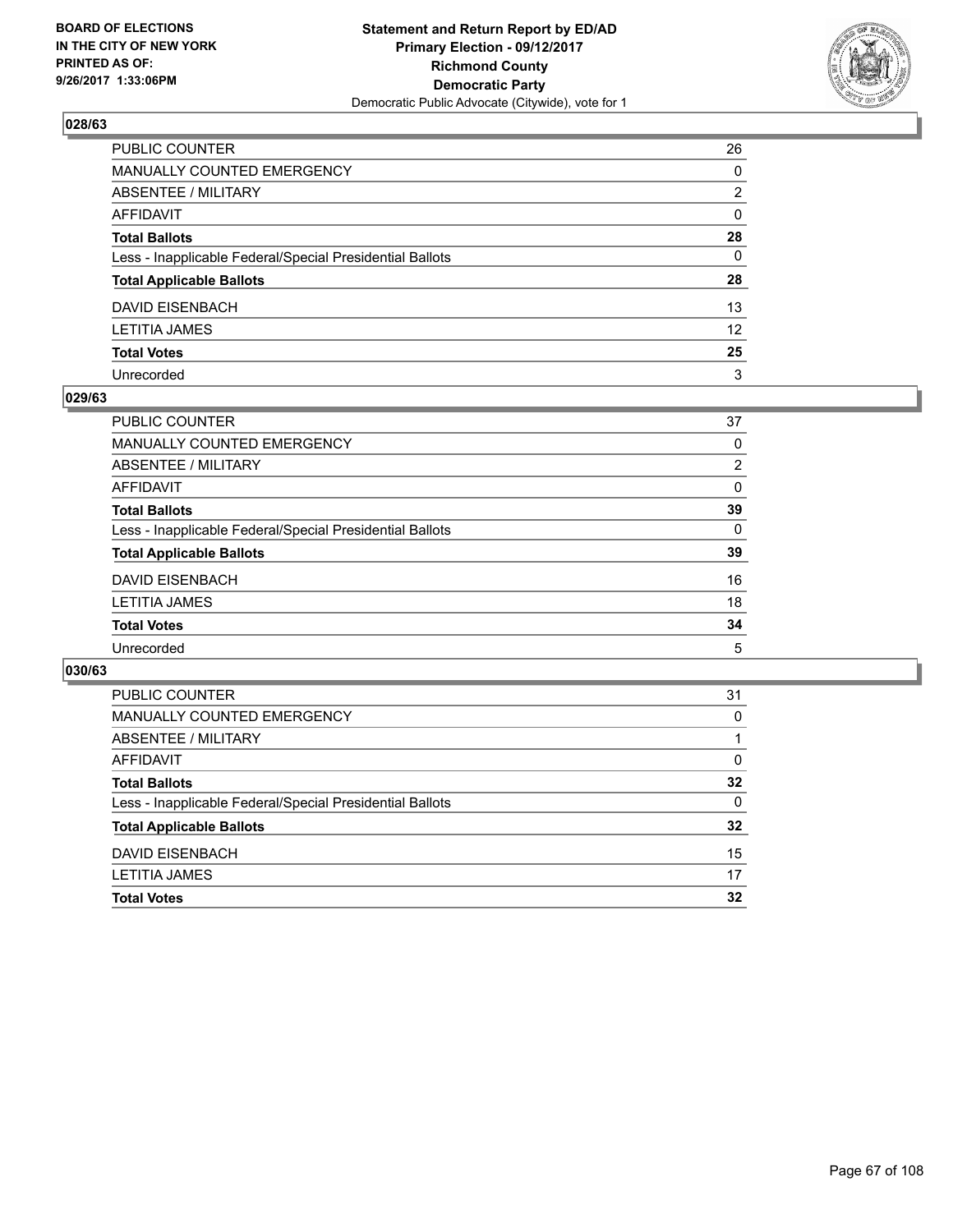## 028/63

| | |
|---|---|
| PUBLIC COUNTER | 26 |
| MANUALLY COUNTED EMERGENCY | 0 |
| ABSENTEE / MILITARY | 2 |
| AFFIDAVIT | 0 |
| **Total Ballots** | **28** |
| Less - Inapplicable Federal/Special Presidential Ballots | 0 |
| **Total Applicable Ballots** | **28** |
| DAVID EISENBACH | 13 |
| LETITIA JAMES | 12 |
| **Total Votes** | **25** |
| Unrecorded | 3 |

## 029/63

| | |
|---|---|
| PUBLIC COUNTER | 37 |
| MANUALLY COUNTED EMERGENCY | 0 |
| ABSENTEE / MILITARY | 2 |
| AFFIDAVIT | 0 |
| **Total Ballots** | **39** |
| Less - Inapplicable Federal/Special Presidential Ballots | 0 |
| **Total Applicable Ballots** | **39** |
| DAVID EISENBACH | 16 |
| LETITIA JAMES | 18 |
| **Total Votes** | **34** |
| Unrecorded | 5 |

## 030/63

| | |
|---|---|
| PUBLIC COUNTER | 31 |
| MANUALLY COUNTED EMERGENCY | 0 |
| ABSENTEE / MILITARY | 1 |
| AFFIDAVIT | 0 |
| **Total Ballots** | **32** |
| Less - Inapplicable Federal/Special Presidential Ballots | 0 |
| **Total Applicable Ballots** | **32** |
| DAVID EISENBACH | 15 |
| LETITIA JAMES | 17 |
| **Total Votes** | **32** |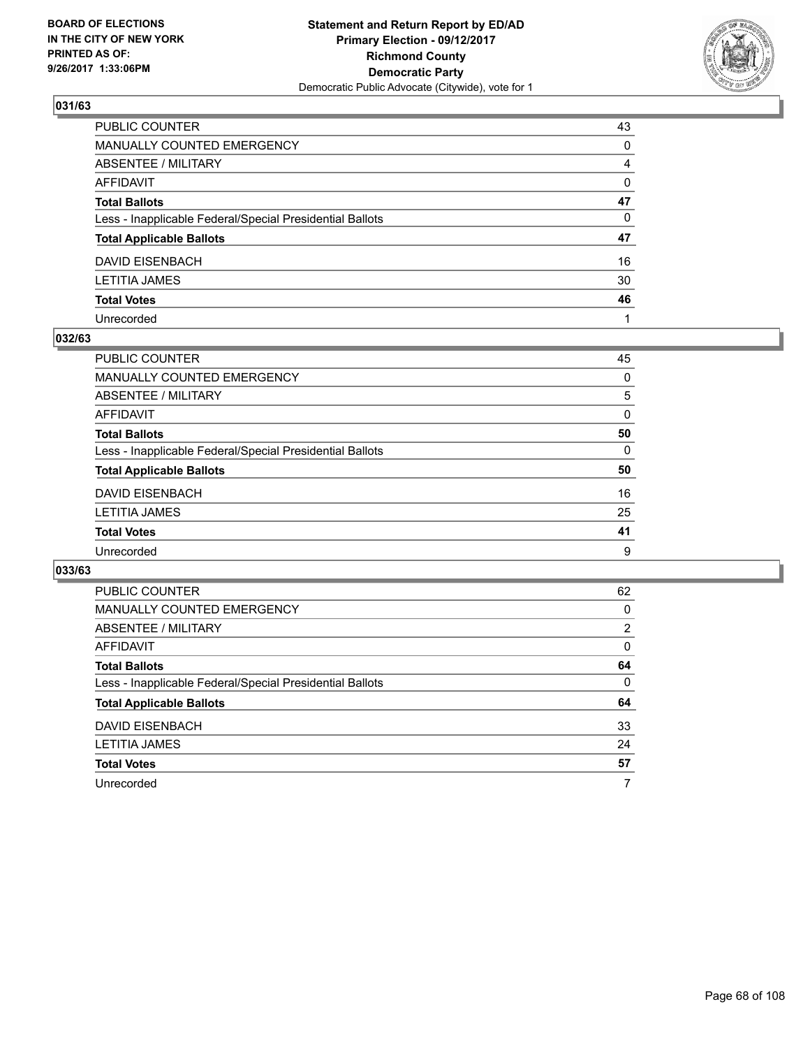BOARD OF ELECTIONS
IN THE CITY OF NEW YORK
PRINTED AS OF:
9/26/2017 1:33:06PM

**Statement and Return Report by ED/AD**
**Primary Election - 09/12/2017**
**Richmond County**
**Democratic Party**
Democratic Public Advocate (Citywide), vote for 1

### 031/63

| | |
|---|---|
| PUBLIC COUNTER | 43 |
| MANUALLY COUNTED EMERGENCY | 0 |
| ABSENTEE / MILITARY | 4 |
| AFFIDAVIT | 0 |
| **Total Ballots** | **47** |
| Less - Inapplicable Federal/Special Presidential Ballots | 0 |
| **Total Applicable Ballots** | **47** |
| DAVID EISENBACH | 16 |
| LETITIA JAMES | 30 |
| **Total Votes** | **46** |
| Unrecorded | 1 |

### 032/63

| | |
|---|---|
| PUBLIC COUNTER | 45 |
| MANUALLY COUNTED EMERGENCY | 0 |
| ABSENTEE / MILITARY | 5 |
| AFFIDAVIT | 0 |
| **Total Ballots** | **50** |
| Less - Inapplicable Federal/Special Presidential Ballots | 0 |
| **Total Applicable Ballots** | **50** |
| DAVID EISENBACH | 16 |
| LETITIA JAMES | 25 |
| **Total Votes** | **41** |
| Unrecorded | 9 |

### 033/63

| | |
|---|---|
| PUBLIC COUNTER | 62 |
| MANUALLY COUNTED EMERGENCY | 0 |
| ABSENTEE / MILITARY | 2 |
| AFFIDAVIT | 0 |
| **Total Ballots** | **64** |
| Less - Inapplicable Federal/Special Presidential Ballots | 0 |
| **Total Applicable Ballots** | **64** |
| DAVID EISENBACH | 33 |
| LETITIA JAMES | 24 |
| **Total Votes** | **57** |
| Unrecorded | 7 |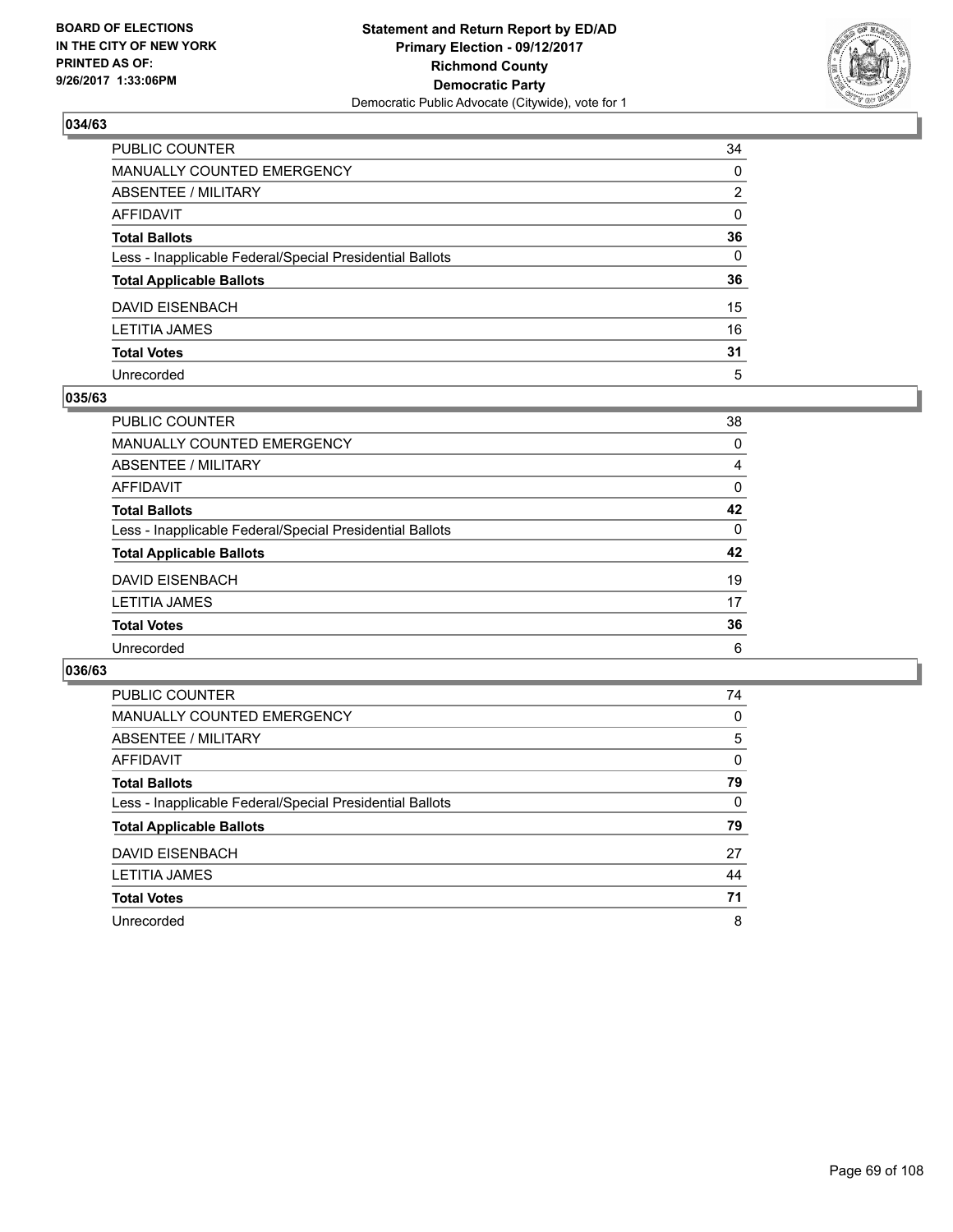**BOARD OF ELECTIONS IN THE CITY OF NEW YORK PRINTED AS OF: 9/26/2017 1:33:06PM**

**Statement and Return Report by ED/AD**
**Primary Election - 09/12/2017**
**Richmond County**
**Democratic Party**
Democratic Public Advocate (Citywide), vote for 1

### 034/63

| | |
|---|---|
| PUBLIC COUNTER | 34 |
| MANUALLY COUNTED EMERGENCY | 0 |
| ABSENTEE / MILITARY | 2 |
| AFFIDAVIT | 0 |
| **Total Ballots** | **36** |
| Less - Inapplicable Federal/Special Presidential Ballots | 0 |
| **Total Applicable Ballots** | **36** |
| DAVID EISENBACH | 15 |
| LETITIA JAMES | 16 |
| **Total Votes** | **31** |
| Unrecorded | 5 |

### 035/63

| | |
|---|---|
| PUBLIC COUNTER | 38 |
| MANUALLY COUNTED EMERGENCY | 0 |
| ABSENTEE / MILITARY | 4 |
| AFFIDAVIT | 0 |
| **Total Ballots** | **42** |
| Less - Inapplicable Federal/Special Presidential Ballots | 0 |
| **Total Applicable Ballots** | **42** |
| DAVID EISENBACH | 19 |
| LETITIA JAMES | 17 |
| **Total Votes** | **36** |
| Unrecorded | 6 |

### 036/63

| | |
|---|---|
| PUBLIC COUNTER | 74 |
| MANUALLY COUNTED EMERGENCY | 0 |
| ABSENTEE / MILITARY | 5 |
| AFFIDAVIT | 0 |
| **Total Ballots** | **79** |
| Less - Inapplicable Federal/Special Presidential Ballots | 0 |
| **Total Applicable Ballots** | **79** |
| DAVID EISENBACH | 27 |
| LETITIA JAMES | 44 |
| **Total Votes** | **71** |
| Unrecorded | 8 |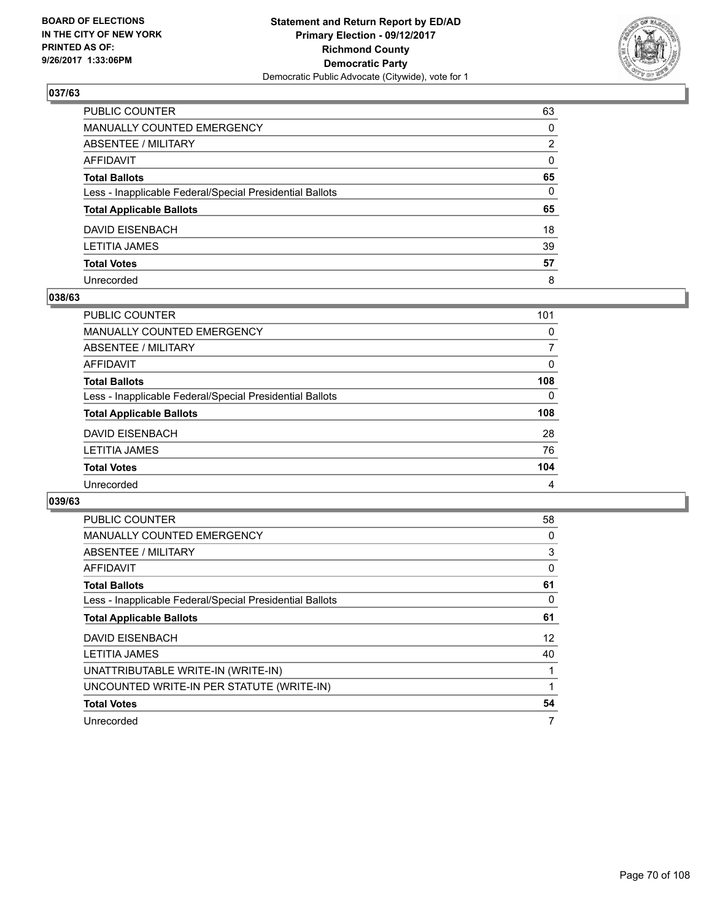BOARD OF ELECTIONS
IN THE CITY OF NEW YORK
PRINTED AS OF:
9/26/2017 1:33:06PM

**Statement and Return Report by ED/AD**
**Primary Election - 09/12/2017**
**Richmond County**
**Democratic Party**
Democratic Public Advocate (Citywide), vote for 1

## 037/63

| | |
|---|---|
| PUBLIC COUNTER | 63 |
| MANUALLY COUNTED EMERGENCY | 0 |
| ABSENTEE / MILITARY | 2 |
| AFFIDAVIT | 0 |
| **Total Ballots** | **65** |
| Less - Inapplicable Federal/Special Presidential Ballots | 0 |
| **Total Applicable Ballots** | **65** |
| DAVID EISENBACH | 18 |
| LETITIA JAMES | 39 |
| **Total Votes** | **57** |
| Unrecorded | 8 |

## 038/63

| | |
|---|---|
| PUBLIC COUNTER | 101 |
| MANUALLY COUNTED EMERGENCY | 0 |
| ABSENTEE / MILITARY | 7 |
| AFFIDAVIT | 0 |
| **Total Ballots** | **108** |
| Less - Inapplicable Federal/Special Presidential Ballots | 0 |
| **Total Applicable Ballots** | **108** |
| DAVID EISENBACH | 28 |
| LETITIA JAMES | 76 |
| **Total Votes** | **104** |
| Unrecorded | 4 |

## 039/63

| | |
|---|---|
| PUBLIC COUNTER | 58 |
| MANUALLY COUNTED EMERGENCY | 0 |
| ABSENTEE / MILITARY | 3 |
| AFFIDAVIT | 0 |
| **Total Ballots** | **61** |
| Less - Inapplicable Federal/Special Presidential Ballots | 0 |
| **Total Applicable Ballots** | **61** |
| DAVID EISENBACH | 12 |
| LETITIA JAMES | 40 |
| UNATTRIBUTABLE WRITE-IN (WRITE-IN) | 1 |
| UNCOUNTED WRITE-IN PER STATUTE (WRITE-IN) | 1 |
| **Total Votes** | **54** |
| Unrecorded | 7 |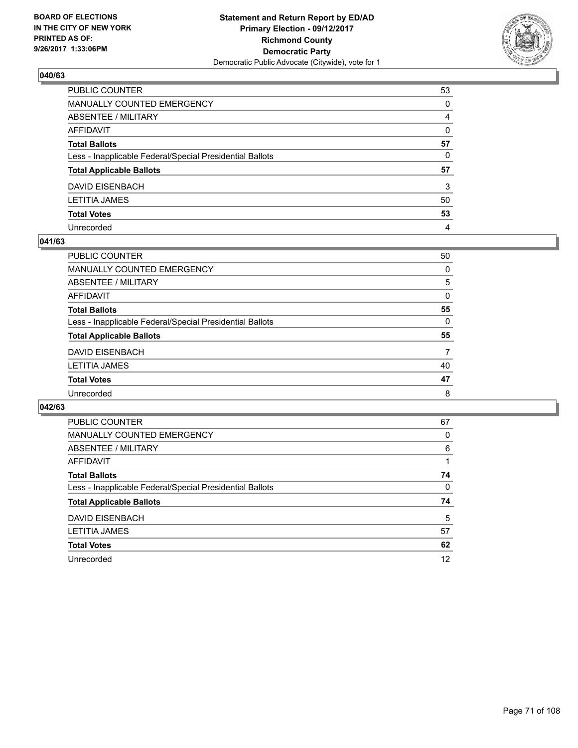BOARD OF ELECTIONS
IN THE CITY OF NEW YORK
PRINTED AS OF:
9/26/2017 1:33:06PM

**Statement and Return Report by ED/AD**
**Primary Election - 09/12/2017**
**Richmond County**
**Democratic Party**
Democratic Public Advocate (Citywide), vote for 1

### 040/63

| | |
|---|---|
| PUBLIC COUNTER | 53 |
| MANUALLY COUNTED EMERGENCY | 0 |
| ABSENTEE / MILITARY | 4 |
| AFFIDAVIT | 0 |
| **Total Ballots** | **57** |
| Less - Inapplicable Federal/Special Presidential Ballots | 0 |
| **Total Applicable Ballots** | **57** |
| DAVID EISENBACH | 3 |
| LETITIA JAMES | 50 |
| **Total Votes** | **53** |
| Unrecorded | 4 |

### 041/63

| | |
|---|---|
| PUBLIC COUNTER | 50 |
| MANUALLY COUNTED EMERGENCY | 0 |
| ABSENTEE / MILITARY | 5 |
| AFFIDAVIT | 0 |
| **Total Ballots** | **55** |
| Less - Inapplicable Federal/Special Presidential Ballots | 0 |
| **Total Applicable Ballots** | **55** |
| DAVID EISENBACH | 7 |
| LETITIA JAMES | 40 |
| **Total Votes** | **47** |
| Unrecorded | 8 |

### 042/63

| | |
|---|---|
| PUBLIC COUNTER | 67 |
| MANUALLY COUNTED EMERGENCY | 0 |
| ABSENTEE / MILITARY | 6 |
| AFFIDAVIT | 1 |
| **Total Ballots** | **74** |
| Less - Inapplicable Federal/Special Presidential Ballots | 0 |
| **Total Applicable Ballots** | **74** |
| DAVID EISENBACH | 5 |
| LETITIA JAMES | 57 |
| **Total Votes** | **62** |
| Unrecorded | 12 |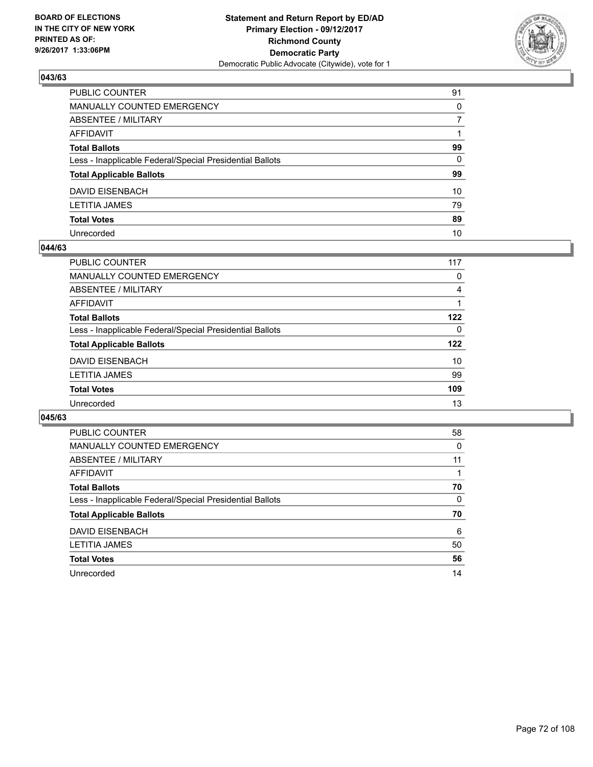BOARD OF ELECTIONS
IN THE CITY OF NEW YORK
PRINTED AS OF:
9/26/2017 1:33:06PM

**Statement and Return Report by ED/AD**
**Primary Election - 09/12/2017**
**Richmond County**
**Democratic Party**
Democratic Public Advocate (Citywide), vote for 1

### 043/63

| | |
|---|---|
| PUBLIC COUNTER | 91 |
| MANUALLY COUNTED EMERGENCY | 0 |
| ABSENTEE / MILITARY | 7 |
| AFFIDAVIT | 1 |
| **Total Ballots** | **99** |
| Less - Inapplicable Federal/Special Presidential Ballots | 0 |
| **Total Applicable Ballots** | **99** |
| DAVID EISENBACH | 10 |
| LETITIA JAMES | 79 |
| **Total Votes** | **89** |
| Unrecorded | 10 |

### 044/63

| | |
|---|---|
| PUBLIC COUNTER | 117 |
| MANUALLY COUNTED EMERGENCY | 0 |
| ABSENTEE / MILITARY | 4 |
| AFFIDAVIT | 1 |
| **Total Ballots** | **122** |
| Less - Inapplicable Federal/Special Presidential Ballots | 0 |
| **Total Applicable Ballots** | **122** |
| DAVID EISENBACH | 10 |
| LETITIA JAMES | 99 |
| **Total Votes** | **109** |
| Unrecorded | 13 |

### 045/63

| | |
|---|---|
| PUBLIC COUNTER | 58 |
| MANUALLY COUNTED EMERGENCY | 0 |
| ABSENTEE / MILITARY | 11 |
| AFFIDAVIT | 1 |
| **Total Ballots** | **70** |
| Less - Inapplicable Federal/Special Presidential Ballots | 0 |
| **Total Applicable Ballots** | **70** |
| DAVID EISENBACH | 6 |
| LETITIA JAMES | 50 |
| **Total Votes** | **56** |
| Unrecorded | 14 |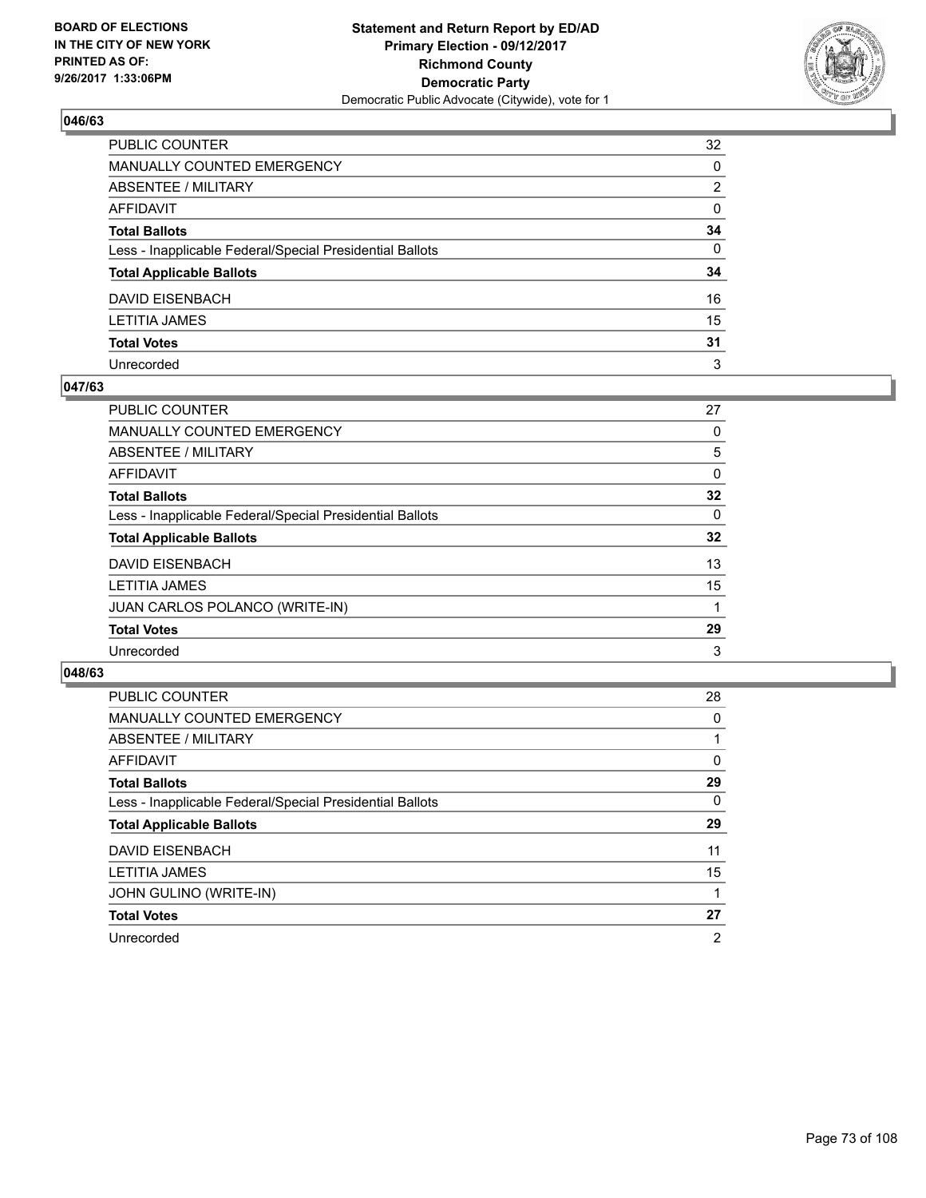BOARD OF ELECTIONS
IN THE CITY OF NEW YORK
PRINTED AS OF:
9/26/2017 1:33:06PM

**Statement and Return Report by ED/AD**
**Primary Election - 09/12/2017**
**Richmond County**
**Democratic Party**
Democratic Public Advocate (Citywide), vote for 1

### 046/63

| | |
|---|---|
| PUBLIC COUNTER | 32 |
| MANUALLY COUNTED EMERGENCY | 0 |
| ABSENTEE / MILITARY | 2 |
| AFFIDAVIT | 0 |
| **Total Ballots** | **34** |
| Less - Inapplicable Federal/Special Presidential Ballots | 0 |
| **Total Applicable Ballots** | **34** |
| DAVID EISENBACH | 16 |
| LETITIA JAMES | 15 |
| **Total Votes** | **31** |
| Unrecorded | 3 |

### 047/63

| | |
|---|---|
| PUBLIC COUNTER | 27 |
| MANUALLY COUNTED EMERGENCY | 0 |
| ABSENTEE / MILITARY | 5 |
| AFFIDAVIT | 0 |
| **Total Ballots** | **32** |
| Less - Inapplicable Federal/Special Presidential Ballots | 0 |
| **Total Applicable Ballots** | **32** |
| DAVID EISENBACH | 13 |
| LETITIA JAMES | 15 |
| JUAN CARLOS POLANCO (WRITE-IN) | 1 |
| **Total Votes** | **29** |
| Unrecorded | 3 |

### 048/63

| | |
|---|---|
| PUBLIC COUNTER | 28 |
| MANUALLY COUNTED EMERGENCY | 0 |
| ABSENTEE / MILITARY | 1 |
| AFFIDAVIT | 0 |
| **Total Ballots** | **29** |
| Less - Inapplicable Federal/Special Presidential Ballots | 0 |
| **Total Applicable Ballots** | **29** |
| DAVID EISENBACH | 11 |
| LETITIA JAMES | 15 |
| JOHN GULINO (WRITE-IN) | 1 |
| **Total Votes** | **27** |
| Unrecorded | 2 |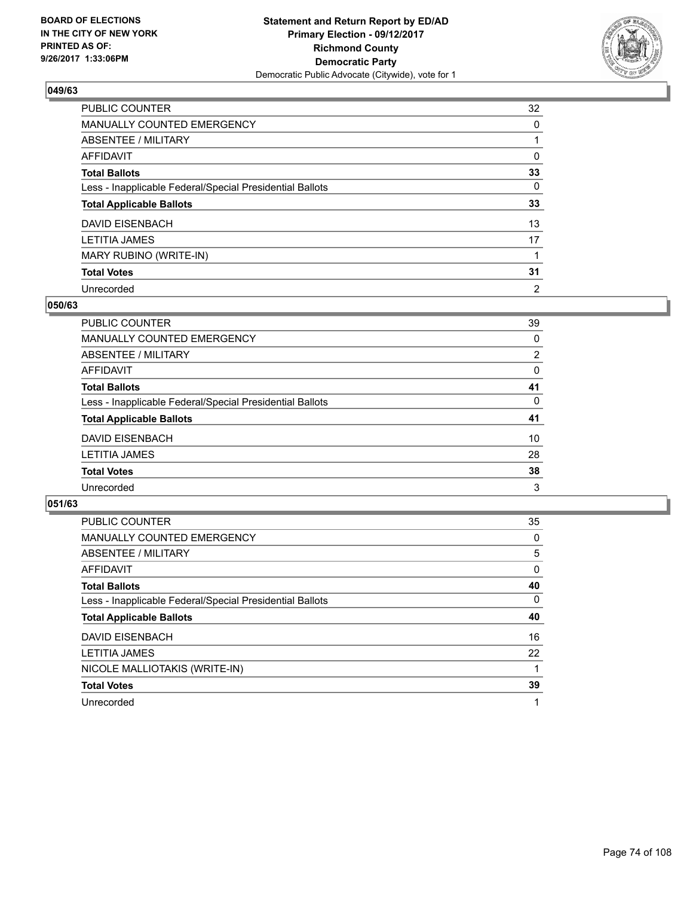**BOARD OF ELECTIONS IN THE CITY OF NEW YORK PRINTED AS OF: 9/26/2017 1:33:06PM**

**Statement and Return Report by ED/AD Primary Election - 09/12/2017 Richmond County Democratic Party**
Democratic Public Advocate (Citywide), vote for 1

### 049/63

| | |
|---|---|
| PUBLIC COUNTER | 32 |
| MANUALLY COUNTED EMERGENCY | 0 |
| ABSENTEE / MILITARY | 1 |
| AFFIDAVIT | 0 |
| **Total Ballots** | **33** |
| Less - Inapplicable Federal/Special Presidential Ballots | 0 |
| **Total Applicable Ballots** | **33** |
| DAVID EISENBACH | 13 |
| LETITIA JAMES | 17 |
| MARY RUBINO (WRITE-IN) | 1 |
| **Total Votes** | **31** |
| Unrecorded | 2 |

### 050/63

| | |
|---|---|
| PUBLIC COUNTER | 39 |
| MANUALLY COUNTED EMERGENCY | 0 |
| ABSENTEE / MILITARY | 2 |
| AFFIDAVIT | 0 |
| **Total Ballots** | **41** |
| Less - Inapplicable Federal/Special Presidential Ballots | 0 |
| **Total Applicable Ballots** | **41** |
| DAVID EISENBACH | 10 |
| LETITIA JAMES | 28 |
| **Total Votes** | **38** |
| Unrecorded | 3 |

### 051/63

| | |
|---|---|
| PUBLIC COUNTER | 35 |
| MANUALLY COUNTED EMERGENCY | 0 |
| ABSENTEE / MILITARY | 5 |
| AFFIDAVIT | 0 |
| **Total Ballots** | **40** |
| Less - Inapplicable Federal/Special Presidential Ballots | 0 |
| **Total Applicable Ballots** | **40** |
| DAVID EISENBACH | 16 |
| LETITIA JAMES | 22 |
| NICOLE MALLIOTAKIS (WRITE-IN) | 1 |
| **Total Votes** | **39** |
| Unrecorded | 1 |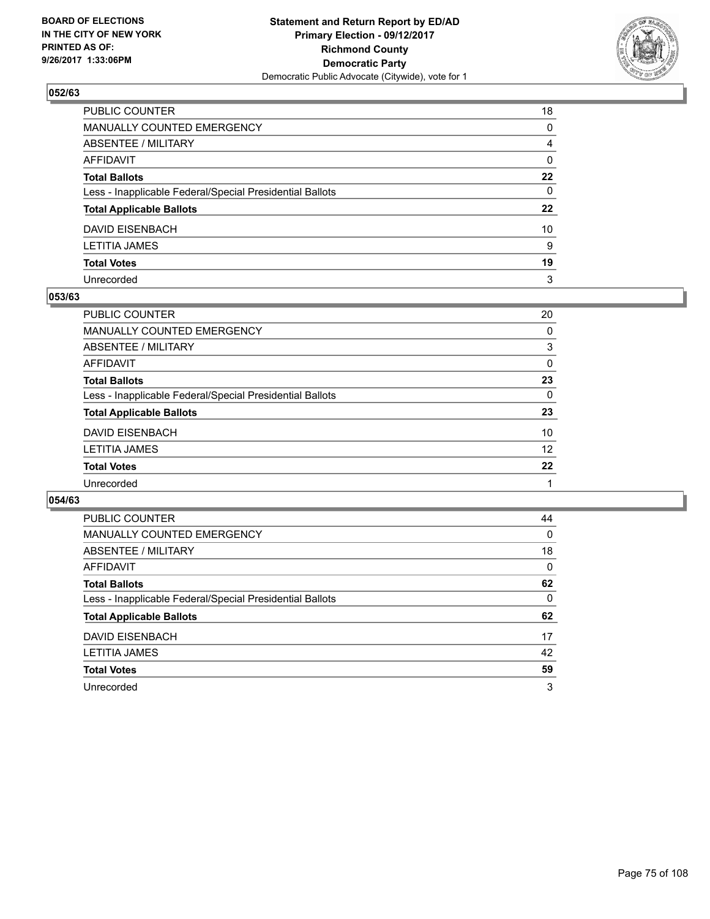BOARD OF ELECTIONS
IN THE CITY OF NEW YORK
PRINTED AS OF:
9/26/2017 1:33:06PM

**Statement and Return Report by ED/AD**
**Primary Election - 09/12/2017**
**Richmond County**
**Democratic Party**
Democratic Public Advocate (Citywide), vote for 1

### 052/63

| | |
|---|---|
| PUBLIC COUNTER | 18 |
| MANUALLY COUNTED EMERGENCY | 0 |
| ABSENTEE / MILITARY | 4 |
| AFFIDAVIT | 0 |
| **Total Ballots** | **22** |
| Less - Inapplicable Federal/Special Presidential Ballots | 0 |
| **Total Applicable Ballots** | **22** |
| DAVID EISENBACH | 10 |
| LETITIA JAMES | 9 |
| **Total Votes** | **19** |
| Unrecorded | 3 |

### 053/63

| | |
|---|---|
| PUBLIC COUNTER | 20 |
| MANUALLY COUNTED EMERGENCY | 0 |
| ABSENTEE / MILITARY | 3 |
| AFFIDAVIT | 0 |
| **Total Ballots** | **23** |
| Less - Inapplicable Federal/Special Presidential Ballots | 0 |
| **Total Applicable Ballots** | **23** |
| DAVID EISENBACH | 10 |
| LETITIA JAMES | 12 |
| **Total Votes** | **22** |
| Unrecorded | 1 |

### 054/63

| | |
|---|---|
| PUBLIC COUNTER | 44 |
| MANUALLY COUNTED EMERGENCY | 0 |
| ABSENTEE / MILITARY | 18 |
| AFFIDAVIT | 0 |
| **Total Ballots** | **62** |
| Less - Inapplicable Federal/Special Presidential Ballots | 0 |
| **Total Applicable Ballots** | **62** |
| DAVID EISENBACH | 17 |
| LETITIA JAMES | 42 |
| **Total Votes** | **59** |
| Unrecorded | 3 |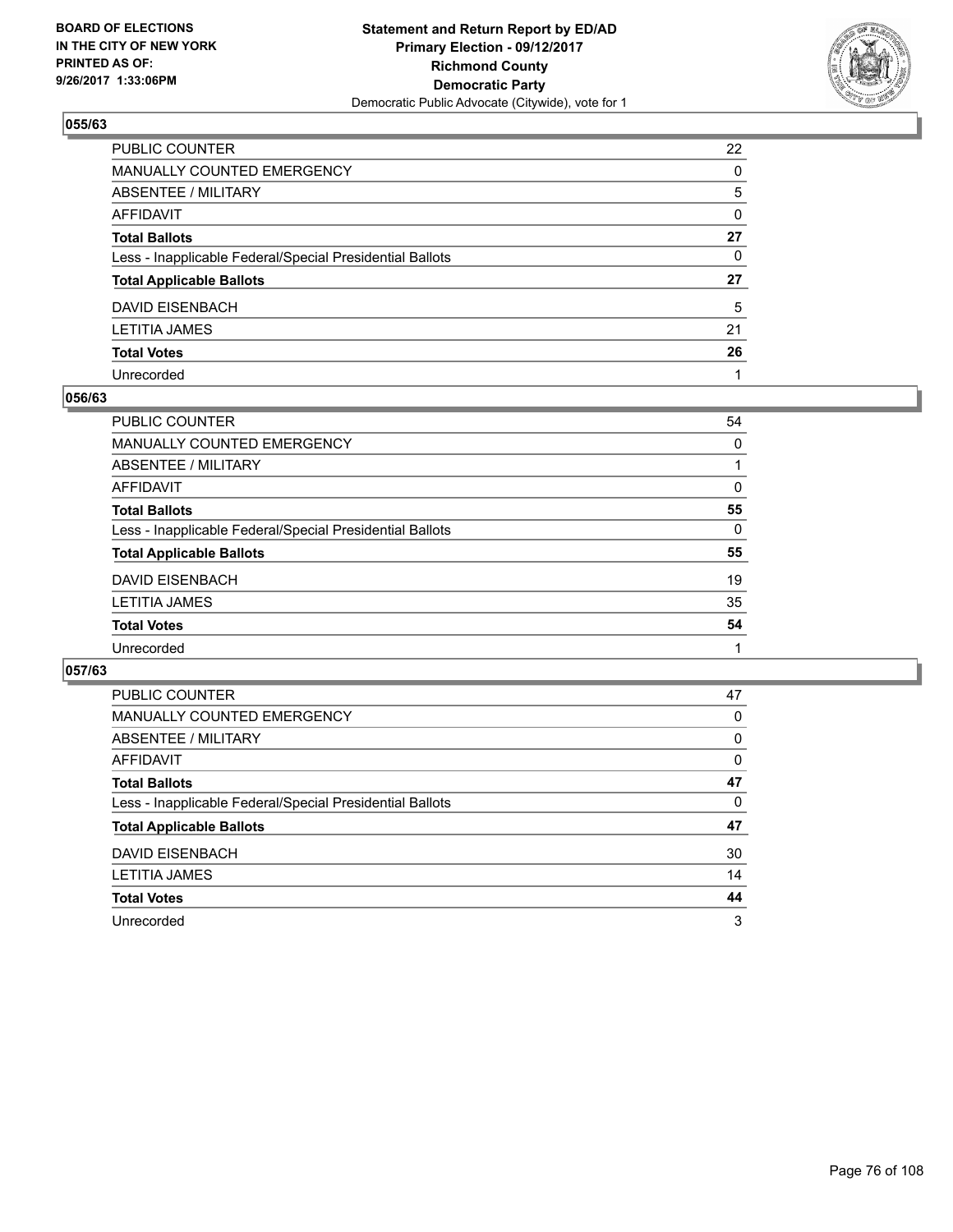**BOARD OF ELECTIONS IN THE CITY OF NEW YORK PRINTED AS OF: 9/26/2017 1:33:06PM**

**Statement and Return Report by ED/AD Primary Election - 09/12/2017 Richmond County Democratic Party**
Democratic Public Advocate (Citywide), vote for 1

## 055/63

| | |
|---|---|
| PUBLIC COUNTER | 22 |
| MANUALLY COUNTED EMERGENCY | 0 |
| ABSENTEE / MILITARY | 5 |
| AFFIDAVIT | 0 |
| **Total Ballots** | **27** |
| Less - Inapplicable Federal/Special Presidential Ballots | 0 |
| **Total Applicable Ballots** | **27** |
| DAVID EISENBACH | 5 |
| LETITIA JAMES | 21 |
| **Total Votes** | **26** |
| Unrecorded | 1 |

## 056/63

| | |
|---|---|
| PUBLIC COUNTER | 54 |
| MANUALLY COUNTED EMERGENCY | 0 |
| ABSENTEE / MILITARY | 1 |
| AFFIDAVIT | 0 |
| **Total Ballots** | **55** |
| Less - Inapplicable Federal/Special Presidential Ballots | 0 |
| **Total Applicable Ballots** | **55** |
| DAVID EISENBACH | 19 |
| LETITIA JAMES | 35 |
| **Total Votes** | **54** |
| Unrecorded | 1 |

## 057/63

| | |
|---|---|
| PUBLIC COUNTER | 47 |
| MANUALLY COUNTED EMERGENCY | 0 |
| ABSENTEE / MILITARY | 0 |
| AFFIDAVIT | 0 |
| **Total Ballots** | **47** |
| Less - Inapplicable Federal/Special Presidential Ballots | 0 |
| **Total Applicable Ballots** | **47** |
| DAVID EISENBACH | 30 |
| LETITIA JAMES | 14 |
| **Total Votes** | **44** |
| Unrecorded | 3 |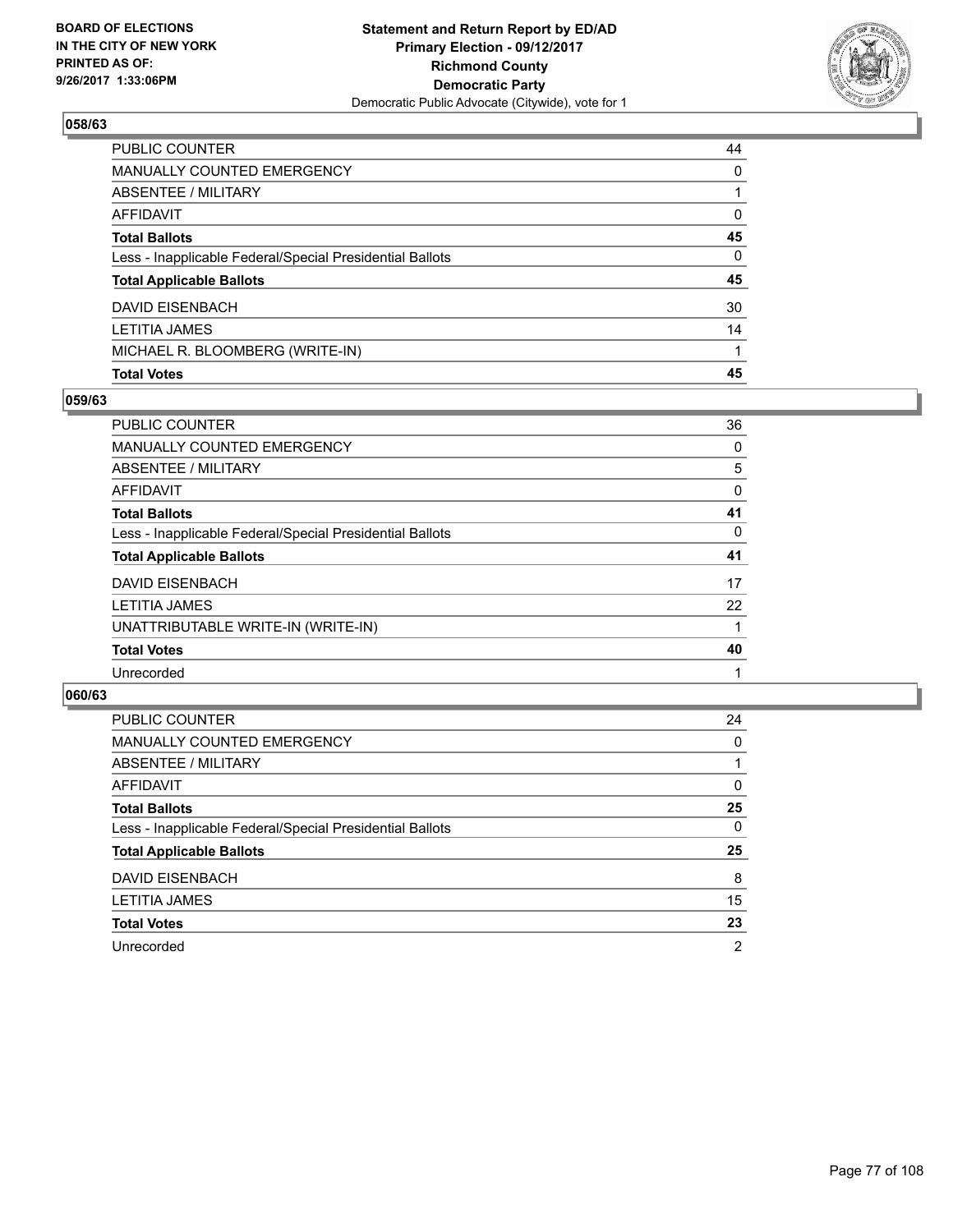**BOARD OF ELECTIONS IN THE CITY OF NEW YORK PRINTED AS OF: 9/26/2017 1:33:06PM**

**Statement and Return Report by ED/AD**
**Primary Election - 09/12/2017**
**Richmond County**
**Democratic Party**
Democratic Public Advocate (Citywide), vote for 1

### 058/63

| | |
|---|---|
| PUBLIC COUNTER | 44 |
| MANUALLY COUNTED EMERGENCY | 0 |
| ABSENTEE / MILITARY | 1 |
| AFFIDAVIT | 0 |
| **Total Ballots** | **45** |
| Less - Inapplicable Federal/Special Presidential Ballots | 0 |
| **Total Applicable Ballots** | **45** |
| DAVID EISENBACH | 30 |
| LETITIA JAMES | 14 |
| MICHAEL R. BLOOMBERG (WRITE-IN) | 1 |
| **Total Votes** | **45** |

### 059/63

| | |
|---|---|
| PUBLIC COUNTER | 36 |
| MANUALLY COUNTED EMERGENCY | 0 |
| ABSENTEE / MILITARY | 5 |
| AFFIDAVIT | 0 |
| **Total Ballots** | **41** |
| Less - Inapplicable Federal/Special Presidential Ballots | 0 |
| **Total Applicable Ballots** | **41** |
| DAVID EISENBACH | 17 |
| LETITIA JAMES | 22 |
| UNATTRIBUTABLE WRITE-IN (WRITE-IN) | 1 |
| **Total Votes** | **40** |
| Unrecorded | 1 |

### 060/63

| | |
|---|---|
| PUBLIC COUNTER | 24 |
| MANUALLY COUNTED EMERGENCY | 0 |
| ABSENTEE / MILITARY | 1 |
| AFFIDAVIT | 0 |
| **Total Ballots** | **25** |
| Less - Inapplicable Federal/Special Presidential Ballots | 0 |
| **Total Applicable Ballots** | **25** |
| DAVID EISENBACH | 8 |
| LETITIA JAMES | 15 |
| **Total Votes** | **23** |
| Unrecorded | 2 |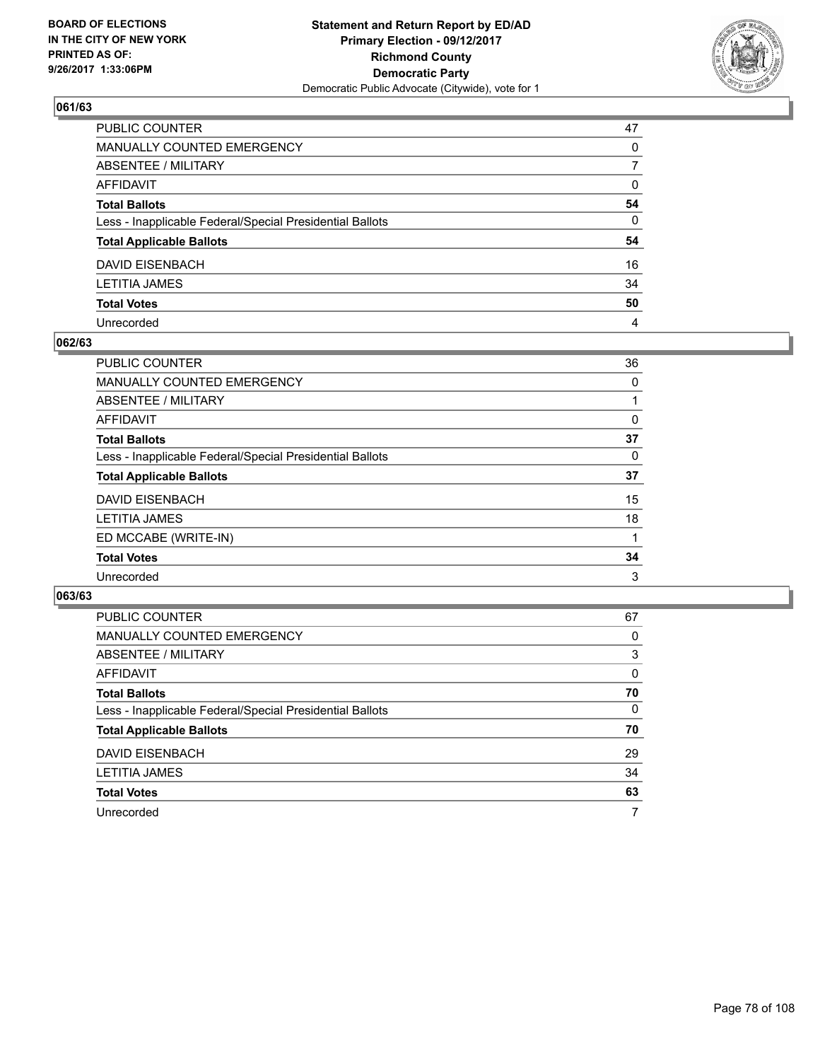BOARD OF ELECTIONS
IN THE CITY OF NEW YORK
PRINTED AS OF:
9/26/2017 1:33:06PM

**Statement and Return Report by ED/AD**
**Primary Election - 09/12/2017**
**Richmond County**
**Democratic Party**
Democratic Public Advocate (Citywide), vote for 1

## 061/63

| | |
|---|---|
| PUBLIC COUNTER | 47 |
| MANUALLY COUNTED EMERGENCY | 0 |
| ABSENTEE / MILITARY | 7 |
| AFFIDAVIT | 0 |
| **Total Ballots** | **54** |
| Less - Inapplicable Federal/Special Presidential Ballots | 0 |
| **Total Applicable Ballots** | **54** |
| DAVID EISENBACH | 16 |
| LETITIA JAMES | 34 |
| **Total Votes** | **50** |
| Unrecorded | 4 |

## 062/63

| | |
|---|---|
| PUBLIC COUNTER | 36 |
| MANUALLY COUNTED EMERGENCY | 0 |
| ABSENTEE / MILITARY | 1 |
| AFFIDAVIT | 0 |
| **Total Ballots** | **37** |
| Less - Inapplicable Federal/Special Presidential Ballots | 0 |
| **Total Applicable Ballots** | **37** |
| DAVID EISENBACH | 15 |
| LETITIA JAMES | 18 |
| ED MCCABE (WRITE-IN) | 1 |
| **Total Votes** | **34** |
| Unrecorded | 3 |

## 063/63

| | |
|---|---|
| PUBLIC COUNTER | 67 |
| MANUALLY COUNTED EMERGENCY | 0 |
| ABSENTEE / MILITARY | 3 |
| AFFIDAVIT | 0 |
| **Total Ballots** | **70** |
| Less - Inapplicable Federal/Special Presidential Ballots | 0 |
| **Total Applicable Ballots** | **70** |
| DAVID EISENBACH | 29 |
| LETITIA JAMES | 34 |
| **Total Votes** | **63** |
| Unrecorded | 7 |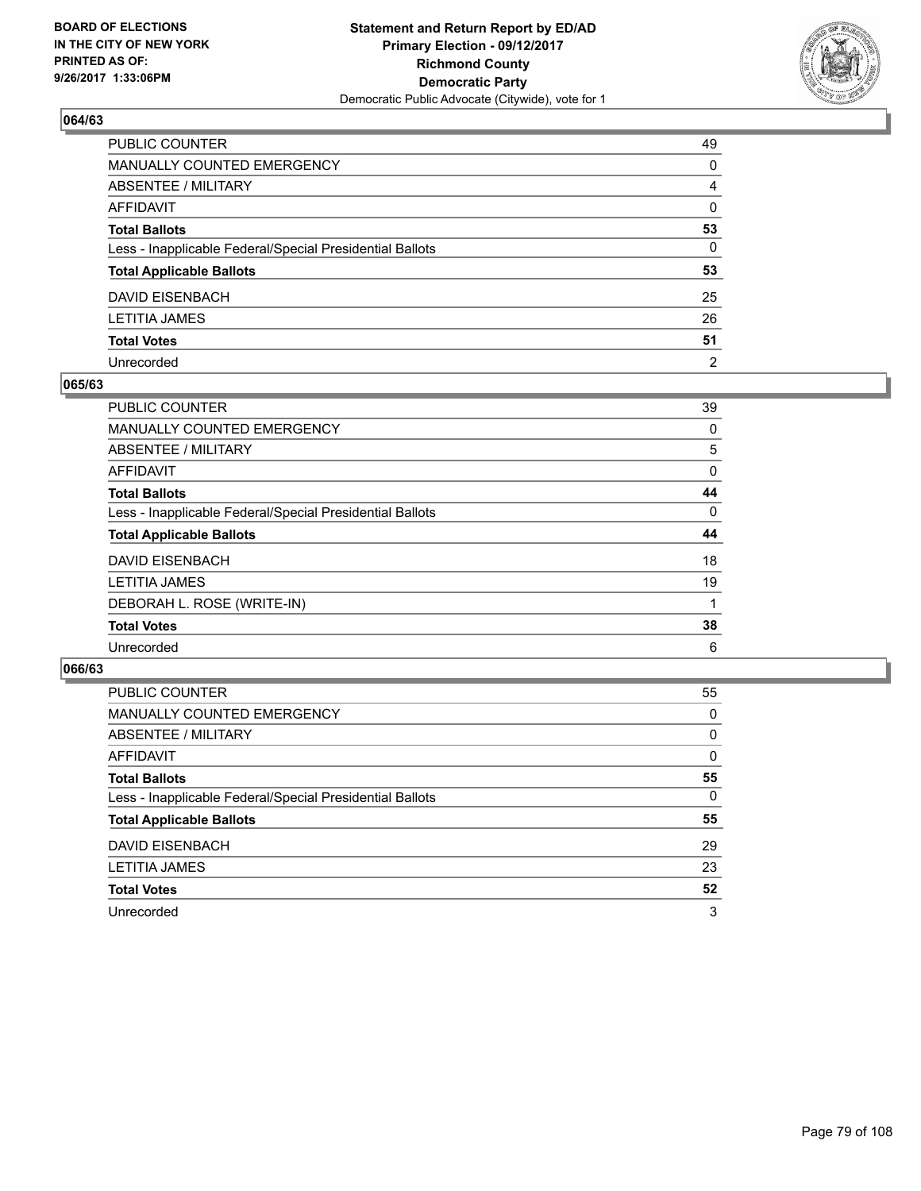**BOARD OF ELECTIONS IN THE CITY OF NEW YORK PRINTED AS OF: 9/26/2017 1:33:06PM**

**Statement and Return Report by ED/AD**
**Primary Election - 09/12/2017**
**Richmond County**
**Democratic Party**
Democratic Public Advocate (Citywide), vote for 1

## 064/63

| | |
|---|---|
| PUBLIC COUNTER | 49 |
| MANUALLY COUNTED EMERGENCY | 0 |
| ABSENTEE / MILITARY | 4 |
| AFFIDAVIT | 0 |
| **Total Ballots** | **53** |
| Less - Inapplicable Federal/Special Presidential Ballots | 0 |
| **Total Applicable Ballots** | **53** |
| DAVID EISENBACH | 25 |
| LETITIA JAMES | 26 |
| **Total Votes** | **51** |
| Unrecorded | 2 |

## 065/63

| | |
|---|---|
| PUBLIC COUNTER | 39 |
| MANUALLY COUNTED EMERGENCY | 0 |
| ABSENTEE / MILITARY | 5 |
| AFFIDAVIT | 0 |
| **Total Ballots** | **44** |
| Less - Inapplicable Federal/Special Presidential Ballots | 0 |
| **Total Applicable Ballots** | **44** |
| DAVID EISENBACH | 18 |
| LETITIA JAMES | 19 |
| DEBORAH L. ROSE (WRITE-IN) | 1 |
| **Total Votes** | **38** |
| Unrecorded | 6 |

## 066/63

| | |
|---|---|
| PUBLIC COUNTER | 55 |
| MANUALLY COUNTED EMERGENCY | 0 |
| ABSENTEE / MILITARY | 0 |
| AFFIDAVIT | 0 |
| **Total Ballots** | **55** |
| Less - Inapplicable Federal/Special Presidential Ballots | 0 |
| **Total Applicable Ballots** | **55** |
| DAVID EISENBACH | 29 |
| LETITIA JAMES | 23 |
| **Total Votes** | **52** |
| Unrecorded | 3 |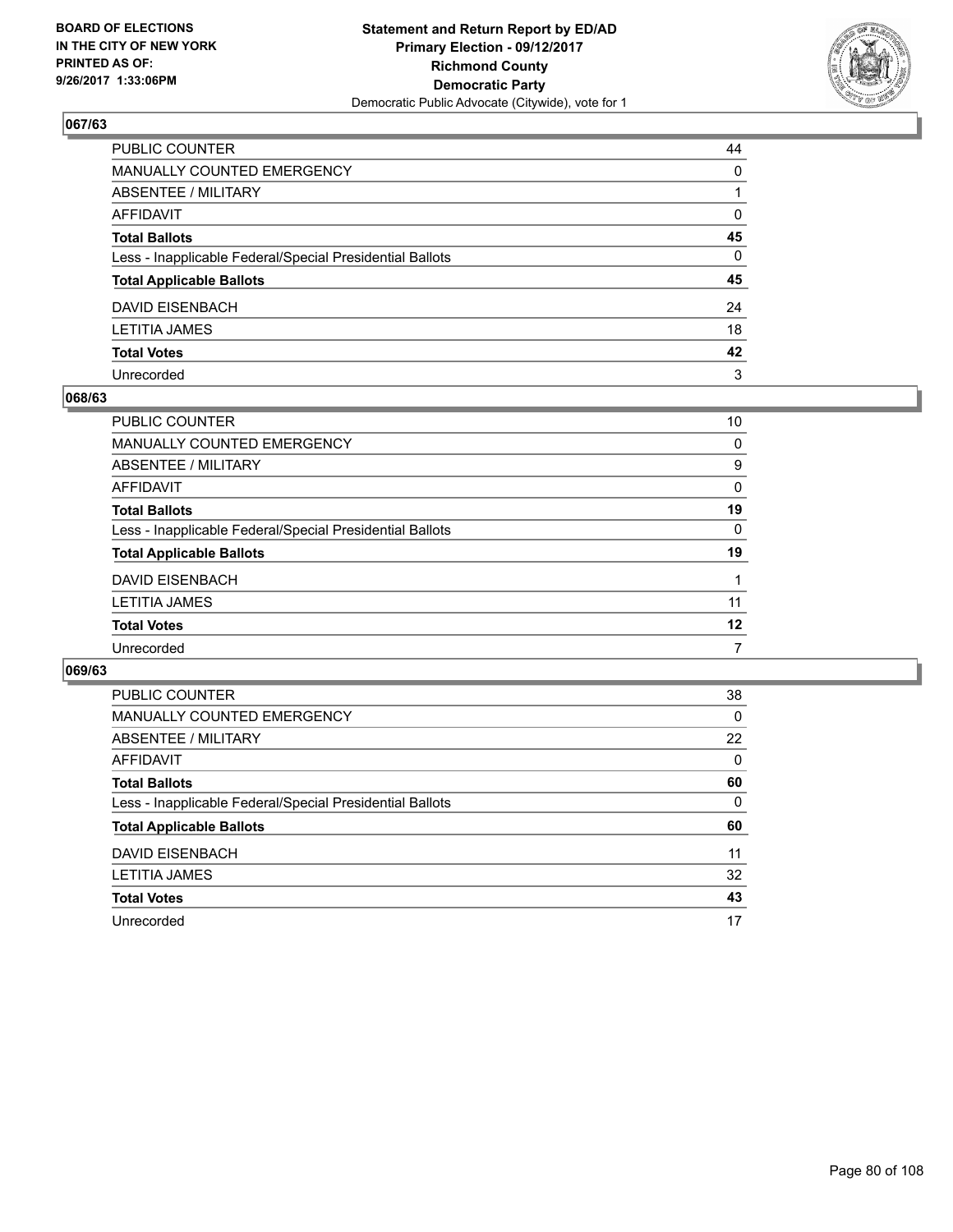**BOARD OF ELECTIONS IN THE CITY OF NEW YORK PRINTED AS OF: 9/26/2017 1:33:06PM**

**Statement and Return Report by ED/AD Primary Election - 09/12/2017 Richmond County Democratic Party**
Democratic Public Advocate (Citywide), vote for 1

## 067/63

| | |
|---|---|
| PUBLIC COUNTER | 44 |
| MANUALLY COUNTED EMERGENCY | 0 |
| ABSENTEE / MILITARY | 1 |
| AFFIDAVIT | 0 |
| **Total Ballots** | **45** |
| Less - Inapplicable Federal/Special Presidential Ballots | 0 |
| **Total Applicable Ballots** | **45** |
| DAVID EISENBACH | 24 |
| LETITIA JAMES | 18 |
| **Total Votes** | **42** |
| Unrecorded | 3 |

## 068/63

| | |
|---|---|
| PUBLIC COUNTER | 10 |
| MANUALLY COUNTED EMERGENCY | 0 |
| ABSENTEE / MILITARY | 9 |
| AFFIDAVIT | 0 |
| **Total Ballots** | **19** |
| Less - Inapplicable Federal/Special Presidential Ballots | 0 |
| **Total Applicable Ballots** | **19** |
| DAVID EISENBACH | 1 |
| LETITIA JAMES | 11 |
| **Total Votes** | **12** |
| Unrecorded | 7 |

## 069/63

| | |
|---|---|
| PUBLIC COUNTER | 38 |
| MANUALLY COUNTED EMERGENCY | 0 |
| ABSENTEE / MILITARY | 22 |
| AFFIDAVIT | 0 |
| **Total Ballots** | **60** |
| Less - Inapplicable Federal/Special Presidential Ballots | 0 |
| **Total Applicable Ballots** | **60** |
| DAVID EISENBACH | 11 |
| LETITIA JAMES | 32 |
| **Total Votes** | **43** |
| Unrecorded | 17 |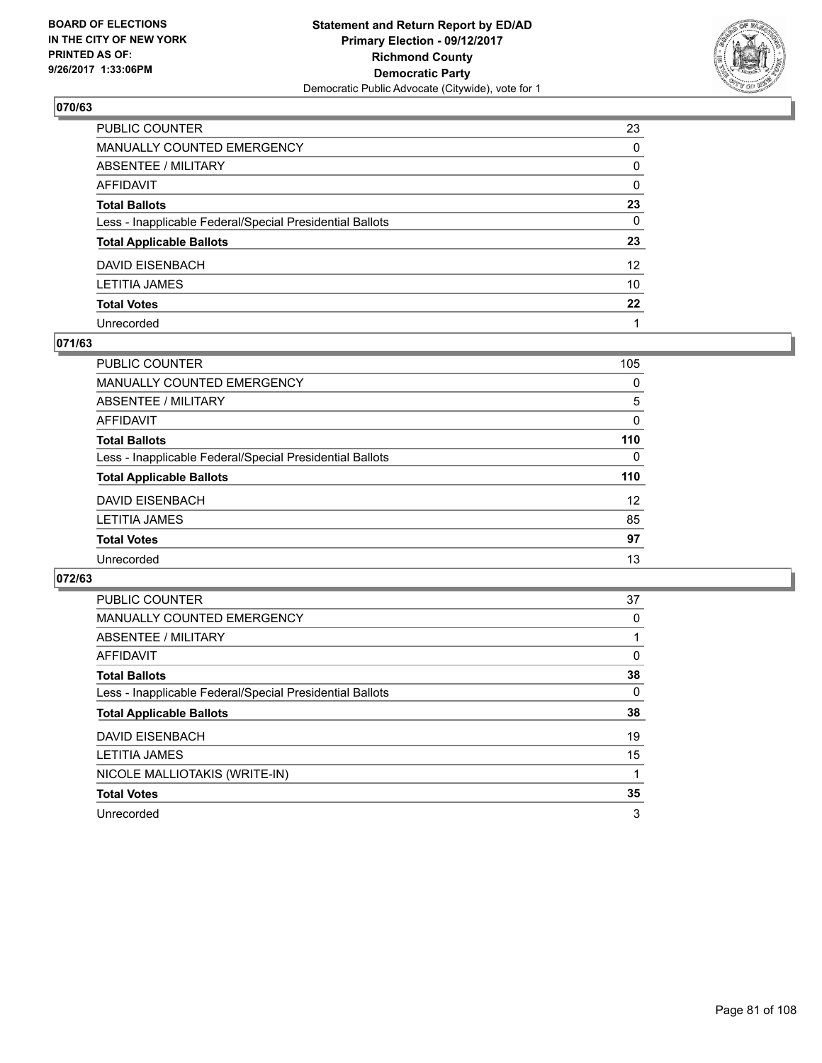BOARD OF ELECTIONS
IN THE CITY OF NEW YORK
PRINTED AS OF:
9/26/2017 1:33:06PM

**Statement and Return Report by ED/AD**
**Primary Election - 09/12/2017**
**Richmond County**
**Democratic Party**
Democratic Public Advocate (Citywide), vote for 1

## 070/63

| | |
|---|---|
| PUBLIC COUNTER | 23 |
| MANUALLY COUNTED EMERGENCY | 0 |
| ABSENTEE / MILITARY | 0 |
| AFFIDAVIT | 0 |
| **Total Ballots** | **23** |
| Less - Inapplicable Federal/Special Presidential Ballots | 0 |
| **Total Applicable Ballots** | **23** |
| DAVID EISENBACH | 12 |
| LETITIA JAMES | 10 |
| **Total Votes** | **22** |
| Unrecorded | 1 |

## 071/63

| | |
|---|---|
| PUBLIC COUNTER | 105 |
| MANUALLY COUNTED EMERGENCY | 0 |
| ABSENTEE / MILITARY | 5 |
| AFFIDAVIT | 0 |
| **Total Ballots** | **110** |
| Less - Inapplicable Federal/Special Presidential Ballots | 0 |
| **Total Applicable Ballots** | **110** |
| DAVID EISENBACH | 12 |
| LETITIA JAMES | 85 |
| **Total Votes** | **97** |
| Unrecorded | 13 |

## 072/63

| | |
|---|---|
| PUBLIC COUNTER | 37 |
| MANUALLY COUNTED EMERGENCY | 0 |
| ABSENTEE / MILITARY | 1 |
| AFFIDAVIT | 0 |
| **Total Ballots** | **38** |
| Less - Inapplicable Federal/Special Presidential Ballots | 0 |
| **Total Applicable Ballots** | **38** |
| DAVID EISENBACH | 19 |
| LETITIA JAMES | 15 |
| NICOLE MALLIOTAKIS (WRITE-IN) | 1 |
| **Total Votes** | **35** |
| Unrecorded | 3 |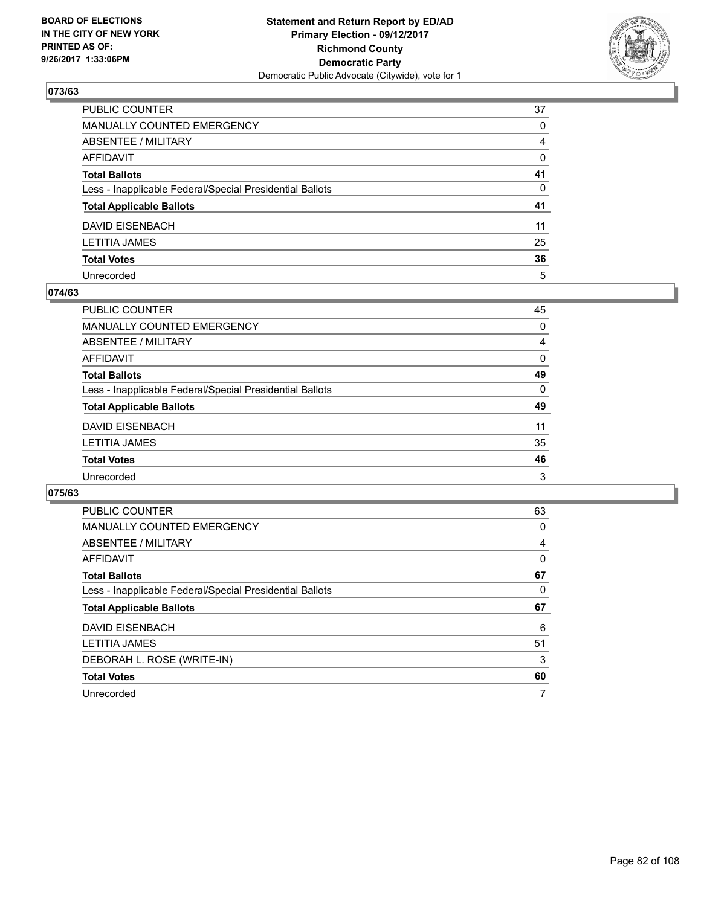BOARD OF ELECTIONS
IN THE CITY OF NEW YORK
PRINTED AS OF:
9/26/2017 1:33:06PM

**Statement and Return Report by ED/AD**
**Primary Election - 09/12/2017**
**Richmond County**
**Democratic Party**
Democratic Public Advocate (Citywide), vote for 1

### 073/63

| | |
|---|---|
| PUBLIC COUNTER | 37 |
| MANUALLY COUNTED EMERGENCY | 0 |
| ABSENTEE / MILITARY | 4 |
| AFFIDAVIT | 0 |
| **Total Ballots** | **41** |
| Less - Inapplicable Federal/Special Presidential Ballots | 0 |
| **Total Applicable Ballots** | **41** |
| DAVID EISENBACH | 11 |
| LETITIA JAMES | 25 |
| **Total Votes** | **36** |
| Unrecorded | 5 |

### 074/63

| | |
|---|---|
| PUBLIC COUNTER | 45 |
| MANUALLY COUNTED EMERGENCY | 0 |
| ABSENTEE / MILITARY | 4 |
| AFFIDAVIT | 0 |
| **Total Ballots** | **49** |
| Less - Inapplicable Federal/Special Presidential Ballots | 0 |
| **Total Applicable Ballots** | **49** |
| DAVID EISENBACH | 11 |
| LETITIA JAMES | 35 |
| **Total Votes** | **46** |
| Unrecorded | 3 |

### 075/63

| | |
|---|---|
| PUBLIC COUNTER | 63 |
| MANUALLY COUNTED EMERGENCY | 0 |
| ABSENTEE / MILITARY | 4 |
| AFFIDAVIT | 0 |
| **Total Ballots** | **67** |
| Less - Inapplicable Federal/Special Presidential Ballots | 0 |
| **Total Applicable Ballots** | **67** |
| DAVID EISENBACH | 6 |
| LETITIA JAMES | 51 |
| DEBORAH L. ROSE (WRITE-IN) | 3 |
| **Total Votes** | **60** |
| Unrecorded | 7 |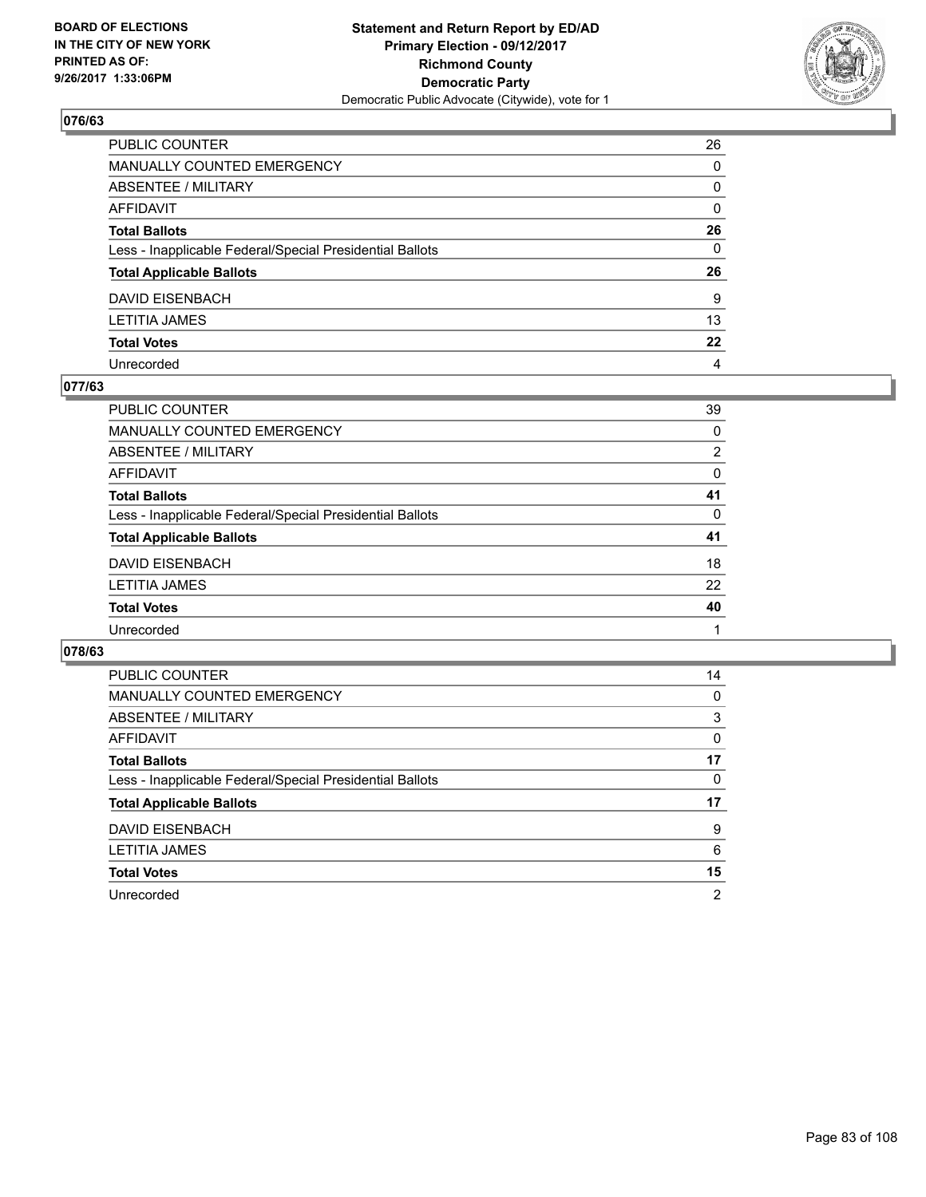BOARD OF ELECTIONS
IN THE CITY OF NEW YORK
PRINTED AS OF:
9/26/2017 1:33:06PM

**Statement and Return Report by ED/AD**
**Primary Election - 09/12/2017**
**Richmond County**
**Democratic Party**
Democratic Public Advocate (Citywide), vote for 1

### 076/63

| | |
|---|---|
| PUBLIC COUNTER | 26 |
| MANUALLY COUNTED EMERGENCY | 0 |
| ABSENTEE / MILITARY | 0 |
| AFFIDAVIT | 0 |
| **Total Ballots** | **26** |
| Less - Inapplicable Federal/Special Presidential Ballots | 0 |
| **Total Applicable Ballots** | **26** |
| DAVID EISENBACH | 9 |
| LETITIA JAMES | 13 |
| **Total Votes** | **22** |
| Unrecorded | 4 |

### 077/63

| | |
|---|---|
| PUBLIC COUNTER | 39 |
| MANUALLY COUNTED EMERGENCY | 0 |
| ABSENTEE / MILITARY | 2 |
| AFFIDAVIT | 0 |
| **Total Ballots** | **41** |
| Less - Inapplicable Federal/Special Presidential Ballots | 0 |
| **Total Applicable Ballots** | **41** |
| DAVID EISENBACH | 18 |
| LETITIA JAMES | 22 |
| **Total Votes** | **40** |
| Unrecorded | 1 |

### 078/63

| | |
|---|---|
| PUBLIC COUNTER | 14 |
| MANUALLY COUNTED EMERGENCY | 0 |
| ABSENTEE / MILITARY | 3 |
| AFFIDAVIT | 0 |
| **Total Ballots** | **17** |
| Less - Inapplicable Federal/Special Presidential Ballots | 0 |
| **Total Applicable Ballots** | **17** |
| DAVID EISENBACH | 9 |
| LETITIA JAMES | 6 |
| **Total Votes** | **15** |
| Unrecorded | 2 |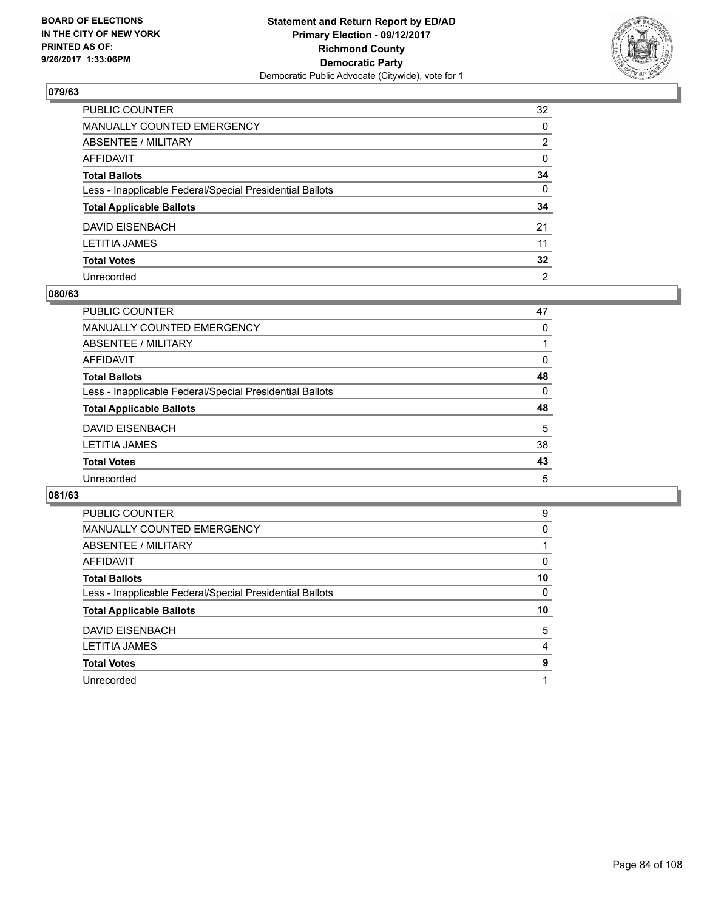BOARD OF ELECTIONS
IN THE CITY OF NEW YORK
PRINTED AS OF:
9/26/2017 1:33:06PM

**Statement and Return Report by ED/AD**
**Primary Election - 09/12/2017**
**Richmond County**
**Democratic Party**
Democratic Public Advocate (Citywide), vote for 1

## 079/63

| | |
|---|---|
| PUBLIC COUNTER | 32 |
| MANUALLY COUNTED EMERGENCY | 0 |
| ABSENTEE / MILITARY | 2 |
| AFFIDAVIT | 0 |
| **Total Ballots** | **34** |
| Less - Inapplicable Federal/Special Presidential Ballots | 0 |
| **Total Applicable Ballots** | **34** |
| DAVID EISENBACH | 21 |
| LETITIA JAMES | 11 |
| **Total Votes** | **32** |
| Unrecorded | 2 |

## 080/63

| | |
|---|---|
| PUBLIC COUNTER | 47 |
| MANUALLY COUNTED EMERGENCY | 0 |
| ABSENTEE / MILITARY | 1 |
| AFFIDAVIT | 0 |
| **Total Ballots** | **48** |
| Less - Inapplicable Federal/Special Presidential Ballots | 0 |
| **Total Applicable Ballots** | **48** |
| DAVID EISENBACH | 5 |
| LETITIA JAMES | 38 |
| **Total Votes** | **43** |
| Unrecorded | 5 |

## 081/63

| | |
|---|---|
| PUBLIC COUNTER | 9 |
| MANUALLY COUNTED EMERGENCY | 0 |
| ABSENTEE / MILITARY | 1 |
| AFFIDAVIT | 0 |
| **Total Ballots** | **10** |
| Less - Inapplicable Federal/Special Presidential Ballots | 0 |
| **Total Applicable Ballots** | **10** |
| DAVID EISENBACH | 5 |
| LETITIA JAMES | 4 |
| **Total Votes** | **9** |
| Unrecorded | 1 |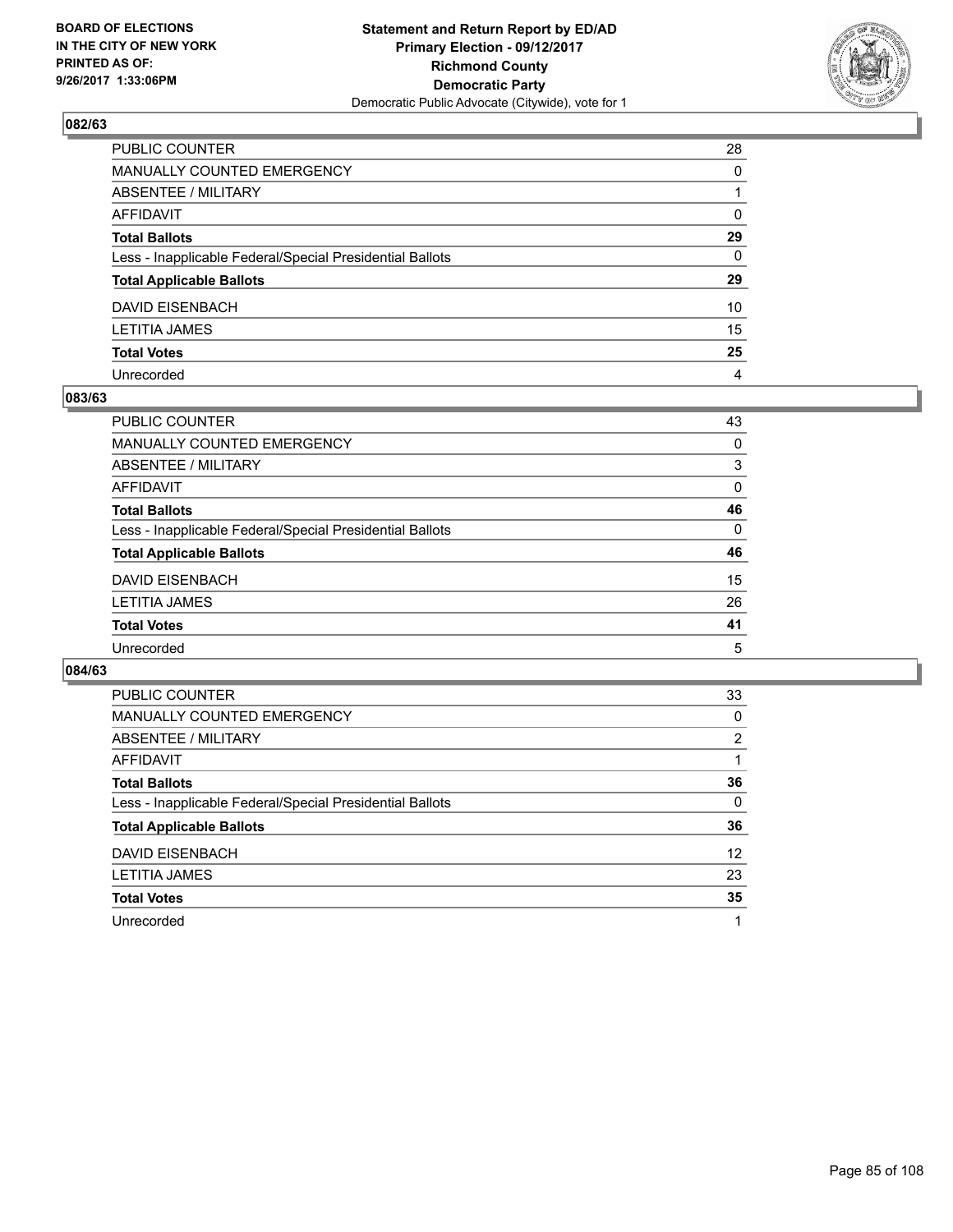BOARD OF ELECTIONS
IN THE CITY OF NEW YORK
PRINTED AS OF:
9/26/2017 1:33:06PM

**Statement and Return Report by ED/AD**
**Primary Election - 09/12/2017**
**Richmond County**
**Democratic Party**
Democratic Public Advocate (Citywide), vote for 1

## 082/63

| | |
|---|---|
| PUBLIC COUNTER | 28 |
| MANUALLY COUNTED EMERGENCY | 0 |
| ABSENTEE / MILITARY | 1 |
| AFFIDAVIT | 0 |
| **Total Ballots** | **29** |
| Less - Inapplicable Federal/Special Presidential Ballots | 0 |
| **Total Applicable Ballots** | **29** |
| DAVID EISENBACH | 10 |
| LETITIA JAMES | 15 |
| **Total Votes** | **25** |
| Unrecorded | 4 |

## 083/63

| | |
|---|---|
| PUBLIC COUNTER | 43 |
| MANUALLY COUNTED EMERGENCY | 0 |
| ABSENTEE / MILITARY | 3 |
| AFFIDAVIT | 0 |
| **Total Ballots** | **46** |
| Less - Inapplicable Federal/Special Presidential Ballots | 0 |
| **Total Applicable Ballots** | **46** |
| DAVID EISENBACH | 15 |
| LETITIA JAMES | 26 |
| **Total Votes** | **41** |
| Unrecorded | 5 |

## 084/63

| | |
|---|---|
| PUBLIC COUNTER | 33 |
| MANUALLY COUNTED EMERGENCY | 0 |
| ABSENTEE / MILITARY | 2 |
| AFFIDAVIT | 1 |
| **Total Ballots** | **36** |
| Less - Inapplicable Federal/Special Presidential Ballots | 0 |
| **Total Applicable Ballots** | **36** |
| DAVID EISENBACH | 12 |
| LETITIA JAMES | 23 |
| **Total Votes** | **35** |
| Unrecorded | 1 |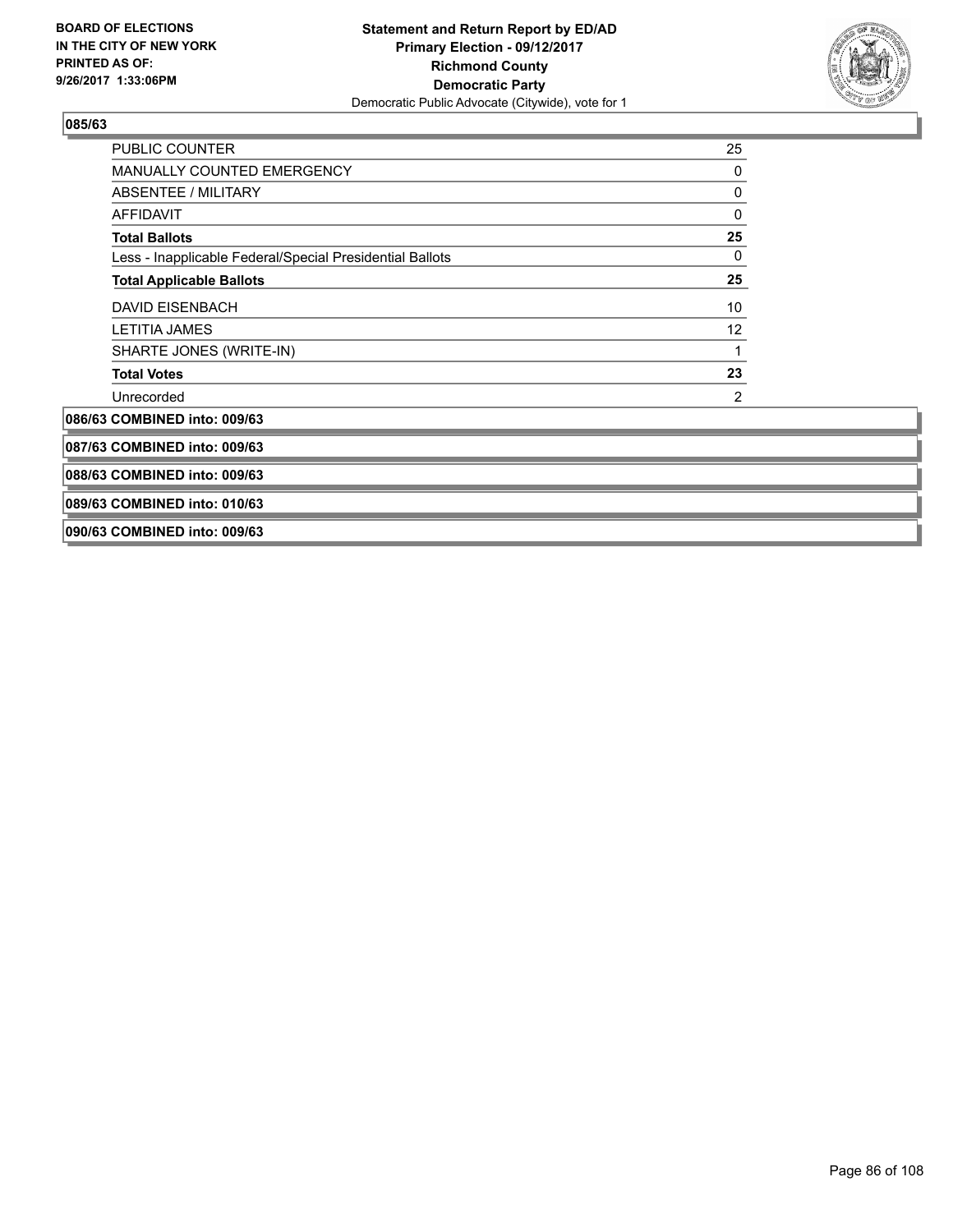## 085/63

| | |
|---|---|
| PUBLIC COUNTER | 25 |
| MANUALLY COUNTED EMERGENCY | 0 |
| ABSENTEE / MILITARY | 0 |
| AFFIDAVIT | 0 |
| **Total Ballots** | **25** |
| Less - Inapplicable Federal/Special Presidential Ballots | 0 |
| **Total Applicable Ballots** | **25** |
| DAVID EISENBACH | 10 |
| LETITIA JAMES | 12 |
| SHARTE JONES (WRITE-IN) | 1 |
| **Total Votes** | **23** |
| Unrecorded | 2 |

## 086/63 COMBINED into: 009/63

## 087/63 COMBINED into: 009/63

## 088/63 COMBINED into: 009/63

## 089/63 COMBINED into: 010/63

## 090/63 COMBINED into: 009/63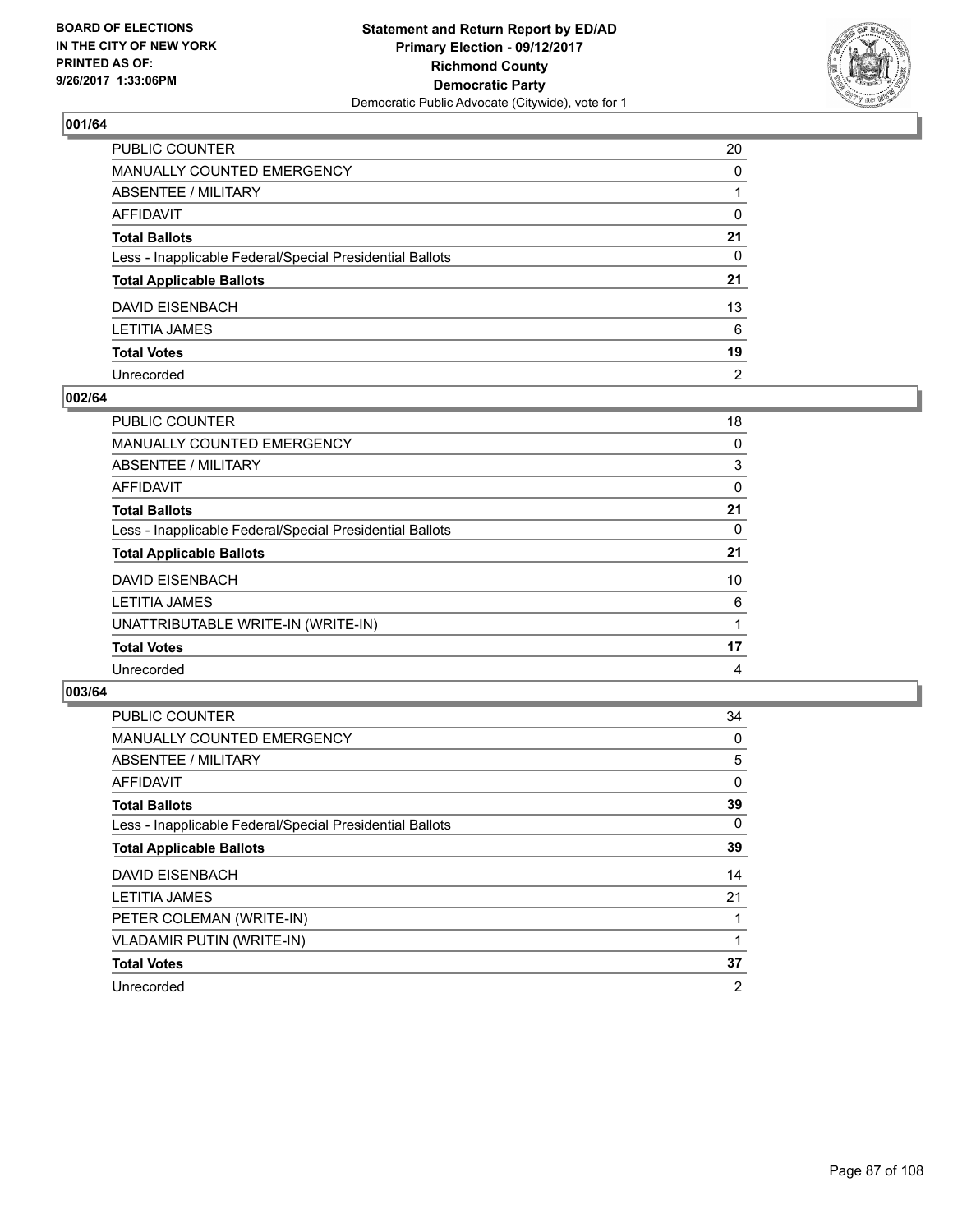BOARD OF ELECTIONS
IN THE CITY OF NEW YORK
PRINTED AS OF:
9/26/2017 1:33:06PM

**Statement and Return Report by ED/AD**
**Primary Election - 09/12/2017**
**Richmond County**
**Democratic Party**
Democratic Public Advocate (Citywide), vote for 1

## 001/64

| | |
|---|---|
| PUBLIC COUNTER | 20 |
| MANUALLY COUNTED EMERGENCY | 0 |
| ABSENTEE / MILITARY | 1 |
| AFFIDAVIT | 0 |
| **Total Ballots** | **21** |
| Less - Inapplicable Federal/Special Presidential Ballots | 0 |
| **Total Applicable Ballots** | **21** |
| DAVID EISENBACH | 13 |
| LETITIA JAMES | 6 |
| **Total Votes** | **19** |
| Unrecorded | 2 |

## 002/64

| | |
|---|---|
| PUBLIC COUNTER | 18 |
| MANUALLY COUNTED EMERGENCY | 0 |
| ABSENTEE / MILITARY | 3 |
| AFFIDAVIT | 0 |
| **Total Ballots** | **21** |
| Less - Inapplicable Federal/Special Presidential Ballots | 0 |
| **Total Applicable Ballots** | **21** |
| DAVID EISENBACH | 10 |
| LETITIA JAMES | 6 |
| UNATTRIBUTABLE WRITE-IN (WRITE-IN) | 1 |
| **Total Votes** | **17** |
| Unrecorded | 4 |

## 003/64

| | |
|---|---|
| PUBLIC COUNTER | 34 |
| MANUALLY COUNTED EMERGENCY | 0 |
| ABSENTEE / MILITARY | 5 |
| AFFIDAVIT | 0 |
| **Total Ballots** | **39** |
| Less - Inapplicable Federal/Special Presidential Ballots | 0 |
| **Total Applicable Ballots** | **39** |
| DAVID EISENBACH | 14 |
| LETITIA JAMES | 21 |
| PETER COLEMAN (WRITE-IN) | 1 |
| VLADAMIR PUTIN (WRITE-IN) | 1 |
| **Total Votes** | **37** |
| Unrecorded | 2 |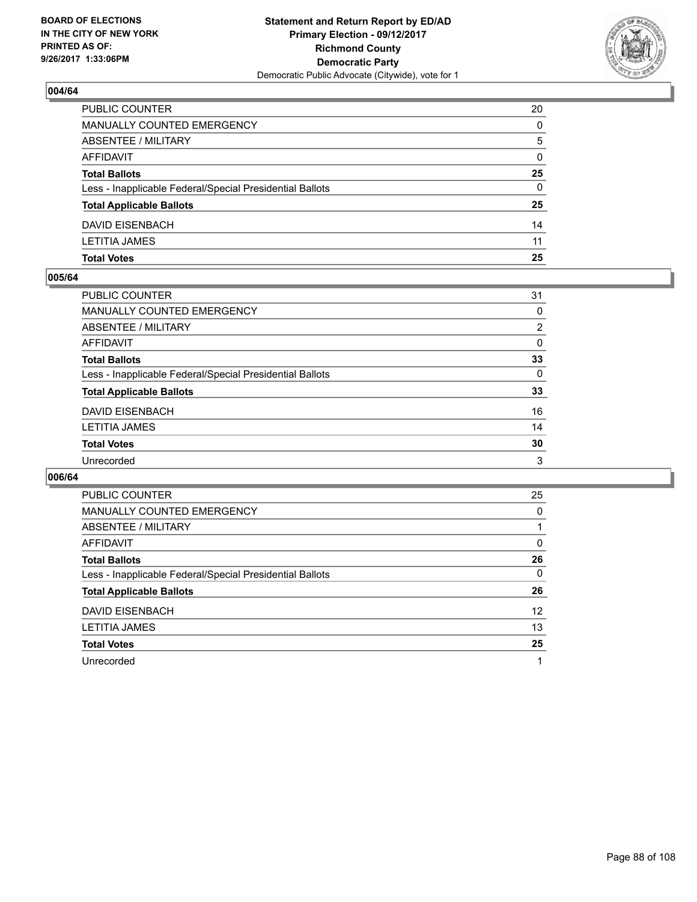BOARD OF ELECTIONS
IN THE CITY OF NEW YORK
PRINTED AS OF:
9/26/2017 1:33:06PM

**Statement and Return Report by ED/AD**
**Primary Election - 09/12/2017**
**Richmond County**
**Democratic Party**
Democratic Public Advocate (Citywide), vote for 1

### 004/64

| | |
|---|---|
| PUBLIC COUNTER | 20 |
| MANUALLY COUNTED EMERGENCY | 0 |
| ABSENTEE / MILITARY | 5 |
| AFFIDAVIT | 0 |
| **Total Ballots** | **25** |
| Less - Inapplicable Federal/Special Presidential Ballots | 0 |
| **Total Applicable Ballots** | **25** |
| DAVID EISENBACH | 14 |
| LETITIA JAMES | 11 |
| **Total Votes** | **25** |

### 005/64

| | |
|---|---|
| PUBLIC COUNTER | 31 |
| MANUALLY COUNTED EMERGENCY | 0 |
| ABSENTEE / MILITARY | 2 |
| AFFIDAVIT | 0 |
| **Total Ballots** | **33** |
| Less - Inapplicable Federal/Special Presidential Ballots | 0 |
| **Total Applicable Ballots** | **33** |
| DAVID EISENBACH | 16 |
| LETITIA JAMES | 14 |
| **Total Votes** | **30** |
| Unrecorded | 3 |

### 006/64

| | |
|---|---|
| PUBLIC COUNTER | 25 |
| MANUALLY COUNTED EMERGENCY | 0 |
| ABSENTEE / MILITARY | 1 |
| AFFIDAVIT | 0 |
| **Total Ballots** | **26** |
| Less - Inapplicable Federal/Special Presidential Ballots | 0 |
| **Total Applicable Ballots** | **26** |
| DAVID EISENBACH | 12 |
| LETITIA JAMES | 13 |
| **Total Votes** | **25** |
| Unrecorded | 1 |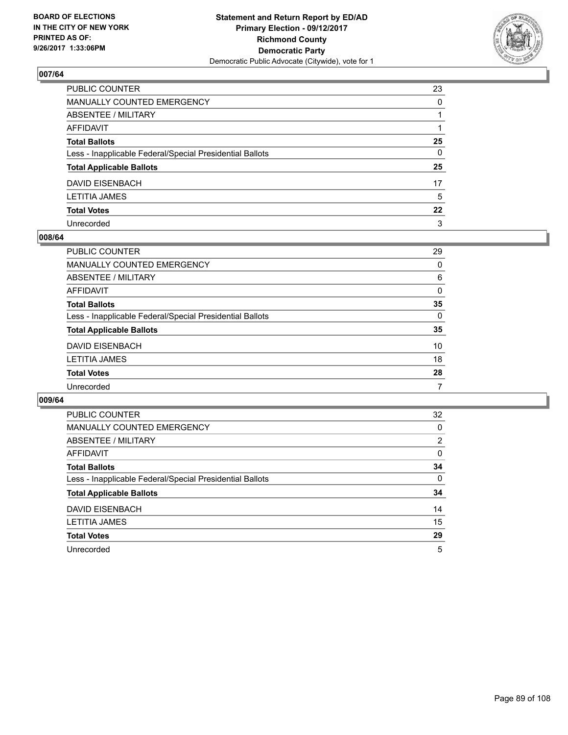BOARD OF ELECTIONS
IN THE CITY OF NEW YORK
PRINTED AS OF:
9/26/2017 1:33:06PM

**Statement and Return Report by ED/AD**
**Primary Election - 09/12/2017**
**Richmond County**
**Democratic Party**
Democratic Public Advocate (Citywide), vote for 1

## 007/64

| | |
|---|---|
| PUBLIC COUNTER | 23 |
| MANUALLY COUNTED EMERGENCY | 0 |
| ABSENTEE / MILITARY | 1 |
| AFFIDAVIT | 1 |
| **Total Ballots** | **25** |
| Less - Inapplicable Federal/Special Presidential Ballots | 0 |
| **Total Applicable Ballots** | **25** |
| DAVID EISENBACH | 17 |
| LETITIA JAMES | 5 |
| **Total Votes** | **22** |
| Unrecorded | 3 |

## 008/64

| | |
|---|---|
| PUBLIC COUNTER | 29 |
| MANUALLY COUNTED EMERGENCY | 0 |
| ABSENTEE / MILITARY | 6 |
| AFFIDAVIT | 0 |
| **Total Ballots** | **35** |
| Less - Inapplicable Federal/Special Presidential Ballots | 0 |
| **Total Applicable Ballots** | **35** |
| DAVID EISENBACH | 10 |
| LETITIA JAMES | 18 |
| **Total Votes** | **28** |
| Unrecorded | 7 |

## 009/64

| | |
|---|---|
| PUBLIC COUNTER | 32 |
| MANUALLY COUNTED EMERGENCY | 0 |
| ABSENTEE / MILITARY | 2 |
| AFFIDAVIT | 0 |
| **Total Ballots** | **34** |
| Less - Inapplicable Federal/Special Presidential Ballots | 0 |
| **Total Applicable Ballots** | **34** |
| DAVID EISENBACH | 14 |
| LETITIA JAMES | 15 |
| **Total Votes** | **29** |
| Unrecorded | 5 |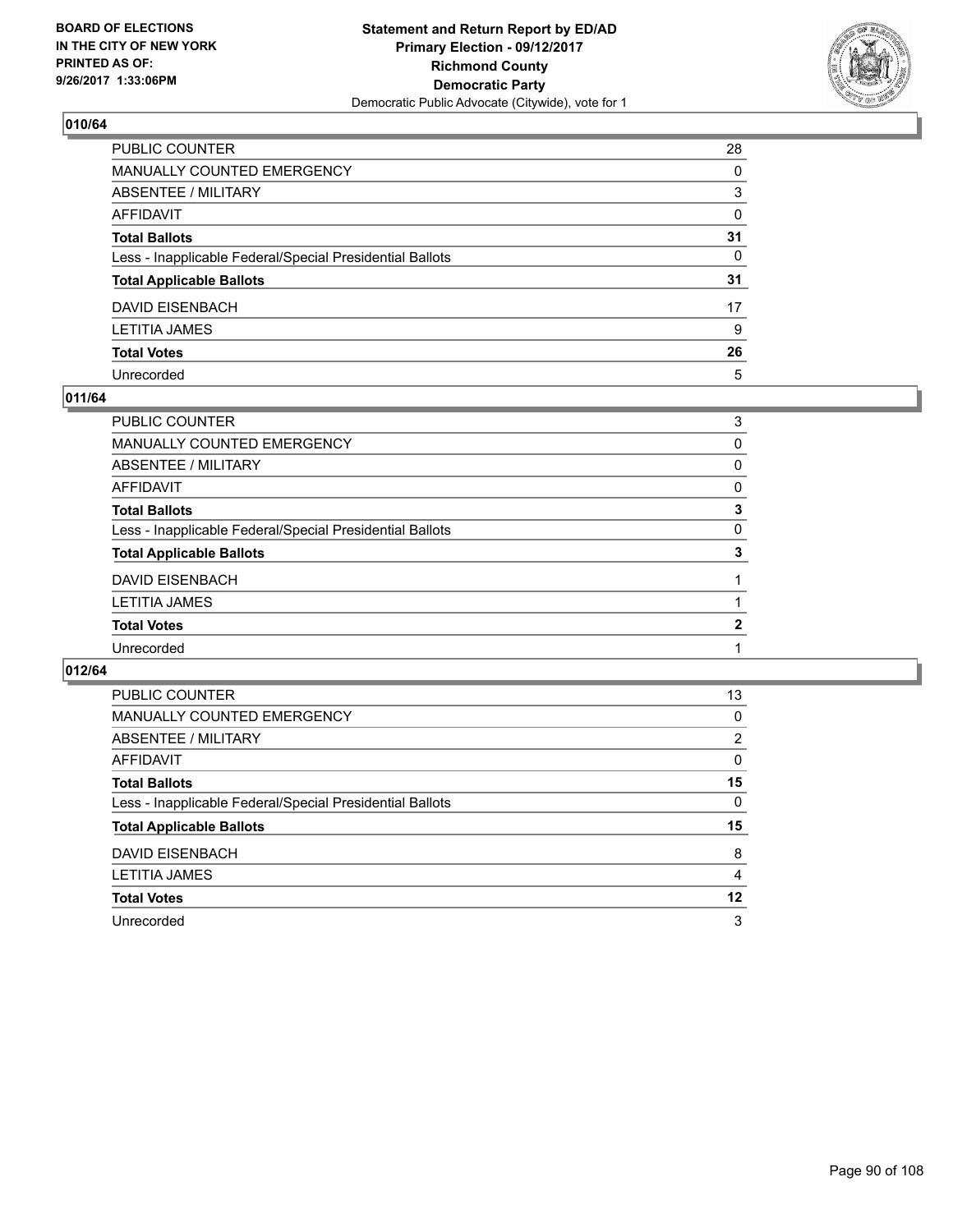BOARD OF ELECTIONS
IN THE CITY OF NEW YORK
PRINTED AS OF:
9/26/2017 1:33:06PM

**Statement and Return Report by ED/AD**
**Primary Election - 09/12/2017**
**Richmond County**
**Democratic Party**
Democratic Public Advocate (Citywide), vote for 1

### 010/64

| | |
|---|---|
| PUBLIC COUNTER | 28 |
| MANUALLY COUNTED EMERGENCY | 0 |
| ABSENTEE / MILITARY | 3 |
| AFFIDAVIT | 0 |
| **Total Ballots** | **31** |
| Less - Inapplicable Federal/Special Presidential Ballots | 0 |
| **Total Applicable Ballots** | **31** |
| DAVID EISENBACH | 17 |
| LETITIA JAMES | 9 |
| **Total Votes** | **26** |
| Unrecorded | 5 |

### 011/64

| | |
|---|---|
| PUBLIC COUNTER | 3 |
| MANUALLY COUNTED EMERGENCY | 0 |
| ABSENTEE / MILITARY | 0 |
| AFFIDAVIT | 0 |
| **Total Ballots** | **3** |
| Less - Inapplicable Federal/Special Presidential Ballots | 0 |
| **Total Applicable Ballots** | **3** |
| DAVID EISENBACH | 1 |
| LETITIA JAMES | 1 |
| **Total Votes** | **2** |
| Unrecorded | 1 |

### 012/64

| | |
|---|---|
| PUBLIC COUNTER | 13 |
| MANUALLY COUNTED EMERGENCY | 0 |
| ABSENTEE / MILITARY | 2 |
| AFFIDAVIT | 0 |
| **Total Ballots** | **15** |
| Less - Inapplicable Federal/Special Presidential Ballots | 0 |
| **Total Applicable Ballots** | **15** |
| DAVID EISENBACH | 8 |
| LETITIA JAMES | 4 |
| **Total Votes** | **12** |
| Unrecorded | 3 |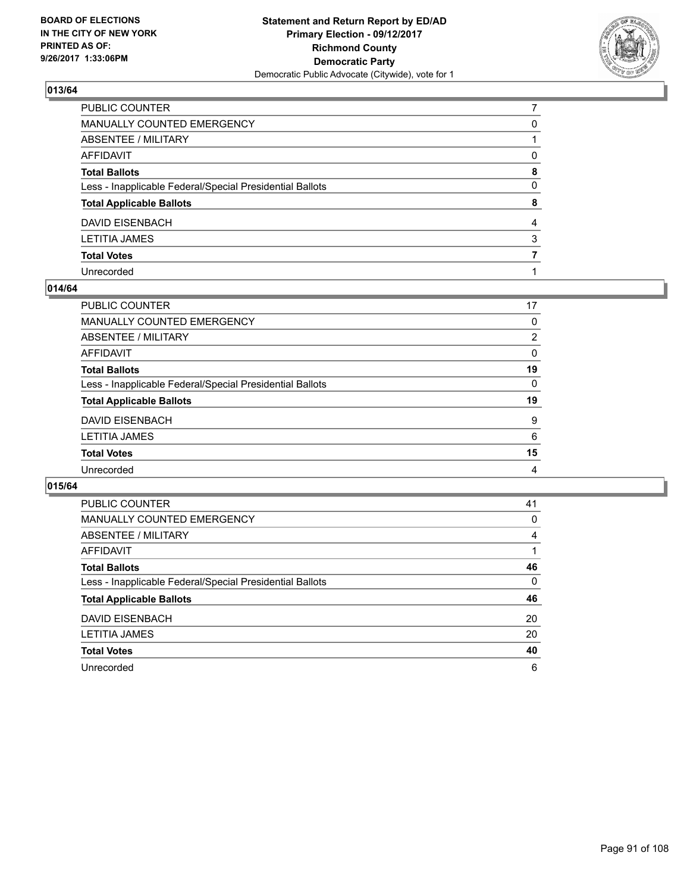BOARD OF ELECTIONS
IN THE CITY OF NEW YORK
PRINTED AS OF:
9/26/2017 1:33:06PM

**Statement and Return Report by ED/AD**
**Primary Election - 09/12/2017**
**Richmond County**
**Democratic Party**
Democratic Public Advocate (Citywide), vote for 1

## 013/64

| | |
|---|---|
| PUBLIC COUNTER | 7 |
| MANUALLY COUNTED EMERGENCY | 0 |
| ABSENTEE / MILITARY | 1 |
| AFFIDAVIT | 0 |
| **Total Ballots** | **8** |
| Less - Inapplicable Federal/Special Presidential Ballots | 0 |
| **Total Applicable Ballots** | **8** |
| DAVID EISENBACH | 4 |
| LETITIA JAMES | 3 |
| **Total Votes** | **7** |
| Unrecorded | 1 |

## 014/64

| | |
|---|---|
| PUBLIC COUNTER | 17 |
| MANUALLY COUNTED EMERGENCY | 0 |
| ABSENTEE / MILITARY | 2 |
| AFFIDAVIT | 0 |
| **Total Ballots** | **19** |
| Less - Inapplicable Federal/Special Presidential Ballots | 0 |
| **Total Applicable Ballots** | **19** |
| DAVID EISENBACH | 9 |
| LETITIA JAMES | 6 |
| **Total Votes** | **15** |
| Unrecorded | 4 |

## 015/64

| | |
|---|---|
| PUBLIC COUNTER | 41 |
| MANUALLY COUNTED EMERGENCY | 0 |
| ABSENTEE / MILITARY | 4 |
| AFFIDAVIT | 1 |
| **Total Ballots** | **46** |
| Less - Inapplicable Federal/Special Presidential Ballots | 0 |
| **Total Applicable Ballots** | **46** |
| DAVID EISENBACH | 20 |
| LETITIA JAMES | 20 |
| **Total Votes** | **40** |
| Unrecorded | 6 |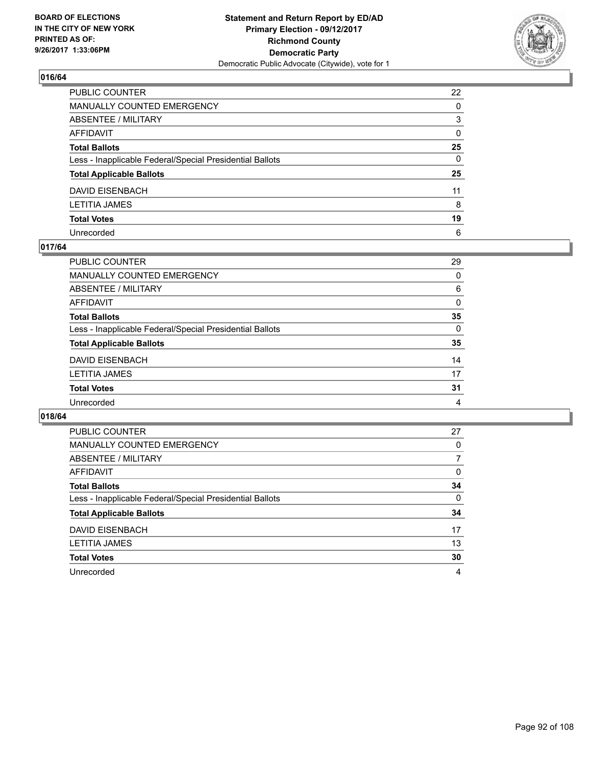**BOARD OF ELECTIONS IN THE CITY OF NEW YORK PRINTED AS OF: 9/26/2017 1:33:06PM**

**Statement and Return Report by ED/AD**
**Primary Election - 09/12/2017**
**Richmond County**
**Democratic Party**
Democratic Public Advocate (Citywide), vote for 1

## 016/64

| | |
|---|---|
| PUBLIC COUNTER | 22 |
| MANUALLY COUNTED EMERGENCY | 0 |
| ABSENTEE / MILITARY | 3 |
| AFFIDAVIT | 0 |
| **Total Ballots** | **25** |
| Less - Inapplicable Federal/Special Presidential Ballots | 0 |
| **Total Applicable Ballots** | **25** |
| DAVID EISENBACH | 11 |
| LETITIA JAMES | 8 |
| **Total Votes** | **19** |
| Unrecorded | 6 |

## 017/64

| | |
|---|---|
| PUBLIC COUNTER | 29 |
| MANUALLY COUNTED EMERGENCY | 0 |
| ABSENTEE / MILITARY | 6 |
| AFFIDAVIT | 0 |
| **Total Ballots** | **35** |
| Less - Inapplicable Federal/Special Presidential Ballots | 0 |
| **Total Applicable Ballots** | **35** |
| DAVID EISENBACH | 14 |
| LETITIA JAMES | 17 |
| **Total Votes** | **31** |
| Unrecorded | 4 |

## 018/64

| | |
|---|---|
| PUBLIC COUNTER | 27 |
| MANUALLY COUNTED EMERGENCY | 0 |
| ABSENTEE / MILITARY | 7 |
| AFFIDAVIT | 0 |
| **Total Ballots** | **34** |
| Less - Inapplicable Federal/Special Presidential Ballots | 0 |
| **Total Applicable Ballots** | **34** |
| DAVID EISENBACH | 17 |
| LETITIA JAMES | 13 |
| **Total Votes** | **30** |
| Unrecorded | 4 |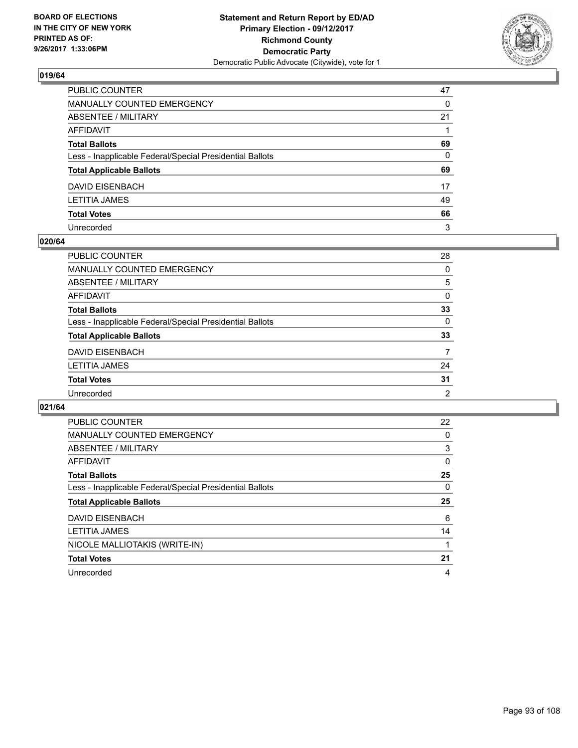BOARD OF ELECTIONS
IN THE CITY OF NEW YORK
PRINTED AS OF:
9/26/2017 1:33:06PM

**Statement and Return Report by ED/AD**
**Primary Election - 09/12/2017**
**Richmond County**
**Democratic Party**
Democratic Public Advocate (Citywide), vote for 1

### 019/64

| | |
|---|---|
| PUBLIC COUNTER | 47 |
| MANUALLY COUNTED EMERGENCY | 0 |
| ABSENTEE / MILITARY | 21 |
| AFFIDAVIT | 1 |
| **Total Ballots** | **69** |
| Less - Inapplicable Federal/Special Presidential Ballots | 0 |
| **Total Applicable Ballots** | **69** |
| DAVID EISENBACH | 17 |
| LETITIA JAMES | 49 |
| **Total Votes** | **66** |
| Unrecorded | 3 |

### 020/64

| | |
|---|---|
| PUBLIC COUNTER | 28 |
| MANUALLY COUNTED EMERGENCY | 0 |
| ABSENTEE / MILITARY | 5 |
| AFFIDAVIT | 0 |
| **Total Ballots** | **33** |
| Less - Inapplicable Federal/Special Presidential Ballots | 0 |
| **Total Applicable Ballots** | **33** |
| DAVID EISENBACH | 7 |
| LETITIA JAMES | 24 |
| **Total Votes** | **31** |
| Unrecorded | 2 |

### 021/64

| | |
|---|---|
| PUBLIC COUNTER | 22 |
| MANUALLY COUNTED EMERGENCY | 0 |
| ABSENTEE / MILITARY | 3 |
| AFFIDAVIT | 0 |
| **Total Ballots** | **25** |
| Less - Inapplicable Federal/Special Presidential Ballots | 0 |
| **Total Applicable Ballots** | **25** |
| DAVID EISENBACH | 6 |
| LETITIA JAMES | 14 |
| NICOLE MALLIOTAKIS (WRITE-IN) | 1 |
| **Total Votes** | **21** |
| Unrecorded | 4 |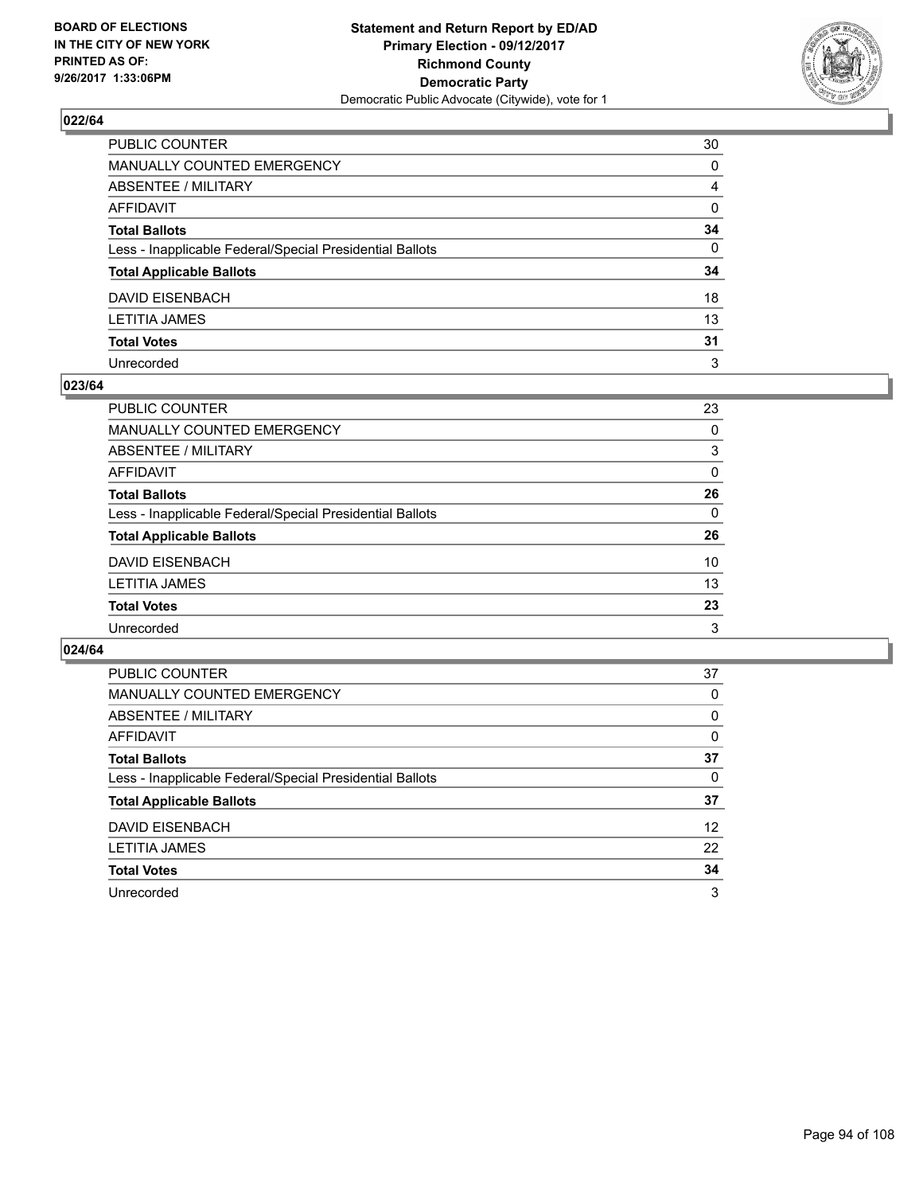**BOARD OF ELECTIONS IN THE CITY OF NEW YORK PRINTED AS OF: 9/26/2017 1:33:06PM**

**Statement and Return Report by ED/AD**
**Primary Election - 09/12/2017**
**Richmond County**
**Democratic Party**
Democratic Public Advocate (Citywide), vote for 1

## 022/64

| | |
|---|---|
| PUBLIC COUNTER | 30 |
| MANUALLY COUNTED EMERGENCY | 0 |
| ABSENTEE / MILITARY | 4 |
| AFFIDAVIT | 0 |
| **Total Ballots** | **34** |
| Less - Inapplicable Federal/Special Presidential Ballots | 0 |
| **Total Applicable Ballots** | **34** |
| DAVID EISENBACH | 18 |
| LETITIA JAMES | 13 |
| **Total Votes** | **31** |
| Unrecorded | 3 |

## 023/64

| | |
|---|---|
| PUBLIC COUNTER | 23 |
| MANUALLY COUNTED EMERGENCY | 0 |
| ABSENTEE / MILITARY | 3 |
| AFFIDAVIT | 0 |
| **Total Ballots** | **26** |
| Less - Inapplicable Federal/Special Presidential Ballots | 0 |
| **Total Applicable Ballots** | **26** |
| DAVID EISENBACH | 10 |
| LETITIA JAMES | 13 |
| **Total Votes** | **23** |
| Unrecorded | 3 |

## 024/64

| | |
|---|---|
| PUBLIC COUNTER | 37 |
| MANUALLY COUNTED EMERGENCY | 0 |
| ABSENTEE / MILITARY | 0 |
| AFFIDAVIT | 0 |
| **Total Ballots** | **37** |
| Less - Inapplicable Federal/Special Presidential Ballots | 0 |
| **Total Applicable Ballots** | **37** |
| DAVID EISENBACH | 12 |
| LETITIA JAMES | 22 |
| **Total Votes** | **34** |
| Unrecorded | 3 |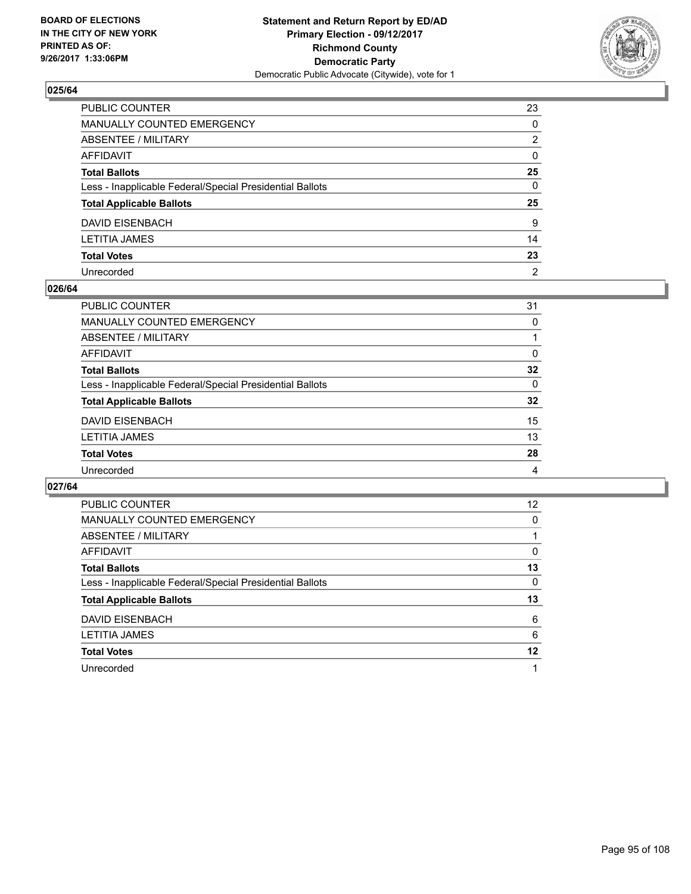BOARD OF ELECTIONS
IN THE CITY OF NEW YORK
PRINTED AS OF:
9/26/2017 1:33:06PM

**Statement and Return Report by ED/AD**
**Primary Election - 09/12/2017**
**Richmond County**
**Democratic Party**
Democratic Public Advocate (Citywide), vote for 1

### 025/64

| | |
|---|---|
| PUBLIC COUNTER | 23 |
| MANUALLY COUNTED EMERGENCY | 0 |
| ABSENTEE / MILITARY | 2 |
| AFFIDAVIT | 0 |
| **Total Ballots** | **25** |
| Less - Inapplicable Federal/Special Presidential Ballots | 0 |
| **Total Applicable Ballots** | **25** |
| DAVID EISENBACH | 9 |
| LETITIA JAMES | 14 |
| **Total Votes** | **23** |
| Unrecorded | 2 |

### 026/64

| | |
|---|---|
| PUBLIC COUNTER | 31 |
| MANUALLY COUNTED EMERGENCY | 0 |
| ABSENTEE / MILITARY | 1 |
| AFFIDAVIT | 0 |
| **Total Ballots** | **32** |
| Less - Inapplicable Federal/Special Presidential Ballots | 0 |
| **Total Applicable Ballots** | **32** |
| DAVID EISENBACH | 15 |
| LETITIA JAMES | 13 |
| **Total Votes** | **28** |
| Unrecorded | 4 |

### 027/64

| | |
|---|---|
| PUBLIC COUNTER | 12 |
| MANUALLY COUNTED EMERGENCY | 0 |
| ABSENTEE / MILITARY | 1 |
| AFFIDAVIT | 0 |
| **Total Ballots** | **13** |
| Less - Inapplicable Federal/Special Presidential Ballots | 0 |
| **Total Applicable Ballots** | **13** |
| DAVID EISENBACH | 6 |
| LETITIA JAMES | 6 |
| **Total Votes** | **12** |
| Unrecorded | 1 |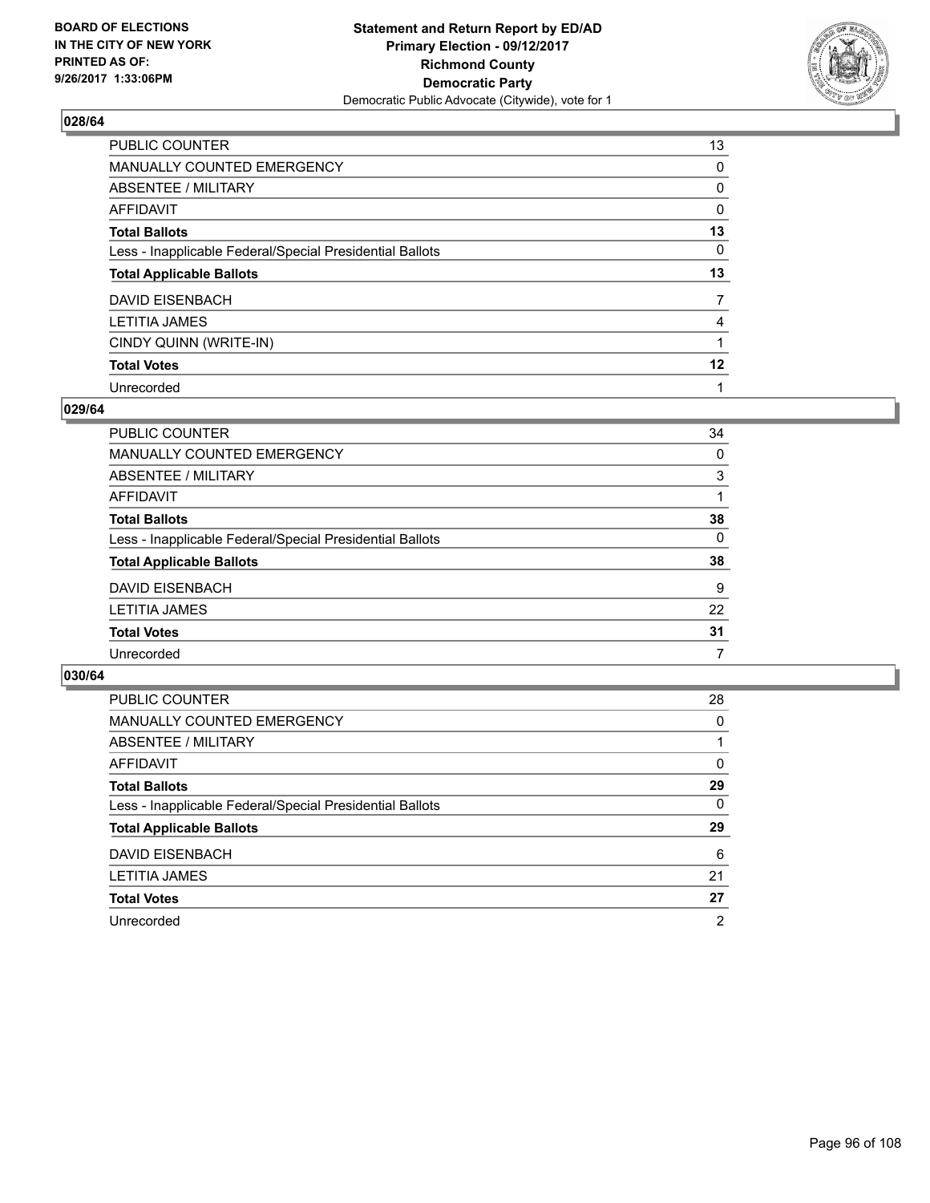BOARD OF ELECTIONS
IN THE CITY OF NEW YORK
PRINTED AS OF:
9/26/2017 1:33:06PM

**Statement and Return Report by ED/AD**
**Primary Election - 09/12/2017**
**Richmond County**
**Democratic Party**
Democratic Public Advocate (Citywide), vote for 1

### 028/64

| | |
|---|---|
| PUBLIC COUNTER | 13 |
| MANUALLY COUNTED EMERGENCY | 0 |
| ABSENTEE / MILITARY | 0 |
| AFFIDAVIT | 0 |
| **Total Ballots** | **13** |
| Less - Inapplicable Federal/Special Presidential Ballots | 0 |
| **Total Applicable Ballots** | **13** |
| DAVID EISENBACH | 7 |
| LETITIA JAMES | 4 |
| CINDY QUINN (WRITE-IN) | 1 |
| **Total Votes** | **12** |
| Unrecorded | 1 |

### 029/64

| | |
|---|---|
| PUBLIC COUNTER | 34 |
| MANUALLY COUNTED EMERGENCY | 0 |
| ABSENTEE / MILITARY | 3 |
| AFFIDAVIT | 1 |
| **Total Ballots** | **38** |
| Less - Inapplicable Federal/Special Presidential Ballots | 0 |
| **Total Applicable Ballots** | **38** |
| DAVID EISENBACH | 9 |
| LETITIA JAMES | 22 |
| **Total Votes** | **31** |
| Unrecorded | 7 |

### 030/64

| | |
|---|---|
| PUBLIC COUNTER | 28 |
| MANUALLY COUNTED EMERGENCY | 0 |
| ABSENTEE / MILITARY | 1 |
| AFFIDAVIT | 0 |
| **Total Ballots** | **29** |
| Less - Inapplicable Federal/Special Presidential Ballots | 0 |
| **Total Applicable Ballots** | **29** |
| DAVID EISENBACH | 6 |
| LETITIA JAMES | 21 |
| **Total Votes** | **27** |
| Unrecorded | 2 |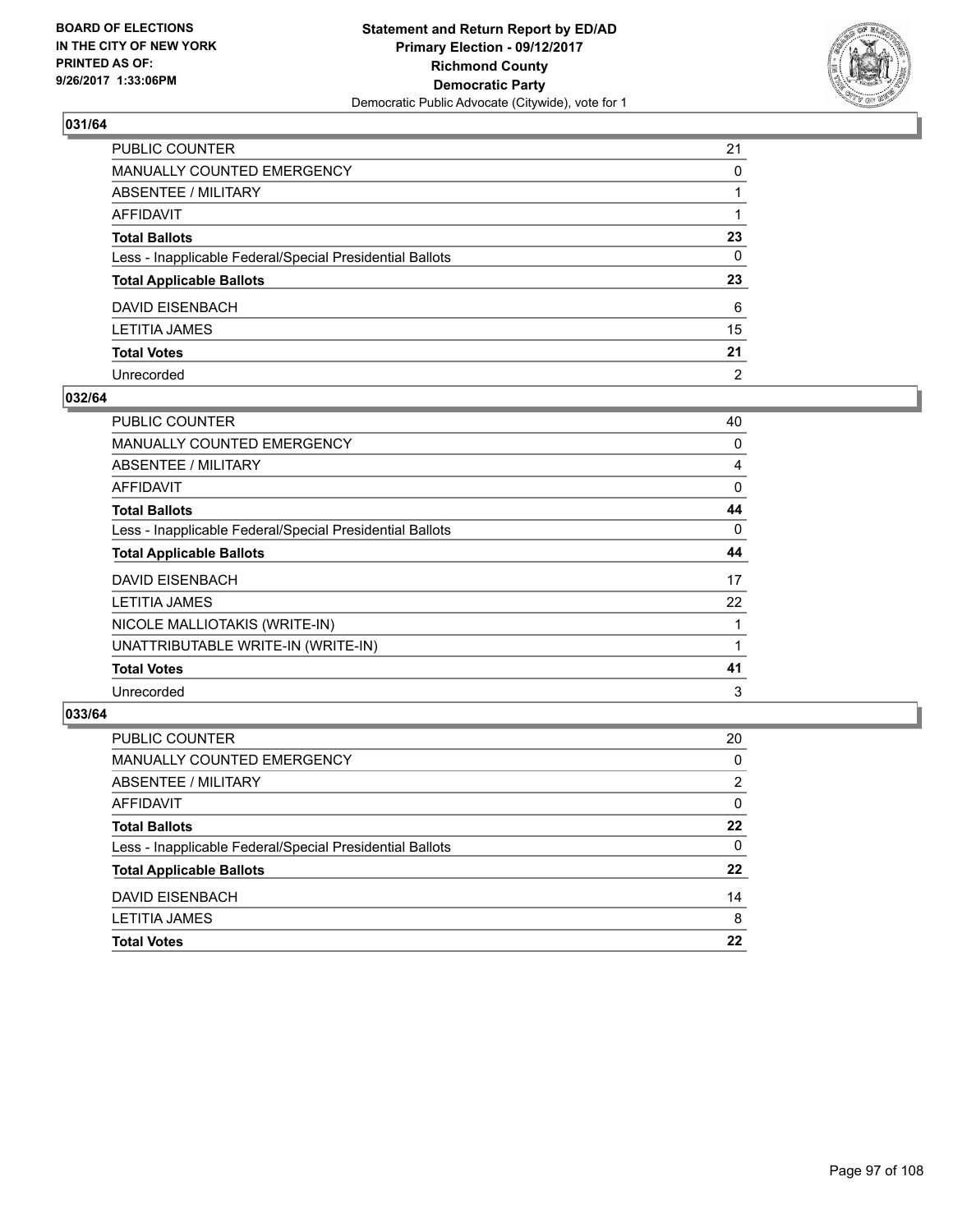**BOARD OF ELECTIONS IN THE CITY OF NEW YORK PRINTED AS OF: 9/26/2017 1:33:06PM**

**Statement and Return Report by ED/AD**
**Primary Election - 09/12/2017**
**Richmond County**
**Democratic Party**
Democratic Public Advocate (Citywide), vote for 1

### 031/64

| | |
|---|---|
| PUBLIC COUNTER | 21 |
| MANUALLY COUNTED EMERGENCY | 0 |
| ABSENTEE / MILITARY | 1 |
| AFFIDAVIT | 1 |
| **Total Ballots** | **23** |
| Less - Inapplicable Federal/Special Presidential Ballots | 0 |
| **Total Applicable Ballots** | **23** |
| DAVID EISENBACH | 6 |
| LETITIA JAMES | 15 |
| **Total Votes** | **21** |
| Unrecorded | 2 |

### 032/64

| | |
|---|---|
| PUBLIC COUNTER | 40 |
| MANUALLY COUNTED EMERGENCY | 0 |
| ABSENTEE / MILITARY | 4 |
| AFFIDAVIT | 0 |
| **Total Ballots** | **44** |
| Less - Inapplicable Federal/Special Presidential Ballots | 0 |
| **Total Applicable Ballots** | **44** |
| DAVID EISENBACH | 17 |
| LETITIA JAMES | 22 |
| NICOLE MALLIOTAKIS (WRITE-IN) | 1 |
| UNATTRIBUTABLE WRITE-IN (WRITE-IN) | 1 |
| **Total Votes** | **41** |
| Unrecorded | 3 |

### 033/64

| | |
|---|---|
| PUBLIC COUNTER | 20 |
| MANUALLY COUNTED EMERGENCY | 0 |
| ABSENTEE / MILITARY | 2 |
| AFFIDAVIT | 0 |
| **Total Ballots** | **22** |
| Less - Inapplicable Federal/Special Presidential Ballots | 0 |
| **Total Applicable Ballots** | **22** |
| DAVID EISENBACH | 14 |
| LETITIA JAMES | 8 |
| **Total Votes** | **22** |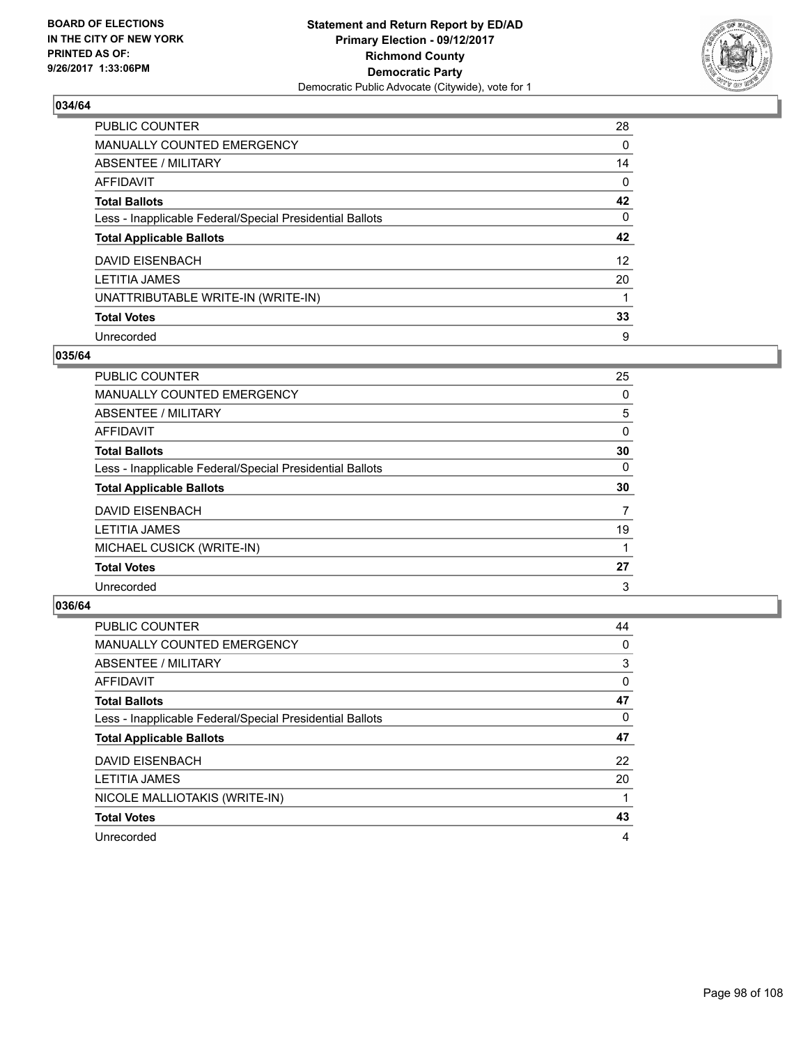**BOARD OF ELECTIONS IN THE CITY OF NEW YORK PRINTED AS OF: 9/26/2017 1:33:06PM**

**Statement and Return Report by ED/AD Primary Election - 09/12/2017 Richmond County Democratic Party**
Democratic Public Advocate (Citywide), vote for 1

## 034/64

| | |
|---|---|
| PUBLIC COUNTER | 28 |
| MANUALLY COUNTED EMERGENCY | 0 |
| ABSENTEE / MILITARY | 14 |
| AFFIDAVIT | 0 |
| **Total Ballots** | **42** |
| Less - Inapplicable Federal/Special Presidential Ballots | 0 |
| **Total Applicable Ballots** | **42** |
| DAVID EISENBACH | 12 |
| LETITIA JAMES | 20 |
| UNATTRIBUTABLE WRITE-IN (WRITE-IN) | 1 |
| **Total Votes** | **33** |
| Unrecorded | 9 |

## 035/64

| | |
|---|---|
| PUBLIC COUNTER | 25 |
| MANUALLY COUNTED EMERGENCY | 0 |
| ABSENTEE / MILITARY | 5 |
| AFFIDAVIT | 0 |
| **Total Ballots** | **30** |
| Less - Inapplicable Federal/Special Presidential Ballots | 0 |
| **Total Applicable Ballots** | **30** |
| DAVID EISENBACH | 7 |
| LETITIA JAMES | 19 |
| MICHAEL CUSICK (WRITE-IN) | 1 |
| **Total Votes** | **27** |
| Unrecorded | 3 |

## 036/64

| | |
|---|---|
| PUBLIC COUNTER | 44 |
| MANUALLY COUNTED EMERGENCY | 0 |
| ABSENTEE / MILITARY | 3 |
| AFFIDAVIT | 0 |
| **Total Ballots** | **47** |
| Less - Inapplicable Federal/Special Presidential Ballots | 0 |
| **Total Applicable Ballots** | **47** |
| DAVID EISENBACH | 22 |
| LETITIA JAMES | 20 |
| NICOLE MALLIOTAKIS (WRITE-IN) | 1 |
| **Total Votes** | **43** |
| Unrecorded | 4 |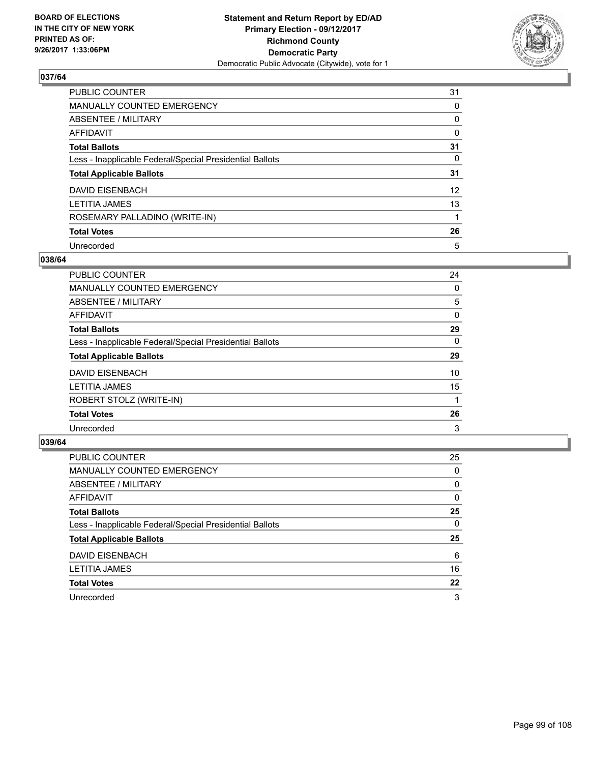BOARD OF ELECTIONS
IN THE CITY OF NEW YORK
PRINTED AS OF:
9/26/2017 1:33:06PM

**Statement and Return Report by ED/AD**
**Primary Election - 09/12/2017**
**Richmond County**
**Democratic Party**
Democratic Public Advocate (Citywide), vote for 1

### 037/64

| | |
|---|---|
| PUBLIC COUNTER | 31 |
| MANUALLY COUNTED EMERGENCY | 0 |
| ABSENTEE / MILITARY | 0 |
| AFFIDAVIT | 0 |
| **Total Ballots** | **31** |
| Less - Inapplicable Federal/Special Presidential Ballots | 0 |
| **Total Applicable Ballots** | **31** |
| DAVID EISENBACH | 12 |
| LETITIA JAMES | 13 |
| ROSEMARY PALLADINO (WRITE-IN) | 1 |
| **Total Votes** | **26** |
| Unrecorded | 5 |

### 038/64

| | |
|---|---|
| PUBLIC COUNTER | 24 |
| MANUALLY COUNTED EMERGENCY | 0 |
| ABSENTEE / MILITARY | 5 |
| AFFIDAVIT | 0 |
| **Total Ballots** | **29** |
| Less - Inapplicable Federal/Special Presidential Ballots | 0 |
| **Total Applicable Ballots** | **29** |
| DAVID EISENBACH | 10 |
| LETITIA JAMES | 15 |
| ROBERT STOLZ (WRITE-IN) | 1 |
| **Total Votes** | **26** |
| Unrecorded | 3 |

### 039/64

| | |
|---|---|
| PUBLIC COUNTER | 25 |
| MANUALLY COUNTED EMERGENCY | 0 |
| ABSENTEE / MILITARY | 0 |
| AFFIDAVIT | 0 |
| **Total Ballots** | **25** |
| Less - Inapplicable Federal/Special Presidential Ballots | 0 |
| **Total Applicable Ballots** | **25** |
| DAVID EISENBACH | 6 |
| LETITIA JAMES | 16 |
| **Total Votes** | **22** |
| Unrecorded | 3 |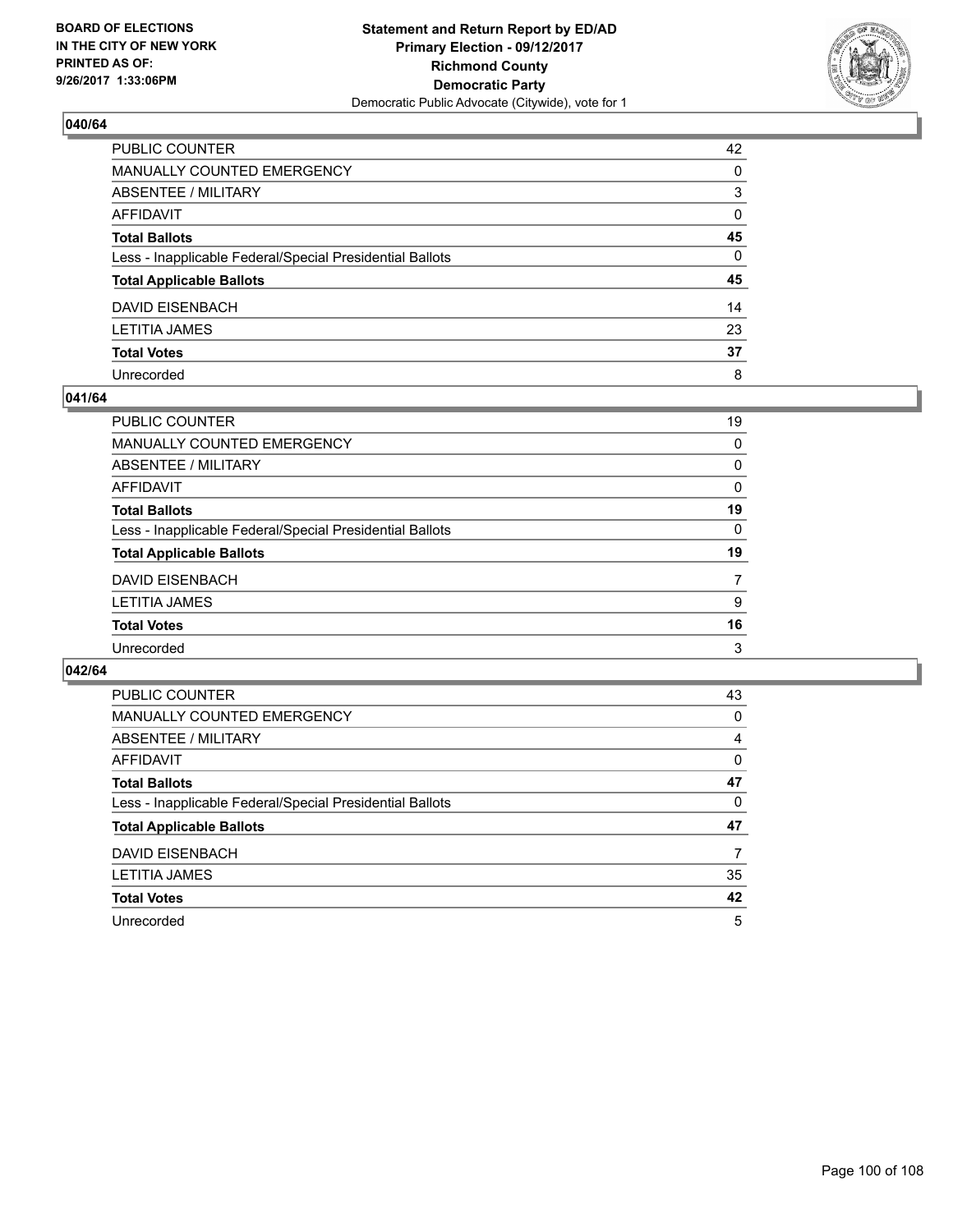**BOARD OF ELECTIONS IN THE CITY OF NEW YORK PRINTED AS OF: 9/26/2017 1:33:06PM**

**Statement and Return Report by ED/AD**
**Primary Election - 09/12/2017**
**Richmond County**
**Democratic Party**
Democratic Public Advocate (Citywide), vote for 1

### 040/64

| | |
|---|---|
| PUBLIC COUNTER | 42 |
| MANUALLY COUNTED EMERGENCY | 0 |
| ABSENTEE / MILITARY | 3 |
| AFFIDAVIT | 0 |
| **Total Ballots** | **45** |
| Less - Inapplicable Federal/Special Presidential Ballots | 0 |
| **Total Applicable Ballots** | **45** |
| DAVID EISENBACH | 14 |
| LETITIA JAMES | 23 |
| **Total Votes** | **37** |
| Unrecorded | 8 |

### 041/64

| | |
|---|---|
| PUBLIC COUNTER | 19 |
| MANUALLY COUNTED EMERGENCY | 0 |
| ABSENTEE / MILITARY | 0 |
| AFFIDAVIT | 0 |
| **Total Ballots** | **19** |
| Less - Inapplicable Federal/Special Presidential Ballots | 0 |
| **Total Applicable Ballots** | **19** |
| DAVID EISENBACH | 7 |
| LETITIA JAMES | 9 |
| **Total Votes** | **16** |
| Unrecorded | 3 |

### 042/64

| | |
|---|---|
| PUBLIC COUNTER | 43 |
| MANUALLY COUNTED EMERGENCY | 0 |
| ABSENTEE / MILITARY | 4 |
| AFFIDAVIT | 0 |
| **Total Ballots** | **47** |
| Less - Inapplicable Federal/Special Presidential Ballots | 0 |
| **Total Applicable Ballots** | **47** |
| DAVID EISENBACH | 7 |
| LETITIA JAMES | 35 |
| **Total Votes** | **42** |
| Unrecorded | 5 |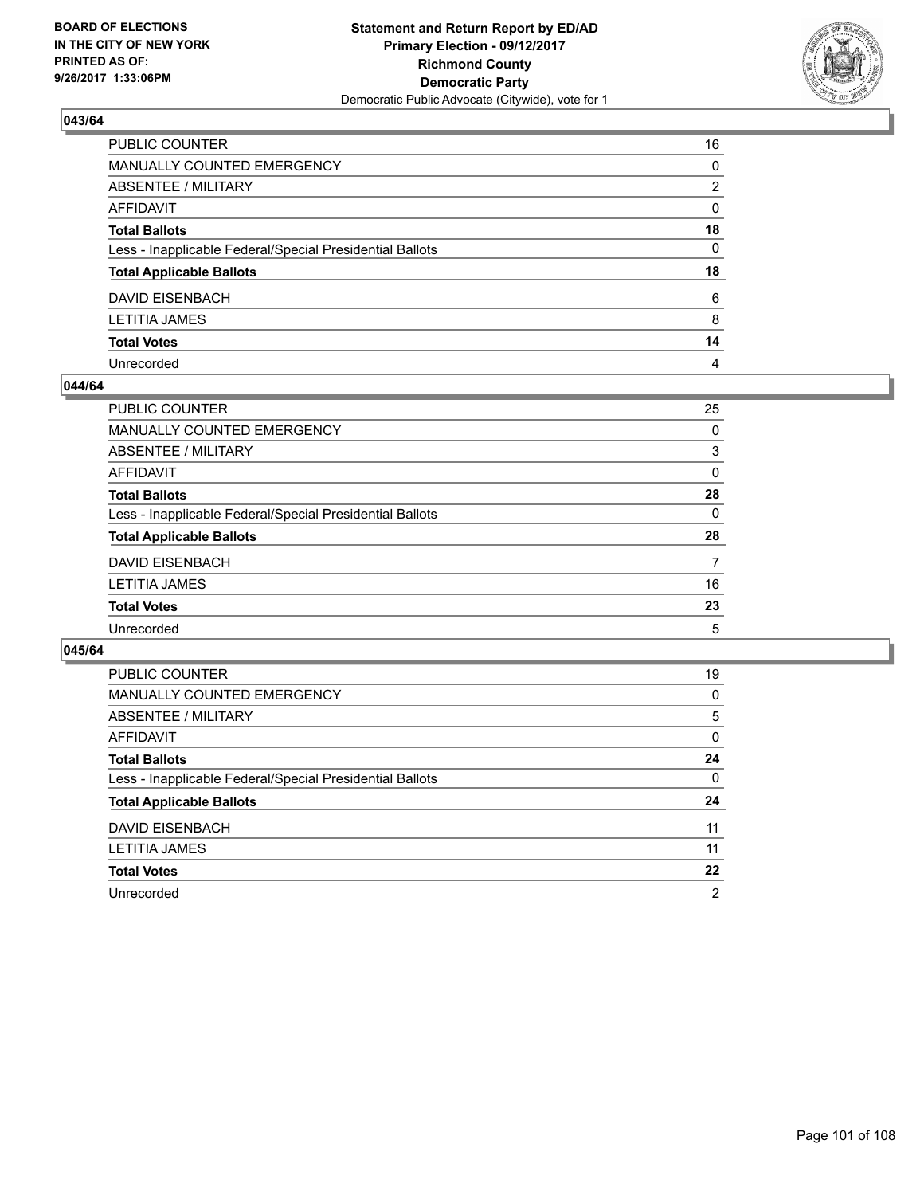BOARD OF ELECTIONS
IN THE CITY OF NEW YORK
PRINTED AS OF:
9/26/2017 1:33:06PM

**Statement and Return Report by ED/AD**
**Primary Election - 09/12/2017**
**Richmond County**
**Democratic Party**
Democratic Public Advocate (Citywide), vote for 1

## 043/64

| | |
|---|---|
| PUBLIC COUNTER | 16 |
| MANUALLY COUNTED EMERGENCY | 0 |
| ABSENTEE / MILITARY | 2 |
| AFFIDAVIT | 0 |
| **Total Ballots** | **18** |
| Less - Inapplicable Federal/Special Presidential Ballots | 0 |
| **Total Applicable Ballots** | **18** |
| DAVID EISENBACH | 6 |
| LETITIA JAMES | 8 |
| **Total Votes** | **14** |
| Unrecorded | 4 |

## 044/64

| | |
|---|---|
| PUBLIC COUNTER | 25 |
| MANUALLY COUNTED EMERGENCY | 0 |
| ABSENTEE / MILITARY | 3 |
| AFFIDAVIT | 0 |
| **Total Ballots** | **28** |
| Less - Inapplicable Federal/Special Presidential Ballots | 0 |
| **Total Applicable Ballots** | **28** |
| DAVID EISENBACH | 7 |
| LETITIA JAMES | 16 |
| **Total Votes** | **23** |
| Unrecorded | 5 |

## 045/64

| | |
|---|---|
| PUBLIC COUNTER | 19 |
| MANUALLY COUNTED EMERGENCY | 0 |
| ABSENTEE / MILITARY | 5 |
| AFFIDAVIT | 0 |
| **Total Ballots** | **24** |
| Less - Inapplicable Federal/Special Presidential Ballots | 0 |
| **Total Applicable Ballots** | **24** |
| DAVID EISENBACH | 11 |
| LETITIA JAMES | 11 |
| **Total Votes** | **22** |
| Unrecorded | 2 |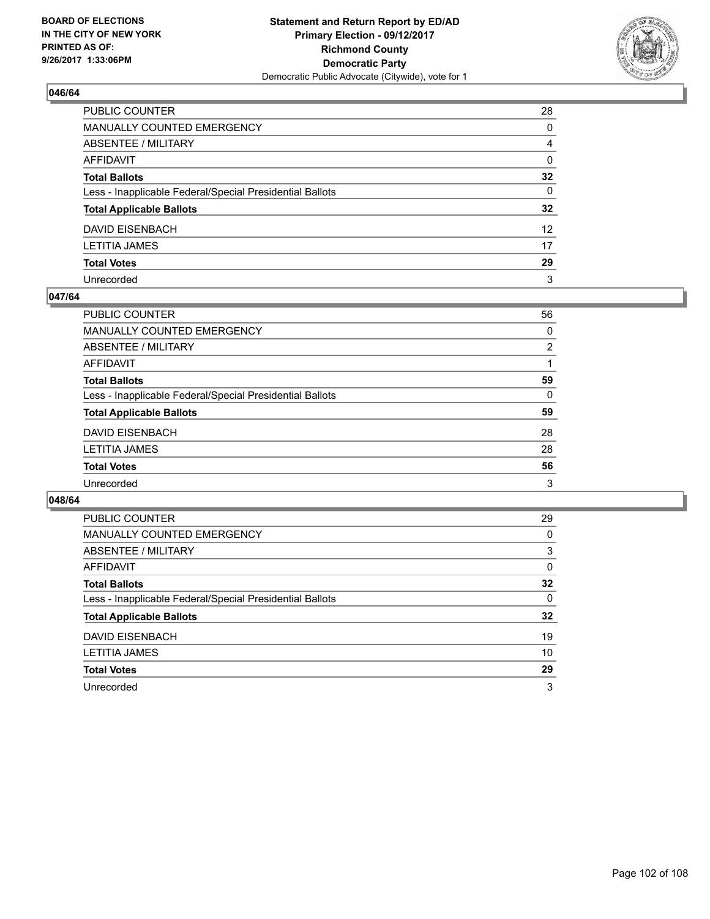BOARD OF ELECTIONS
IN THE CITY OF NEW YORK
PRINTED AS OF:
9/26/2017 1:33:06PM

**Statement and Return Report by ED/AD**
**Primary Election - 09/12/2017**
**Richmond County**
**Democratic Party**
Democratic Public Advocate (Citywide), vote for 1

### 046/64

| | |
|---|---|
| PUBLIC COUNTER | 28 |
| MANUALLY COUNTED EMERGENCY | 0 |
| ABSENTEE / MILITARY | 4 |
| AFFIDAVIT | 0 |
| **Total Ballots** | **32** |
| Less - Inapplicable Federal/Special Presidential Ballots | 0 |
| **Total Applicable Ballots** | **32** |
| DAVID EISENBACH | 12 |
| LETITIA JAMES | 17 |
| **Total Votes** | **29** |
| Unrecorded | 3 |

### 047/64

| | |
|---|---|
| PUBLIC COUNTER | 56 |
| MANUALLY COUNTED EMERGENCY | 0 |
| ABSENTEE / MILITARY | 2 |
| AFFIDAVIT | 1 |
| **Total Ballots** | **59** |
| Less - Inapplicable Federal/Special Presidential Ballots | 0 |
| **Total Applicable Ballots** | **59** |
| DAVID EISENBACH | 28 |
| LETITIA JAMES | 28 |
| **Total Votes** | **56** |
| Unrecorded | 3 |

### 048/64

| | |
|---|---|
| PUBLIC COUNTER | 29 |
| MANUALLY COUNTED EMERGENCY | 0 |
| ABSENTEE / MILITARY | 3 |
| AFFIDAVIT | 0 |
| **Total Ballots** | **32** |
| Less - Inapplicable Federal/Special Presidential Ballots | 0 |
| **Total Applicable Ballots** | **32** |
| DAVID EISENBACH | 19 |
| LETITIA JAMES | 10 |
| **Total Votes** | **29** |
| Unrecorded | 3 |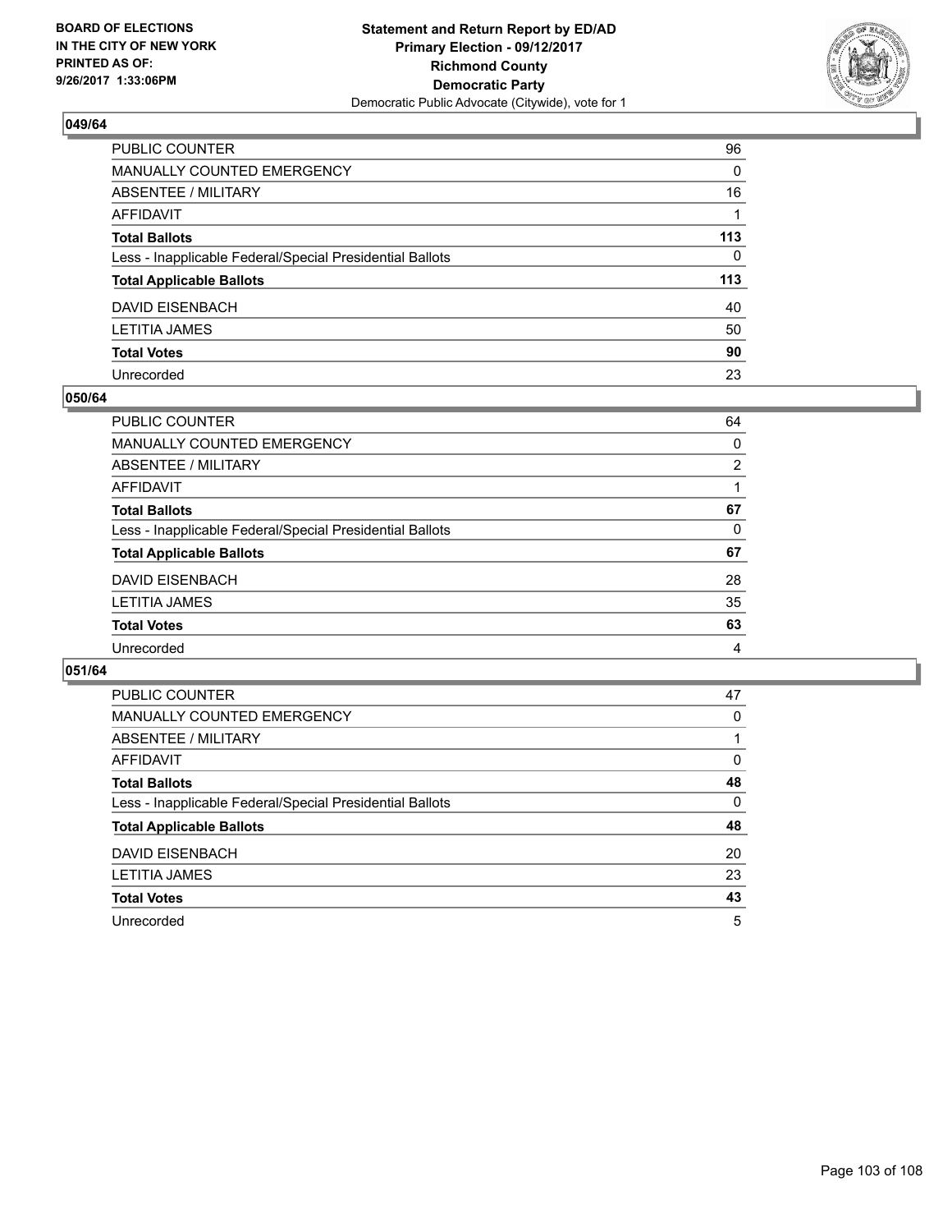BOARD OF ELECTIONS
IN THE CITY OF NEW YORK
PRINTED AS OF:
9/26/2017 1:33:06PM

**Statement and Return Report by ED/AD**
**Primary Election - 09/12/2017**
**Richmond County**
**Democratic Party**
Democratic Public Advocate (Citywide), vote for 1

### 049/64

| | |
|---|---|
| PUBLIC COUNTER | 96 |
| MANUALLY COUNTED EMERGENCY | 0 |
| ABSENTEE / MILITARY | 16 |
| AFFIDAVIT | 1 |
| **Total Ballots** | **113** |
| Less - Inapplicable Federal/Special Presidential Ballots | 0 |
| **Total Applicable Ballots** | **113** |
| DAVID EISENBACH | 40 |
| LETITIA JAMES | 50 |
| **Total Votes** | **90** |
| Unrecorded | 23 |

### 050/64

| | |
|---|---|
| PUBLIC COUNTER | 64 |
| MANUALLY COUNTED EMERGENCY | 0 |
| ABSENTEE / MILITARY | 2 |
| AFFIDAVIT | 1 |
| **Total Ballots** | **67** |
| Less - Inapplicable Federal/Special Presidential Ballots | 0 |
| **Total Applicable Ballots** | **67** |
| DAVID EISENBACH | 28 |
| LETITIA JAMES | 35 |
| **Total Votes** | **63** |
| Unrecorded | 4 |

### 051/64

| | |
|---|---|
| PUBLIC COUNTER | 47 |
| MANUALLY COUNTED EMERGENCY | 0 |
| ABSENTEE / MILITARY | 1 |
| AFFIDAVIT | 0 |
| **Total Ballots** | **48** |
| Less - Inapplicable Federal/Special Presidential Ballots | 0 |
| **Total Applicable Ballots** | **48** |
| DAVID EISENBACH | 20 |
| LETITIA JAMES | 23 |
| **Total Votes** | **43** |
| Unrecorded | 5 |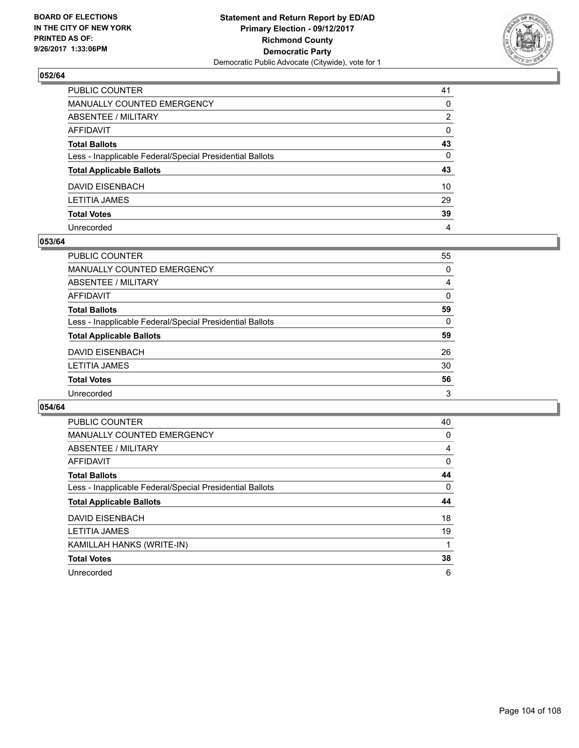**BOARD OF ELECTIONS IN THE CITY OF NEW YORK PRINTED AS OF: 9/26/2017 1:33:06PM**

**Statement and Return Report by ED/AD Primary Election - 09/12/2017 Richmond County Democratic Party**
Democratic Public Advocate (Citywide), vote for 1

## 052/64

| | |
|---|---|
| PUBLIC COUNTER | 41 |
| MANUALLY COUNTED EMERGENCY | 0 |
| ABSENTEE / MILITARY | 2 |
| AFFIDAVIT | 0 |
| **Total Ballots** | **43** |
| Less - Inapplicable Federal/Special Presidential Ballots | 0 |
| **Total Applicable Ballots** | **43** |
| DAVID EISENBACH | 10 |
| LETITIA JAMES | 29 |
| **Total Votes** | **39** |
| Unrecorded | 4 |

## 053/64

| | |
|---|---|
| PUBLIC COUNTER | 55 |
| MANUALLY COUNTED EMERGENCY | 0 |
| ABSENTEE / MILITARY | 4 |
| AFFIDAVIT | 0 |
| **Total Ballots** | **59** |
| Less - Inapplicable Federal/Special Presidential Ballots | 0 |
| **Total Applicable Ballots** | **59** |
| DAVID EISENBACH | 26 |
| LETITIA JAMES | 30 |
| **Total Votes** | **56** |
| Unrecorded | 3 |

## 054/64

| | |
|---|---|
| PUBLIC COUNTER | 40 |
| MANUALLY COUNTED EMERGENCY | 0 |
| ABSENTEE / MILITARY | 4 |
| AFFIDAVIT | 0 |
| **Total Ballots** | **44** |
| Less - Inapplicable Federal/Special Presidential Ballots | 0 |
| **Total Applicable Ballots** | **44** |
| DAVID EISENBACH | 18 |
| LETITIA JAMES | 19 |
| KAMILLAH HANKS (WRITE-IN) | 1 |
| **Total Votes** | **38** |
| Unrecorded | 6 |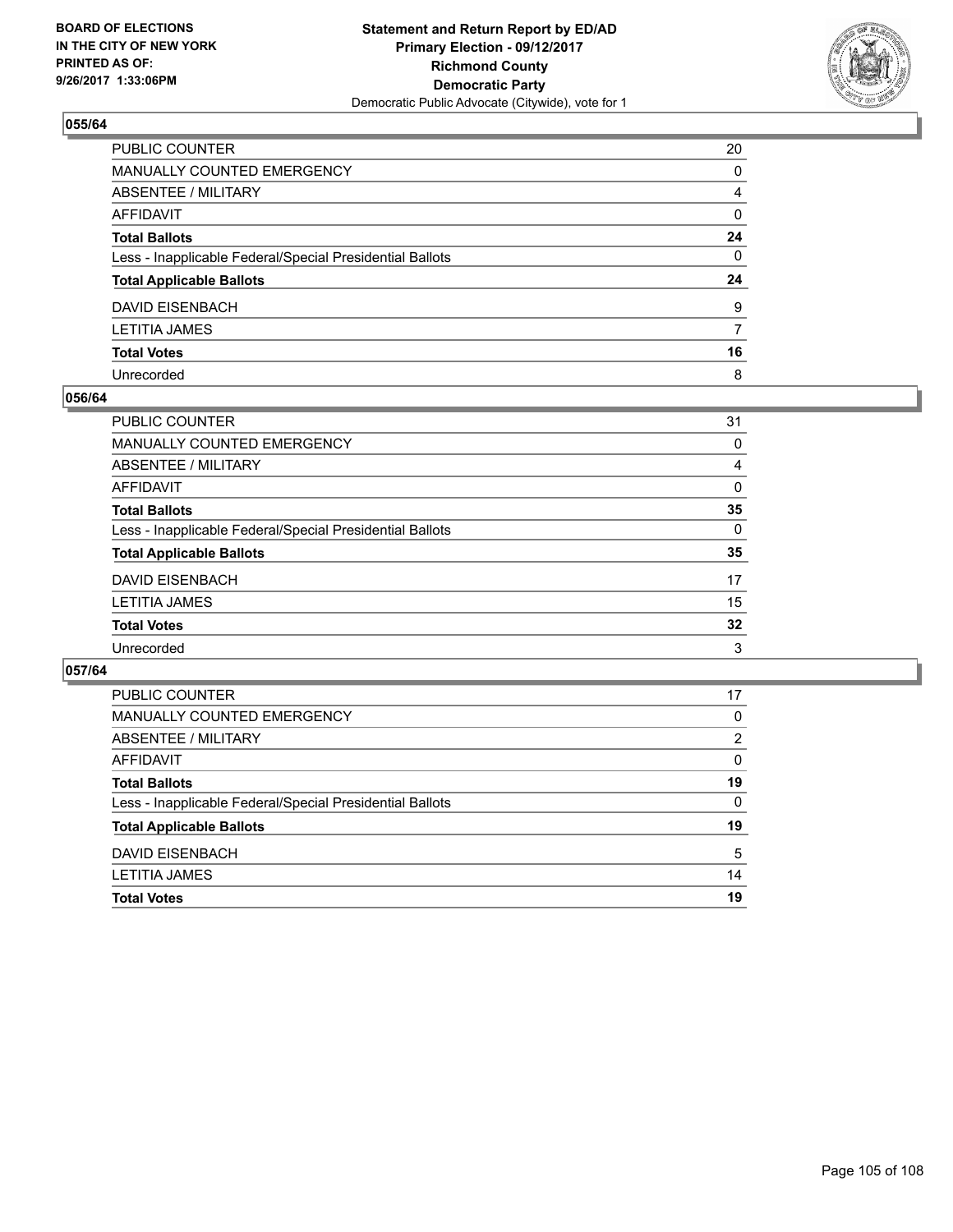BOARD OF ELECTIONS
IN THE CITY OF NEW YORK
PRINTED AS OF:
9/26/2017 1:33:06PM

**Statement and Return Report by ED/AD**
**Primary Election - 09/12/2017**
**Richmond County**
**Democratic Party**
Democratic Public Advocate (Citywide), vote for 1

## 055/64

| | |
|---|---|
| PUBLIC COUNTER | 20 |
| MANUALLY COUNTED EMERGENCY | 0 |
| ABSENTEE / MILITARY | 4 |
| AFFIDAVIT | 0 |
| **Total Ballots** | **24** |
| Less - Inapplicable Federal/Special Presidential Ballots | 0 |
| **Total Applicable Ballots** | **24** |
| DAVID EISENBACH | 9 |
| LETITIA JAMES | 7 |
| **Total Votes** | **16** |
| Unrecorded | 8 |

## 056/64

| | |
|---|---|
| PUBLIC COUNTER | 31 |
| MANUALLY COUNTED EMERGENCY | 0 |
| ABSENTEE / MILITARY | 4 |
| AFFIDAVIT | 0 |
| **Total Ballots** | **35** |
| Less - Inapplicable Federal/Special Presidential Ballots | 0 |
| **Total Applicable Ballots** | **35** |
| DAVID EISENBACH | 17 |
| LETITIA JAMES | 15 |
| **Total Votes** | **32** |
| Unrecorded | 3 |

## 057/64

| | |
|---|---|
| PUBLIC COUNTER | 17 |
| MANUALLY COUNTED EMERGENCY | 0 |
| ABSENTEE / MILITARY | 2 |
| AFFIDAVIT | 0 |
| **Total Ballots** | **19** |
| Less - Inapplicable Federal/Special Presidential Ballots | 0 |
| **Total Applicable Ballots** | **19** |
| DAVID EISENBACH | 5 |
| LETITIA JAMES | 14 |
| **Total Votes** | **19** |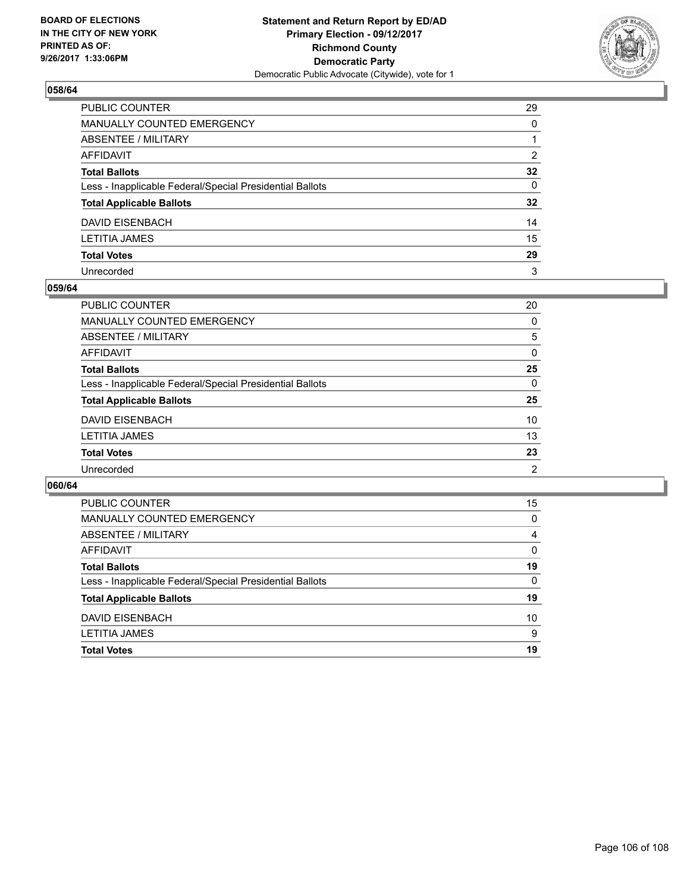**BOARD OF ELECTIONS IN THE CITY OF NEW YORK PRINTED AS OF: 9/26/2017 1:33:06PM**

**Statement and Return Report by ED/AD**
**Primary Election - 09/12/2017**
**Richmond County**
**Democratic Party**
Democratic Public Advocate (Citywide), vote for 1

### 058/64

| | |
|---|---|
| PUBLIC COUNTER | 29 |
| MANUALLY COUNTED EMERGENCY | 0 |
| ABSENTEE / MILITARY | 1 |
| AFFIDAVIT | 2 |
| **Total Ballots** | **32** |
| Less - Inapplicable Federal/Special Presidential Ballots | 0 |
| **Total Applicable Ballots** | **32** |
| DAVID EISENBACH | 14 |
| LETITIA JAMES | 15 |
| **Total Votes** | **29** |
| Unrecorded | 3 |

### 059/64

| | |
|---|---|
| PUBLIC COUNTER | 20 |
| MANUALLY COUNTED EMERGENCY | 0 |
| ABSENTEE / MILITARY | 5 |
| AFFIDAVIT | 0 |
| **Total Ballots** | **25** |
| Less - Inapplicable Federal/Special Presidential Ballots | 0 |
| **Total Applicable Ballots** | **25** |
| DAVID EISENBACH | 10 |
| LETITIA JAMES | 13 |
| **Total Votes** | **23** |
| Unrecorded | 2 |

### 060/64

| | |
|---|---|
| PUBLIC COUNTER | 15 |
| MANUALLY COUNTED EMERGENCY | 0 |
| ABSENTEE / MILITARY | 4 |
| AFFIDAVIT | 0 |
| **Total Ballots** | **19** |
| Less - Inapplicable Federal/Special Presidential Ballots | 0 |
| **Total Applicable Ballots** | **19** |
| DAVID EISENBACH | 10 |
| LETITIA JAMES | 9 |
| **Total Votes** | **19** |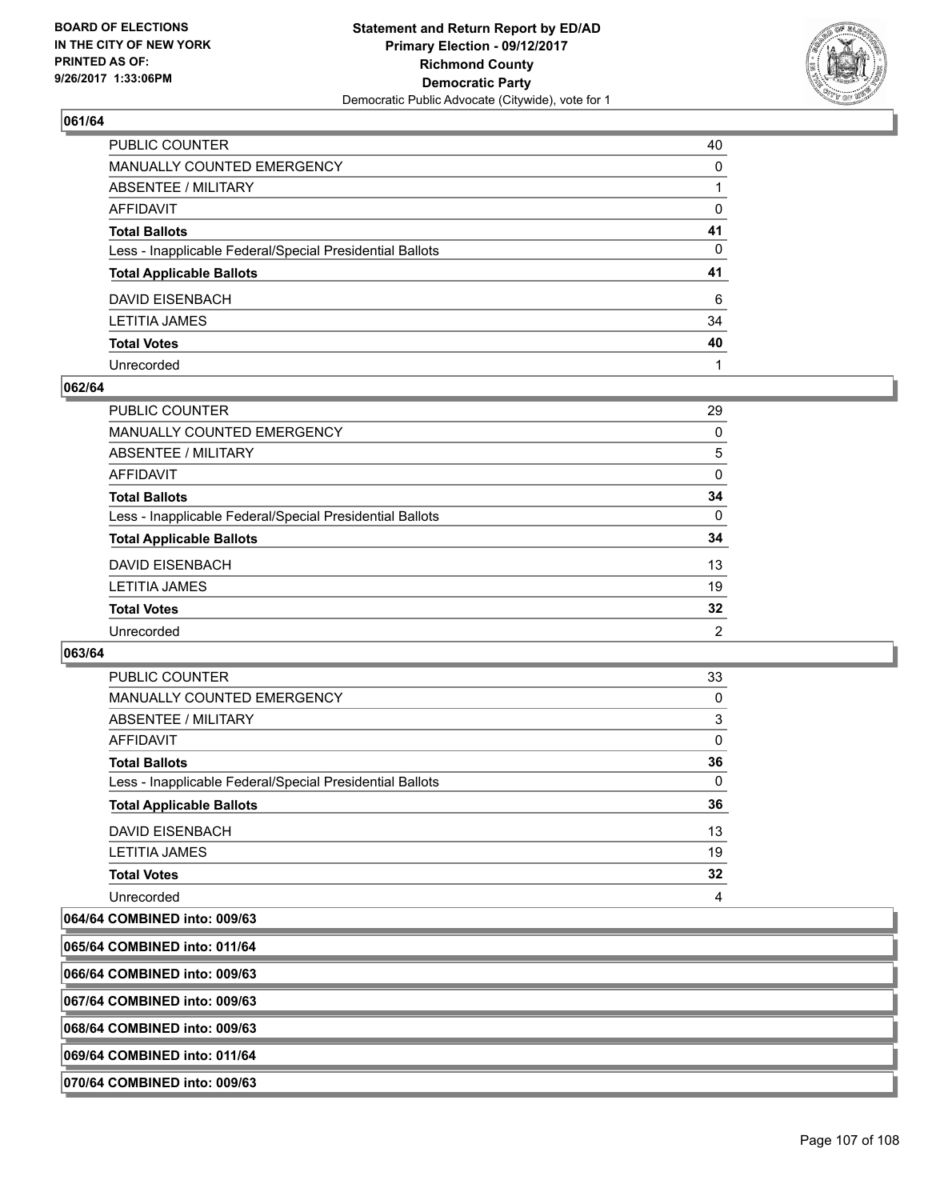### 061/64

| | |
|---|---|
| PUBLIC COUNTER | 40 |
| MANUALLY COUNTED EMERGENCY | 0 |
| ABSENTEE / MILITARY | 1 |
| AFFIDAVIT | 0 |
| **Total Ballots** | **41** |
| Less - Inapplicable Federal/Special Presidential Ballots | 0 |
| **Total Applicable Ballots** | **41** |
| DAVID EISENBACH | 6 |
| LETITIA JAMES | 34 |
| **Total Votes** | **40** |
| Unrecorded | 1 |

### 062/64

| | |
|---|---|
| PUBLIC COUNTER | 29 |
| MANUALLY COUNTED EMERGENCY | 0 |
| ABSENTEE / MILITARY | 5 |
| AFFIDAVIT | 0 |
| **Total Ballots** | **34** |
| Less - Inapplicable Federal/Special Presidential Ballots | 0 |
| **Total Applicable Ballots** | **34** |
| DAVID EISENBACH | 13 |
| LETITIA JAMES | 19 |
| **Total Votes** | **32** |
| Unrecorded | 2 |

### 063/64

| | |
|---|---|
| PUBLIC COUNTER | 33 |
| MANUALLY COUNTED EMERGENCY | 0 |
| ABSENTEE / MILITARY | 3 |
| AFFIDAVIT | 0 |
| **Total Ballots** | **36** |
| Less - Inapplicable Federal/Special Presidential Ballots | 0 |
| **Total Applicable Ballots** | **36** |
| DAVID EISENBACH | 13 |
| LETITIA JAMES | 19 |
| **Total Votes** | **32** |
| Unrecorded | 4 |

### 064/64 COMBINED into: 009/63

### 065/64 COMBINED into: 011/64

### 066/64 COMBINED into: 009/63

### 067/64 COMBINED into: 009/63

### 068/64 COMBINED into: 009/63

### 069/64 COMBINED into: 011/64

### 070/64 COMBINED into: 009/63